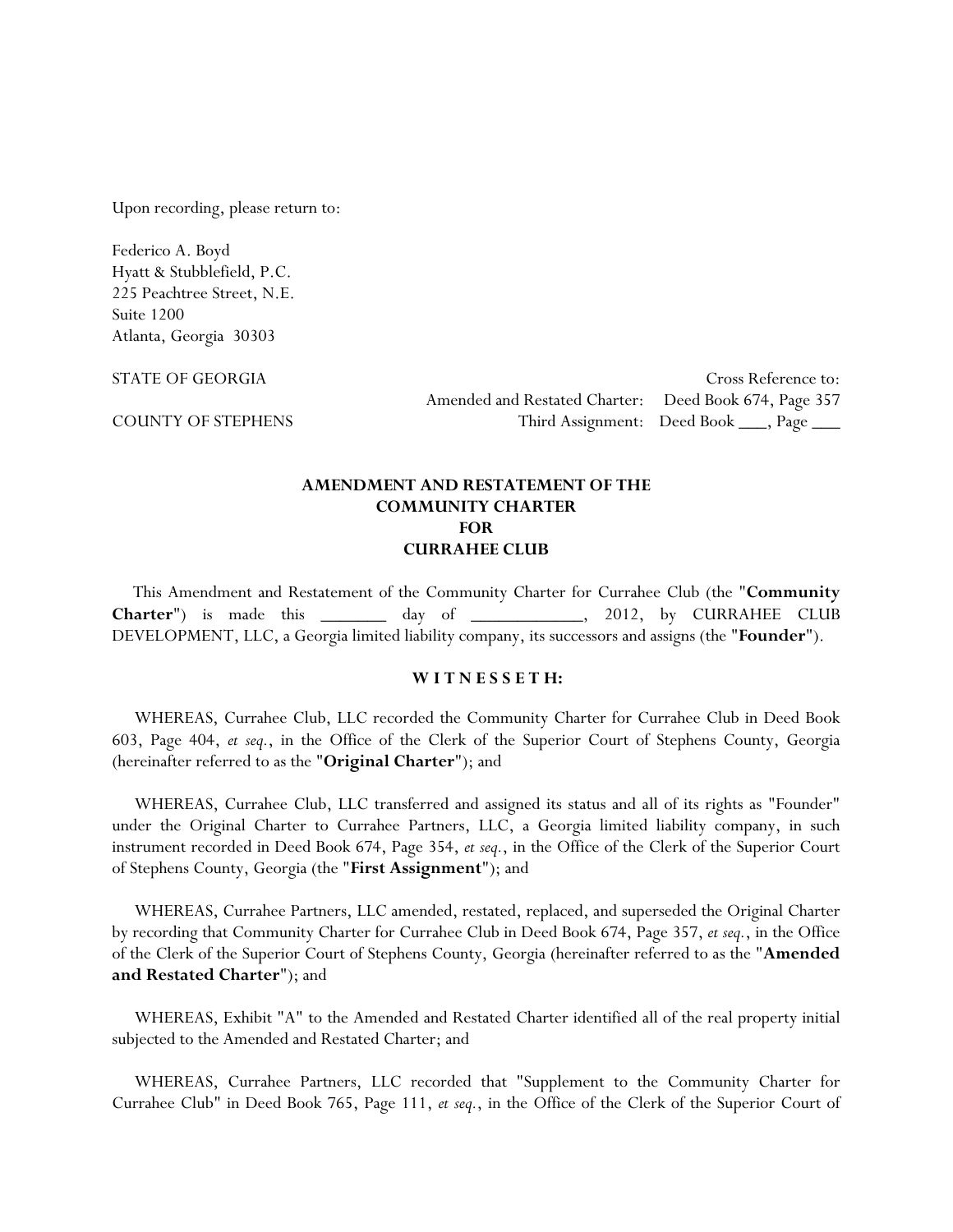Upon recording, please return to:

Federico A. Boyd
Hyatt & Stubblefield, P.C.
225 Peachtree Street, N.E.
Suite 1200
Atlanta, Georgia 30303

STATE OF GEORGIA

COUNTY OF STEPHENS

Cross Reference to:
Amended and Restated Charter: Deed Book 674, Page 357
Third Assignment: Deed Book ___, Page ___

# AMENDMENT AND RESTATEMENT OF THE COMMUNITY CHARTER FOR CURRAHEE CLUB

This Amendment and Restatement of the Community Charter for Currahee Club (the "**Community Charter**") is made this _______ day of ____________, 2012, by CURRAHEE CLUB DEVELOPMENT, LLC, a Georgia limited liability company, its successors and assigns (the "**Founder**").

**W I T N E S S E T H:**

WHEREAS, Currahee Club, LLC recorded the Community Charter for Currahee Club in Deed Book 603, Page 404, *et seq.*, in the Office of the Clerk of the Superior Court of Stephens County, Georgia (hereinafter referred to as the "**Original Charter**"); and

WHEREAS, Currahee Club, LLC transferred and assigned its status and all of its rights as "Founder" under the Original Charter to Currahee Partners, LLC, a Georgia limited liability company, in such instrument recorded in Deed Book 674, Page 354, *et seq.*, in the Office of the Clerk of the Superior Court of Stephens County, Georgia (the "**First Assignment**"); and

WHEREAS, Currahee Partners, LLC amended, restated, replaced, and superseded the Original Charter by recording that Community Charter for Currahee Club in Deed Book 674, Page 357, *et seq.*, in the Office of the Clerk of the Superior Court of Stephens County, Georgia (hereinafter referred to as the "**Amended and Restated Charter**"); and

WHEREAS, Exhibit "A" to the Amended and Restated Charter identified all of the real property initial subjected to the Amended and Restated Charter; and

WHEREAS, Currahee Partners, LLC recorded that "Supplement to the Community Charter for Currahee Club" in Deed Book 765, Page 111, *et seq.*, in the Office of the Clerk of the Superior Court of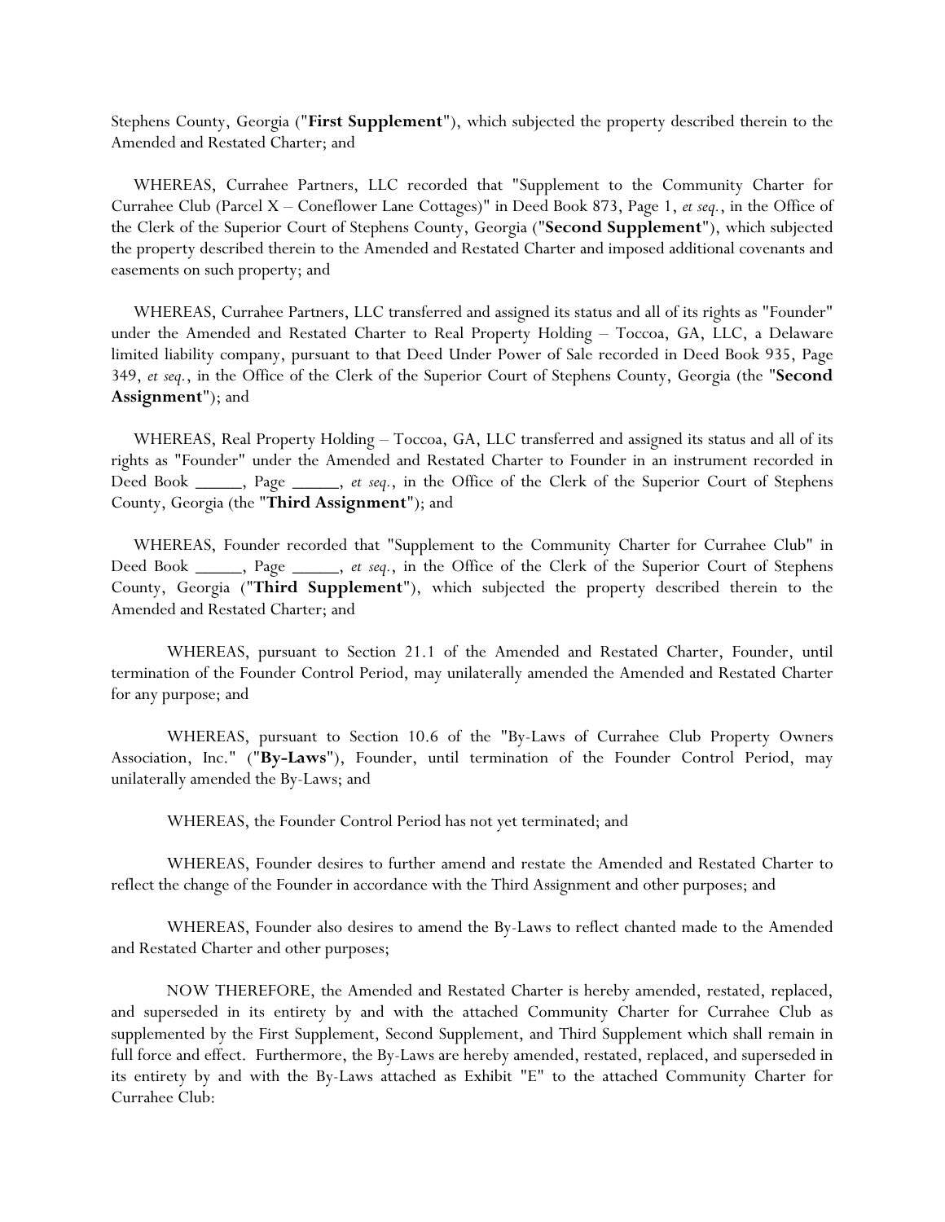Stephens County, Georgia ("**First Supplement**"), which subjected the property described therein to the Amended and Restated Charter; and

WHEREAS, Currahee Partners, LLC recorded that "Supplement to the Community Charter for Currahee Club (Parcel X – Coneflower Lane Cottages)" in Deed Book 873, Page 1, *et seq.*, in the Office of the Clerk of the Superior Court of Stephens County, Georgia ("**Second Supplement**"), which subjected the property described therein to the Amended and Restated Charter and imposed additional covenants and easements on such property; and

WHEREAS, Currahee Partners, LLC transferred and assigned its status and all of its rights as "Founder" under the Amended and Restated Charter to Real Property Holding – Toccoa, GA, LLC, a Delaware limited liability company, pursuant to that Deed Under Power of Sale recorded in Deed Book 935, Page 349, *et seq.*, in the Office of the Clerk of the Superior Court of Stephens County, Georgia (the "**Second Assignment**"); and

WHEREAS, Real Property Holding – Toccoa, GA, LLC transferred and assigned its status and all of its rights as "Founder" under the Amended and Restated Charter to Founder in an instrument recorded in Deed Book _____, Page _____, *et seq.*, in the Office of the Clerk of the Superior Court of Stephens County, Georgia (the "**Third Assignment**"); and

WHEREAS, Founder recorded that "Supplement to the Community Charter for Currahee Club" in Deed Book _____, Page _____, *et seq.*, in the Office of the Clerk of the Superior Court of Stephens County, Georgia ("**Third Supplement**"), which subjected the property described therein to the Amended and Restated Charter; and

WHEREAS, pursuant to Section 21.1 of the Amended and Restated Charter, Founder, until termination of the Founder Control Period, may unilaterally amended the Amended and Restated Charter for any purpose; and

WHEREAS, pursuant to Section 10.6 of the "By-Laws of Currahee Club Property Owners Association, Inc." ("**By-Laws**"), Founder, until termination of the Founder Control Period, may unilaterally amended the By-Laws; and

WHEREAS, the Founder Control Period has not yet terminated; and

WHEREAS, Founder desires to further amend and restate the Amended and Restated Charter to reflect the change of the Founder in accordance with the Third Assignment and other purposes; and

WHEREAS, Founder also desires to amend the By-Laws to reflect chanted made to the Amended and Restated Charter and other purposes;

NOW THEREFORE, the Amended and Restated Charter is hereby amended, restated, replaced, and superseded in its entirety by and with the attached Community Charter for Currahee Club as supplemented by the First Supplement, Second Supplement, and Third Supplement which shall remain in full force and effect. Furthermore, the By-Laws are hereby amended, restated, replaced, and superseded in its entirety by and with the By-Laws attached as Exhibit "E" to the attached Community Charter for Currahee Club: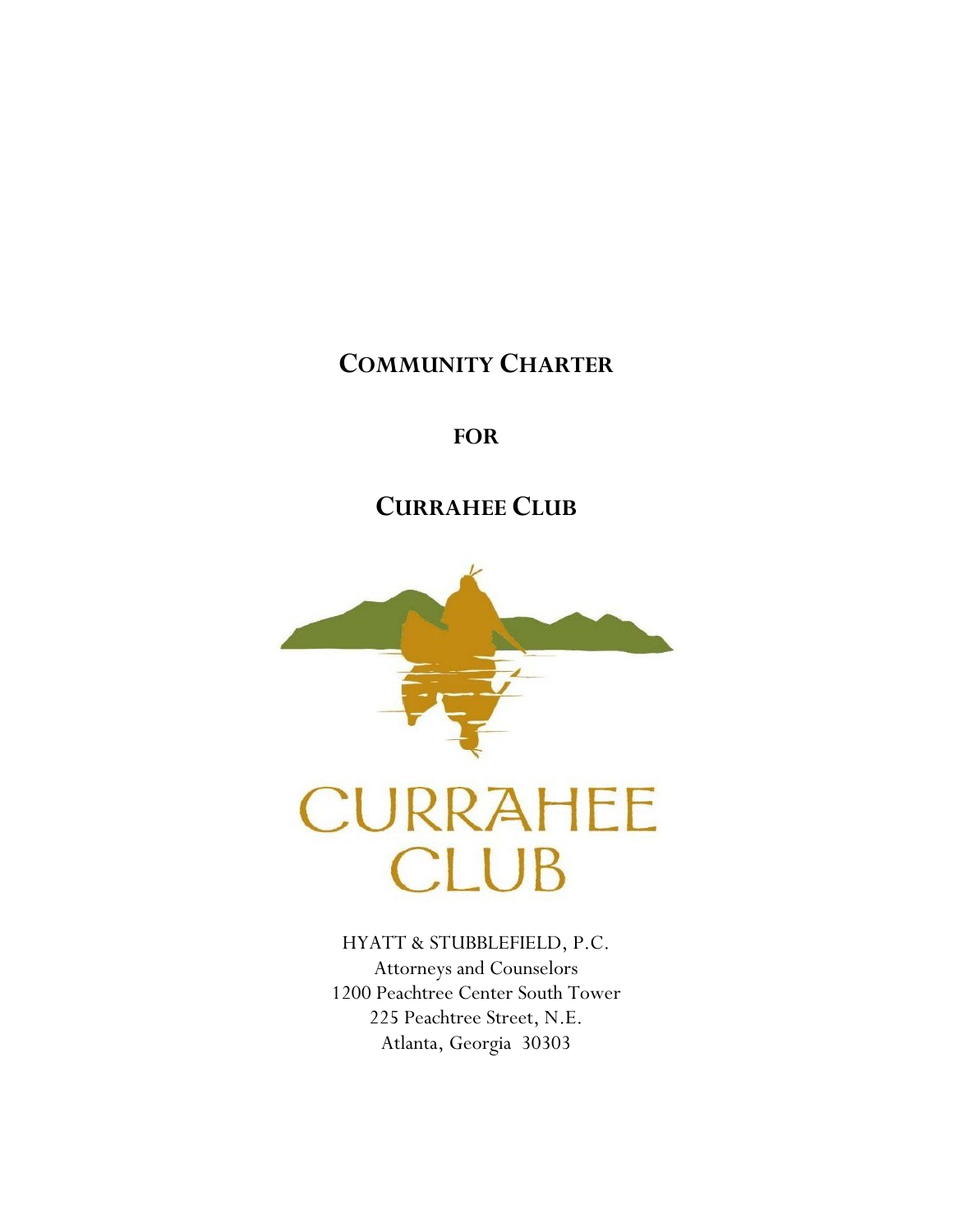# COMMUNITY CHARTER

**FOR**

## CURRAHEE CLUB

CURRAHEE CLUB

HYATT & STUBBLEFIELD, P.C.
Attorneys and Counselors
1200 Peachtree Center South Tower
225 Peachtree Street, N.E.
Atlanta, Georgia 30303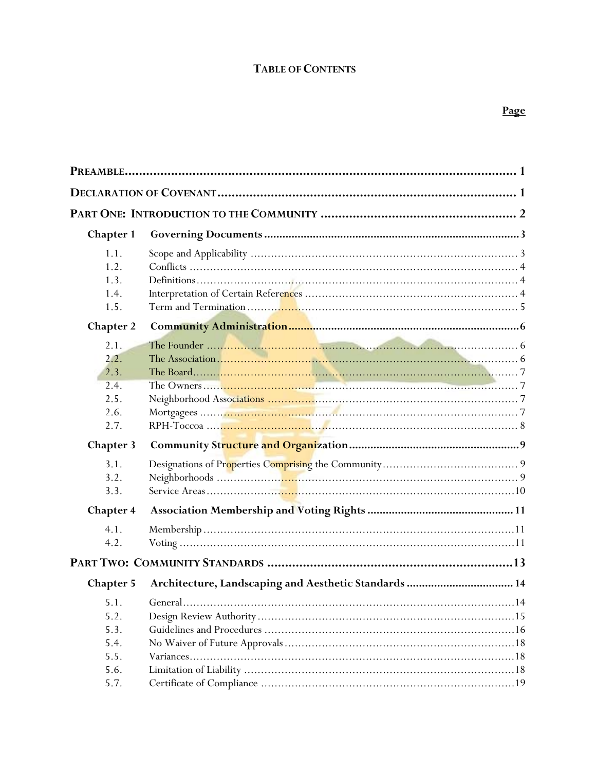# TABLE OF CONTENTS

**Page**

| | | |
|---|---|---|
| **PREAMBLE** | | **1** |
| **DECLARATION OF COVENANT** | | **1** |
| **PART ONE: INTRODUCTION TO THE COMMUNITY** | | **2** |
| **Chapter 1** | **Governing Documents** | **3** |
| 1.1. | Scope and Applicability | 3 |
| 1.2. | Conflicts | 4 |
| 1.3. | Definitions | 4 |
| 1.4. | Interpretation of Certain References | 4 |
| 1.5. | Term and Termination | 5 |
| **Chapter 2** | **Community Administration** | **6** |
| 2.1. | The Founder | 6 |
| 2.2. | The Association | 6 |
| 2.3. | The Board | 7 |
| 2.4. | The Owners | 7 |
| 2.5. | Neighborhood Associations | 7 |
| 2.6. | Mortgagees | 7 |
| 2.7. | RPH-Toccoa | 8 |
| **Chapter 3** | **Community Structure and Organization** | **9** |
| 3.1. | Designations of Properties Comprising the Community | 9 |
| 3.2. | Neighborhoods | 9 |
| 3.3. | Service Areas | 10 |
| **Chapter 4** | **Association Membership and Voting Rights** | **11** |
| 4.1. | Membership | 11 |
| 4.2. | Voting | 11 |
| **PART TWO: COMMUNITY STANDARDS** | | **13** |
| **Chapter 5** | **Architecture, Landscaping and Aesthetic Standards** | **14** |
| 5.1. | General | 14 |
| 5.2. | Design Review Authority | 15 |
| 5.3. | Guidelines and Procedures | 16 |
| 5.4. | No Waiver of Future Approvals | 18 |
| 5.5. | Variances | 18 |
| 5.6. | Limitation of Liability | 18 |
| 5.7. | Certificate of Compliance | 19 |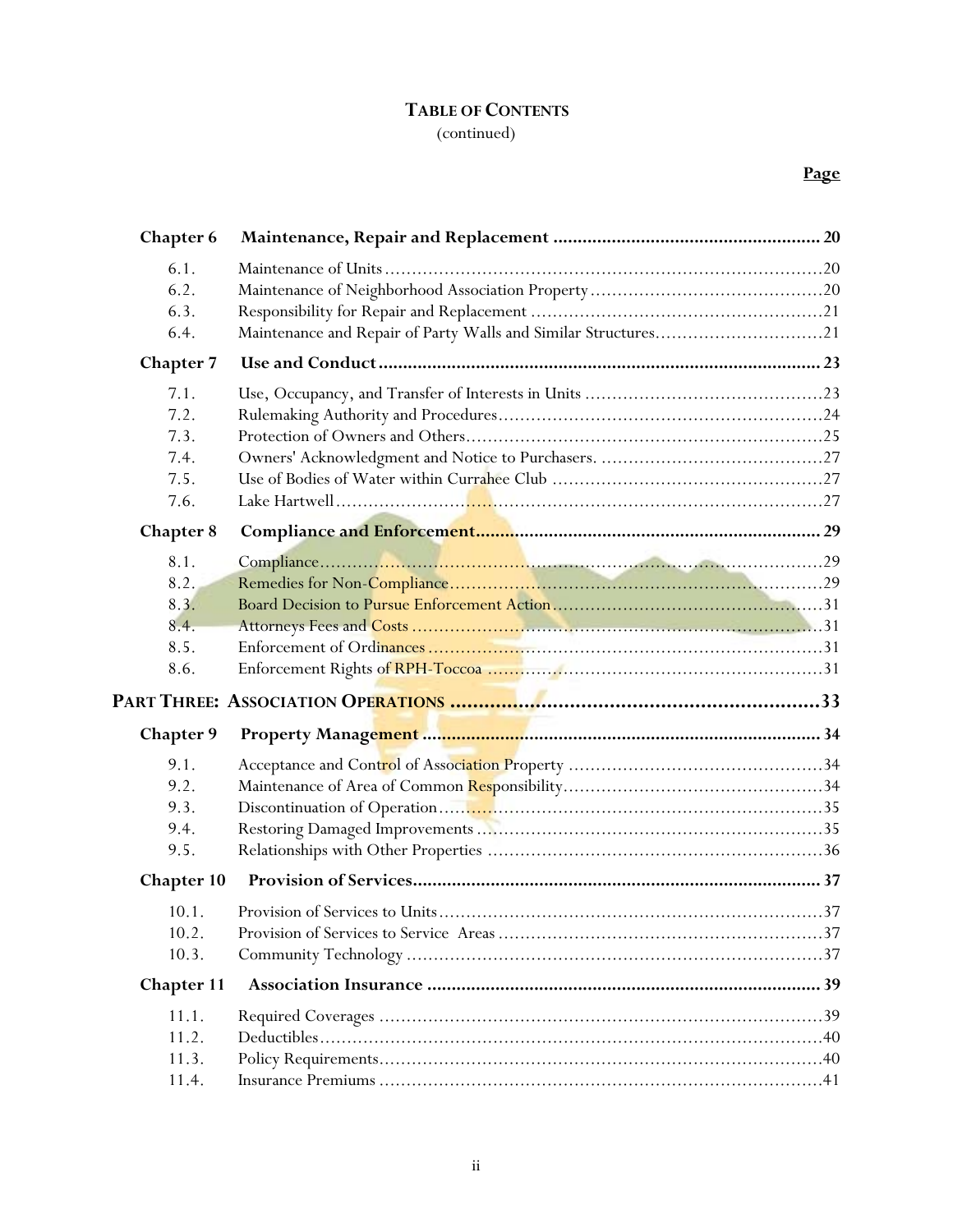**TABLE OF CONTENTS**
(continued)

| | | **Page** |
|---|---|---|
| **Chapter 6** | **Maintenance, Repair and Replacement** | **20** |
| 6.1. | Maintenance of Units | 20 |
| 6.2. | Maintenance of Neighborhood Association Property | 20 |
| 6.3. | Responsibility for Repair and Replacement | 21 |
| 6.4. | Maintenance and Repair of Party Walls and Similar Structures | 21 |
| **Chapter 7** | **Use and Conduct** | **23** |
| 7.1. | Use, Occupancy, and Transfer of Interests in Units | 23 |
| 7.2. | Rulemaking Authority and Procedures | 24 |
| 7.3. | Protection of Owners and Others | 25 |
| 7.4. | Owners' Acknowledgment and Notice to Purchasers. | 27 |
| 7.5. | Use of Bodies of Water within Currahee Club | 27 |
| 7.6. | Lake Hartwell | 27 |
| **Chapter 8** | **Compliance and Enforcement** | **29** |
| 8.1. | Compliance | 29 |
| 8.2. | Remedies for Non-Compliance | 29 |
| 8.3. | Board Decision to Pursue Enforcement Action | 31 |
| 8.4. | Attorneys Fees and Costs | 31 |
| 8.5. | Enforcement of Ordinances | 31 |
| 8.6. | Enforcement Rights of RPH-Toccoa | 31 |
| **PART THREE: ASSOCIATION OPERATIONS** | | **33** |
| **Chapter 9** | **Property Management** | **34** |
| 9.1. | Acceptance and Control of Association Property | 34 |
| 9.2. | Maintenance of Area of Common Responsibility | 34 |
| 9.3. | Discontinuation of Operation | 35 |
| 9.4. | Restoring Damaged Improvements | 35 |
| 9.5. | Relationships with Other Properties | 36 |
| **Chapter 10** | **Provision of Services** | **37** |
| 10.1. | Provision of Services to Units | 37 |
| 10.2. | Provision of Services to Service Areas | 37 |
| 10.3. | Community Technology | 37 |
| **Chapter 11** | **Association Insurance** | **39** |
| 11.1. | Required Coverages | 39 |
| 11.2. | Deductibles | 40 |
| 11.3. | Policy Requirements | 40 |
| 11.4. | Insurance Premiums | 41 |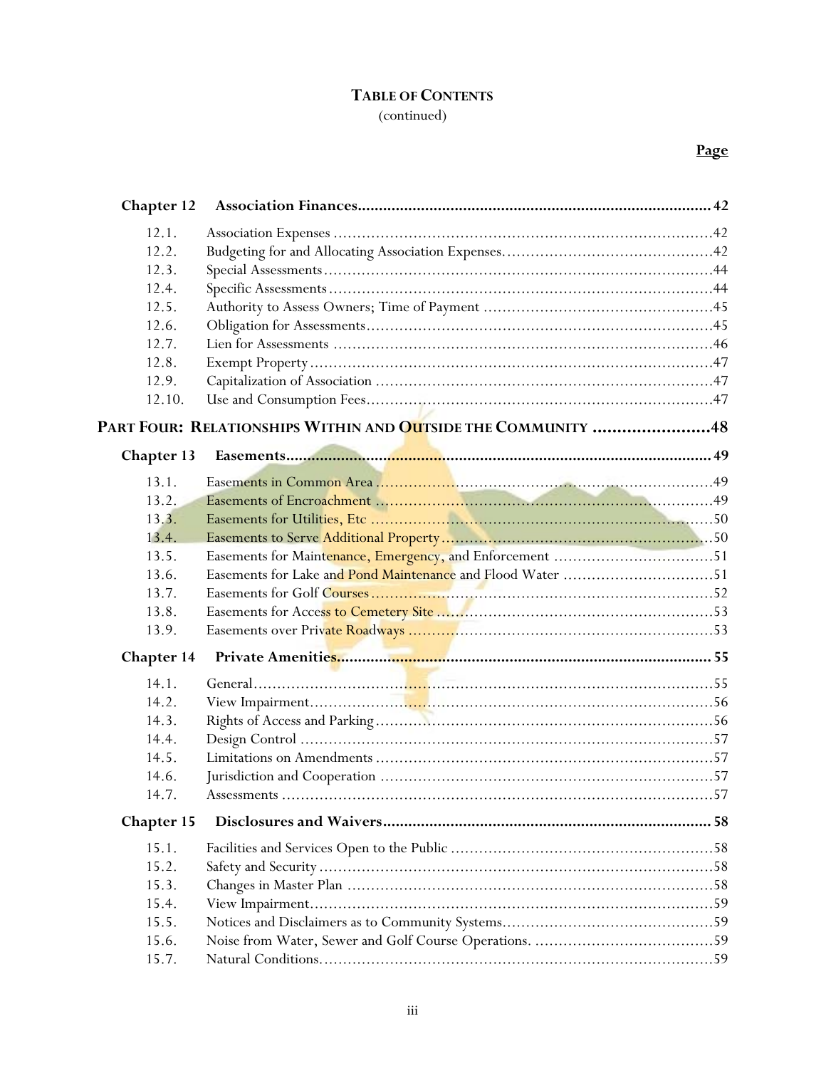# TABLE OF CONTENTS

(continued)

| | | Page |
|---|---|---|
| **Chapter 12** | **Association Finances** | **42** |
| 12.1. | Association Expenses | 42 |
| 12.2. | Budgeting for and Allocating Association Expenses | 42 |
| 12.3. | Special Assessments | 44 |
| 12.4. | Specific Assessments | 44 |
| 12.5. | Authority to Assess Owners; Time of Payment | 45 |
| 12.6. | Obligation for Assessments | 45 |
| 12.7. | Lien for Assessments | 46 |
| 12.8. | Exempt Property | 47 |
| 12.9. | Capitalization of Association | 47 |
| 12.10. | Use and Consumption Fees | 47 |
| **PART FOUR: RELATIONSHIPS WITHIN AND OUTSIDE THE COMMUNITY** | | **48** |
| **Chapter 13** | **Easements** | **49** |
| 13.1. | Easements in Common Area | 49 |
| 13.2. | Easements of Encroachment | 49 |
| 13.3. | Easements for Utilities, Etc | 50 |
| 13.4. | Easements to Serve Additional Property | 50 |
| 13.5. | Easements for Maintenance, Emergency, and Enforcement | 51 |
| 13.6. | Easements for Lake and Pond Maintenance and Flood Water | 51 |
| 13.7. | Easements for Golf Courses | 52 |
| 13.8. | Easements for Access to Cemetery Site | 53 |
| 13.9. | Easements over Private Roadways | 53 |
| **Chapter 14** | **Private Amenities** | **55** |
| 14.1. | General | 55 |
| 14.2. | View Impairment | 56 |
| 14.3. | Rights of Access and Parking | 56 |
| 14.4. | Design Control | 57 |
| 14.5. | Limitations on Amendments | 57 |
| 14.6. | Jurisdiction and Cooperation | 57 |
| 14.7. | Assessments | 57 |
| **Chapter 15** | **Disclosures and Waivers** | **58** |
| 15.1. | Facilities and Services Open to the Public | 58 |
| 15.2. | Safety and Security | 58 |
| 15.3. | Changes in Master Plan | 58 |
| 15.4. | View Impairment | 59 |
| 15.5. | Notices and Disclaimers as to Community Systems | 59 |
| 15.6. | Noise from Water, Sewer and Golf Course Operations. | 59 |
| 15.7. | Natural Conditions | 59 |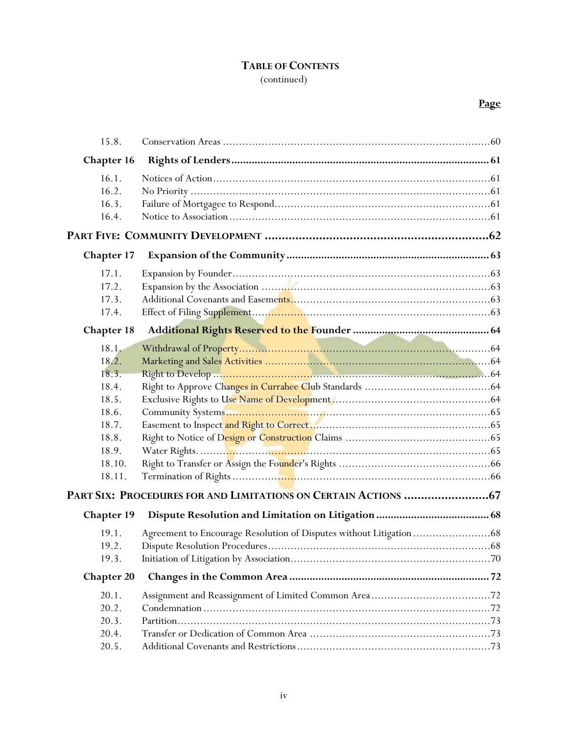# TABLE OF CONTENTS
(continued)

**Page**

| | | |
|---|---|---|
| 15.8. | Conservation Areas | 60 |
| **Chapter 16** | **Rights of Lenders** | **61** |
| 16.1. | Notices of Action | 61 |
| 16.2. | No Priority | 61 |
| 16.3. | Failure of Mortgagee to Respond | 61 |
| 16.4. | Notice to Association | 61 |
| **PART FIVE: COMMUNITY DEVELOPMENT** | | **62** |
| **Chapter 17** | **Expansion of the Community** | **63** |
| 17.1. | Expansion by Founder | 63 |
| 17.2. | Expansion by the Association | 63 |
| 17.3. | Additional Covenants and Easements | 63 |
| 17.4. | Effect of Filing Supplement | 63 |
| **Chapter 18** | **Additional Rights Reserved to the Founder** | **64** |
| 18.1. | Withdrawal of Property | 64 |
| 18.2. | Marketing and Sales Activities | 64 |
| 18.3. | Right to Develop | 64 |
| 18.4. | Right to Approve Changes in Currahee Club Standards | 64 |
| 18.5. | Exclusive Rights to Use Name of Development | 64 |
| 18.6. | Community Systems | 65 |
| 18.7. | Easement to Inspect and Right to Correct | 65 |
| 18.8. | Right to Notice of Design or Construction Claims | 65 |
| 18.9. | Water Rights. | 65 |
| 18.10. | Right to Transfer or Assign the Founder's Rights | 66 |
| 18.11. | Termination of Rights | 66 |
| **PART SIX: PROCEDURES FOR AND LIMITATIONS ON CERTAIN ACTIONS** | | **67** |
| **Chapter 19** | **Dispute Resolution and Limitation on Litigation** | **68** |
| 19.1. | Agreement to Encourage Resolution of Disputes without Litigation | 68 |
| 19.2. | Dispute Resolution Procedures | 68 |
| 19.3. | Initiation of Litigation by Association | 70 |
| **Chapter 20** | **Changes in the Common Area** | **72** |
| 20.1. | Assignment and Reassignment of Limited Common Area | 72 |
| 20.2. | Condemnation | 72 |
| 20.3. | Partition | 73 |
| 20.4. | Transfer or Dedication of Common Area | 73 |
| 20.5. | Additional Covenants and Restrictions | 73 |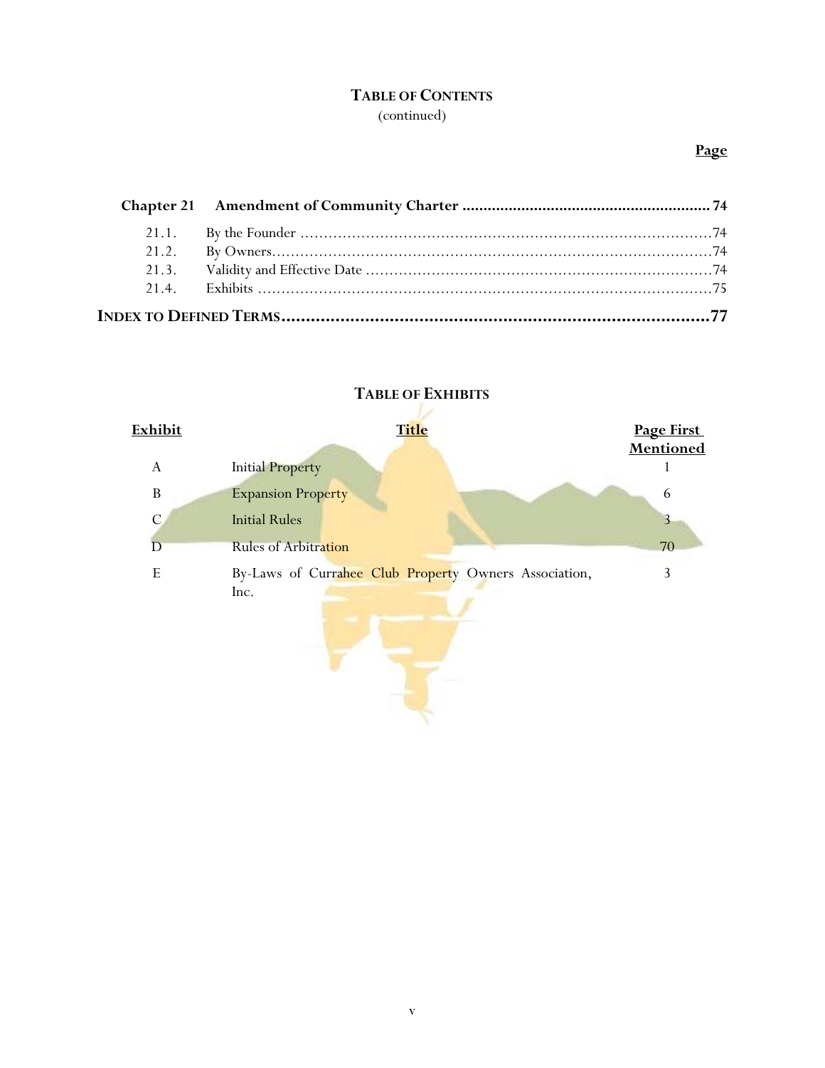## TABLE OF CONTENTS
(continued)

| | | Page |
|---|---|---|
| **Chapter 21** | **Amendment of Community Charter** | **74** |
| 21.1. | By the Founder | 74 |
| 21.2. | By Owners | 74 |
| 21.3. | Validity and Effective Date | 74 |
| 21.4. | Exhibits | 75 |
| **INDEX TO DEFINED TERMS** | | **77** |

## TABLE OF EXHIBITS

| Exhibit | Title | Page First Mentioned |
|---|---|---|
| A | Initial Property | 1 |
| B | Expansion Property | 6 |
| C | Initial Rules | 3 |
| D | Rules of Arbitration | 70 |
| E | By-Laws of Currahee Club Property Owners Association, Inc. | 3 |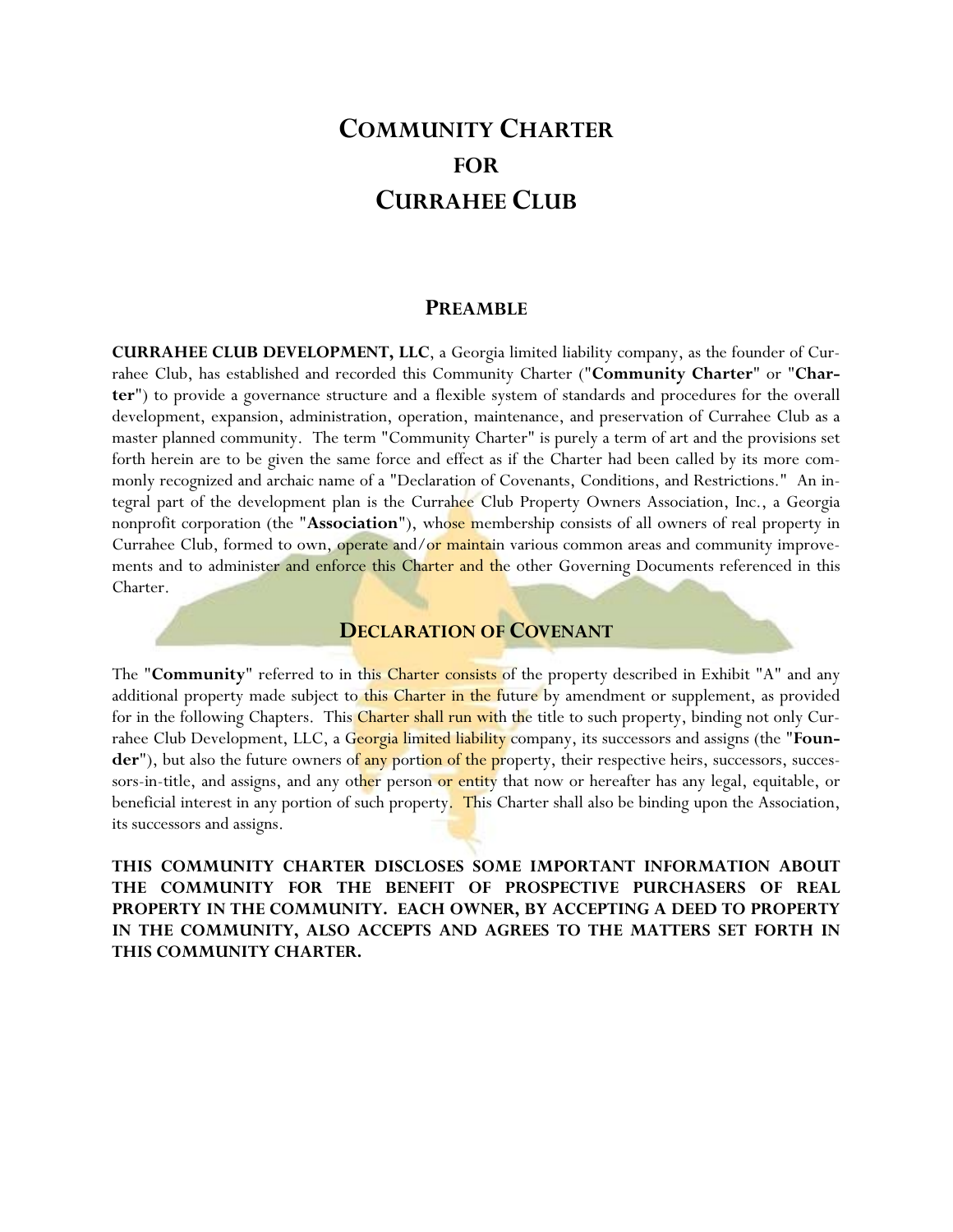# COMMUNITY CHARTER FOR CURRAHEE CLUB

## PREAMBLE

**CURRAHEE CLUB DEVELOPMENT, LLC**, a Georgia limited liability company, as the founder of Currahee Club, has established and recorded this Community Charter ("**Community Charter**" or "**Charter**") to provide a governance structure and a flexible system of standards and procedures for the overall development, expansion, administration, operation, maintenance, and preservation of Currahee Club as a master planned community. The term "Community Charter" is purely a term of art and the provisions set forth herein are to be given the same force and effect as if the Charter had been called by its more commonly recognized and archaic name of a "Declaration of Covenants, Conditions, and Restrictions." An integral part of the development plan is the Currahee Club Property Owners Association, Inc., a Georgia nonprofit corporation (the "**Association**"), whose membership consists of all owners of real property in Currahee Club, formed to own, operate and/or maintain various common areas and community improvements and to administer and enforce this Charter and the other Governing Documents referenced in this Charter.

## DECLARATION OF COVENANT

The "**Community**" referred to in this Charter consists of the property described in Exhibit "A" and any additional property made subject to this Charter in the future by amendment or supplement, as provided for in the following Chapters. This Charter shall run with the title to such property, binding not only Currahee Club Development, LLC, a Georgia limited liability company, its successors and assigns (the "**Founder**"), but also the future owners of any portion of the property, their respective heirs, successors, successors-in-title, and assigns, and any other person or entity that now or hereafter has any legal, equitable, or beneficial interest in any portion of such property. This Charter shall also be binding upon the Association, its successors and assigns.

**THIS COMMUNITY CHARTER DISCLOSES SOME IMPORTANT INFORMATION ABOUT THE COMMUNITY FOR THE BENEFIT OF PROSPECTIVE PURCHASERS OF REAL PROPERTY IN THE COMMUNITY. EACH OWNER, BY ACCEPTING A DEED TO PROPERTY IN THE COMMUNITY, ALSO ACCEPTS AND AGREES TO THE MATTERS SET FORTH IN THIS COMMUNITY CHARTER.**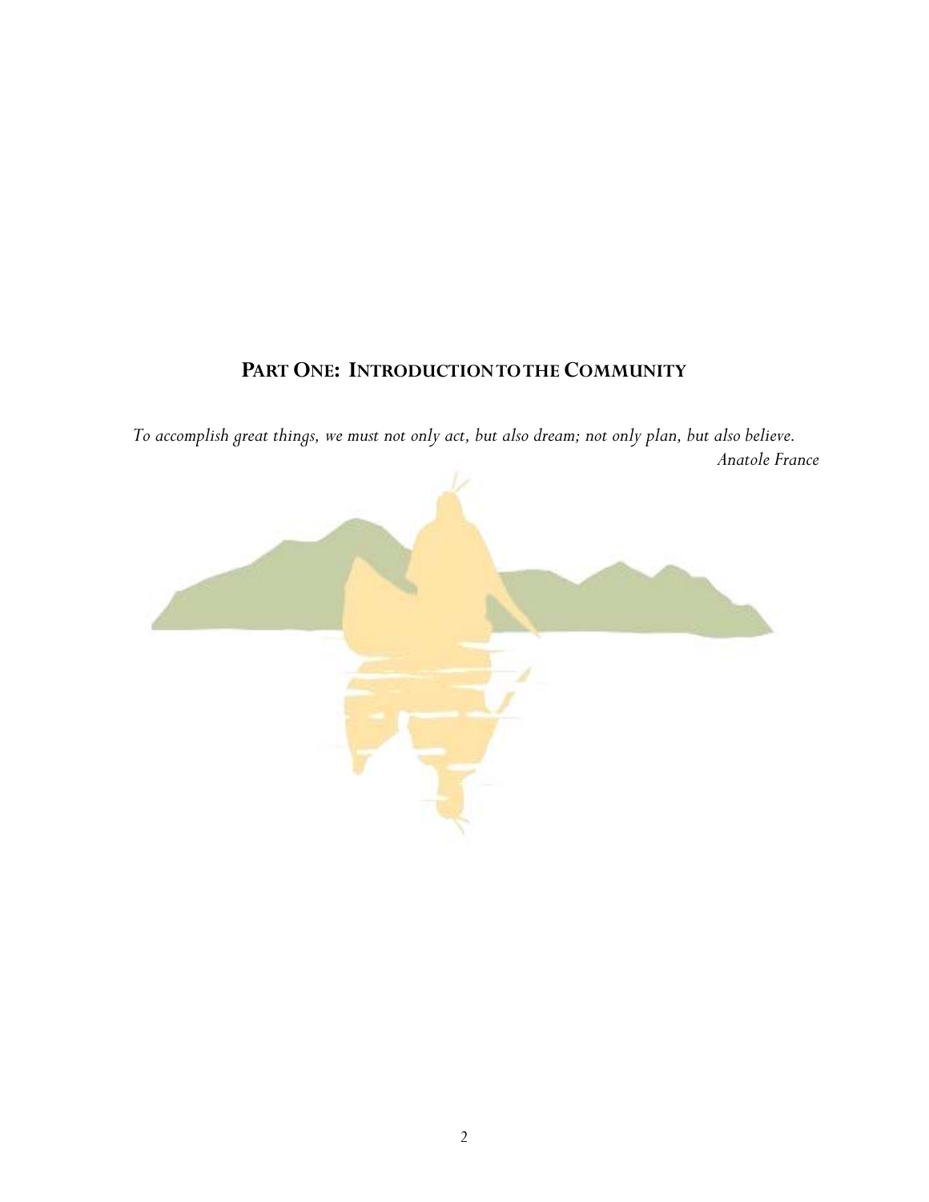# PART ONE: INTRODUCTION TO THE COMMUNITY

*To accomplish great things, we must not only act, but also dream; not only plan, but also believe.*
*Anatole France*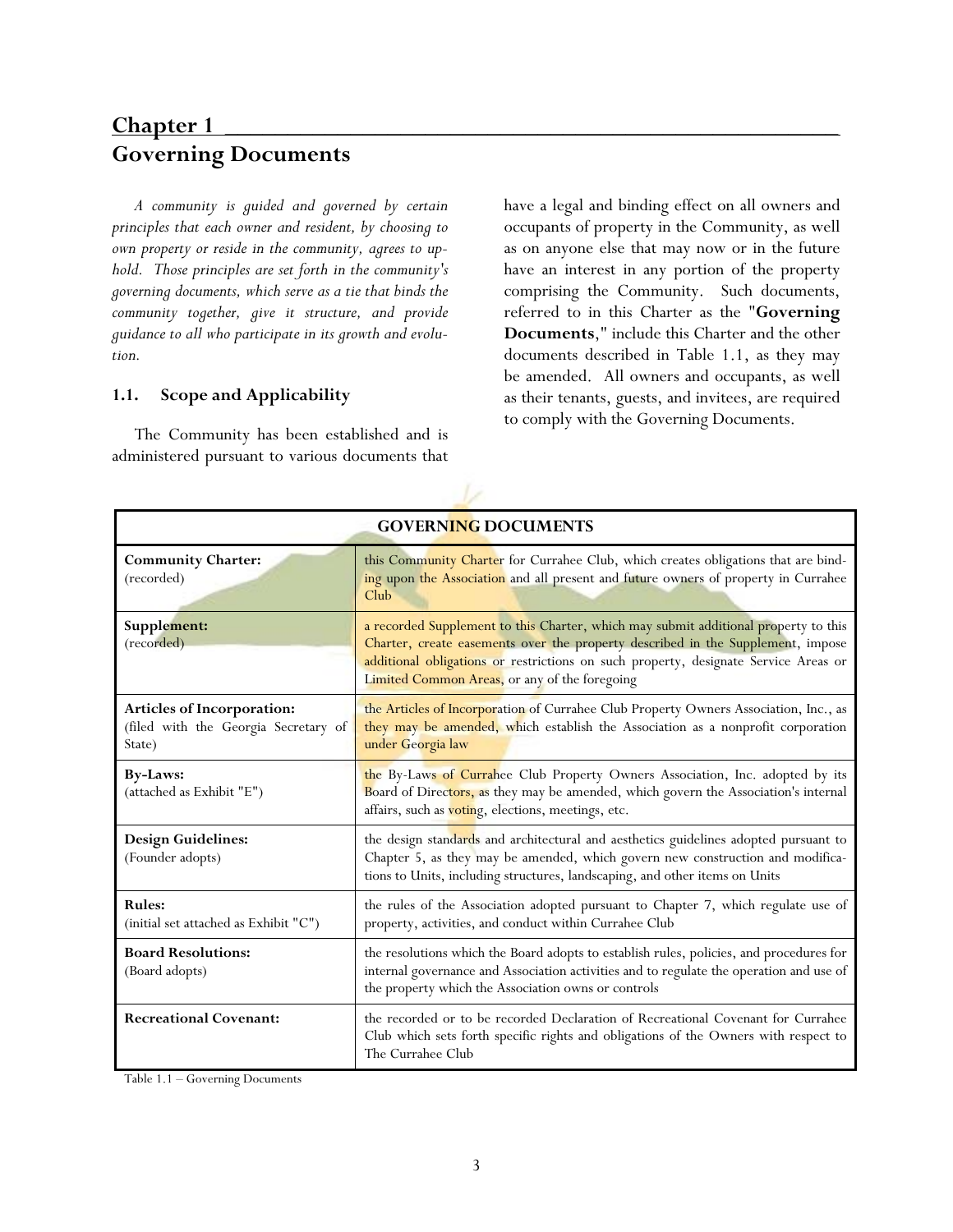# Chapter 1

## Governing Documents

*A community is guided and governed by certain principles that each owner and resident, by choosing to own property or reside in the community, agrees to uphold. Those principles are set forth in the community's governing documents, which serve as a tie that binds the community together, give it structure, and provide guidance to all who participate in its growth and evolution.*

### 1.1. Scope and Applicability

The Community has been established and is administered pursuant to various documents that have a legal and binding effect on all owners and occupants of property in the Community, as well as on anyone else that may now or in the future have an interest in any portion of the property comprising the Community. Such documents, referred to in this Charter as the "**Governing Documents**," include this Charter and the other documents described in Table 1.1, as they may be amended. All owners and occupants, as well as their tenants, guests, and invitees, are required to comply with the Governing Documents.

| GOVERNING DOCUMENTS | |
|---|---|
| **Community Charter:** (recorded) | this Community Charter for Currahee Club, which creates obligations that are binding upon the Association and all present and future owners of property in Currahee Club |
| **Supplement:** (recorded) | a recorded Supplement to this Charter, which may submit additional property to this Charter, create easements over the property described in the Supplement, impose additional obligations or restrictions on such property, designate Service Areas or Limited Common Areas, or any of the foregoing |
| **Articles of Incorporation:** (filed with the Georgia Secretary of State) | the Articles of Incorporation of Currahee Club Property Owners Association, Inc., as they may be amended, which establish the Association as a nonprofit corporation under Georgia law |
| **By-Laws:** (attached as Exhibit "E") | the By-Laws of Currahee Club Property Owners Association, Inc. adopted by its Board of Directors, as they may be amended, which govern the Association's internal affairs, such as voting, elections, meetings, etc. |
| **Design Guidelines:** (Founder adopts) | the design standards and architectural and aesthetics guidelines adopted pursuant to Chapter 5, as they may be amended, which govern new construction and modifications to Units, including structures, landscaping, and other items on Units |
| **Rules:** (initial set attached as Exhibit "C") | the rules of the Association adopted pursuant to Chapter 7, which regulate use of property, activities, and conduct within Currahee Club |
| **Board Resolutions:** (Board adopts) | the resolutions which the Board adopts to establish rules, policies, and procedures for internal governance and Association activities and to regulate the operation and use of the property which the Association owns or controls |
| **Recreational Covenant:** | the recorded or to be recorded Declaration of Recreational Covenant for Currahee Club which sets forth specific rights and obligations of the Owners with respect to The Currahee Club |

Table 1.1 – Governing Documents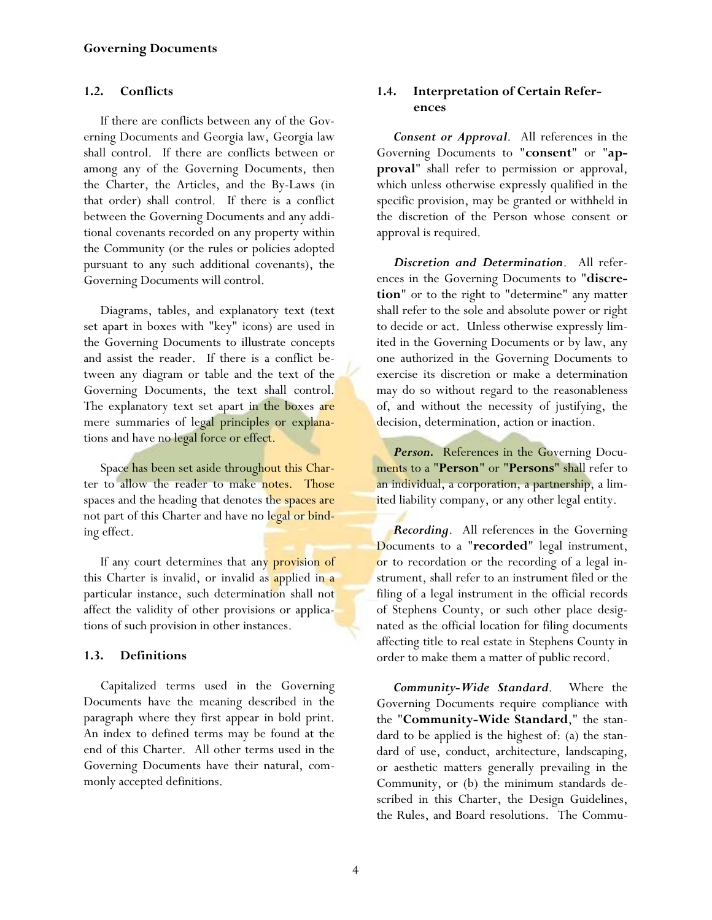### 1.2. Conflicts

If there are conflicts between any of the Governing Documents and Georgia law, Georgia law shall control. If there are conflicts between or among any of the Governing Documents, then the Charter, the Articles, and the By-Laws (in that order) shall control. If there is a conflict between the Governing Documents and any additional covenants recorded on any property within the Community (or the rules or policies adopted pursuant to any such additional covenants), the Governing Documents will control.

Diagrams, tables, and explanatory text (text set apart in boxes with "key" icons) are used in the Governing Documents to illustrate concepts and assist the reader. If there is a conflict between any diagram or table and the text of the Governing Documents, the text shall control. The explanatory text set apart in the boxes are mere summaries of legal principles or explanations and have no legal force or effect.

Space has been set aside throughout this Charter to allow the reader to make notes. Those spaces and the heading that denotes the spaces are not part of this Charter and have no legal or binding effect.

If any court determines that any provision of this Charter is invalid, or invalid as applied in a particular instance, such determination shall not affect the validity of other provisions or applications of such provision in other instances.

### 1.3. Definitions

Capitalized terms used in the Governing Documents have the meaning described in the paragraph where they first appear in bold print. An index to defined terms may be found at the end of this Charter. All other terms used in the Governing Documents have their natural, commonly accepted definitions.

### 1.4. Interpretation of Certain References

***Consent or Approval***. All references in the Governing Documents to "**consent**" or "**approval**" shall refer to permission or approval, which unless otherwise expressly qualified in the specific provision, may be granted or withheld in the discretion of the Person whose consent or approval is required.

***Discretion and Determination***. All references in the Governing Documents to "**discretion**" or to the right to "determine" any matter shall refer to the sole and absolute power or right to decide or act. Unless otherwise expressly limited in the Governing Documents or by law, any one authorized in the Governing Documents to exercise its discretion or make a determination may do so without regard to the reasonableness of, and without the necessity of justifying, the decision, determination, action or inaction.

***Person.*** References in the Governing Documents to a "**Person**" or "**Persons**" shall refer to an individual, a corporation, a partnership, a limited liability company, or any other legal entity.

***Recording***. All references in the Governing Documents to a "**recorded**" legal instrument, or to recordation or the recording of a legal instrument, shall refer to an instrument filed or the filing of a legal instrument in the official records of Stephens County, or such other place designated as the official location for filing documents affecting title to real estate in Stephens County in order to make them a matter of public record.

***Community-Wide Standard***. Where the Governing Documents require compliance with the "**Community-Wide Standard**," the standard to be applied is the highest of: (a) the standard of use, conduct, architecture, landscaping, or aesthetic matters generally prevailing in the Community, or (b) the minimum standards described in this Charter, the Design Guidelines, the Rules, and Board resolutions. The Commu-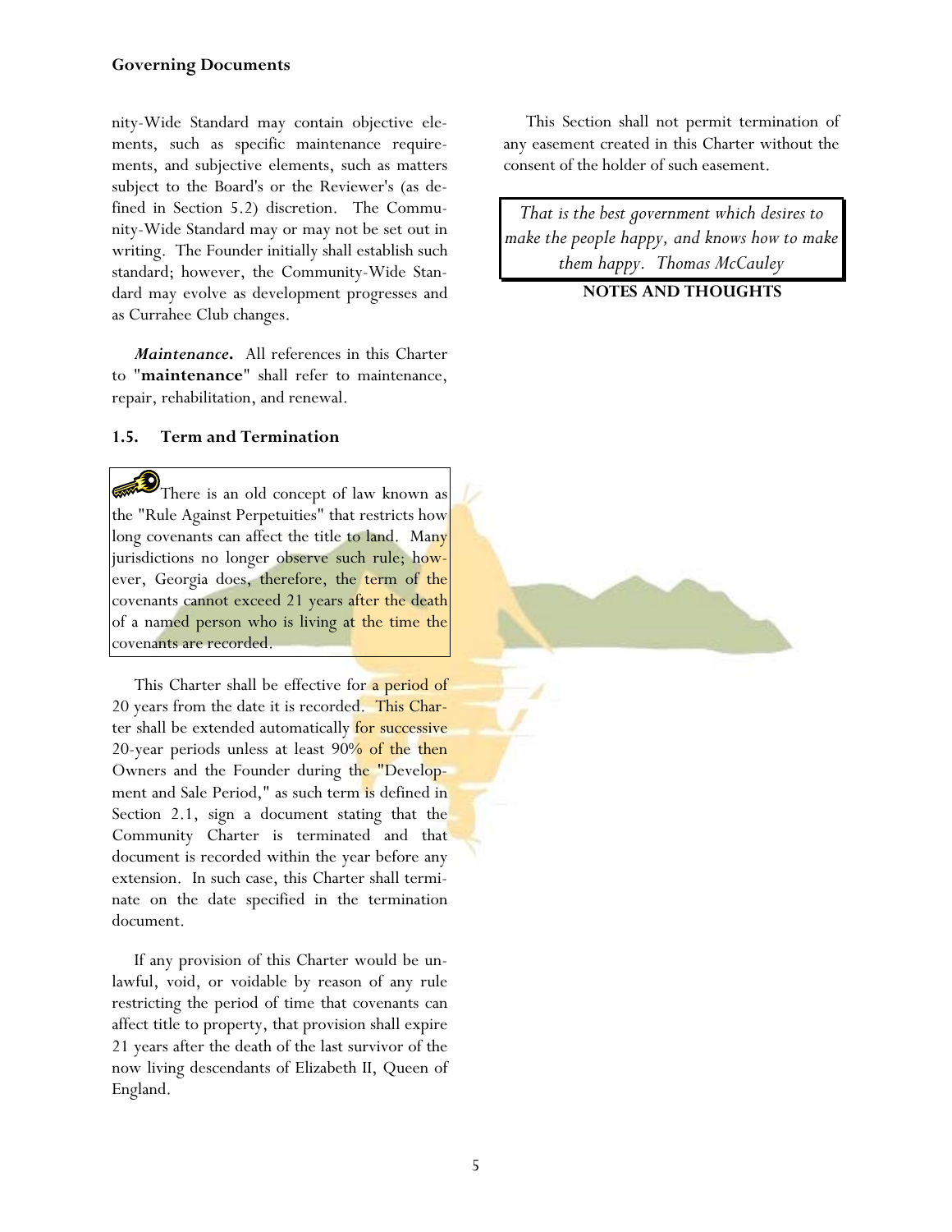nity-Wide Standard may contain objective elements, such as specific maintenance requirements, and subjective elements, such as matters subject to the Board's or the Reviewer's (as defined in Section 5.2) discretion. The Community-Wide Standard may or may not be set out in writing. The Founder initially shall establish such standard; however, the Community-Wide Standard may evolve as development progresses and as Currahee Club changes.

***Maintenance.*** All references in this Charter to "**maintenance**" shall refer to maintenance, repair, rehabilitation, and renewal.

### 1.5. Term and Termination

> There is an old concept of law known as the "Rule Against Perpetuities" that restricts how long covenants can affect the title to land. Many jurisdictions no longer observe such rule; however, Georgia does, therefore, the term of the covenants cannot exceed 21 years after the death of a named person who is living at the time the covenants are recorded.

This Charter shall be effective for a period of 20 years from the date it is recorded. This Charter shall be extended automatically for successive 20-year periods unless at least 90% of the then Owners and the Founder during the "Development and Sale Period," as such term is defined in Section 2.1, sign a document stating that the Community Charter is terminated and that document is recorded within the year before any extension. In such case, this Charter shall terminate on the date specified in the termination document.

If any provision of this Charter would be unlawful, void, or voidable by reason of any rule restricting the period of time that covenants can affect title to property, that provision shall expire 21 years after the death of the last survivor of the now living descendants of Elizabeth II, Queen of England.

This Section shall not permit termination of any easement created in this Charter without the consent of the holder of such easement.

> *That is the best government which desires to make the people happy, and knows how to make them happy. Thomas McCauley*

**NOTES AND THOUGHTS**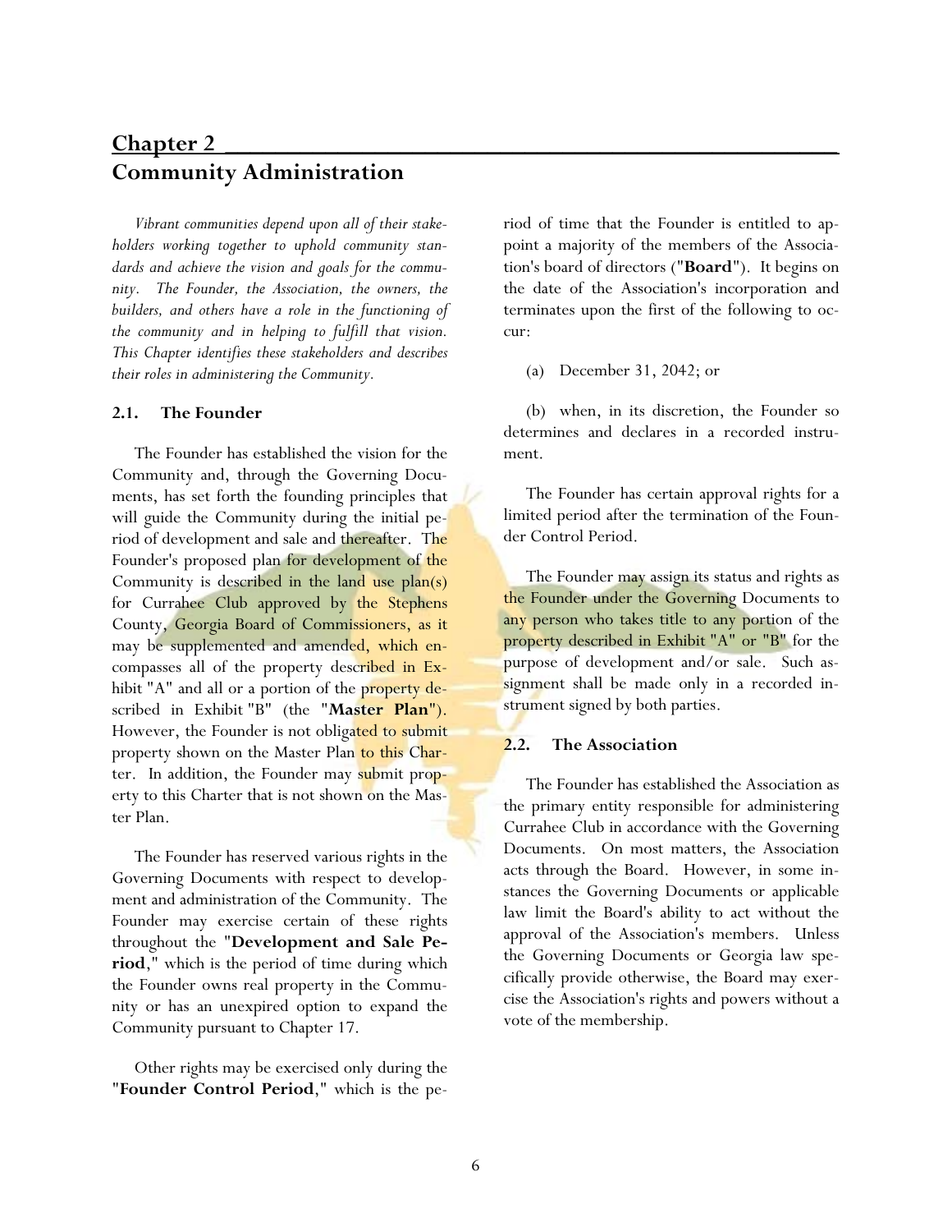# Chapter 2
## Community Administration

*Vibrant communities depend upon all of their stakeholders working together to uphold community standards and achieve the vision and goals for the community. The Founder, the Association, the owners, the builders, and others have a role in the functioning of the community and in helping to fulfill that vision. This Chapter identifies these stakeholders and describes their roles in administering the Community.*

### 2.1. The Founder

The Founder has established the vision for the Community and, through the Governing Documents, has set forth the founding principles that will guide the Community during the initial period of development and sale and thereafter. The Founder's proposed plan for development of the Community is described in the land use plan(s) for Currahee Club approved by the Stephens County, Georgia Board of Commissioners, as it may be supplemented and amended, which encompasses all of the property described in Exhibit "A" and all or a portion of the property described in Exhibit "B" (the "**Master Plan**"). However, the Founder is not obligated to submit property shown on the Master Plan to this Charter. In addition, the Founder may submit property to this Charter that is not shown on the Master Plan.

The Founder has reserved various rights in the Governing Documents with respect to development and administration of the Community. The Founder may exercise certain of these rights throughout the "**Development and Sale Period**," which is the period of time during which the Founder owns real property in the Community or has an unexpired option to expand the Community pursuant to Chapter 17.

Other rights may be exercised only during the "**Founder Control Period**," which is the period of time that the Founder is entitled to appoint a majority of the members of the Association's board of directors ("**Board**"). It begins on the date of the Association's incorporation and terminates upon the first of the following to occur:

(a) December 31, 2042; or

(b) when, in its discretion, the Founder so determines and declares in a recorded instrument.

The Founder has certain approval rights for a limited period after the termination of the Founder Control Period.

The Founder may assign its status and rights as the Founder under the Governing Documents to any person who takes title to any portion of the property described in Exhibit "A" or "B" for the purpose of development and/or sale. Such assignment shall be made only in a recorded instrument signed by both parties.

### 2.2. The Association

The Founder has established the Association as the primary entity responsible for administering Currahee Club in accordance with the Governing Documents. On most matters, the Association acts through the Board. However, in some instances the Governing Documents or applicable law limit the Board's ability to act without the approval of the Association's members. Unless the Governing Documents or Georgia law specifically provide otherwise, the Board may exercise the Association's rights and powers without a vote of the membership.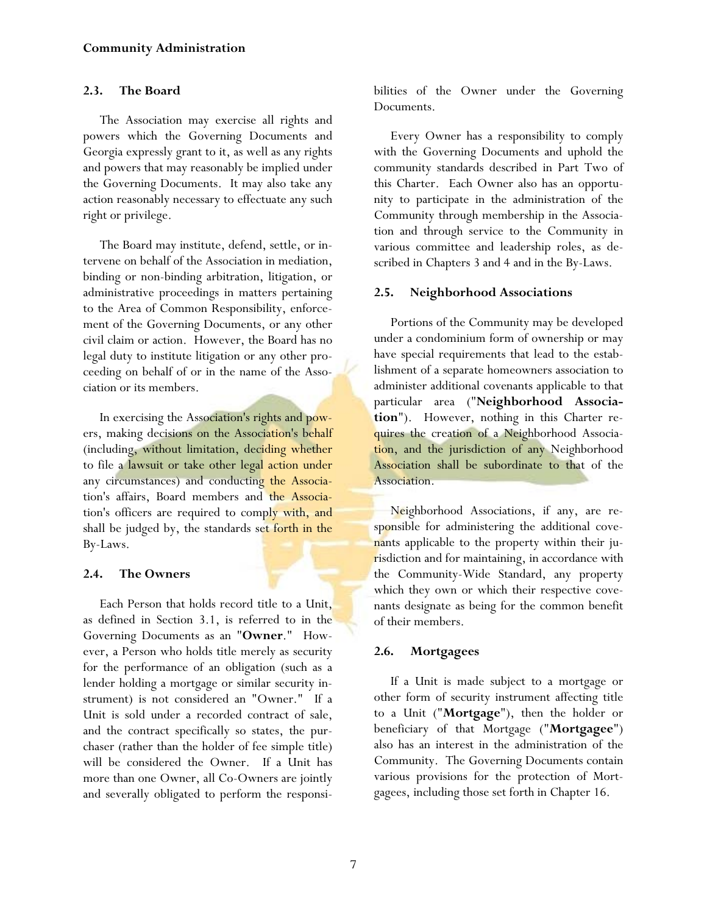## 2.3. The Board

The Association may exercise all rights and powers which the Governing Documents and Georgia expressly grant to it, as well as any rights and powers that may reasonably be implied under the Governing Documents. It may also take any action reasonably necessary to effectuate any such right or privilege.

The Board may institute, defend, settle, or intervene on behalf of the Association in mediation, binding or non-binding arbitration, litigation, or administrative proceedings in matters pertaining to the Area of Common Responsibility, enforcement of the Governing Documents, or any other civil claim or action. However, the Board has no legal duty to institute litigation or any other proceeding on behalf of or in the name of the Association or its members.

In exercising the Association's rights and powers, making decisions on the Association's behalf (including, without limitation, deciding whether to file a lawsuit or take other legal action under any circumstances) and conducting the Association's affairs, Board members and the Association's officers are required to comply with, and shall be judged by, the standards set forth in the By-Laws.

## 2.4. The Owners

Each Person that holds record title to a Unit, as defined in Section 3.1, is referred to in the Governing Documents as an "**Owner**." However, a Person who holds title merely as security for the performance of an obligation (such as a lender holding a mortgage or similar security instrument) is not considered an "Owner." If a Unit is sold under a recorded contract of sale, and the contract specifically so states, the purchaser (rather than the holder of fee simple title) will be considered the Owner. If a Unit has more than one Owner, all Co-Owners are jointly and severally obligated to perform the responsibilities of the Owner under the Governing Documents.

Every Owner has a responsibility to comply with the Governing Documents and uphold the community standards described in Part Two of this Charter. Each Owner also has an opportunity to participate in the administration of the Community through membership in the Association and through service to the Community in various committee and leadership roles, as described in Chapters 3 and 4 and in the By-Laws.

## 2.5. Neighborhood Associations

Portions of the Community may be developed under a condominium form of ownership or may have special requirements that lead to the establishment of a separate homeowners association to administer additional covenants applicable to that particular area ("**Neighborhood Association**"). However, nothing in this Charter requires the creation of a Neighborhood Association, and the jurisdiction of any Neighborhood Association shall be subordinate to that of the Association.

Neighborhood Associations, if any, are responsible for administering the additional covenants applicable to the property within their jurisdiction and for maintaining, in accordance with the Community-Wide Standard, any property which they own or which their respective covenants designate as being for the common benefit of their members.

## 2.6. Mortgagees

If a Unit is made subject to a mortgage or other form of security instrument affecting title to a Unit ("**Mortgage**"), then the holder or beneficiary of that Mortgage ("**Mortgagee**") also has an interest in the administration of the Community. The Governing Documents contain various provisions for the protection of Mortgagees, including those set forth in Chapter 16.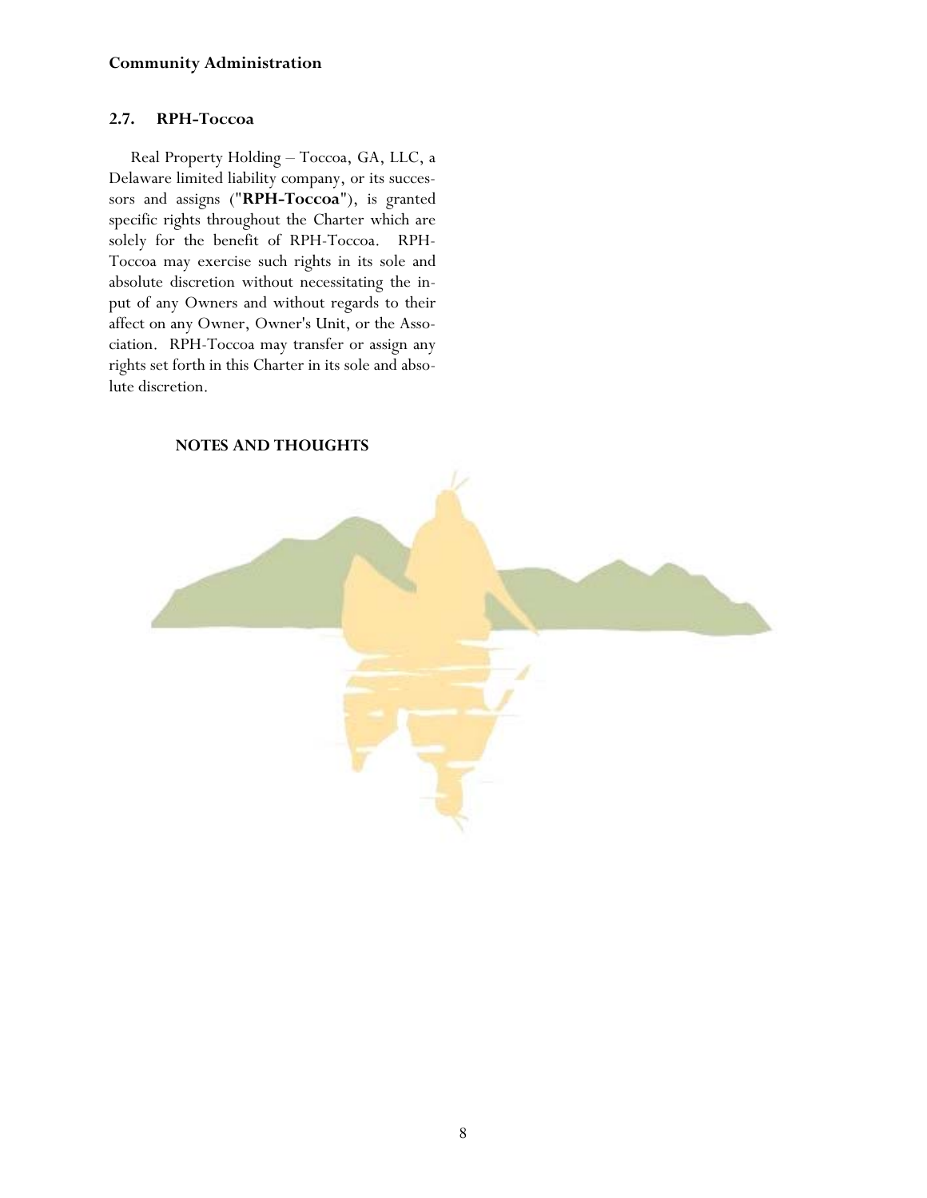## 2.7. RPH-Toccoa

Real Property Holding – Toccoa, GA, LLC, a Delaware limited liability company, or its successors and assigns ("**RPH-Toccoa**"), is granted specific rights throughout the Charter which are solely for the benefit of RPH-Toccoa. RPH-Toccoa may exercise such rights in its sole and absolute discretion without necessitating the input of any Owners and without regards to their affect on any Owner, Owner's Unit, or the Association. RPH-Toccoa may transfer or assign any rights set forth in this Charter in its sole and absolute discretion.

**NOTES AND THOUGHTS**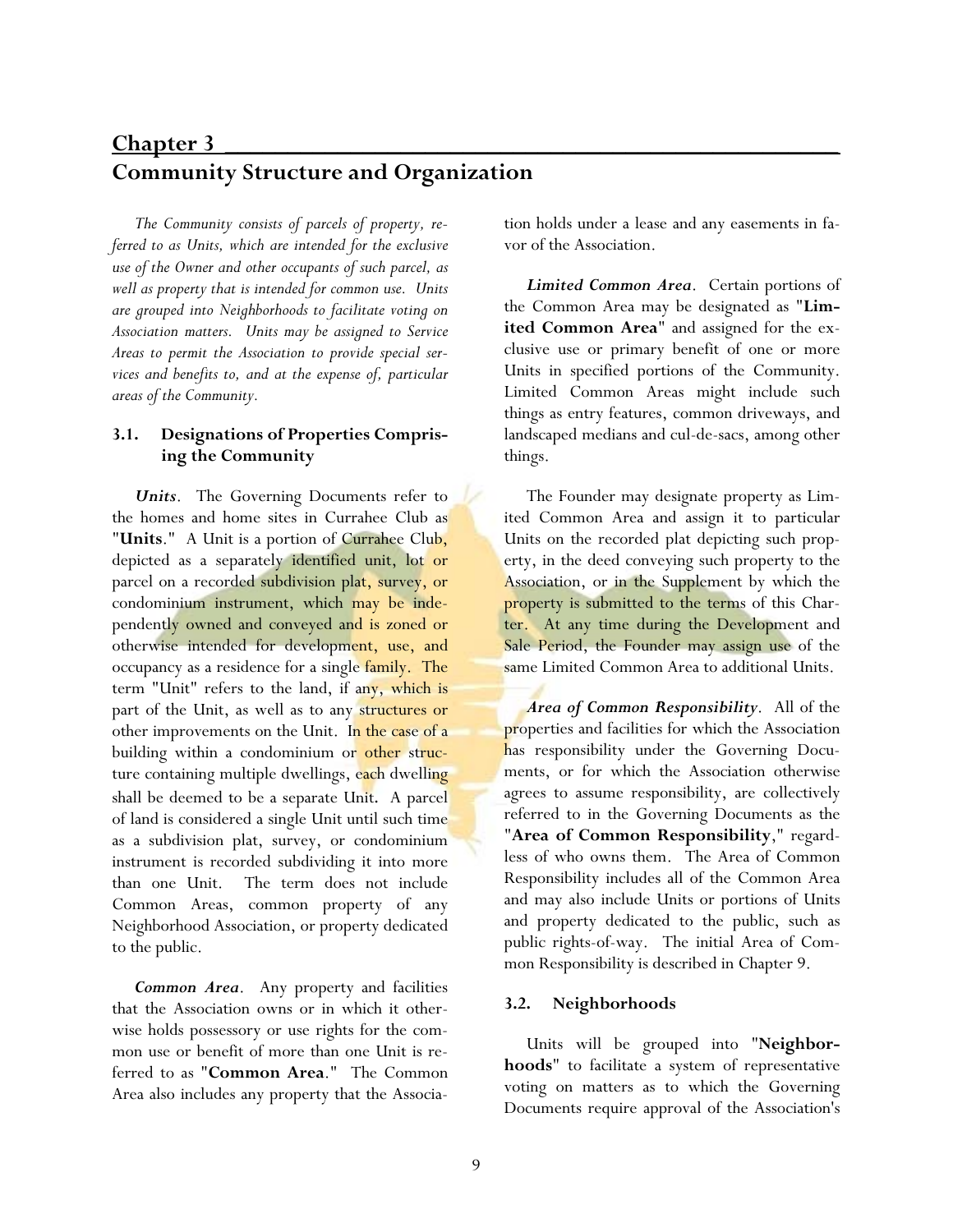# Chapter 3
# Community Structure and Organization

*The Community consists of parcels of property, referred to as Units, which are intended for the exclusive use of the Owner and other occupants of such parcel, as well as property that is intended for common use. Units are grouped into Neighborhoods to facilitate voting on Association matters. Units may be assigned to Service Areas to permit the Association to provide special services and benefits to, and at the expense of, particular areas of the Community.*

## 3.1. Designations of Properties Comprising the Community

***Units***. The Governing Documents refer to the homes and home sites in Currahee Club as "**Units**." A Unit is a portion of Currahee Club, depicted as a separately identified unit, lot or parcel on a recorded subdivision plat, survey, or condominium instrument, which may be independently owned and conveyed and is zoned or otherwise intended for development, use, and occupancy as a residence for a single family. The term "Unit" refers to the land, if any, which is part of the Unit, as well as to any structures or other improvements on the Unit. In the case of a building within a condominium or other structure containing multiple dwellings, each dwelling shall be deemed to be a separate Unit. A parcel of land is considered a single Unit until such time as a subdivision plat, survey, or condominium instrument is recorded subdividing it into more than one Unit. The term does not include Common Areas, common property of any Neighborhood Association, or property dedicated to the public.

***Common Area***. Any property and facilities that the Association owns or in which it otherwise holds possessory or use rights for the common use or benefit of more than one Unit is referred to as "**Common Area**." The Common Area also includes any property that the Association holds under a lease and any easements in favor of the Association.

***Limited Common Area***. Certain portions of the Common Area may be designated as "**Limited Common Area**" and assigned for the exclusive use or primary benefit of one or more Units in specified portions of the Community. Limited Common Areas might include such things as entry features, common driveways, and landscaped medians and cul-de-sacs, among other things.

The Founder may designate property as Limited Common Area and assign it to particular Units on the recorded plat depicting such property, in the deed conveying such property to the Association, or in the Supplement by which the property is submitted to the terms of this Charter. At any time during the Development and Sale Period, the Founder may assign use of the same Limited Common Area to additional Units.

***Area of Common Responsibility***. All of the properties and facilities for which the Association has responsibility under the Governing Documents, or for which the Association otherwise agrees to assume responsibility, are collectively referred to in the Governing Documents as the "**Area of Common Responsibility**," regardless of who owns them. The Area of Common Responsibility includes all of the Common Area and may also include Units or portions of Units and property dedicated to the public, such as public rights-of-way. The initial Area of Common Responsibility is described in Chapter 9.

## 3.2. Neighborhoods

Units will be grouped into "**Neighborhoods**" to facilitate a system of representative voting on matters as to which the Governing Documents require approval of the Association's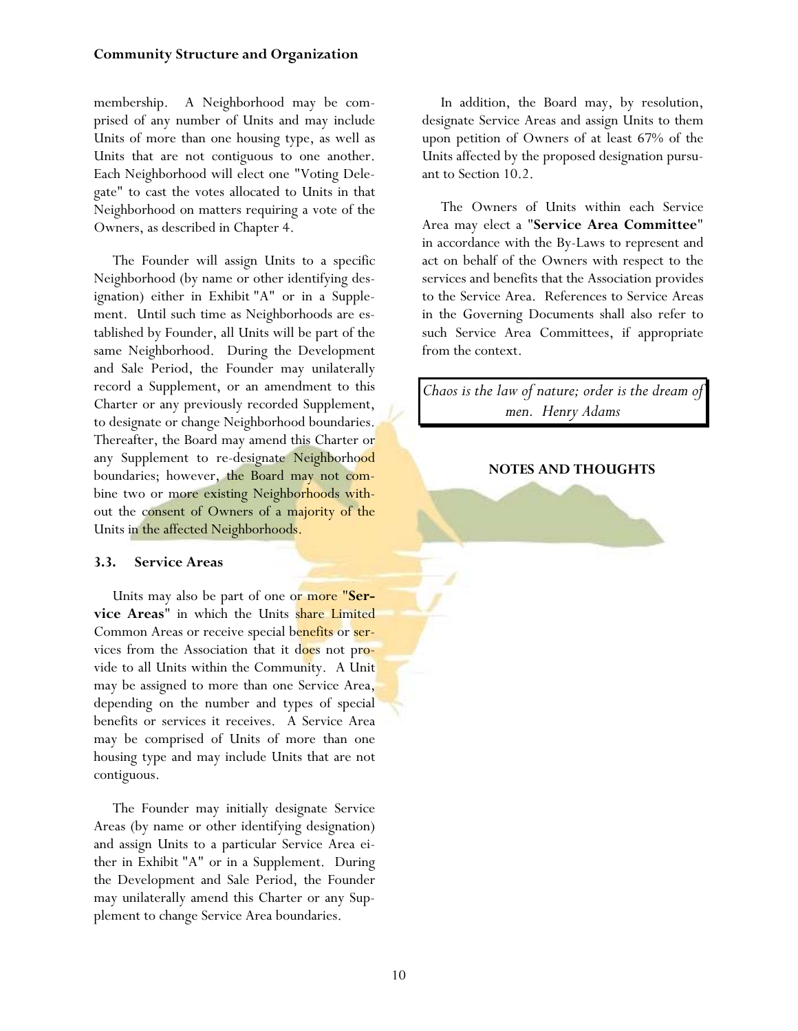membership. A Neighborhood may be comprised of any number of Units and may include Units of more than one housing type, as well as Units that are not contiguous to one another. Each Neighborhood will elect one "Voting Delegate" to cast the votes allocated to Units in that Neighborhood on matters requiring a vote of the Owners, as described in Chapter 4.

The Founder will assign Units to a specific Neighborhood (by name or other identifying designation) either in Exhibit "A" or in a Supplement. Until such time as Neighborhoods are established by Founder, all Units will be part of the same Neighborhood. During the Development and Sale Period, the Founder may unilaterally record a Supplement, or an amendment to this Charter or any previously recorded Supplement, to designate or change Neighborhood boundaries. Thereafter, the Board may amend this Charter or any Supplement to re-designate Neighborhood boundaries; however, the Board may not combine two or more existing Neighborhoods without the consent of Owners of a majority of the Units in the affected Neighborhoods.

### 3.3. Service Areas

Units may also be part of one or more "**Service Areas**" in which the Units share Limited Common Areas or receive special benefits or services from the Association that it does not provide to all Units within the Community. A Unit may be assigned to more than one Service Area, depending on the number and types of special benefits or services it receives. A Service Area may be comprised of Units of more than one housing type and may include Units that are not contiguous.

The Founder may initially designate Service Areas (by name or other identifying designation) and assign Units to a particular Service Area either in Exhibit "A" or in a Supplement. During the Development and Sale Period, the Founder may unilaterally amend this Charter or any Supplement to change Service Area boundaries.

In addition, the Board may, by resolution, designate Service Areas and assign Units to them upon petition of Owners of at least 67% of the Units affected by the proposed designation pursuant to Section 10.2.

The Owners of Units within each Service Area may elect a "**Service Area Committee**" in accordance with the By-Laws to represent and act on behalf of the Owners with respect to the services and benefits that the Association provides to the Service Area. References to Service Areas in the Governing Documents shall also refer to such Service Area Committees, if appropriate from the context.

*Chaos is the law of nature; order is the dream of men. Henry Adams*

**NOTES AND THOUGHTS**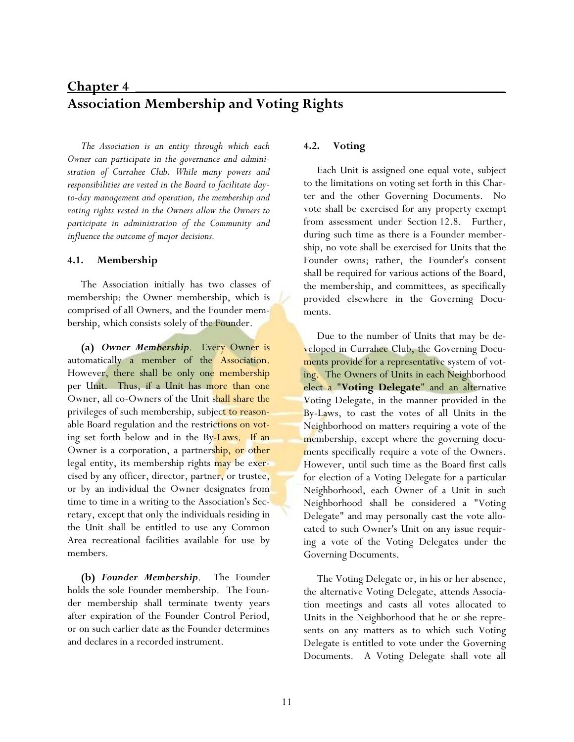# Chapter 4

## Association Membership and Voting Rights

*The Association is an entity through which each Owner can participate in the governance and administration of Currahee Club. While many powers and responsibilities are vested in the Board to facilitate day-to-day management and operation, the membership and voting rights vested in the Owners allow the Owners to participate in administration of the Community and influence the outcome of major decisions.*

### 4.1. Membership

The Association initially has two classes of membership: the Owner membership, which is comprised of all Owners, and the Founder membership, which consists solely of the Founder.

**(a)** ***Owner Membership***. Every Owner is automatically a member of the Association. However, there shall be only one membership per Unit. Thus, if a Unit has more than one Owner, all co-Owners of the Unit shall share the privileges of such membership, subject to reasonable Board regulation and the restrictions on voting set forth below and in the By-Laws. If an Owner is a corporation, a partnership, or other legal entity, its membership rights may be exercised by any officer, director, partner, or trustee, or by an individual the Owner designates from time to time in a writing to the Association's Secretary, except that only the individuals residing in the Unit shall be entitled to use any Common Area recreational facilities available for use by members.

**(b)** ***Founder Membership***. The Founder holds the sole Founder membership. The Founder membership shall terminate twenty years after expiration of the Founder Control Period, or on such earlier date as the Founder determines and declares in a recorded instrument.

### 4.2. Voting

Each Unit is assigned one equal vote, subject to the limitations on voting set forth in this Charter and the other Governing Documents. No vote shall be exercised for any property exempt from assessment under Section 12.8. Further, during such time as there is a Founder membership, no vote shall be exercised for Units that the Founder owns; rather, the Founder's consent shall be required for various actions of the Board, the membership, and committees, as specifically provided elsewhere in the Governing Documents.

Due to the number of Units that may be developed in Currahee Club, the Governing Documents provide for a representative system of voting. The Owners of Units in each Neighborhood elect a "**Voting Delegate**" and an alternative Voting Delegate, in the manner provided in the By-Laws, to cast the votes of all Units in the Neighborhood on matters requiring a vote of the membership, except where the governing documents specifically require a vote of the Owners. However, until such time as the Board first calls for election of a Voting Delegate for a particular Neighborhood, each Owner of a Unit in such Neighborhood shall be considered a "Voting Delegate" and may personally cast the vote allocated to such Owner's Unit on any issue requiring a vote of the Voting Delegates under the Governing Documents.

The Voting Delegate or, in his or her absence, the alternative Voting Delegate, attends Association meetings and casts all votes allocated to Units in the Neighborhood that he or she represents on any matters as to which such Voting Delegate is entitled to vote under the Governing Documents. A Voting Delegate shall vote all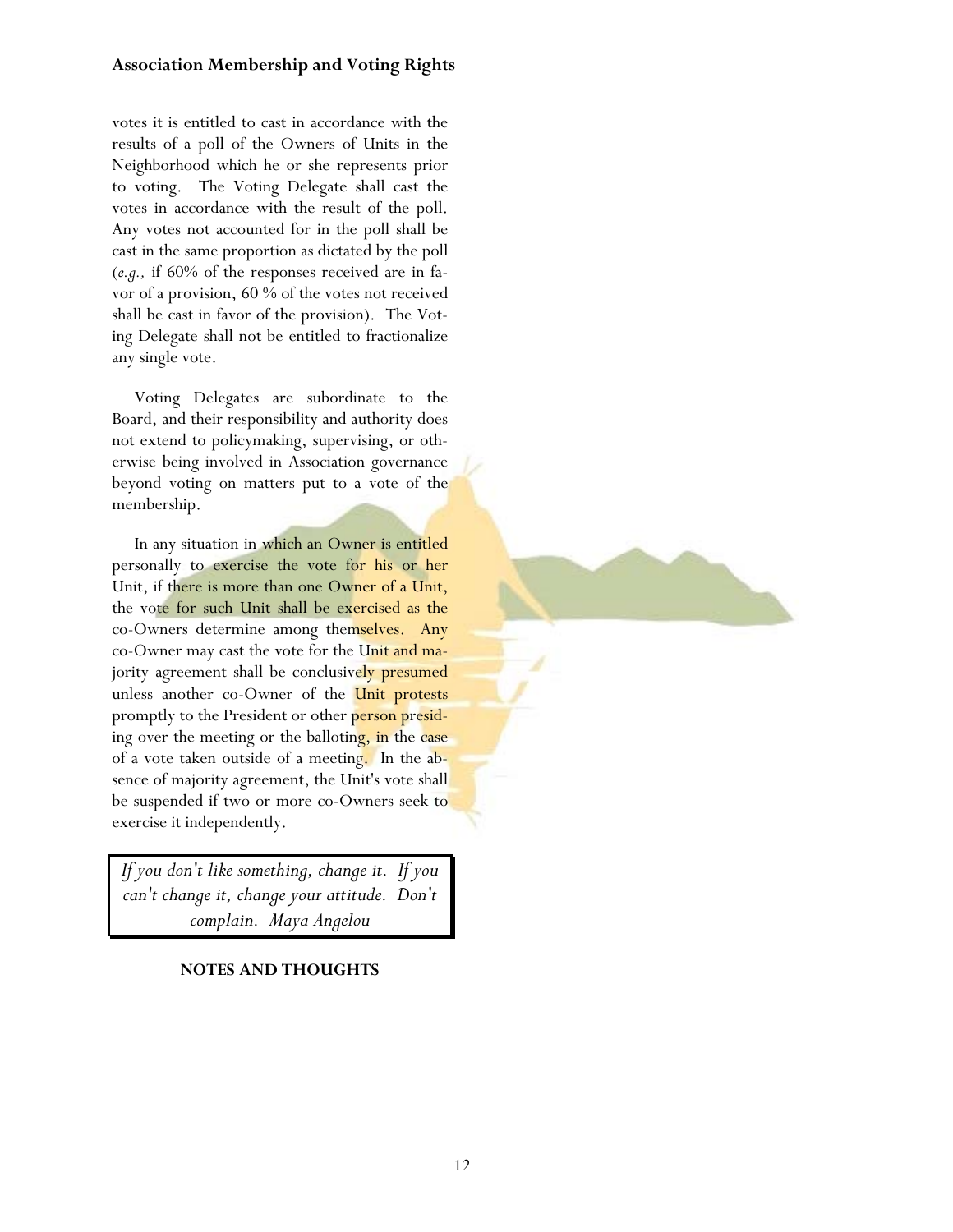votes it is entitled to cast in accordance with the results of a poll of the Owners of Units in the Neighborhood which he or she represents prior to voting. The Voting Delegate shall cast the votes in accordance with the result of the poll. Any votes not accounted for in the poll shall be cast in the same proportion as dictated by the poll (*e.g.,* if 60% of the responses received are in favor of a provision, 60 % of the votes not received shall be cast in favor of the provision). The Voting Delegate shall not be entitled to fractionalize any single vote.

Voting Delegates are subordinate to the Board, and their responsibility and authority does not extend to policymaking, supervising, or otherwise being involved in Association governance beyond voting on matters put to a vote of the membership.

In any situation in which an Owner is entitled personally to exercise the vote for his or her Unit, if there is more than one Owner of a Unit, the vote for such Unit shall be exercised as the co-Owners determine among themselves. Any co-Owner may cast the vote for the Unit and majority agreement shall be conclusively presumed unless another co-Owner of the Unit protests promptly to the President or other person presiding over the meeting or the balloting, in the case of a vote taken outside of a meeting. In the absence of majority agreement, the Unit's vote shall be suspended if two or more co-Owners seek to exercise it independently.

*If you don't like something, change it. If you can't change it, change your attitude. Don't complain. Maya Angelou*

**NOTES AND THOUGHTS**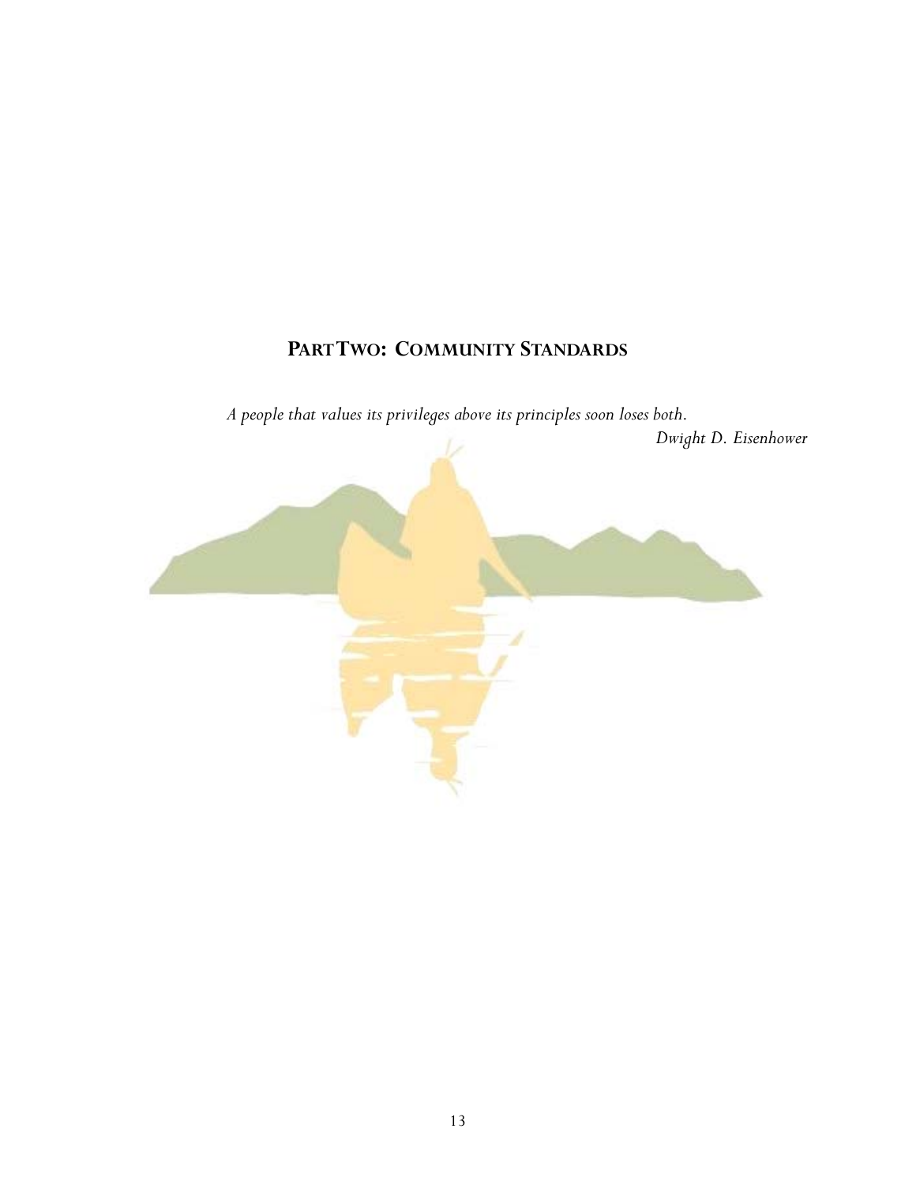## PART TWO: COMMUNITY STANDARDS

*A people that values its privileges above its principles soon loses both.*

*Dwight D. Eisenhower*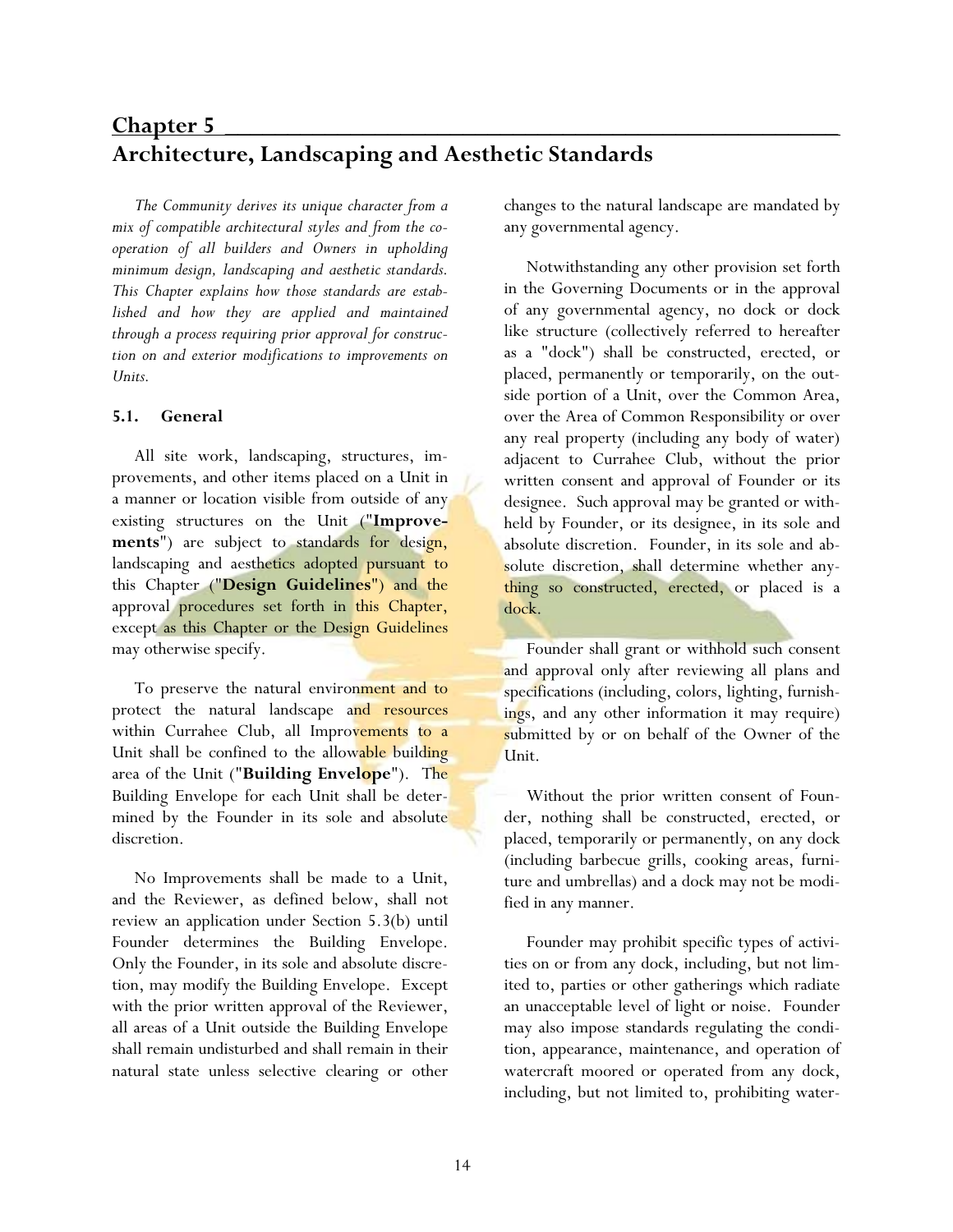# Chapter 5

# Architecture, Landscaping and Aesthetic Standards

*The Community derives its unique character from a mix of compatible architectural styles and from the cooperation of all builders and Owners in upholding minimum design, landscaping and aesthetic standards. This Chapter explains how those standards are established and how they are applied and maintained through a process requiring prior approval for construction on and exterior modifications to improvements on Units.*

### 5.1. General

All site work, landscaping, structures, improvements, and other items placed on a Unit in a manner or location visible from outside of any existing structures on the Unit ("**Improvements**") are subject to standards for design, landscaping and aesthetics adopted pursuant to this Chapter ("**Design Guidelines**") and the approval procedures set forth in this Chapter, except as this Chapter or the Design Guidelines may otherwise specify.

To preserve the natural environment and to protect the natural landscape and resources within Currahee Club, all Improvements to a Unit shall be confined to the allowable building area of the Unit ("**Building Envelope**"). The Building Envelope for each Unit shall be determined by the Founder in its sole and absolute discretion.

No Improvements shall be made to a Unit, and the Reviewer, as defined below, shall not review an application under Section 5.3(b) until Founder determines the Building Envelope. Only the Founder, in its sole and absolute discretion, may modify the Building Envelope. Except with the prior written approval of the Reviewer, all areas of a Unit outside the Building Envelope shall remain undisturbed and shall remain in their natural state unless selective clearing or other changes to the natural landscape are mandated by any governmental agency.

Notwithstanding any other provision set forth in the Governing Documents or in the approval of any governmental agency, no dock or dock like structure (collectively referred to hereafter as a "dock") shall be constructed, erected, or placed, permanently or temporarily, on the outside portion of a Unit, over the Common Area, over the Area of Common Responsibility or over any real property (including any body of water) adjacent to Currahee Club, without the prior written consent and approval of Founder or its designee. Such approval may be granted or withheld by Founder, or its designee, in its sole and absolute discretion. Founder, in its sole and absolute discretion, shall determine whether anything so constructed, erected, or placed is a dock.

Founder shall grant or withhold such consent and approval only after reviewing all plans and specifications (including, colors, lighting, furnishings, and any other information it may require) submitted by or on behalf of the Owner of the Unit.

Without the prior written consent of Founder, nothing shall be constructed, erected, or placed, temporarily or permanently, on any dock (including barbecue grills, cooking areas, furniture and umbrellas) and a dock may not be modified in any manner.

Founder may prohibit specific types of activities on or from any dock, including, but not limited to, parties or other gatherings which radiate an unacceptable level of light or noise. Founder may also impose standards regulating the condition, appearance, maintenance, and operation of watercraft moored or operated from any dock, including, but not limited to, prohibiting water-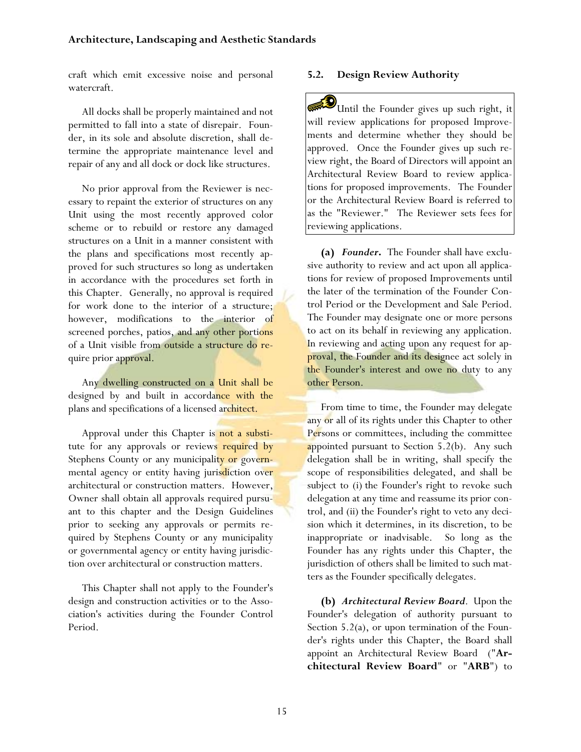craft which emit excessive noise and personal watercraft.

All docks shall be properly maintained and not permitted to fall into a state of disrepair. Founder, in its sole and absolute discretion, shall determine the appropriate maintenance level and repair of any and all dock or dock like structures.

No prior approval from the Reviewer is necessary to repaint the exterior of structures on any Unit using the most recently approved color scheme or to rebuild or restore any damaged structures on a Unit in a manner consistent with the plans and specifications most recently approved for such structures so long as undertaken in accordance with the procedures set forth in this Chapter. Generally, no approval is required for work done to the interior of a structure; however, modifications to the interior of screened porches, patios, and any other portions of a Unit visible from outside a structure do require prior approval.

Any dwelling constructed on a Unit shall be designed by and built in accordance with the plans and specifications of a licensed architect.

Approval under this Chapter is not a substitute for any approvals or reviews required by Stephens County or any municipality or governmental agency or entity having jurisdiction over architectural or construction matters. However, Owner shall obtain all approvals required pursuant to this chapter and the Design Guidelines prior to seeking any approvals or permits required by Stephens County or any municipality or governmental agency or entity having jurisdiction over architectural or construction matters.

This Chapter shall not apply to the Founder's design and construction activities or to the Association's activities during the Founder Control Period.

## 5.2. Design Review Authority

> Until the Founder gives up such right, it will review applications for proposed Improvements and determine whether they should be approved. Once the Founder gives up such review right, the Board of Directors will appoint an Architectural Review Board to review applications for proposed improvements. The Founder or the Architectural Review Board is referred to as the "Reviewer." The Reviewer sets fees for reviewing applications.

**(a)** ***Founder.*** The Founder shall have exclusive authority to review and act upon all applications for review of proposed Improvements until the later of the termination of the Founder Control Period or the Development and Sale Period. The Founder may designate one or more persons to act on its behalf in reviewing any application. In reviewing and acting upon any request for approval, the Founder and its designee act solely in the Founder's interest and owe no duty to any other Person.

From time to time, the Founder may delegate any or all of its rights under this Chapter to other Persons or committees, including the committee appointed pursuant to Section 5.2(b). Any such delegation shall be in writing, shall specify the scope of responsibilities delegated, and shall be subject to (i) the Founder's right to revoke such delegation at any time and reassume its prior control, and (ii) the Founder's right to veto any decision which it determines, in its discretion, to be inappropriate or inadvisable. So long as the Founder has any rights under this Chapter, the jurisdiction of others shall be limited to such matters as the Founder specifically delegates.

**(b)** ***Architectural Review Board.*** Upon the Founder's delegation of authority pursuant to Section 5.2(a), or upon termination of the Founder's rights under this Chapter, the Board shall appoint an Architectural Review Board ("**Architectural Review Board**" or "**ARB**") to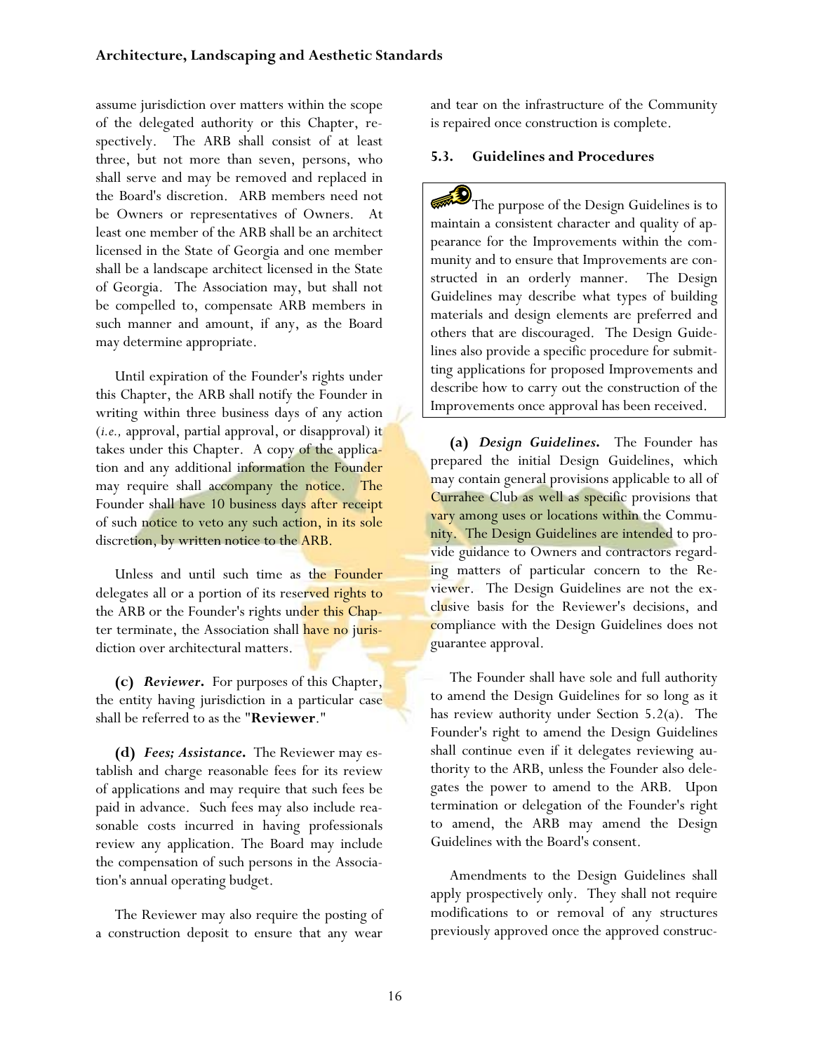assume jurisdiction over matters within the scope of the delegated authority or this Chapter, respectively. The ARB shall consist of at least three, but not more than seven, persons, who shall serve and may be removed and replaced in the Board's discretion. ARB members need not be Owners or representatives of Owners. At least one member of the ARB shall be an architect licensed in the State of Georgia and one member shall be a landscape architect licensed in the State of Georgia. The Association may, but shall not be compelled to, compensate ARB members in such manner and amount, if any, as the Board may determine appropriate.

Until expiration of the Founder's rights under this Chapter, the ARB shall notify the Founder in writing within three business days of any action (*i.e.,* approval, partial approval, or disapproval) it takes under this Chapter. A copy of the application and any additional information the Founder may require shall accompany the notice. The Founder shall have 10 business days after receipt of such notice to veto any such action, in its sole discretion, by written notice to the ARB.

Unless and until such time as the Founder delegates all or a portion of its reserved rights to the ARB or the Founder's rights under this Chapter terminate, the Association shall have no jurisdiction over architectural matters.

**(c)** ***Reviewer.*** For purposes of this Chapter, the entity having jurisdiction in a particular case shall be referred to as the "**Reviewer**."

**(d)** ***Fees; Assistance.*** The Reviewer may establish and charge reasonable fees for its review of applications and may require that such fees be paid in advance. Such fees may also include reasonable costs incurred in having professionals review any application. The Board may include the compensation of such persons in the Association's annual operating budget.

The Reviewer may also require the posting of a construction deposit to ensure that any wear and tear on the infrastructure of the Community is repaired once construction is complete.

### 5.3. Guidelines and Procedures

> The purpose of the Design Guidelines is to maintain a consistent character and quality of appearance for the Improvements within the community and to ensure that Improvements are constructed in an orderly manner. The Design Guidelines may describe what types of building materials and design elements are preferred and others that are discouraged. The Design Guidelines also provide a specific procedure for submitting applications for proposed Improvements and describe how to carry out the construction of the Improvements once approval has been received.

**(a)** ***Design Guidelines.*** The Founder has prepared the initial Design Guidelines, which may contain general provisions applicable to all of Currahee Club as well as specific provisions that vary among uses or locations within the Community. The Design Guidelines are intended to provide guidance to Owners and contractors regarding matters of particular concern to the Reviewer. The Design Guidelines are not the exclusive basis for the Reviewer's decisions, and compliance with the Design Guidelines does not guarantee approval.

The Founder shall have sole and full authority to amend the Design Guidelines for so long as it has review authority under Section 5.2(a). The Founder's right to amend the Design Guidelines shall continue even if it delegates reviewing authority to the ARB, unless the Founder also delegates the power to amend to the ARB. Upon termination or delegation of the Founder's right to amend, the ARB may amend the Design Guidelines with the Board's consent.

Amendments to the Design Guidelines shall apply prospectively only. They shall not require modifications to or removal of any structures previously approved once the approved construc-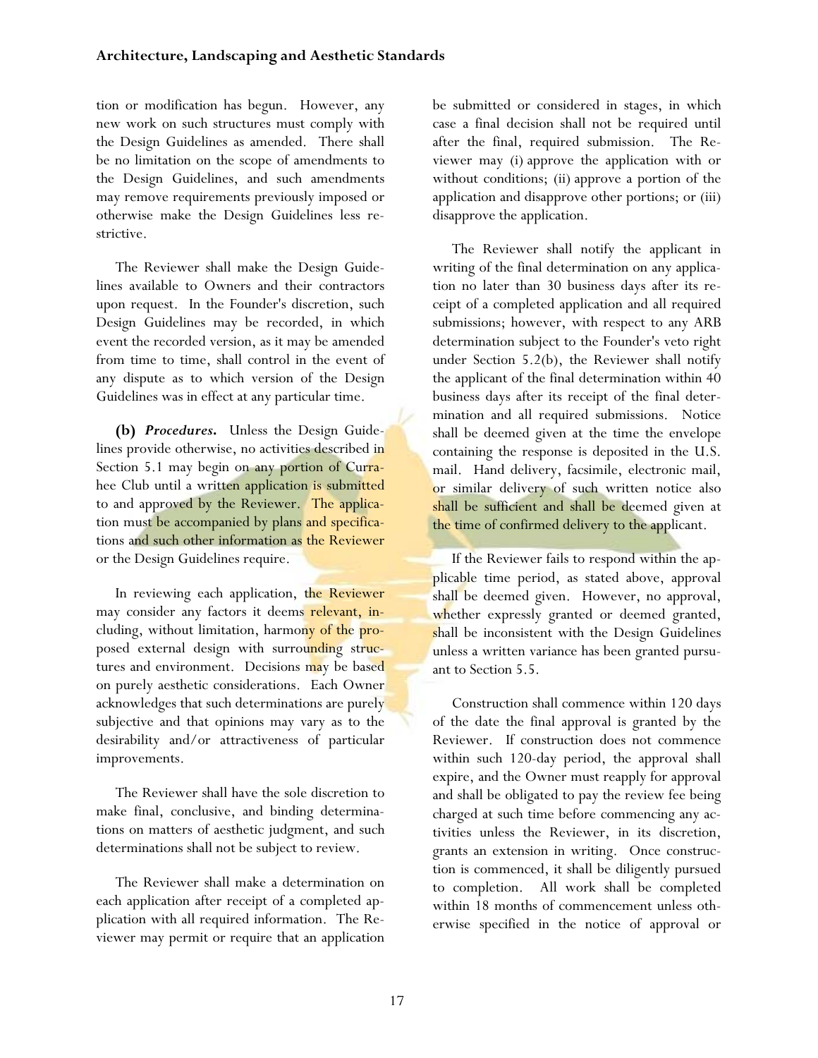tion or modification has begun. However, any new work on such structures must comply with the Design Guidelines as amended. There shall be no limitation on the scope of amendments to the Design Guidelines, and such amendments may remove requirements previously imposed or otherwise make the Design Guidelines less restrictive.

The Reviewer shall make the Design Guidelines available to Owners and their contractors upon request. In the Founder's discretion, such Design Guidelines may be recorded, in which event the recorded version, as it may be amended from time to time, shall control in the event of any dispute as to which version of the Design Guidelines was in effect at any particular time.

**(b)** ***Procedures.*** Unless the Design Guidelines provide otherwise, no activities described in Section 5.1 may begin on any portion of Currahee Club until a written application is submitted to and approved by the Reviewer. The application must be accompanied by plans and specifications and such other information as the Reviewer or the Design Guidelines require.

In reviewing each application, the Reviewer may consider any factors it deems relevant, including, without limitation, harmony of the proposed external design with surrounding structures and environment. Decisions may be based on purely aesthetic considerations. Each Owner acknowledges that such determinations are purely subjective and that opinions may vary as to the desirability and/or attractiveness of particular improvements.

The Reviewer shall have the sole discretion to make final, conclusive, and binding determinations on matters of aesthetic judgment, and such determinations shall not be subject to review.

The Reviewer shall make a determination on each application after receipt of a completed application with all required information. The Reviewer may permit or require that an application be submitted or considered in stages, in which case a final decision shall not be required until after the final, required submission. The Reviewer may (i) approve the application with or without conditions; (ii) approve a portion of the application and disapprove other portions; or (iii) disapprove the application.

The Reviewer shall notify the applicant in writing of the final determination on any application no later than 30 business days after its receipt of a completed application and all required submissions; however, with respect to any ARB determination subject to the Founder's veto right under Section 5.2(b), the Reviewer shall notify the applicant of the final determination within 40 business days after its receipt of the final determination and all required submissions. Notice shall be deemed given at the time the envelope containing the response is deposited in the U.S. mail. Hand delivery, facsimile, electronic mail, or similar delivery of such written notice also shall be sufficient and shall be deemed given at the time of confirmed delivery to the applicant.

If the Reviewer fails to respond within the applicable time period, as stated above, approval shall be deemed given. However, no approval, whether expressly granted or deemed granted, shall be inconsistent with the Design Guidelines unless a written variance has been granted pursuant to Section 5.5.

Construction shall commence within 120 days of the date the final approval is granted by the Reviewer. If construction does not commence within such 120-day period, the approval shall expire, and the Owner must reapply for approval and shall be obligated to pay the review fee being charged at such time before commencing any activities unless the Reviewer, in its discretion, grants an extension in writing. Once construction is commenced, it shall be diligently pursued to completion. All work shall be completed within 18 months of commencement unless otherwise specified in the notice of approval or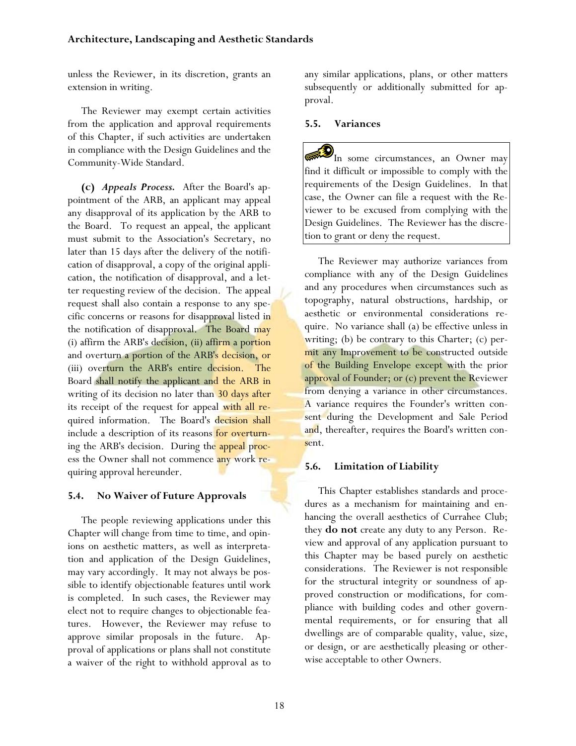unless the Reviewer, in its discretion, grants an extension in writing.

The Reviewer may exempt certain activities from the application and approval requirements of this Chapter, if such activities are undertaken in compliance with the Design Guidelines and the Community-Wide Standard.

**(c)** ***Appeals Process.*** After the Board's appointment of the ARB, an applicant may appeal any disapproval of its application by the ARB to the Board. To request an appeal, the applicant must submit to the Association's Secretary, no later than 15 days after the delivery of the notification of disapproval, a copy of the original application, the notification of disapproval, and a letter requesting review of the decision. The appeal request shall also contain a response to any specific concerns or reasons for disapproval listed in the notification of disapproval. The Board may (i) affirm the ARB's decision, (ii) affirm a portion and overturn a portion of the ARB's decision, or (iii) overturn the ARB's entire decision. The Board shall notify the applicant and the ARB in writing of its decision no later than 30 days after its receipt of the request for appeal with all required information. The Board's decision shall include a description of its reasons for overturning the ARB's decision. During the appeal process the Owner shall not commence any work requiring approval hereunder.

### 5.4. No Waiver of Future Approvals

The people reviewing applications under this Chapter will change from time to time, and opinions on aesthetic matters, as well as interpretation and application of the Design Guidelines, may vary accordingly. It may not always be possible to identify objectionable features until work is completed. In such cases, the Reviewer may elect not to require changes to objectionable features. However, the Reviewer may refuse to approve similar proposals in the future. Approval of applications or plans shall not constitute a waiver of the right to withhold approval as to any similar applications, plans, or other matters subsequently or additionally submitted for approval.

### 5.5. Variances

> In some circumstances, an Owner may find it difficult or impossible to comply with the requirements of the Design Guidelines. In that case, the Owner can file a request with the Reviewer to be excused from complying with the Design Guidelines. The Reviewer has the discretion to grant or deny the request.

The Reviewer may authorize variances from compliance with any of the Design Guidelines and any procedures when circumstances such as topography, natural obstructions, hardship, or aesthetic or environmental considerations require. No variance shall (a) be effective unless in writing; (b) be contrary to this Charter; (c) permit any Improvement to be constructed outside of the Building Envelope except with the prior approval of Founder; or (c) prevent the Reviewer from denying a variance in other circumstances. A variance requires the Founder's written consent during the Development and Sale Period and, thereafter, requires the Board's written consent.

### 5.6. Limitation of Liability

This Chapter establishes standards and procedures as a mechanism for maintaining and enhancing the overall aesthetics of Currahee Club; they **do not** create any duty to any Person. Review and approval of any application pursuant to this Chapter may be based purely on aesthetic considerations. The Reviewer is not responsible for the structural integrity or soundness of approved construction or modifications, for compliance with building codes and other governmental requirements, or for ensuring that all dwellings are of comparable quality, value, size, or design, or are aesthetically pleasing or otherwise acceptable to other Owners.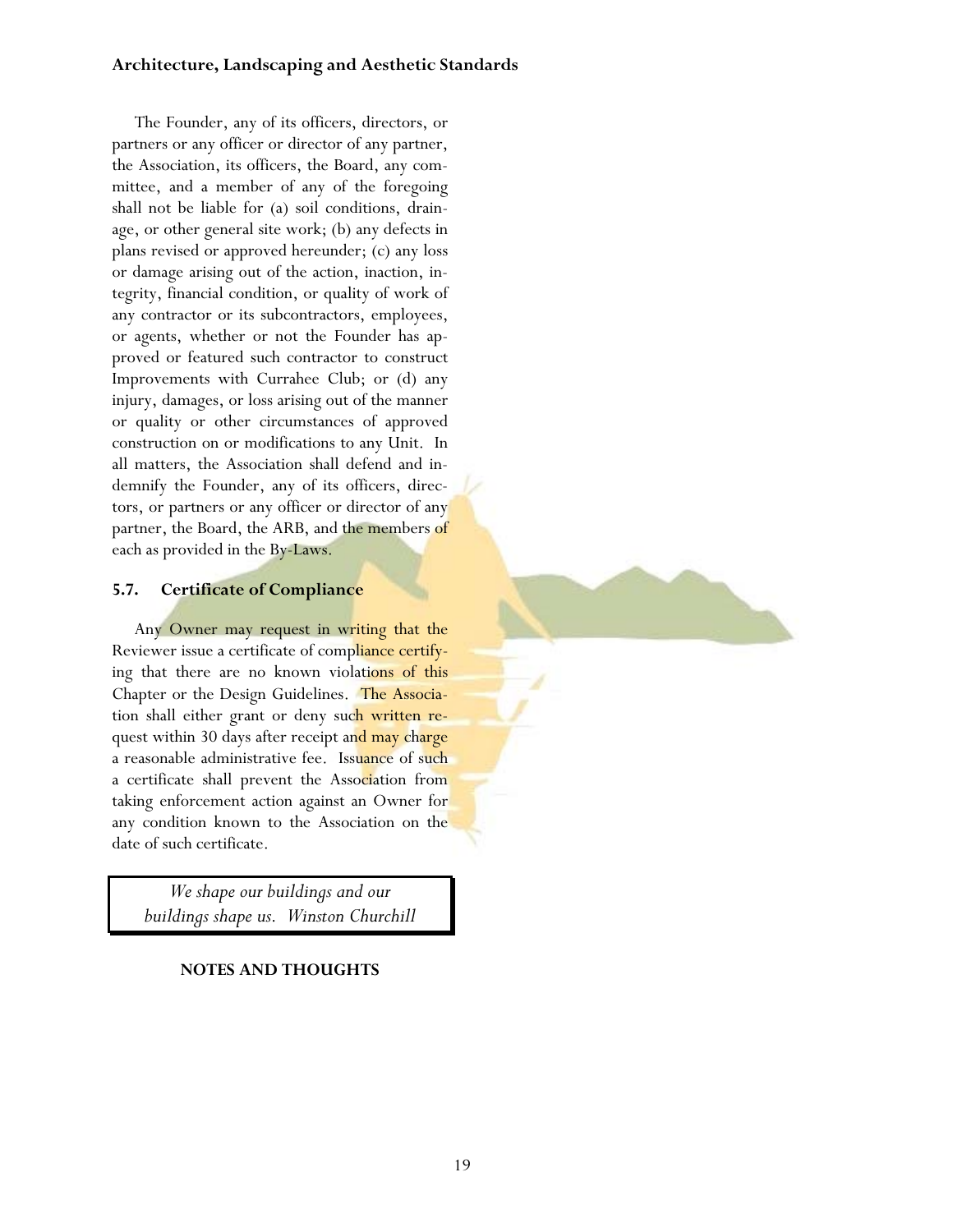The Founder, any of its officers, directors, or partners or any officer or director of any partner, the Association, its officers, the Board, any committee, and a member of any of the foregoing shall not be liable for (a) soil conditions, drainage, or other general site work; (b) any defects in plans revised or approved hereunder; (c) any loss or damage arising out of the action, inaction, integrity, financial condition, or quality of work of any contractor or its subcontractors, employees, or agents, whether or not the Founder has approved or featured such contractor to construct Improvements with Currahee Club; or (d) any injury, damages, or loss arising out of the manner or quality or other circumstances of approved construction on or modifications to any Unit. In all matters, the Association shall defend and indemnify the Founder, any of its officers, directors, or partners or any officer or director of any partner, the Board, the ARB, and the members of each as provided in the By-Laws.

### 5.7. Certificate of Compliance

Any Owner may request in writing that the Reviewer issue a certificate of compliance certifying that there are no known violations of this Chapter or the Design Guidelines. The Association shall either grant or deny such written request within 30 days after receipt and may charge a reasonable administrative fee. Issuance of such a certificate shall prevent the Association from taking enforcement action against an Owner for any condition known to the Association on the date of such certificate.

> *We shape our buildings and our buildings shape us. Winston Churchill*

**NOTES AND THOUGHTS**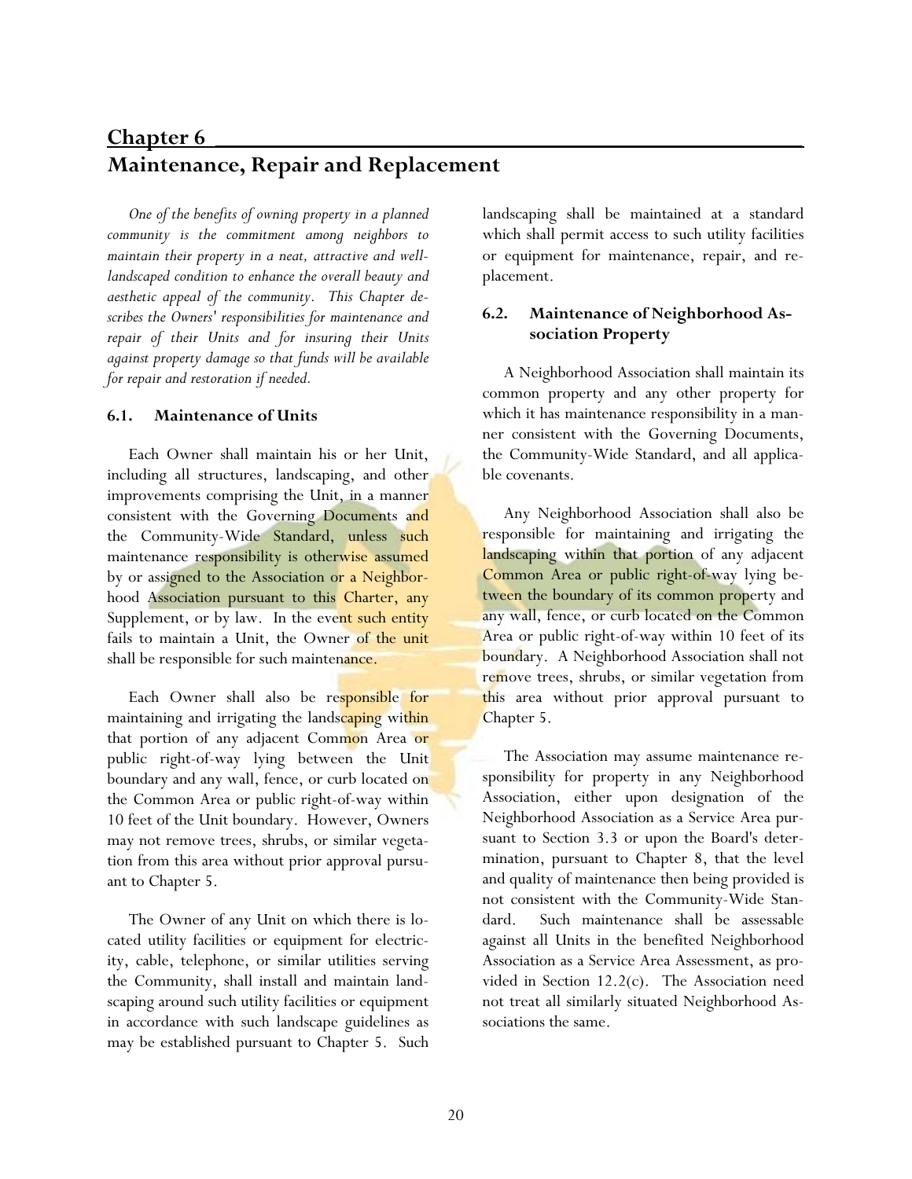# Chapter 6

# Maintenance, Repair and Replacement

*One of the benefits of owning property in a planned community is the commitment among neighbors to maintain their property in a neat, attractive and well-landscaped condition to enhance the overall beauty and aesthetic appeal of the community. This Chapter describes the Owners' responsibilities for maintenance and repair of their Units and for insuring their Units against property damage so that funds will be available for repair and restoration if needed.*

### 6.1. Maintenance of Units

Each Owner shall maintain his or her Unit, including all structures, landscaping, and other improvements comprising the Unit, in a manner consistent with the Governing Documents and the Community-Wide Standard, unless such maintenance responsibility is otherwise assumed by or assigned to the Association or a Neighborhood Association pursuant to this Charter, any Supplement, or by law. In the event such entity fails to maintain a Unit, the Owner of the unit shall be responsible for such maintenance.

Each Owner shall also be responsible for maintaining and irrigating the landscaping within that portion of any adjacent Common Area or public right-of-way lying between the Unit boundary and any wall, fence, or curb located on the Common Area or public right-of-way within 10 feet of the Unit boundary. However, Owners may not remove trees, shrubs, or similar vegetation from this area without prior approval pursuant to Chapter 5.

The Owner of any Unit on which there is located utility facilities or equipment for electricity, cable, telephone, or similar utilities serving the Community, shall install and maintain landscaping around such utility facilities or equipment in accordance with such landscape guidelines as may be established pursuant to Chapter 5. Such landscaping shall be maintained at a standard which shall permit access to such utility facilities or equipment for maintenance, repair, and replacement.

### 6.2. Maintenance of Neighborhood Association Property

A Neighborhood Association shall maintain its common property and any other property for which it has maintenance responsibility in a manner consistent with the Governing Documents, the Community-Wide Standard, and all applicable covenants.

Any Neighborhood Association shall also be responsible for maintaining and irrigating the landscaping within that portion of any adjacent Common Area or public right-of-way lying between the boundary of its common property and any wall, fence, or curb located on the Common Area or public right-of-way within 10 feet of its boundary. A Neighborhood Association shall not remove trees, shrubs, or similar vegetation from this area without prior approval pursuant to Chapter 5.

The Association may assume maintenance responsibility for property in any Neighborhood Association, either upon designation of the Neighborhood Association as a Service Area pursuant to Section 3.3 or upon the Board's determination, pursuant to Chapter 8, that the level and quality of maintenance then being provided is not consistent with the Community-Wide Standard. Such maintenance shall be assessable against all Units in the benefited Neighborhood Association as a Service Area Assessment, as provided in Section 12.2(c). The Association need not treat all similarly situated Neighborhood Associations the same.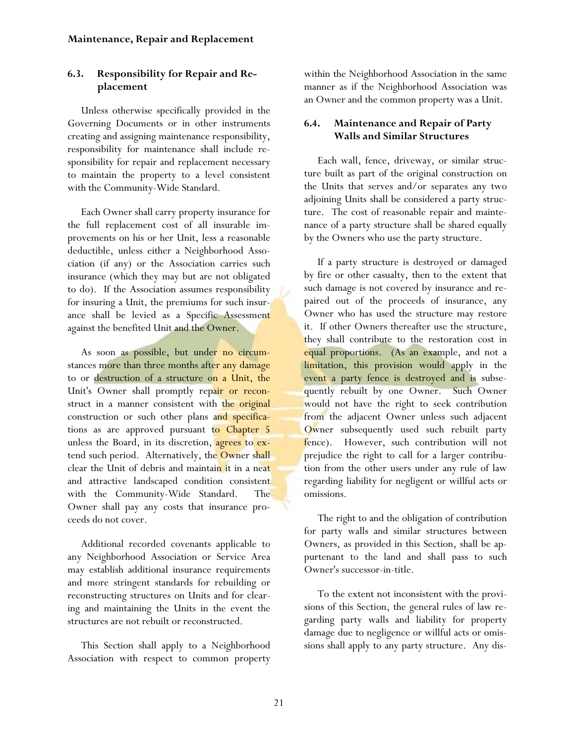### 6.3. Responsibility for Repair and Replacement

Unless otherwise specifically provided in the Governing Documents or in other instruments creating and assigning maintenance responsibility, responsibility for maintenance shall include responsibility for repair and replacement necessary to maintain the property to a level consistent with the Community-Wide Standard.

Each Owner shall carry property insurance for the full replacement cost of all insurable improvements on his or her Unit, less a reasonable deductible, unless either a Neighborhood Association (if any) or the Association carries such insurance (which they may but are not obligated to do). If the Association assumes responsibility for insuring a Unit, the premiums for such insurance shall be levied as a Specific Assessment against the benefited Unit and the Owner.

As soon as possible, but under no circumstances more than three months after any damage to or destruction of a structure on a Unit, the Unit's Owner shall promptly repair or reconstruct in a manner consistent with the original construction or such other plans and specifications as are approved pursuant to Chapter 5 unless the Board, in its discretion, agrees to extend such period. Alternatively, the Owner shall clear the Unit of debris and maintain it in a neat and attractive landscaped condition consistent with the Community-Wide Standard. The Owner shall pay any costs that insurance proceeds do not cover.

Additional recorded covenants applicable to any Neighborhood Association or Service Area may establish additional insurance requirements and more stringent standards for rebuilding or reconstructing structures on Units and for clearing and maintaining the Units in the event the structures are not rebuilt or reconstructed.

This Section shall apply to a Neighborhood Association with respect to common property within the Neighborhood Association in the same manner as if the Neighborhood Association was an Owner and the common property was a Unit.

### 6.4. Maintenance and Repair of Party Walls and Similar Structures

Each wall, fence, driveway, or similar structure built as part of the original construction on the Units that serves and/or separates any two adjoining Units shall be considered a party structure. The cost of reasonable repair and maintenance of a party structure shall be shared equally by the Owners who use the party structure.

If a party structure is destroyed or damaged by fire or other casualty, then to the extent that such damage is not covered by insurance and repaired out of the proceeds of insurance, any Owner who has used the structure may restore it. If other Owners thereafter use the structure, they shall contribute to the restoration cost in equal proportions. (As an example, and not a limitation, this provision would apply in the event a party fence is destroyed and is subsequently rebuilt by one Owner. Such Owner would not have the right to seek contribution from the adjacent Owner unless such adjacent Owner subsequently used such rebuilt party fence). However, such contribution will not prejudice the right to call for a larger contribution from the other users under any rule of law regarding liability for negligent or willful acts or omissions.

The right to and the obligation of contribution for party walls and similar structures between Owners, as provided in this Section, shall be appurtenant to the land and shall pass to such Owner's successor-in-title.

To the extent not inconsistent with the provisions of this Section, the general rules of law regarding party walls and liability for property damage due to negligence or willful acts or omissions shall apply to any party structure. Any dis-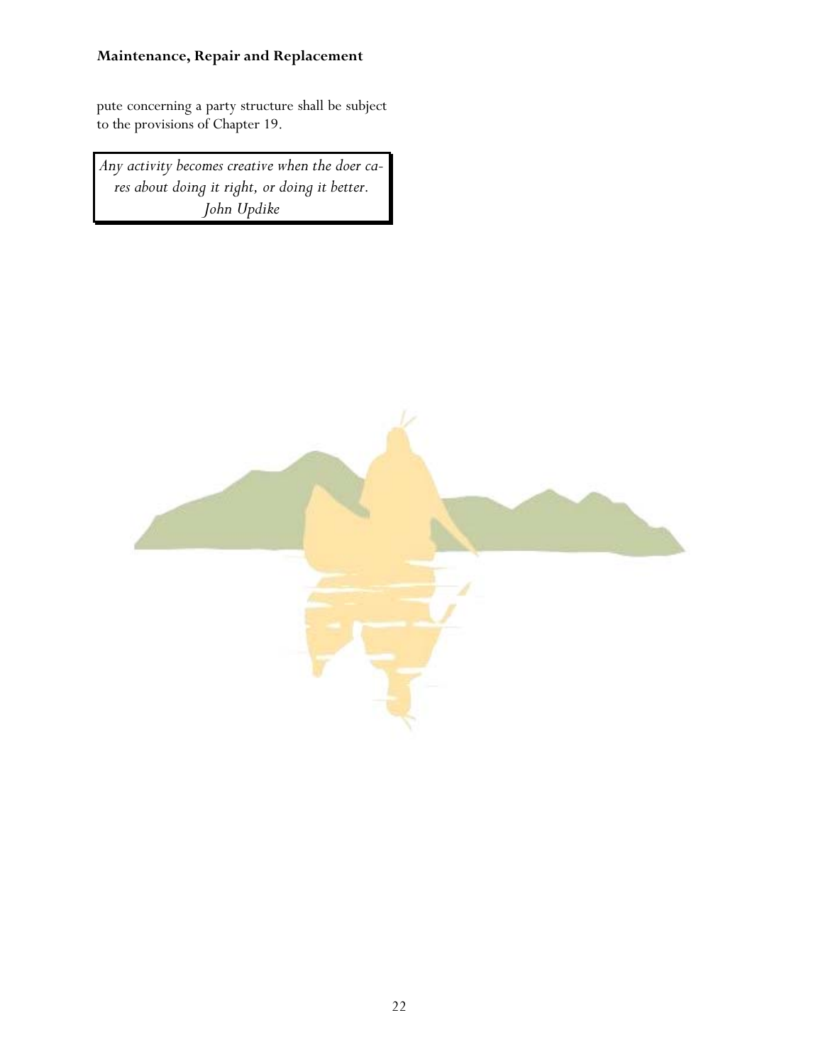pute concerning a party structure shall be subject to the provisions of Chapter 19.

*Any activity becomes creative when the doer cares about doing it right, or doing it better.*
*John Updike*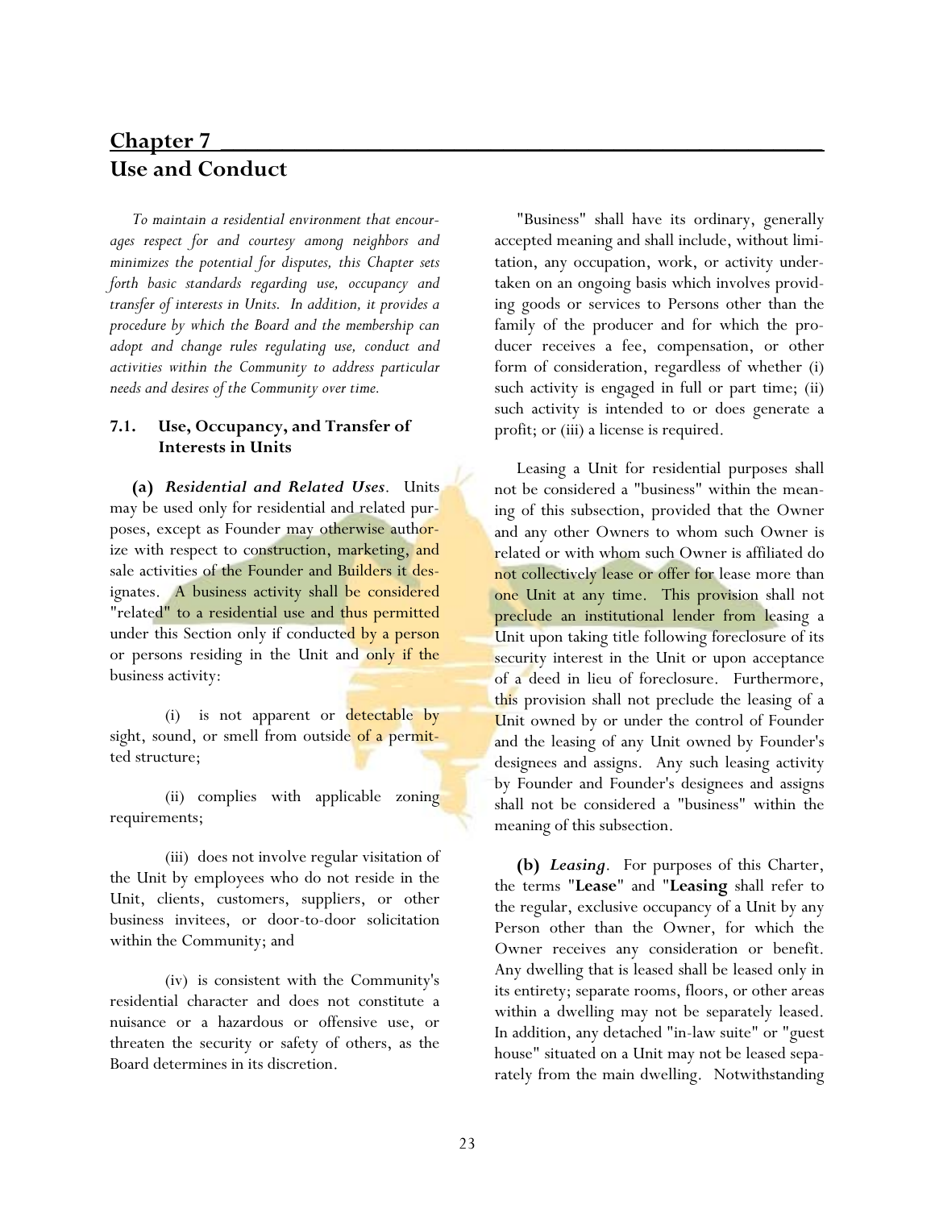# Chapter 7

# Use and Conduct

*To maintain a residential environment that encourages respect for and courtesy among neighbors and minimizes the potential for disputes, this Chapter sets forth basic standards regarding use, occupancy and transfer of interests in Units. In addition, it provides a procedure by which the Board and the membership can adopt and change rules regulating use, conduct and activities within the Community to address particular needs and desires of the Community over time.*

### 7.1. Use, Occupancy, and Transfer of Interests in Units

**(a)** ***Residential and Related Uses***. Units may be used only for residential and related purposes, except as Founder may otherwise authorize with respect to construction, marketing, and sale activities of the Founder and Builders it designates. A business activity shall be considered "related" to a residential use and thus permitted under this Section only if conducted by a person or persons residing in the Unit and only if the business activity:

(i) is not apparent or detectable by sight, sound, or smell from outside of a permitted structure;

(ii) complies with applicable zoning requirements;

(iii) does not involve regular visitation of the Unit by employees who do not reside in the Unit, clients, customers, suppliers, or other business invitees, or door-to-door solicitation within the Community; and

(iv) is consistent with the Community's residential character and does not constitute a nuisance or a hazardous or offensive use, or threaten the security or safety of others, as the Board determines in its discretion.

"Business" shall have its ordinary, generally accepted meaning and shall include, without limitation, any occupation, work, or activity undertaken on an ongoing basis which involves providing goods or services to Persons other than the family of the producer and for which the producer receives a fee, compensation, or other form of consideration, regardless of whether (i) such activity is engaged in full or part time; (ii) such activity is intended to or does generate a profit; or (iii) a license is required.

Leasing a Unit for residential purposes shall not be considered a "business" within the meaning of this subsection, provided that the Owner and any other Owners to whom such Owner is related or with whom such Owner is affiliated do not collectively lease or offer for lease more than one Unit at any time. This provision shall not preclude an institutional lender from leasing a Unit upon taking title following foreclosure of its security interest in the Unit or upon acceptance of a deed in lieu of foreclosure. Furthermore, this provision shall not preclude the leasing of a Unit owned by or under the control of Founder and the leasing of any Unit owned by Founder's designees and assigns. Any such leasing activity by Founder and Founder's designees and assigns shall not be considered a "business" within the meaning of this subsection.

**(b)** ***Leasing***. For purposes of this Charter, the terms "**Lease**" and "**Leasing** shall refer to the regular, exclusive occupancy of a Unit by any Person other than the Owner, for which the Owner receives any consideration or benefit. Any dwelling that is leased shall be leased only in its entirety; separate rooms, floors, or other areas within a dwelling may not be separately leased. In addition, any detached "in-law suite" or "guest house" situated on a Unit may not be leased separately from the main dwelling. Notwithstanding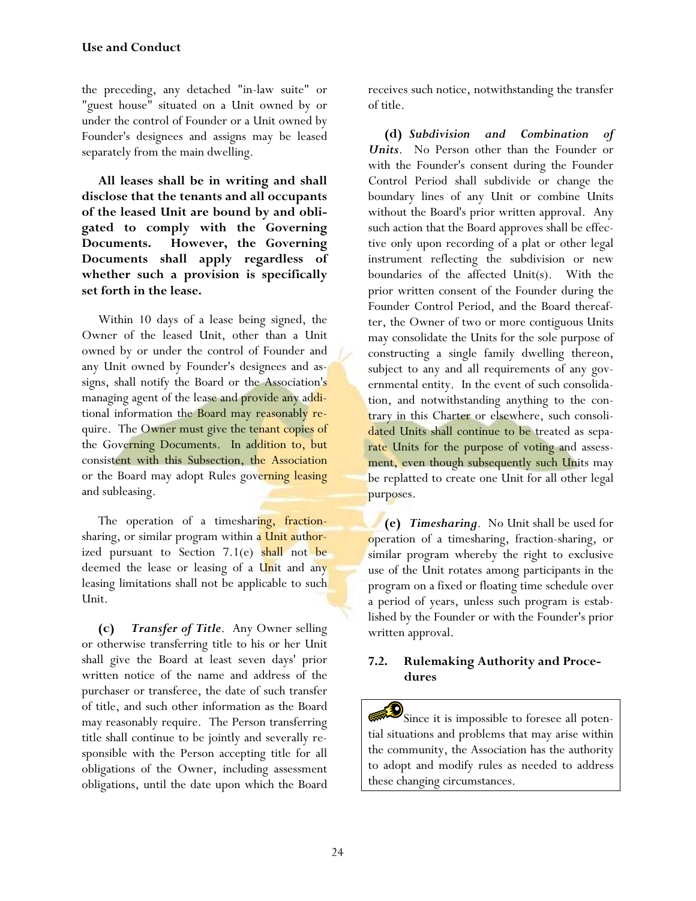the preceding, any detached "in-law suite" or "guest house" situated on a Unit owned by or under the control of Founder or a Unit owned by Founder's designees and assigns may be leased separately from the main dwelling.

**All leases shall be in writing and shall disclose that the tenants and all occupants of the leased Unit are bound by and obligated to comply with the Governing Documents. However, the Governing Documents shall apply regardless of whether such a provision is specifically set forth in the lease.**

Within 10 days of a lease being signed, the Owner of the leased Unit, other than a Unit owned by or under the control of Founder and any Unit owned by Founder's designees and assigns, shall notify the Board or the Association's managing agent of the lease and provide any additional information the Board may reasonably require. The Owner must give the tenant copies of the Governing Documents. In addition to, but consistent with this Subsection, the Association or the Board may adopt Rules governing leasing and subleasing.

The operation of a timesharing, fraction-sharing, or similar program within a Unit authorized pursuant to Section 7.1(e) shall not be deemed the lease or leasing of a Unit and any leasing limitations shall not be applicable to such Unit.

**(c)** ***Transfer of Title***. Any Owner selling or otherwise transferring title to his or her Unit shall give the Board at least seven days' prior written notice of the name and address of the purchaser or transferee, the date of such transfer of title, and such other information as the Board may reasonably require. The Person transferring title shall continue to be jointly and severally responsible with the Person accepting title for all obligations of the Owner, including assessment obligations, until the date upon which the Board receives such notice, notwithstanding the transfer of title.

**(d)** ***Subdivision and Combination of Units***. No Person other than the Founder or with the Founder's consent during the Founder Control Period shall subdivide or change the boundary lines of any Unit or combine Units without the Board's prior written approval. Any such action that the Board approves shall be effective only upon recording of a plat or other legal instrument reflecting the subdivision or new boundaries of the affected Unit(s). With the prior written consent of the Founder during the Founder Control Period, and the Board thereafter, the Owner of two or more contiguous Units may consolidate the Units for the sole purpose of constructing a single family dwelling thereon, subject to any and all requirements of any governmental entity. In the event of such consolidation, and notwithstanding anything to the contrary in this Charter or elsewhere, such consolidated Units shall continue to be treated as separate Units for the purpose of voting and assessment, even though subsequently such Units may be replatted to create one Unit for all other legal purposes.

**(e)** ***Timesharing***. No Unit shall be used for operation of a timesharing, fraction-sharing, or similar program whereby the right to exclusive use of the Unit rotates among participants in the program on a fixed or floating time schedule over a period of years, unless such program is established by the Founder or with the Founder's prior written approval.

## 7.2. Rulemaking Authority and Procedures

> Since it is impossible to foresee all potential situations and problems that may arise within the community, the Association has the authority to adopt and modify rules as needed to address these changing circumstances.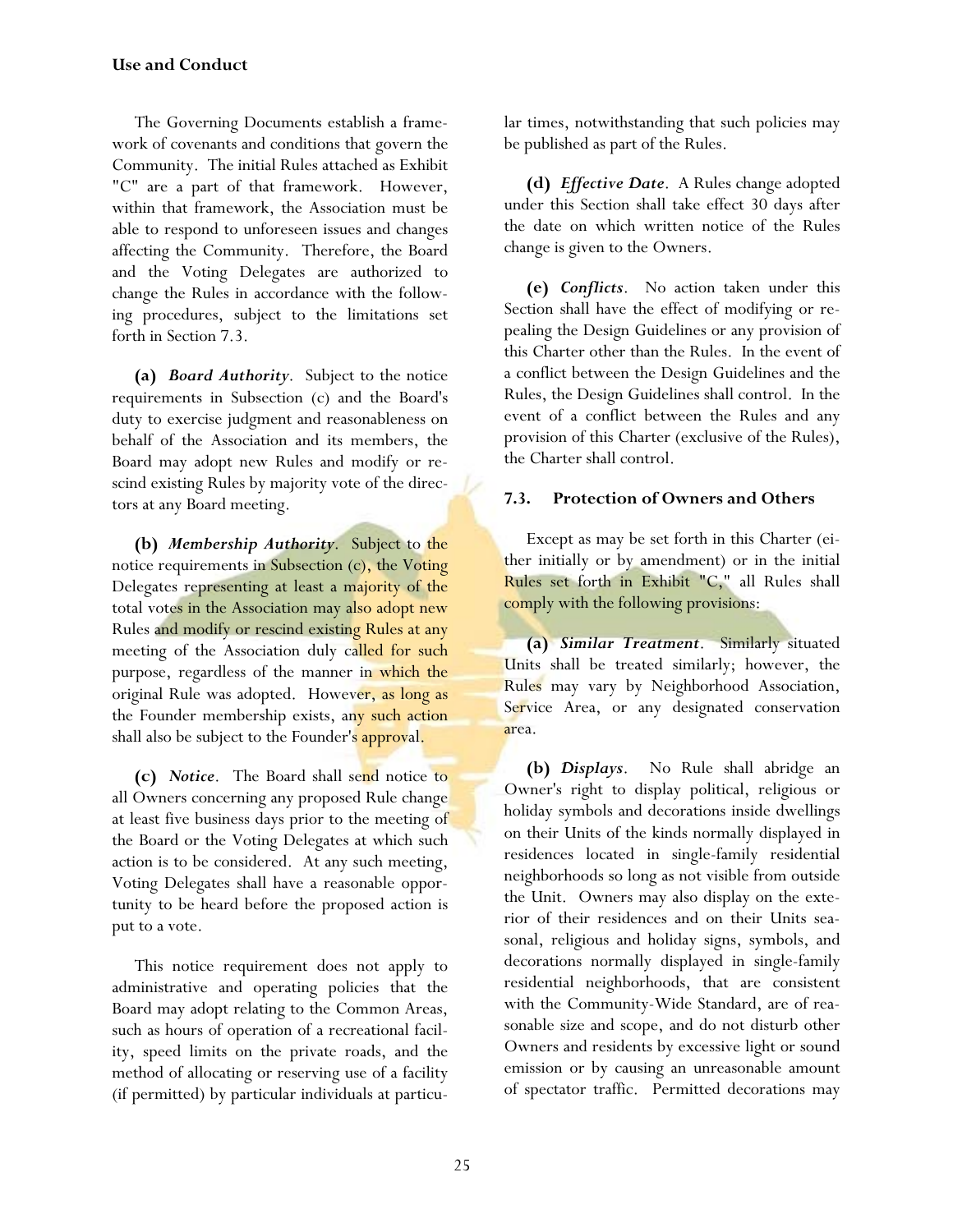**Use and Conduct**

The Governing Documents establish a framework of covenants and conditions that govern the Community. The initial Rules attached as Exhibit "C" are a part of that framework. However, within that framework, the Association must be able to respond to unforeseen issues and changes affecting the Community. Therefore, the Board and the Voting Delegates are authorized to change the Rules in accordance with the following procedures, subject to the limitations set forth in Section 7.3.

**(a)** ***Board Authority***. Subject to the notice requirements in Subsection (c) and the Board's duty to exercise judgment and reasonableness on behalf of the Association and its members, the Board may adopt new Rules and modify or rescind existing Rules by majority vote of the directors at any Board meeting.

**(b)** ***Membership Authority***. Subject to the notice requirements in Subsection (c), the Voting Delegates representing at least a majority of the total votes in the Association may also adopt new Rules and modify or rescind existing Rules at any meeting of the Association duly called for such purpose, regardless of the manner in which the original Rule was adopted. However, as long as the Founder membership exists, any such action shall also be subject to the Founder's approval.

**(c)** ***Notice***. The Board shall send notice to all Owners concerning any proposed Rule change at least five business days prior to the meeting of the Board or the Voting Delegates at which such action is to be considered. At any such meeting, Voting Delegates shall have a reasonable opportunity to be heard before the proposed action is put to a vote.

This notice requirement does not apply to administrative and operating policies that the Board may adopt relating to the Common Areas, such as hours of operation of a recreational facility, speed limits on the private roads, and the method of allocating or reserving use of a facility (if permitted) by particular individuals at particular times, notwithstanding that such policies may be published as part of the Rules.

**(d)** ***Effective Date***. A Rules change adopted under this Section shall take effect 30 days after the date on which written notice of the Rules change is given to the Owners.

**(e)** ***Conflicts***. No action taken under this Section shall have the effect of modifying or repealing the Design Guidelines or any provision of this Charter other than the Rules. In the event of a conflict between the Design Guidelines and the Rules, the Design Guidelines shall control. In the event of a conflict between the Rules and any provision of this Charter (exclusive of the Rules), the Charter shall control.

### 7.3. Protection of Owners and Others

Except as may be set forth in this Charter (either initially or by amendment) or in the initial Rules set forth in Exhibit "C," all Rules shall comply with the following provisions:

**(a)** ***Similar Treatment***. Similarly situated Units shall be treated similarly; however, the Rules may vary by Neighborhood Association, Service Area, or any designated conservation area.

**(b)** ***Displays***. No Rule shall abridge an Owner's right to display political, religious or holiday symbols and decorations inside dwellings on their Units of the kinds normally displayed in residences located in single-family residential neighborhoods so long as not visible from outside the Unit. Owners may also display on the exterior of their residences and on their Units seasonal, religious and holiday signs, symbols, and decorations normally displayed in single-family residential neighborhoods, that are consistent with the Community-Wide Standard, are of reasonable size and scope, and do not disturb other Owners and residents by excessive light or sound emission or by causing an unreasonable amount of spectator traffic. Permitted decorations may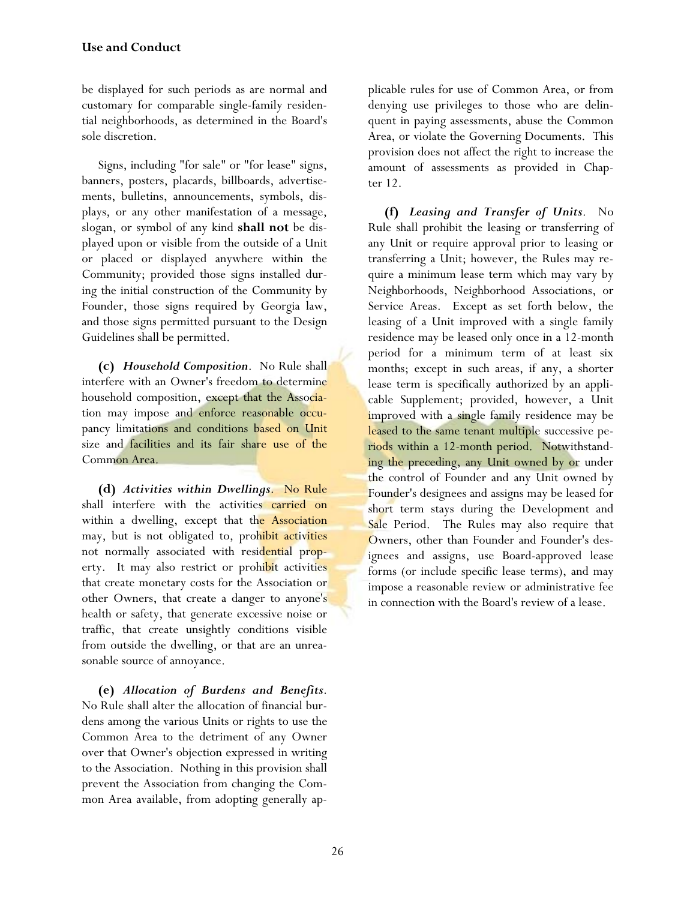be displayed for such periods as are normal and customary for comparable single-family residential neighborhoods, as determined in the Board's sole discretion.

Signs, including "for sale" or "for lease" signs, banners, posters, placards, billboards, advertisements, bulletins, announcements, symbols, displays, or any other manifestation of a message, slogan, or symbol of any kind **shall not** be displayed upon or visible from the outside of a Unit or placed or displayed anywhere within the Community; provided those signs installed during the initial construction of the Community by Founder, those signs required by Georgia law, and those signs permitted pursuant to the Design Guidelines shall be permitted.

**(c)** ***Household Composition***. No Rule shall interfere with an Owner's freedom to determine household composition, except that the Association may impose and enforce reasonable occupancy limitations and conditions based on Unit size and facilities and its fair share use of the Common Area.

**(d)** ***Activities within Dwellings***. No Rule shall interfere with the activities carried on within a dwelling, except that the Association may, but is not obligated to, prohibit activities not normally associated with residential property. It may also restrict or prohibit activities that create monetary costs for the Association or other Owners, that create a danger to anyone's health or safety, that generate excessive noise or traffic, that create unsightly conditions visible from outside the dwelling, or that are an unreasonable source of annoyance.

**(e)** ***Allocation of Burdens and Benefits***. No Rule shall alter the allocation of financial burdens among the various Units or rights to use the Common Area to the detriment of any Owner over that Owner's objection expressed in writing to the Association. Nothing in this provision shall prevent the Association from changing the Common Area available, from adopting generally applicable rules for use of Common Area, or from denying use privileges to those who are delinquent in paying assessments, abuse the Common Area, or violate the Governing Documents. This provision does not affect the right to increase the amount of assessments as provided in Chapter 12.

**(f)** ***Leasing and Transfer of Units***. No Rule shall prohibit the leasing or transferring of any Unit or require approval prior to leasing or transferring a Unit; however, the Rules may require a minimum lease term which may vary by Neighborhoods, Neighborhood Associations, or Service Areas. Except as set forth below, the leasing of a Unit improved with a single family residence may be leased only once in a 12-month period for a minimum term of at least six months; except in such areas, if any, a shorter lease term is specifically authorized by an applicable Supplement; provided, however, a Unit improved with a single family residence may be leased to the same tenant multiple successive periods within a 12-month period. Notwithstanding the preceding, any Unit owned by or under the control of Founder and any Unit owned by Founder's designees and assigns may be leased for short term stays during the Development and Sale Period. The Rules may also require that Owners, other than Founder and Founder's designees and assigns, use Board-approved lease forms (or include specific lease terms), and may impose a reasonable review or administrative fee in connection with the Board's review of a lease.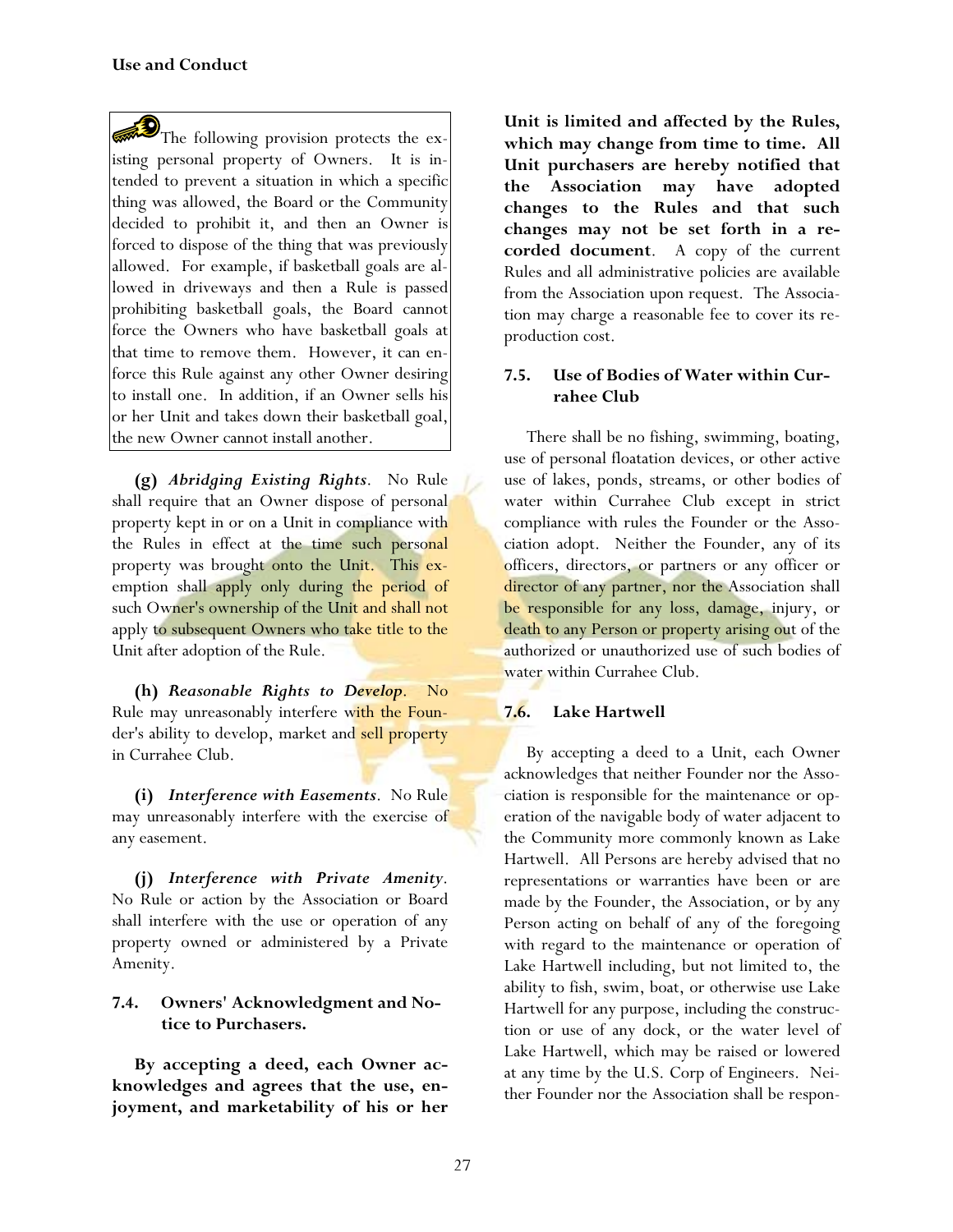The following provision protects the existing personal property of Owners. It is intended to prevent a situation in which a specific thing was allowed, the Board or the Community decided to prohibit it, and then an Owner is forced to dispose of the thing that was previously allowed. For example, if basketball goals are allowed in driveways and then a Rule is passed prohibiting basketball goals, the Board cannot force the Owners who have basketball goals at that time to remove them. However, it can enforce this Rule against any other Owner desiring to install one. In addition, if an Owner sells his or her Unit and takes down their basketball goal, the new Owner cannot install another.

**(g)** ***Abridging Existing Rights***. No Rule shall require that an Owner dispose of personal property kept in or on a Unit in compliance with the Rules in effect at the time such personal property was brought onto the Unit. This exemption shall apply only during the period of such Owner's ownership of the Unit and shall not apply to subsequent Owners who take title to the Unit after adoption of the Rule.

**(h)** ***Reasonable Rights to Develop***. No Rule may unreasonably interfere with the Founder's ability to develop, market and sell property in Currahee Club.

**(i)** ***Interference with Easements***. No Rule may unreasonably interfere with the exercise of any easement.

**(j)** ***Interference with Private Amenity***. No Rule or action by the Association or Board shall interfere with the use or operation of any property owned or administered by a Private Amenity.

### 7.4. Owners' Acknowledgment and Notice to Purchasers.

**By accepting a deed, each Owner acknowledges and agrees that the use, enjoyment, and marketability of his or her Unit is limited and affected by the Rules, which may change from time to time. All Unit purchasers are hereby notified that the Association may have adopted changes to the Rules and that such changes may not be set forth in a recorded document**. A copy of the current Rules and all administrative policies are available from the Association upon request. The Association may charge a reasonable fee to cover its reproduction cost.

### 7.5. Use of Bodies of Water within Currahee Club

There shall be no fishing, swimming, boating, use of personal floatation devices, or other active use of lakes, ponds, streams, or other bodies of water within Currahee Club except in strict compliance with rules the Founder or the Association adopt. Neither the Founder, any of its officers, directors, or partners or any officer or director of any partner, nor the Association shall be responsible for any loss, damage, injury, or death to any Person or property arising out of the authorized or unauthorized use of such bodies of water within Currahee Club.

### 7.6. Lake Hartwell

By accepting a deed to a Unit, each Owner acknowledges that neither Founder nor the Association is responsible for the maintenance or operation of the navigable body of water adjacent to the Community more commonly known as Lake Hartwell. All Persons are hereby advised that no representations or warranties have been or are made by the Founder, the Association, or by any Person acting on behalf of any of the foregoing with regard to the maintenance or operation of Lake Hartwell including, but not limited to, the ability to fish, swim, boat, or otherwise use Lake Hartwell for any purpose, including the construction or use of any dock, or the water level of Lake Hartwell, which may be raised or lowered at any time by the U.S. Corp of Engineers. Neither Founder nor the Association shall be respon-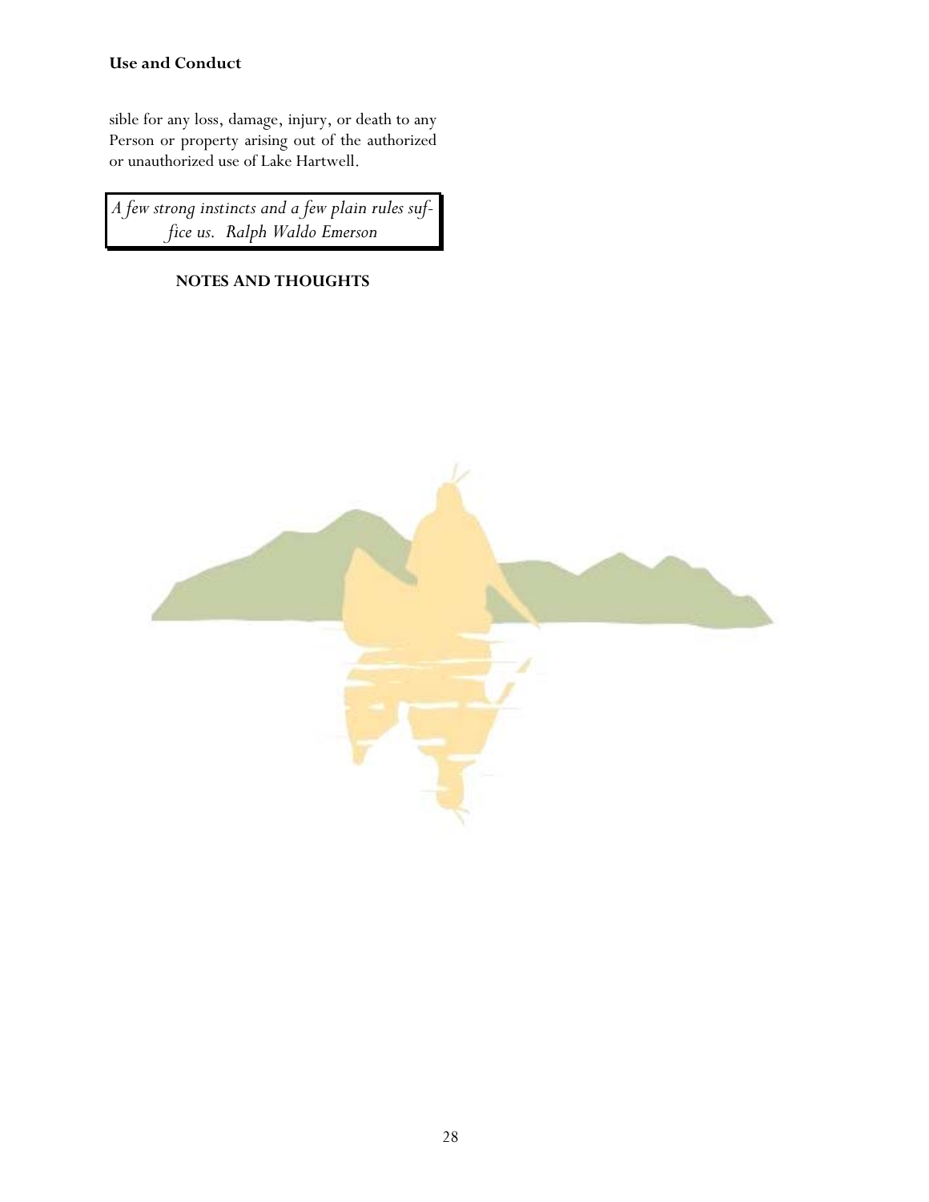sible for any loss, damage, injury, or death to any Person or property arising out of the authorized or unauthorized use of Lake Hartwell.

*A few strong instincts and a few plain rules suffice us. Ralph Waldo Emerson*

**NOTES AND THOUGHTS**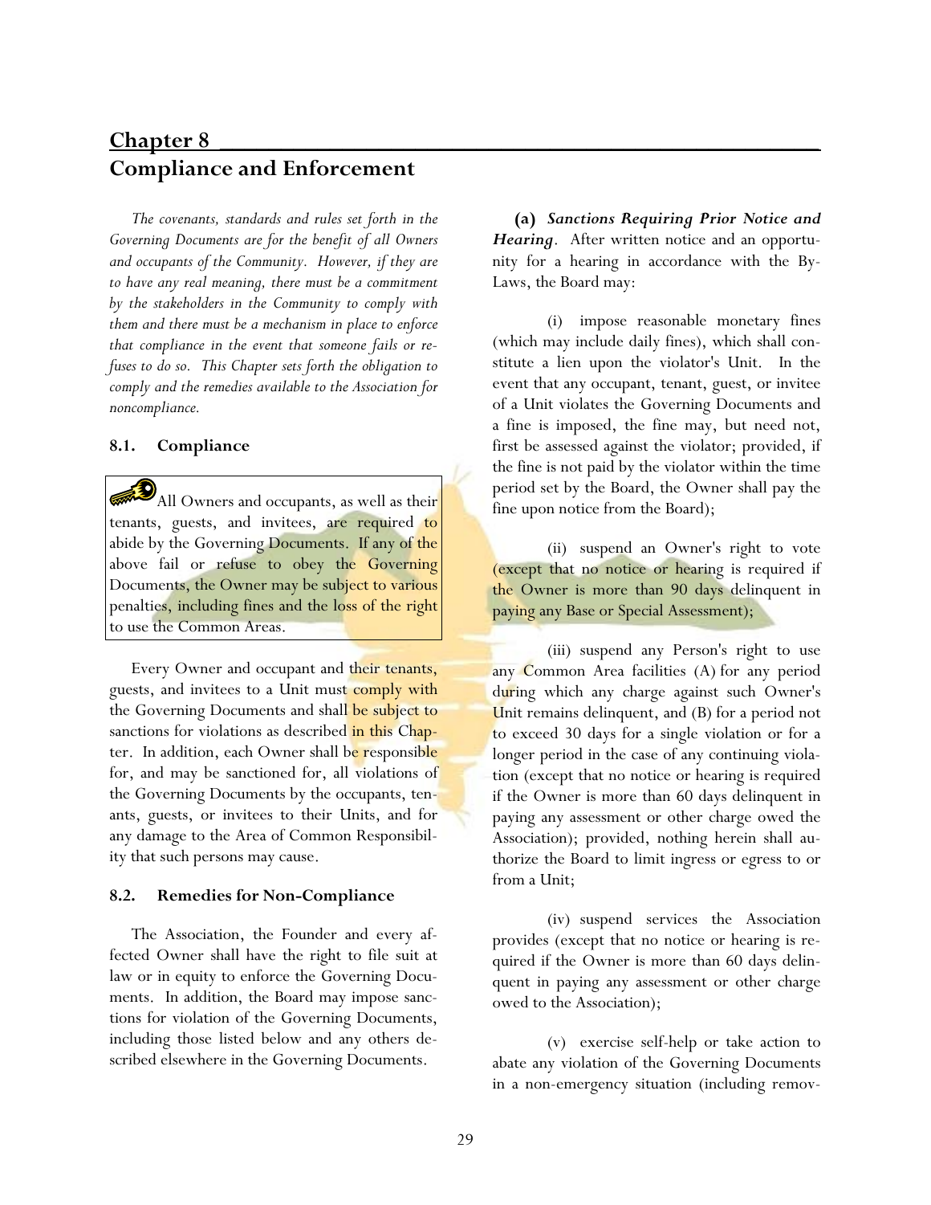# Chapter 8
# Compliance and Enforcement

*The covenants, standards and rules set forth in the Governing Documents are for the benefit of all Owners and occupants of the Community. However, if they are to have any real meaning, there must be a commitment by the stakeholders in the Community to comply with them and there must be a mechanism in place to enforce that compliance in the event that someone fails or refuses to do so. This Chapter sets forth the obligation to comply and the remedies available to the Association for noncompliance.*

## 8.1. Compliance

> All Owners and occupants, as well as their tenants, guests, and invitees, are required to abide by the Governing Documents. If any of the above fail or refuse to obey the Governing Documents, the Owner may be subject to various penalties, including fines and the loss of the right to use the Common Areas.

Every Owner and occupant and their tenants, guests, and invitees to a Unit must comply with the Governing Documents and shall be subject to sanctions for violations as described in this Chapter. In addition, each Owner shall be responsible for, and may be sanctioned for, all violations of the Governing Documents by the occupants, tenants, guests, or invitees to their Units, and for any damage to the Area of Common Responsibility that such persons may cause.

## 8.2. Remedies for Non-Compliance

The Association, the Founder and every affected Owner shall have the right to file suit at law or in equity to enforce the Governing Documents. In addition, the Board may impose sanctions for violation of the Governing Documents, including those listed below and any others described elsewhere in the Governing Documents.

**(a)** ***Sanctions Requiring Prior Notice and Hearing***. After written notice and an opportunity for a hearing in accordance with the By-Laws, the Board may:

(i) impose reasonable monetary fines (which may include daily fines), which shall constitute a lien upon the violator's Unit. In the event that any occupant, tenant, guest, or invitee of a Unit violates the Governing Documents and a fine is imposed, the fine may, but need not, first be assessed against the violator; provided, if the fine is not paid by the violator within the time period set by the Board, the Owner shall pay the fine upon notice from the Board);

(ii) suspend an Owner's right to vote (except that no notice or hearing is required if the Owner is more than 90 days delinquent in paying any Base or Special Assessment);

(iii) suspend any Person's right to use any Common Area facilities (A) for any period during which any charge against such Owner's Unit remains delinquent, and (B) for a period not to exceed 30 days for a single violation or for a longer period in the case of any continuing violation (except that no notice or hearing is required if the Owner is more than 60 days delinquent in paying any assessment or other charge owed the Association); provided, nothing herein shall authorize the Board to limit ingress or egress to or from a Unit;

(iv) suspend services the Association provides (except that no notice or hearing is required if the Owner is more than 60 days delinquent in paying any assessment or other charge owed to the Association);

(v) exercise self-help or take action to abate any violation of the Governing Documents in a non-emergency situation (including remov-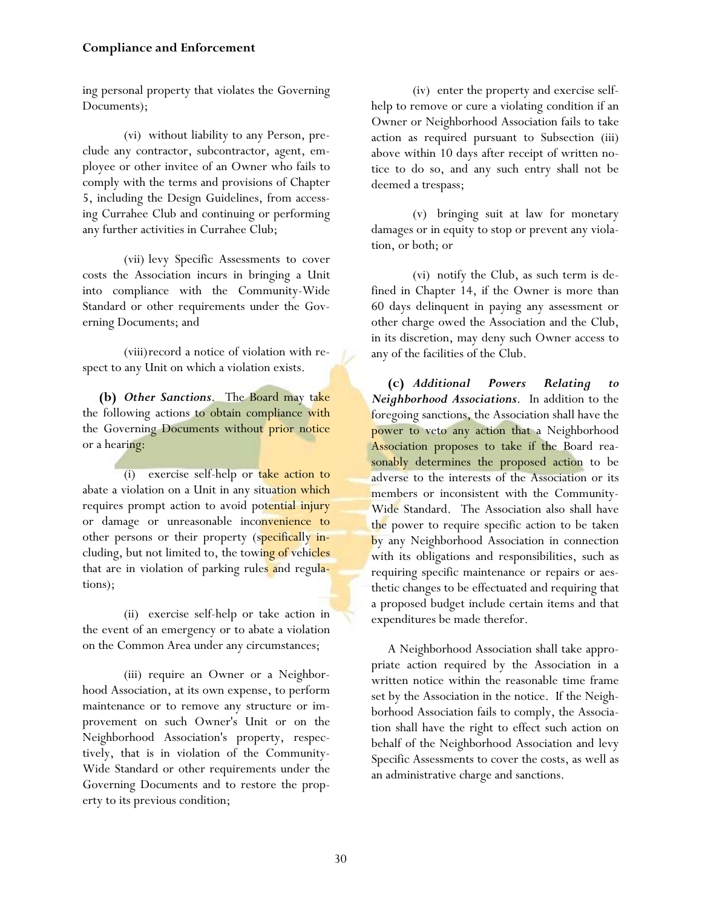ing personal property that violates the Governing Documents);

(vi) without liability to any Person, preclude any contractor, subcontractor, agent, employee or other invitee of an Owner who fails to comply with the terms and provisions of Chapter 5, including the Design Guidelines, from accessing Currahee Club and continuing or performing any further activities in Currahee Club;

(vii) levy Specific Assessments to cover costs the Association incurs in bringing a Unit into compliance with the Community-Wide Standard or other requirements under the Governing Documents; and

(viii) record a notice of violation with respect to any Unit on which a violation exists.

**(b)** ***Other Sanctions***. The Board may take the following actions to obtain compliance with the Governing Documents without prior notice or a hearing:

(i) exercise self-help or take action to abate a violation on a Unit in any situation which requires prompt action to avoid potential injury or damage or unreasonable inconvenience to other persons or their property (specifically including, but not limited to, the towing of vehicles that are in violation of parking rules and regulations);

(ii) exercise self-help or take action in the event of an emergency or to abate a violation on the Common Area under any circumstances;

(iii) require an Owner or a Neighborhood Association, at its own expense, to perform maintenance or to remove any structure or improvement on such Owner's Unit or on the Neighborhood Association's property, respectively, that is in violation of the Community-Wide Standard or other requirements under the Governing Documents and to restore the property to its previous condition;

(iv) enter the property and exercise self-help to remove or cure a violating condition if an Owner or Neighborhood Association fails to take action as required pursuant to Subsection (iii) above within 10 days after receipt of written notice to do so, and any such entry shall not be deemed a trespass;

(v) bringing suit at law for monetary damages or in equity to stop or prevent any violation, or both; or

(vi) notify the Club, as such term is defined in Chapter 14, if the Owner is more than 60 days delinquent in paying any assessment or other charge owed the Association and the Club, in its discretion, may deny such Owner access to any of the facilities of the Club.

**(c)** ***Additional Powers Relating to Neighborhood Associations***. In addition to the foregoing sanctions, the Association shall have the power to veto any action that a Neighborhood Association proposes to take if the Board reasonably determines the proposed action to be adverse to the interests of the Association or its members or inconsistent with the Community-Wide Standard. The Association also shall have the power to require specific action to be taken by any Neighborhood Association in connection with its obligations and responsibilities, such as requiring specific maintenance or repairs or aesthetic changes to be effectuated and requiring that a proposed budget include certain items and that expenditures be made therefor.

A Neighborhood Association shall take appropriate action required by the Association in a written notice within the reasonable time frame set by the Association in the notice. If the Neighborhood Association fails to comply, the Association shall have the right to effect such action on behalf of the Neighborhood Association and levy Specific Assessments to cover the costs, as well as an administrative charge and sanctions.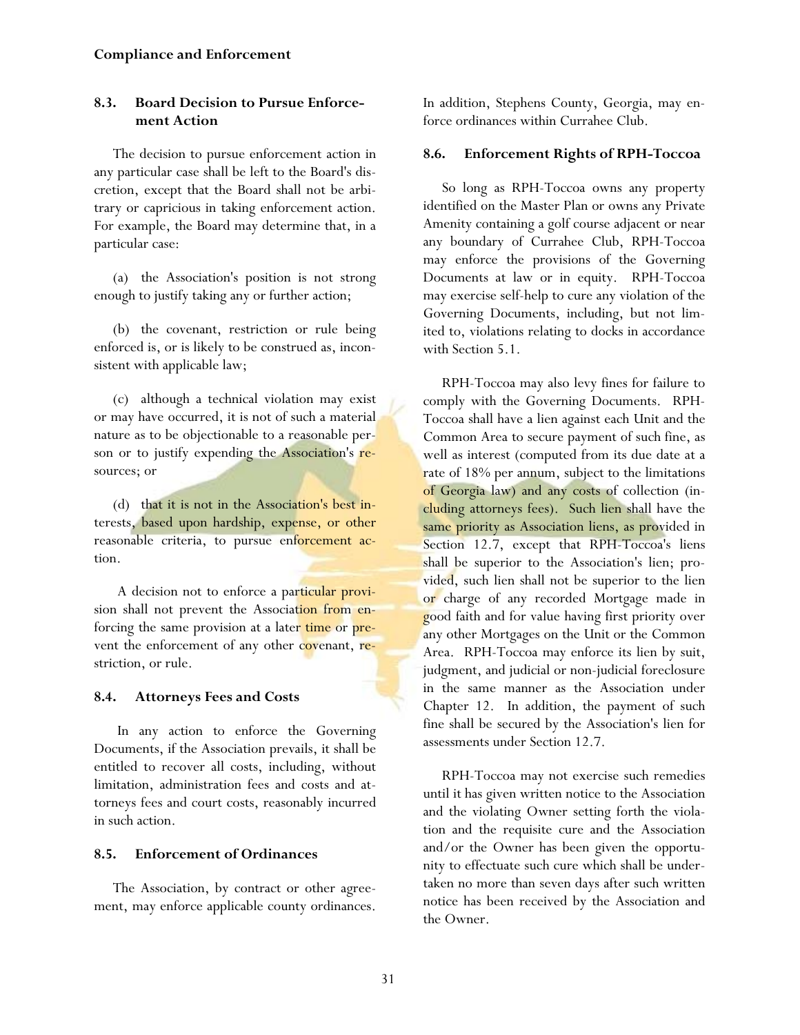### 8.3. Board Decision to Pursue Enforcement Action

The decision to pursue enforcement action in any particular case shall be left to the Board's discretion, except that the Board shall not be arbitrary or capricious in taking enforcement action. For example, the Board may determine that, in a particular case:

(a) the Association's position is not strong enough to justify taking any or further action;

(b) the covenant, restriction or rule being enforced is, or is likely to be construed as, inconsistent with applicable law;

(c) although a technical violation may exist or may have occurred, it is not of such a material nature as to be objectionable to a reasonable person or to justify expending the Association's resources; or

(d) that it is not in the Association's best interests, based upon hardship, expense, or other reasonable criteria, to pursue enforcement action.

A decision not to enforce a particular provision shall not prevent the Association from enforcing the same provision at a later time or prevent the enforcement of any other covenant, restriction, or rule.

### 8.4. Attorneys Fees and Costs

In any action to enforce the Governing Documents, if the Association prevails, it shall be entitled to recover all costs, including, without limitation, administration fees and costs and attorneys fees and court costs, reasonably incurred in such action.

### 8.5. Enforcement of Ordinances

The Association, by contract or other agreement, may enforce applicable county ordinances. In addition, Stephens County, Georgia, may enforce ordinances within Currahee Club.

### 8.6. Enforcement Rights of RPH-Toccoa

So long as RPH-Toccoa owns any property identified on the Master Plan or owns any Private Amenity containing a golf course adjacent or near any boundary of Currahee Club, RPH-Toccoa may enforce the provisions of the Governing Documents at law or in equity. RPH-Toccoa may exercise self-help to cure any violation of the Governing Documents, including, but not limited to, violations relating to docks in accordance with Section 5.1.

RPH-Toccoa may also levy fines for failure to comply with the Governing Documents. RPH-Toccoa shall have a lien against each Unit and the Common Area to secure payment of such fine, as well as interest (computed from its due date at a rate of 18% per annum, subject to the limitations of Georgia law) and any costs of collection (including attorneys fees). Such lien shall have the same priority as Association liens, as provided in Section 12.7, except that RPH-Toccoa's liens shall be superior to the Association's lien; provided, such lien shall not be superior to the lien or charge of any recorded Mortgage made in good faith and for value having first priority over any other Mortgages on the Unit or the Common Area. RPH-Toccoa may enforce its lien by suit, judgment, and judicial or non-judicial foreclosure in the same manner as the Association under Chapter 12. In addition, the payment of such fine shall be secured by the Association's lien for assessments under Section 12.7.

RPH-Toccoa may not exercise such remedies until it has given written notice to the Association and the violating Owner setting forth the violation and the requisite cure and the Association and/or the Owner has been given the opportunity to effectuate such cure which shall be undertaken no more than seven days after such written notice has been received by the Association and the Owner.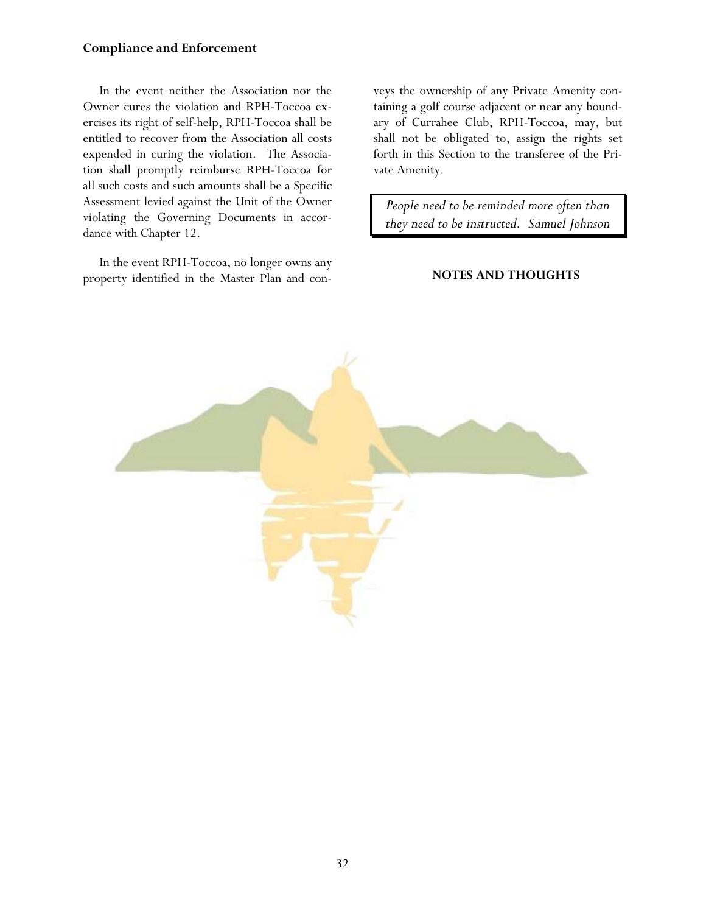**Compliance and Enforcement**

In the event neither the Association nor the Owner cures the violation and RPH-Toccoa exercises its right of self-help, RPH-Toccoa shall be entitled to recover from the Association all costs expended in curing the violation. The Association shall promptly reimburse RPH-Toccoa for all such costs and such amounts shall be a Specific Assessment levied against the Unit of the Owner violating the Governing Documents in accordance with Chapter 12.

In the event RPH-Toccoa, no longer owns any property identified in the Master Plan and conveys the ownership of any Private Amenity containing a golf course adjacent or near any boundary of Currahee Club, RPH-Toccoa, may, but shall not be obligated to, assign the rights set forth in this Section to the transferee of the Private Amenity.

> *People need to be reminded more often than they need to be instructed. Samuel Johnson*

**NOTES AND THOUGHTS**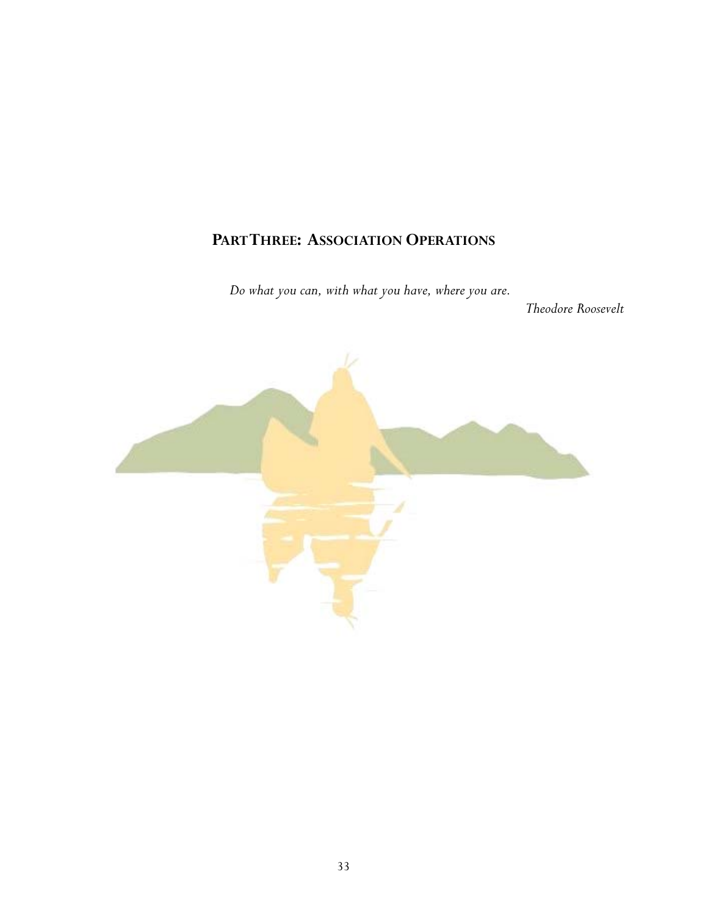# Part Three: Association Operations

*Do what you can, with what you have, where you are.*

*Theodore Roosevelt*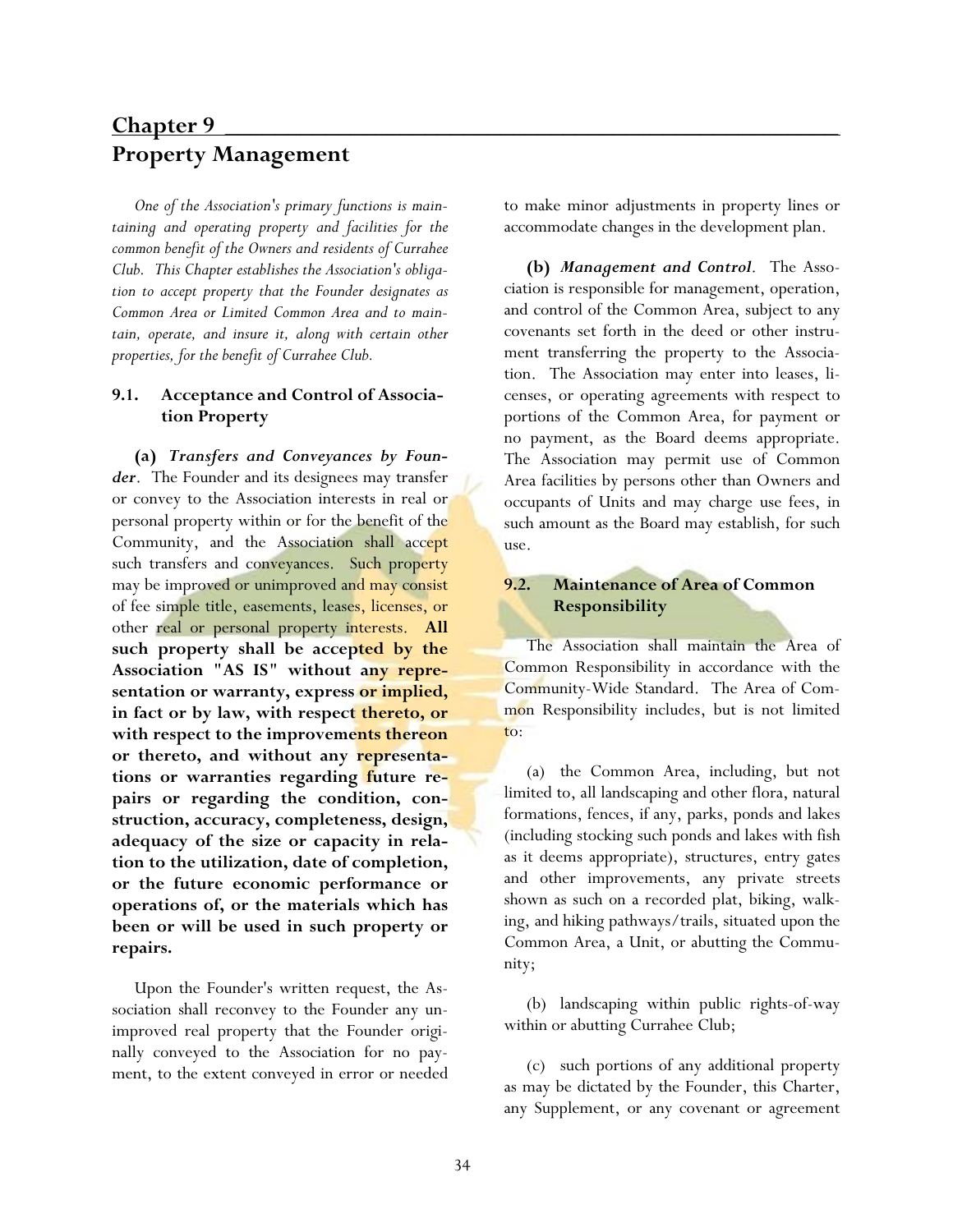# Chapter 9

# Property Management

*One of the Association's primary functions is maintaining and operating property and facilities for the common benefit of the Owners and residents of Currahee Club. This Chapter establishes the Association's obligation to accept property that the Founder designates as Common Area or Limited Common Area and to maintain, operate, and insure it, along with certain other properties, for the benefit of Currahee Club.*

## 9.1. Acceptance and Control of Association Property

**(a)** ***Transfers and Conveyances by Founder***. The Founder and its designees may transfer or convey to the Association interests in real or personal property within or for the benefit of the Community, and the Association shall accept such transfers and conveyances. Such property may be improved or unimproved and may consist of fee simple title, easements, leases, licenses, or other real or personal property interests. **All such property shall be accepted by the Association "AS IS" without any representation or warranty, express or implied, in fact or by law, with respect thereto, or with respect to the improvements thereon or thereto, and without any representations or warranties regarding future repairs or regarding the condition, construction, accuracy, completeness, design, adequacy of the size or capacity in relation to the utilization, date of completion, or the future economic performance or operations of, or the materials which has been or will be used in such property or repairs.**

Upon the Founder's written request, the Association shall reconvey to the Founder any unimproved real property that the Founder originally conveyed to the Association for no payment, to the extent conveyed in error or needed to make minor adjustments in property lines or accommodate changes in the development plan.

**(b)** ***Management and Control***. The Association is responsible for management, operation, and control of the Common Area, subject to any covenants set forth in the deed or other instrument transferring the property to the Association. The Association may enter into leases, licenses, or operating agreements with respect to portions of the Common Area, for payment or no payment, as the Board deems appropriate. The Association may permit use of Common Area facilities by persons other than Owners and occupants of Units and may charge use fees, in such amount as the Board may establish, for such use.

## 9.2. Maintenance of Area of Common Responsibility

The Association shall maintain the Area of Common Responsibility in accordance with the Community-Wide Standard. The Area of Common Responsibility includes, but is not limited to:

(a) the Common Area, including, but not limited to, all landscaping and other flora, natural formations, fences, if any, parks, ponds and lakes (including stocking such ponds and lakes with fish as it deems appropriate), structures, entry gates and other improvements, any private streets shown as such on a recorded plat, biking, walking, and hiking pathways/trails, situated upon the Common Area, a Unit, or abutting the Community;

(b) landscaping within public rights-of-way within or abutting Currahee Club;

(c) such portions of any additional property as may be dictated by the Founder, this Charter, any Supplement, or any covenant or agreement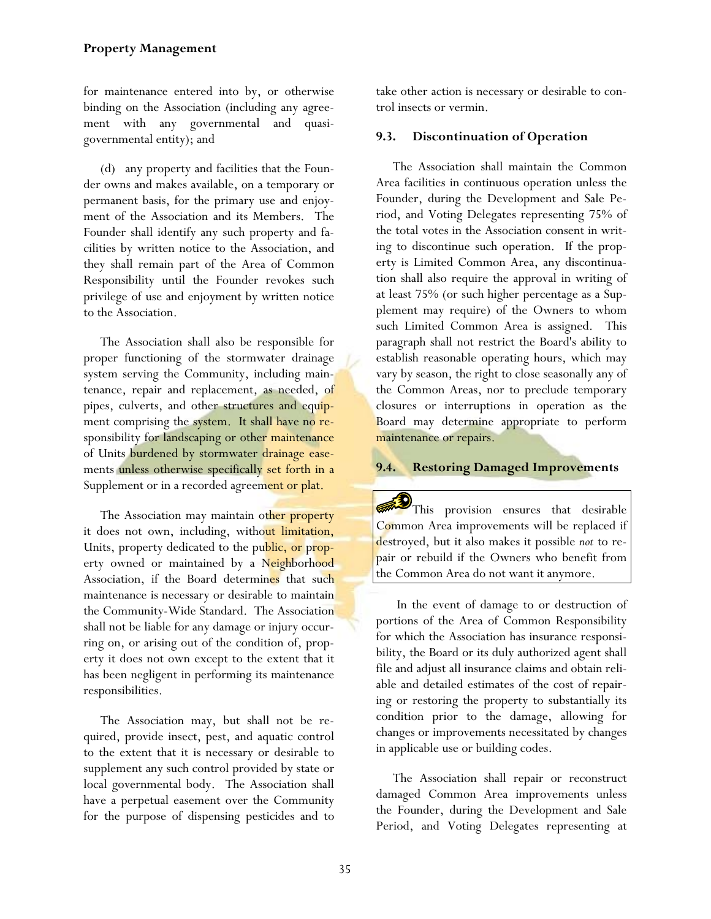for maintenance entered into by, or otherwise binding on the Association (including any agreement with any governmental and quasi-governmental entity); and

(d) any property and facilities that the Founder owns and makes available, on a temporary or permanent basis, for the primary use and enjoyment of the Association and its Members. The Founder shall identify any such property and facilities by written notice to the Association, and they shall remain part of the Area of Common Responsibility until the Founder revokes such privilege of use and enjoyment by written notice to the Association.

The Association shall also be responsible for proper functioning of the stormwater drainage system serving the Community, including maintenance, repair and replacement, as needed, of pipes, culverts, and other structures and equipment comprising the system. It shall have no responsibility for landscaping or other maintenance of Units burdened by stormwater drainage easements unless otherwise specifically set forth in a Supplement or in a recorded agreement or plat.

The Association may maintain other property it does not own, including, without limitation, Units, property dedicated to the public, or property owned or maintained by a Neighborhood Association, if the Board determines that such maintenance is necessary or desirable to maintain the Community-Wide Standard. The Association shall not be liable for any damage or injury occurring on, or arising out of the condition of, property it does not own except to the extent that it has been negligent in performing its maintenance responsibilities.

The Association may, but shall not be required, provide insect, pest, and aquatic control to the extent that it is necessary or desirable to supplement any such control provided by state or local governmental body. The Association shall have a perpetual easement over the Community for the purpose of dispensing pesticides and to take other action is necessary or desirable to control insects or vermin.

### 9.3. Discontinuation of Operation

The Association shall maintain the Common Area facilities in continuous operation unless the Founder, during the Development and Sale Period, and Voting Delegates representing 75% of the total votes in the Association consent in writing to discontinue such operation. If the property is Limited Common Area, any discontinuation shall also require the approval in writing of at least 75% (or such higher percentage as a Supplement may require) of the Owners to whom such Limited Common Area is assigned. This paragraph shall not restrict the Board's ability to establish reasonable operating hours, which may vary by season, the right to close seasonally any of the Common Areas, nor to preclude temporary closures or interruptions in operation as the Board may determine appropriate to perform maintenance or repairs.

### 9.4. Restoring Damaged Improvements

> This provision ensures that desirable Common Area improvements will be replaced if destroyed, but it also makes it possible *not* to repair or rebuild if the Owners who benefit from the Common Area do not want it anymore.

In the event of damage to or destruction of portions of the Area of Common Responsibility for which the Association has insurance responsibility, the Board or its duly authorized agent shall file and adjust all insurance claims and obtain reliable and detailed estimates of the cost of repairing or restoring the property to substantially its condition prior to the damage, allowing for changes or improvements necessitated by changes in applicable use or building codes.

The Association shall repair or reconstruct damaged Common Area improvements unless the Founder, during the Development and Sale Period, and Voting Delegates representing at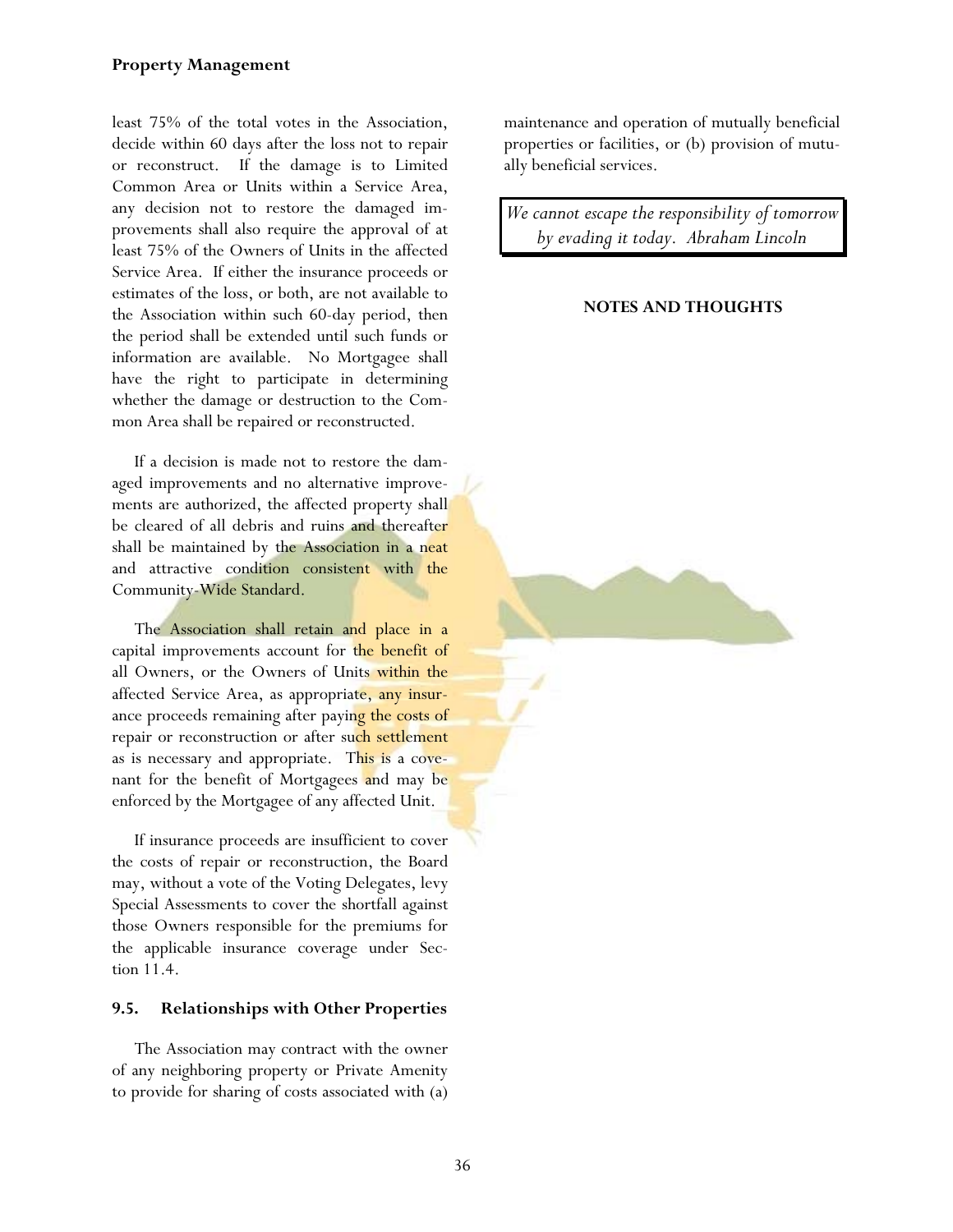least 75% of the total votes in the Association, decide within 60 days after the loss not to repair or reconstruct. If the damage is to Limited Common Area or Units within a Service Area, any decision not to restore the damaged improvements shall also require the approval of at least 75% of the Owners of Units in the affected Service Area. If either the insurance proceeds or estimates of the loss, or both, are not available to the Association within such 60-day period, then the period shall be extended until such funds or information are available. No Mortgagee shall have the right to participate in determining whether the damage or destruction to the Common Area shall be repaired or reconstructed.

If a decision is made not to restore the damaged improvements and no alternative improvements are authorized, the affected property shall be cleared of all debris and ruins and thereafter shall be maintained by the Association in a neat and attractive condition consistent with the Community-Wide Standard.

The Association shall retain and place in a capital improvements account for the benefit of all Owners, or the Owners of Units within the affected Service Area, as appropriate, any insurance proceeds remaining after paying the costs of repair or reconstruction or after such settlement as is necessary and appropriate. This is a covenant for the benefit of Mortgagees and may be enforced by the Mortgagee of any affected Unit.

If insurance proceeds are insufficient to cover the costs of repair or reconstruction, the Board may, without a vote of the Voting Delegates, levy Special Assessments to cover the shortfall against those Owners responsible for the premiums for the applicable insurance coverage under Section 11.4.

### 9.5. Relationships with Other Properties

The Association may contract with the owner of any neighboring property or Private Amenity to provide for sharing of costs associated with (a) maintenance and operation of mutually beneficial properties or facilities, or (b) provision of mutually beneficial services.

*We cannot escape the responsibility of tomorrow by evading it today. Abraham Lincoln*

**NOTES AND THOUGHTS**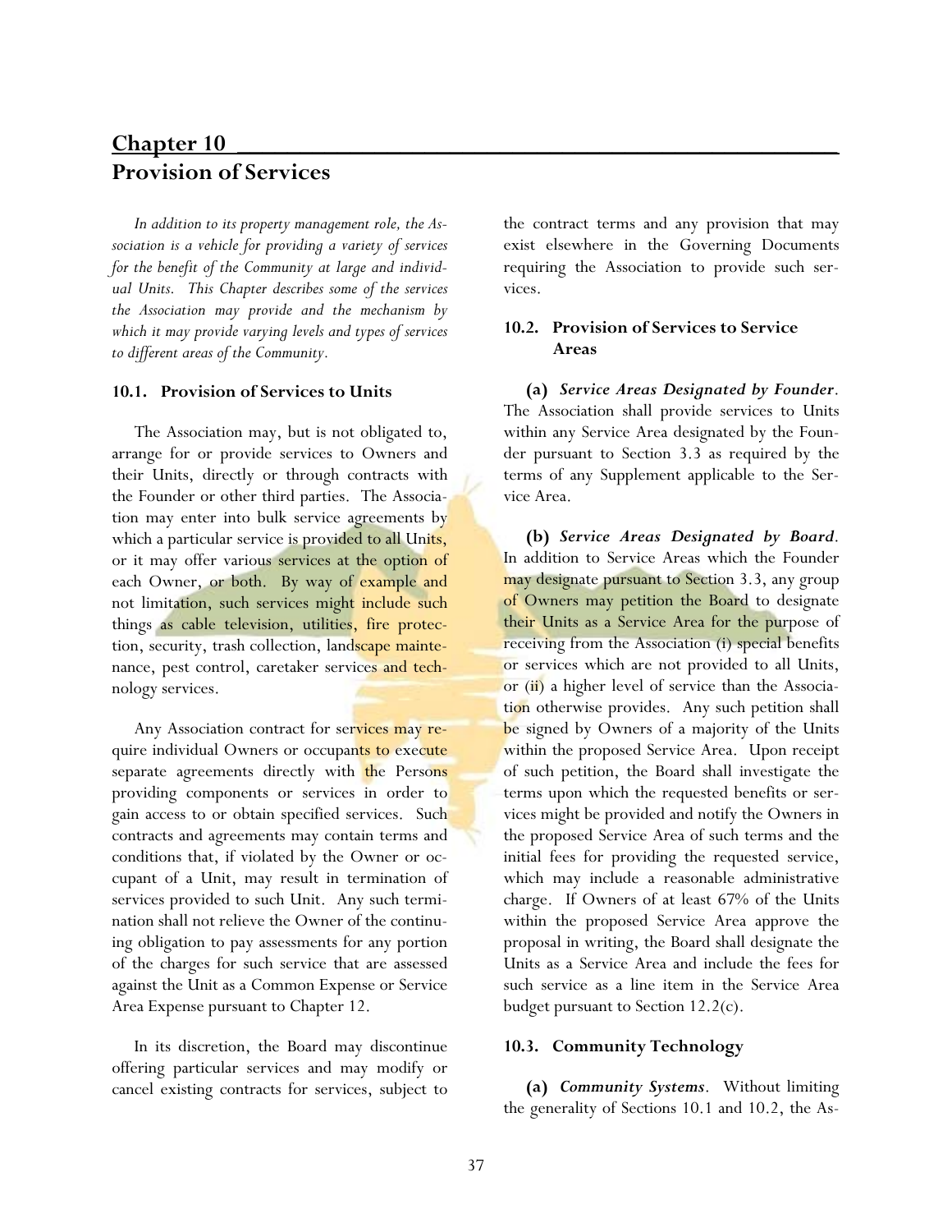# Chapter 10
## Provision of Services

*In addition to its property management role, the Association is a vehicle for providing a variety of services for the benefit of the Community at large and individual Units. This Chapter describes some of the services the Association may provide and the mechanism by which it may provide varying levels and types of services to different areas of the Community.*

### 10.1. Provision of Services to Units

The Association may, but is not obligated to, arrange for or provide services to Owners and their Units, directly or through contracts with the Founder or other third parties. The Association may enter into bulk service agreements by which a particular service is provided to all Units, or it may offer various services at the option of each Owner, or both. By way of example and not limitation, such services might include such things as cable television, utilities, fire protection, security, trash collection, landscape maintenance, pest control, caretaker services and technology services.

Any Association contract for services may require individual Owners or occupants to execute separate agreements directly with the Persons providing components or services in order to gain access to or obtain specified services. Such contracts and agreements may contain terms and conditions that, if violated by the Owner or occupant of a Unit, may result in termination of services provided to such Unit. Any such termination shall not relieve the Owner of the continuing obligation to pay assessments for any portion of the charges for such service that are assessed against the Unit as a Common Expense or Service Area Expense pursuant to Chapter 12.

In its discretion, the Board may discontinue offering particular services and may modify or cancel existing contracts for services, subject to the contract terms and any provision that may exist elsewhere in the Governing Documents requiring the Association to provide such services.

### 10.2. Provision of Services to Service Areas

**(a)** ***Service Areas Designated by Founder***. The Association shall provide services to Units within any Service Area designated by the Founder pursuant to Section 3.3 as required by the terms of any Supplement applicable to the Service Area.

**(b)** ***Service Areas Designated by Board***. In addition to Service Areas which the Founder may designate pursuant to Section 3.3, any group of Owners may petition the Board to designate their Units as a Service Area for the purpose of receiving from the Association (i) special benefits or services which are not provided to all Units, or (ii) a higher level of service than the Association otherwise provides. Any such petition shall be signed by Owners of a majority of the Units within the proposed Service Area. Upon receipt of such petition, the Board shall investigate the terms upon which the requested benefits or services might be provided and notify the Owners in the proposed Service Area of such terms and the initial fees for providing the requested service, which may include a reasonable administrative charge. If Owners of at least 67% of the Units within the proposed Service Area approve the proposal in writing, the Board shall designate the Units as a Service Area and include the fees for such service as a line item in the Service Area budget pursuant to Section 12.2(c).

### 10.3. Community Technology

**(a)** ***Community Systems***. Without limiting the generality of Sections 10.1 and 10.2, the As-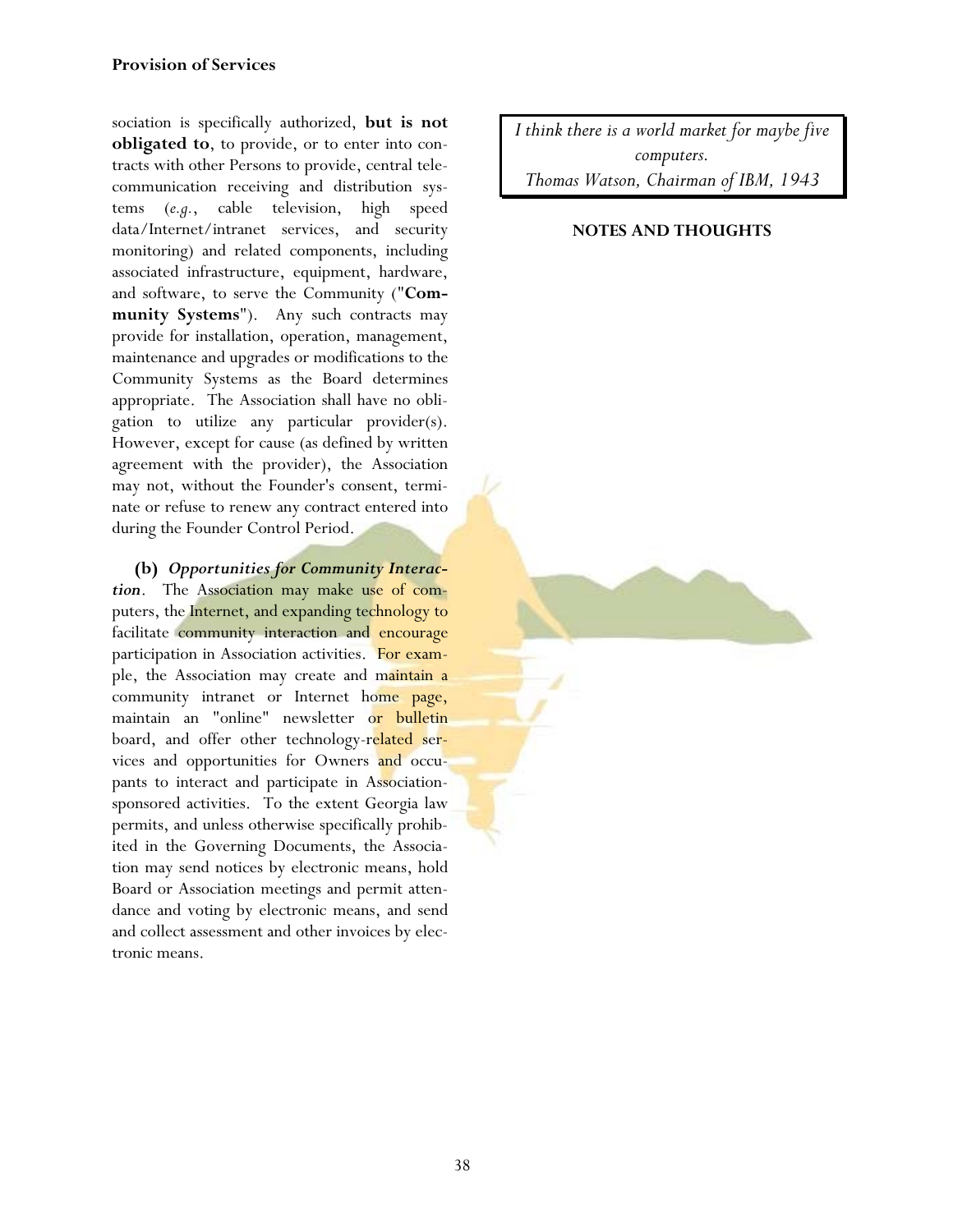sociation is specifically authorized, **but is not obligated to**, to provide, or to enter into contracts with other Persons to provide, central telecommunication receiving and distribution systems (*e.g.*, cable television, high speed data/Internet/intranet services, and security monitoring) and related components, including associated infrastructure, equipment, hardware, and software, to serve the Community ("**Community Systems**"). Any such contracts may provide for installation, operation, management, maintenance and upgrades or modifications to the Community Systems as the Board determines appropriate. The Association shall have no obligation to utilize any particular provider(s). However, except for cause (as defined by written agreement with the provider), the Association may not, without the Founder's consent, terminate or refuse to renew any contract entered into during the Founder Control Period.

**(b)** ***Opportunities for Community Interaction***. The Association may make use of computers, the Internet, and expanding technology to facilitate community interaction and encourage participation in Association activities. For example, the Association may create and maintain a community intranet or Internet home page, maintain an "online" newsletter or bulletin board, and offer other technology-related services and opportunities for Owners and occupants to interact and participate in Association-sponsored activities. To the extent Georgia law permits, and unless otherwise specifically prohibited in the Governing Documents, the Association may send notices by electronic means, hold Board or Association meetings and permit attendance and voting by electronic means, and send and collect assessment and other invoices by electronic means.

*I think there is a world market for maybe five computers.*
*Thomas Watson, Chairman of IBM, 1943*

**NOTES AND THOUGHTS**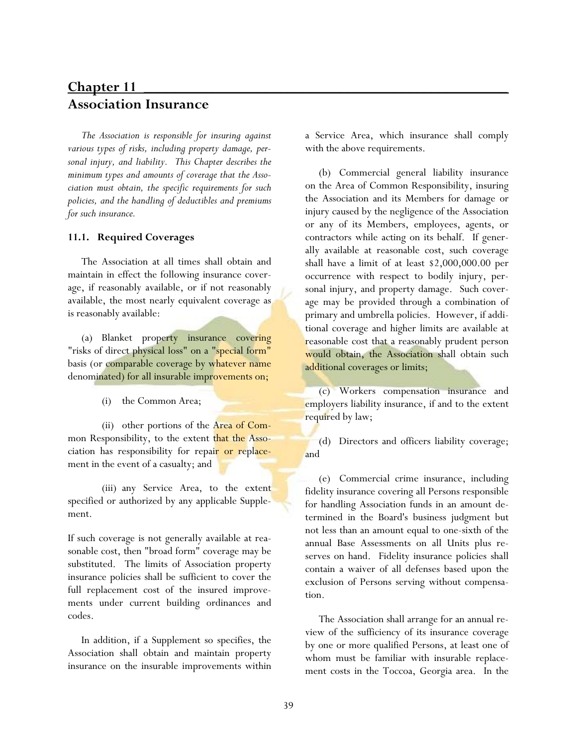# Chapter 11
## Association Insurance

*The Association is responsible for insuring against various types of risks, including property damage, personal injury, and liability. This Chapter describes the minimum types and amounts of coverage that the Association must obtain, the specific requirements for such policies, and the handling of deductibles and premiums for such insurance.*

### 11.1. Required Coverages

The Association at all times shall obtain and maintain in effect the following insurance coverage, if reasonably available, or if not reasonably available, the most nearly equivalent coverage as is reasonably available:

(a) Blanket property insurance covering "risks of direct physical loss" on a "special form" basis (or comparable coverage by whatever name denominated) for all insurable improvements on;

(i) the Common Area;

(ii) other portions of the Area of Common Responsibility, to the extent that the Association has responsibility for repair or replacement in the event of a casualty; and

(iii) any Service Area, to the extent specified or authorized by any applicable Supplement.

If such coverage is not generally available at reasonable cost, then "broad form" coverage may be substituted. The limits of Association property insurance policies shall be sufficient to cover the full replacement cost of the insured improvements under current building ordinances and codes.

In addition, if a Supplement so specifies, the Association shall obtain and maintain property insurance on the insurable improvements within a Service Area, which insurance shall comply with the above requirements.

(b) Commercial general liability insurance on the Area of Common Responsibility, insuring the Association and its Members for damage or injury caused by the negligence of the Association or any of its Members, employees, agents, or contractors while acting on its behalf. If generally available at reasonable cost, such coverage shall have a limit of at least $2,000,000.00 per occurrence with respect to bodily injury, personal injury, and property damage. Such coverage may be provided through a combination of primary and umbrella policies. However, if additional coverage and higher limits are available at reasonable cost that a reasonably prudent person would obtain, the Association shall obtain such additional coverages or limits;

(c) Workers compensation insurance and employers liability insurance, if and to the extent required by law;

(d) Directors and officers liability coverage; and

(e) Commercial crime insurance, including fidelity insurance covering all Persons responsible for handling Association funds in an amount determined in the Board's business judgment but not less than an amount equal to one-sixth of the annual Base Assessments on all Units plus reserves on hand. Fidelity insurance policies shall contain a waiver of all defenses based upon the exclusion of Persons serving without compensation.

The Association shall arrange for an annual review of the sufficiency of its insurance coverage by one or more qualified Persons, at least one of whom must be familiar with insurable replacement costs in the Toccoa, Georgia area. In the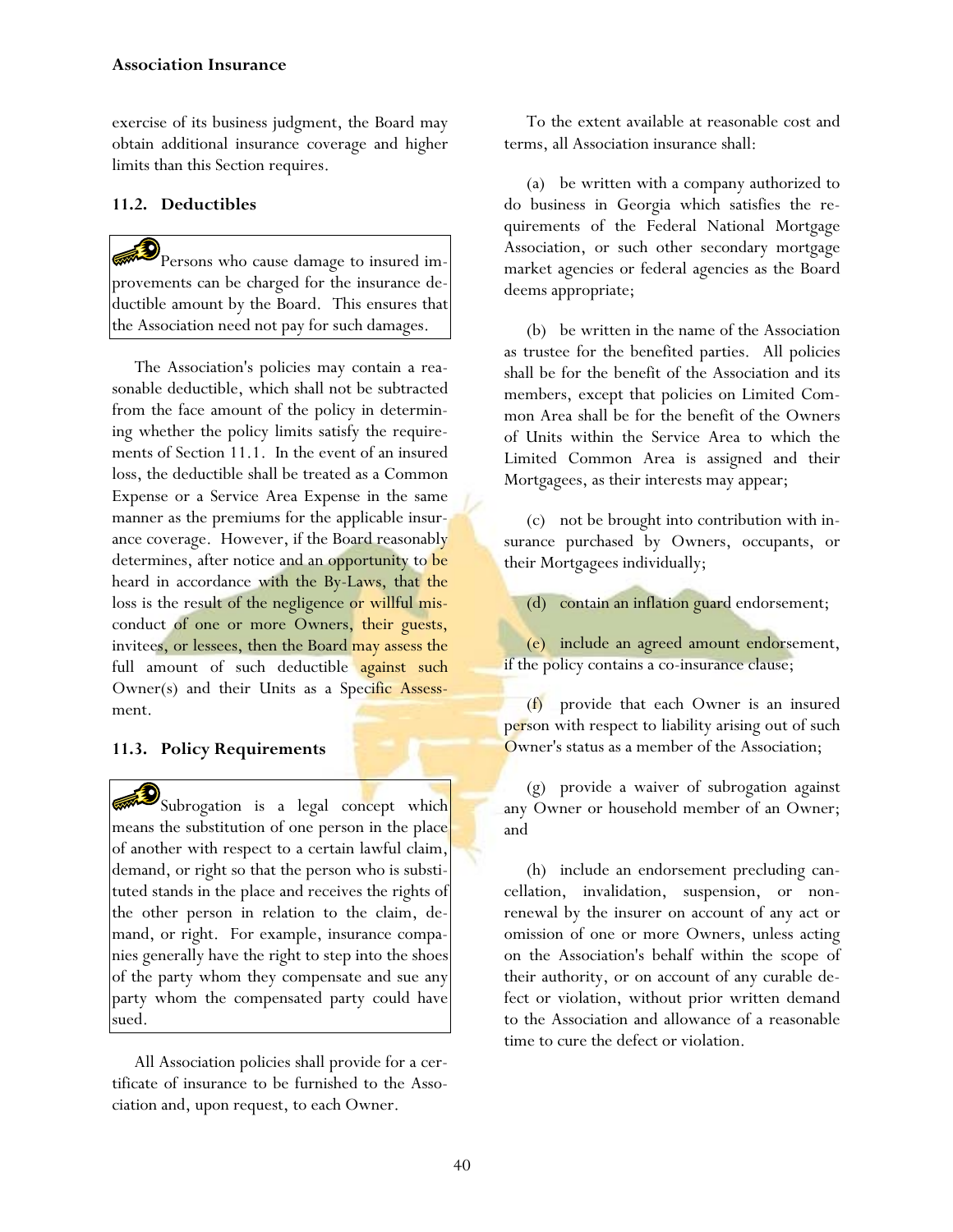exercise of its business judgment, the Board may obtain additional insurance coverage and higher limits than this Section requires.

### 11.2. Deductibles

> Persons who cause damage to insured improvements can be charged for the insurance deductible amount by the Board. This ensures that the Association need not pay for such damages.

The Association's policies may contain a reasonable deductible, which shall not be subtracted from the face amount of the policy in determining whether the policy limits satisfy the requirements of Section 11.1. In the event of an insured loss, the deductible shall be treated as a Common Expense or a Service Area Expense in the same manner as the premiums for the applicable insurance coverage. However, if the Board reasonably determines, after notice and an opportunity to be heard in accordance with the By-Laws, that the loss is the result of the negligence or willful misconduct of one or more Owners, their guests, invitees, or lessees, then the Board may assess the full amount of such deductible against such Owner(s) and their Units as a Specific Assessment.

### 11.3. Policy Requirements

> Subrogation is a legal concept which means the substitution of one person in the place of another with respect to a certain lawful claim, demand, or right so that the person who is substituted stands in the place and receives the rights of the other person in relation to the claim, demand, or right. For example, insurance companies generally have the right to step into the shoes of the party whom they compensate and sue any party whom the compensated party could have sued.

All Association policies shall provide for a certificate of insurance to be furnished to the Association and, upon request, to each Owner.

To the extent available at reasonable cost and terms, all Association insurance shall:

(a) be written with a company authorized to do business in Georgia which satisfies the requirements of the Federal National Mortgage Association, or such other secondary mortgage market agencies or federal agencies as the Board deems appropriate;

(b) be written in the name of the Association as trustee for the benefited parties. All policies shall be for the benefit of the Association and its members, except that policies on Limited Common Area shall be for the benefit of the Owners of Units within the Service Area to which the Limited Common Area is assigned and their Mortgagees, as their interests may appear;

(c) not be brought into contribution with insurance purchased by Owners, occupants, or their Mortgagees individually;

(d) contain an inflation guard endorsement;

(e) include an agreed amount endorsement, if the policy contains a co-insurance clause;

(f) provide that each Owner is an insured person with respect to liability arising out of such Owner's status as a member of the Association;

(g) provide a waiver of subrogation against any Owner or household member of an Owner; and

(h) include an endorsement precluding cancellation, invalidation, suspension, or nonrenewal by the insurer on account of any act or omission of one or more Owners, unless acting on the Association's behalf within the scope of their authority, or on account of any curable defect or violation, without prior written demand to the Association and allowance of a reasonable time to cure the defect or violation.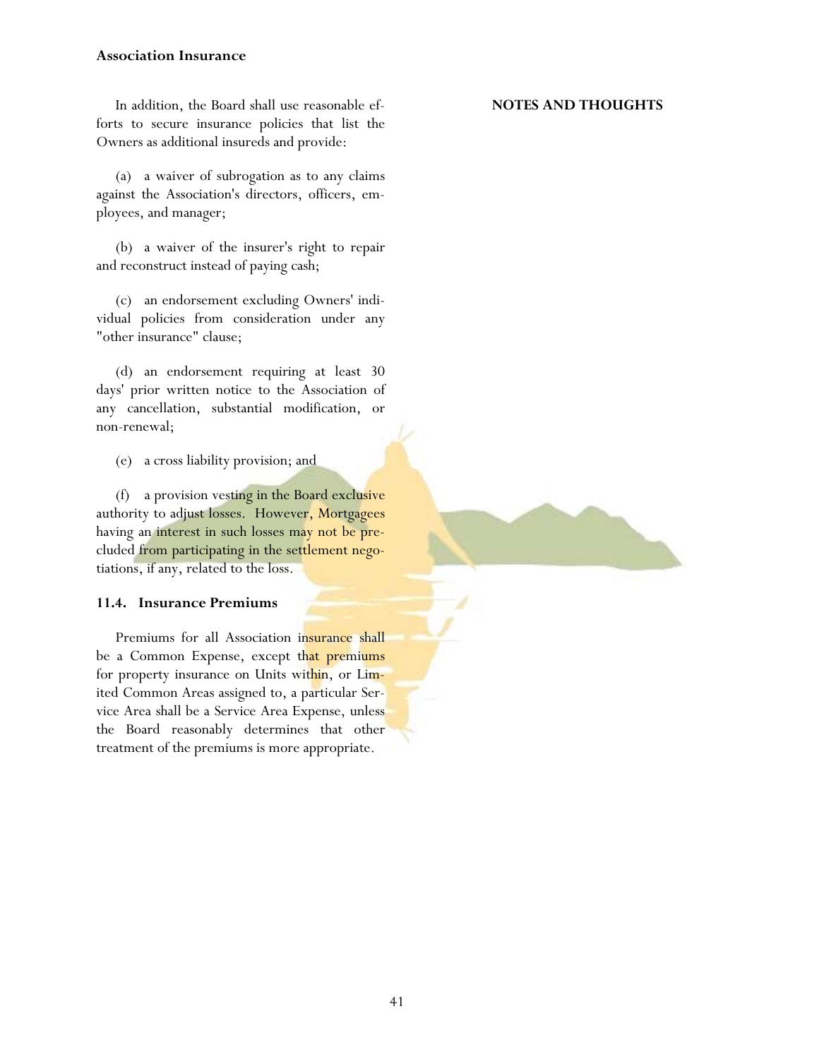In addition, the Board shall use reasonable efforts to secure insurance policies that list the Owners as additional insureds and provide:

(a) a waiver of subrogation as to any claims against the Association's directors, officers, employees, and manager;

(b) a waiver of the insurer's right to repair and reconstruct instead of paying cash;

(c) an endorsement excluding Owners' individual policies from consideration under any "other insurance" clause;

(d) an endorsement requiring at least 30 days' prior written notice to the Association of any cancellation, substantial modification, or non-renewal;

(e) a cross liability provision; and

(f) a provision vesting in the Board exclusive authority to adjust losses. However, Mortgagees having an interest in such losses may not be precluded from participating in the settlement negotiations, if any, related to the loss.

### 11.4. Insurance Premiums

Premiums for all Association insurance shall be a Common Expense, except that premiums for property insurance on Units within, or Limited Common Areas assigned to, a particular Service Area shall be a Service Area Expense, unless the Board reasonably determines that other treatment of the premiums is more appropriate.

**NOTES AND THOUGHTS**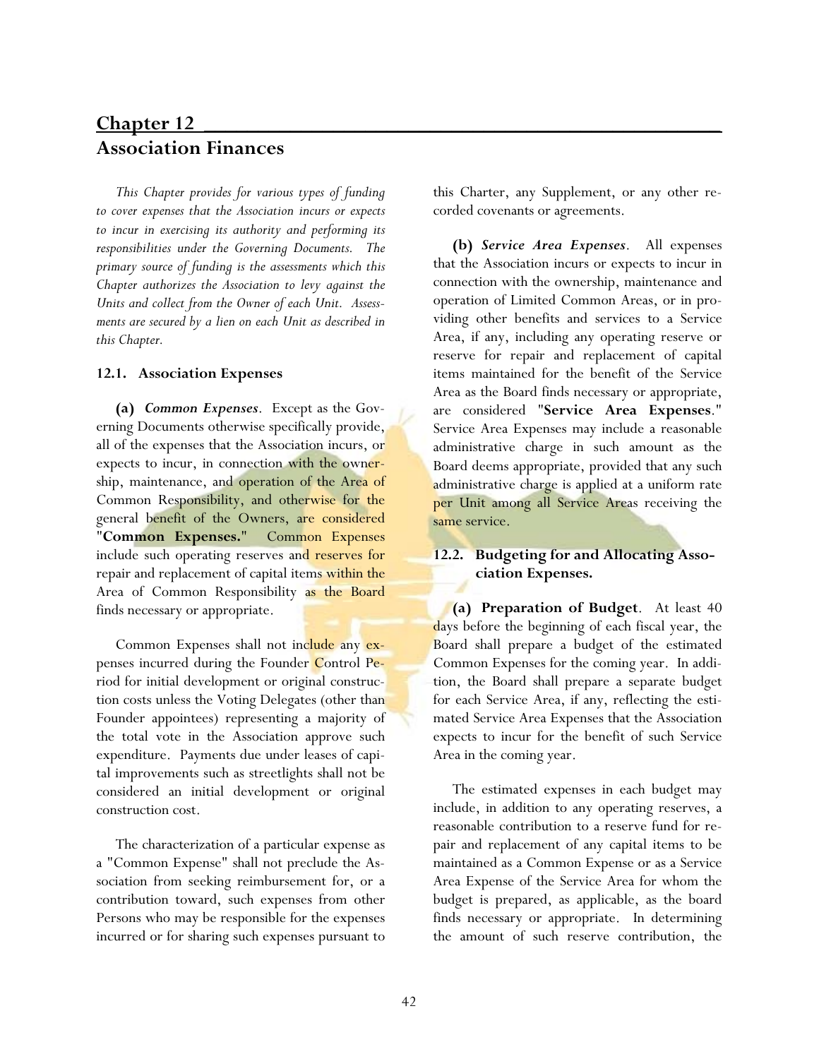# Chapter 12
## Association Finances

*This Chapter provides for various types of funding to cover expenses that the Association incurs or expects to incur in exercising its authority and performing its responsibilities under the Governing Documents. The primary source of funding is the assessments which this Chapter authorizes the Association to levy against the Units and collect from the Owner of each Unit. Assessments are secured by a lien on each Unit as described in this Chapter.*

### 12.1. Association Expenses

**(a)** ***Common Expenses***. Except as the Governing Documents otherwise specifically provide, all of the expenses that the Association incurs, or expects to incur, in connection with the ownership, maintenance, and operation of the Area of Common Responsibility, and otherwise for the general benefit of the Owners, are considered "**Common Expenses.**" Common Expenses include such operating reserves and reserves for repair and replacement of capital items within the Area of Common Responsibility as the Board finds necessary or appropriate.

Common Expenses shall not include any expenses incurred during the Founder Control Period for initial development or original construction costs unless the Voting Delegates (other than Founder appointees) representing a majority of the total vote in the Association approve such expenditure. Payments due under leases of capital improvements such as streetlights shall not be considered an initial development or original construction cost.

The characterization of a particular expense as a "Common Expense" shall not preclude the Association from seeking reimbursement for, or a contribution toward, such expenses from other Persons who may be responsible for the expenses incurred or for sharing such expenses pursuant to this Charter, any Supplement, or any other recorded covenants or agreements.

**(b)** ***Service Area Expenses***. All expenses that the Association incurs or expects to incur in connection with the ownership, maintenance and operation of Limited Common Areas, or in providing other benefits and services to a Service Area, if any, including any operating reserve or reserve for repair and replacement of capital items maintained for the benefit of the Service Area as the Board finds necessary or appropriate, are considered "**Service Area Expenses**." Service Area Expenses may include a reasonable administrative charge in such amount as the Board deems appropriate, provided that any such administrative charge is applied at a uniform rate per Unit among all Service Areas receiving the same service.

### 12.2. Budgeting for and Allocating Association Expenses.

**(a) Preparation of Budget**. At least 40 days before the beginning of each fiscal year, the Board shall prepare a budget of the estimated Common Expenses for the coming year. In addition, the Board shall prepare a separate budget for each Service Area, if any, reflecting the estimated Service Area Expenses that the Association expects to incur for the benefit of such Service Area in the coming year.

The estimated expenses in each budget may include, in addition to any operating reserves, a reasonable contribution to a reserve fund for repair and replacement of any capital items to be maintained as a Common Expense or as a Service Area Expense of the Service Area for whom the budget is prepared, as applicable, as the board finds necessary or appropriate. In determining the amount of such reserve contribution, the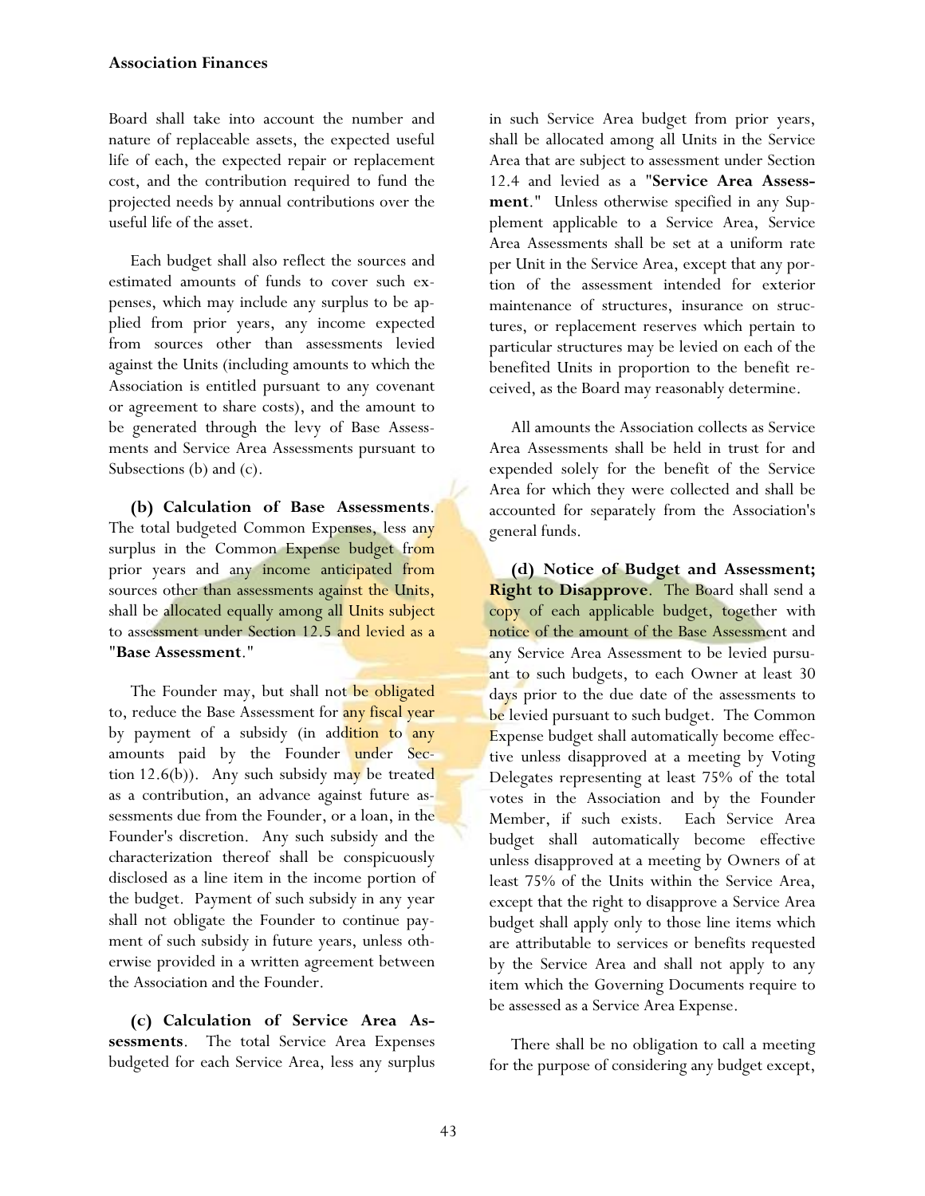Board shall take into account the number and nature of replaceable assets, the expected useful life of each, the expected repair or replacement cost, and the contribution required to fund the projected needs by annual contributions over the useful life of the asset.

Each budget shall also reflect the sources and estimated amounts of funds to cover such expenses, which may include any surplus to be applied from prior years, any income expected from sources other than assessments levied against the Units (including amounts to which the Association is entitled pursuant to any covenant or agreement to share costs), and the amount to be generated through the levy of Base Assessments and Service Area Assessments pursuant to Subsections (b) and (c).

**(b) Calculation of Base Assessments**. The total budgeted Common Expenses, less any surplus in the Common Expense budget from prior years and any income anticipated from sources other than assessments against the Units, shall be allocated equally among all Units subject to assessment under Section 12.5 and levied as a "**Base Assessment**."

The Founder may, but shall not be obligated to, reduce the Base Assessment for any fiscal year by payment of a subsidy (in addition to any amounts paid by the Founder under Section 12.6(b)). Any such subsidy may be treated as a contribution, an advance against future assessments due from the Founder, or a loan, in the Founder's discretion. Any such subsidy and the characterization thereof shall be conspicuously disclosed as a line item in the income portion of the budget. Payment of such subsidy in any year shall not obligate the Founder to continue payment of such subsidy in future years, unless otherwise provided in a written agreement between the Association and the Founder.

**(c) Calculation of Service Area Assessments**. The total Service Area Expenses budgeted for each Service Area, less any surplus in such Service Area budget from prior years, shall be allocated among all Units in the Service Area that are subject to assessment under Section 12.4 and levied as a "**Service Area Assessment**." Unless otherwise specified in any Supplement applicable to a Service Area, Service Area Assessments shall be set at a uniform rate per Unit in the Service Area, except that any portion of the assessment intended for exterior maintenance of structures, insurance on structures, or replacement reserves which pertain to particular structures may be levied on each of the benefited Units in proportion to the benefit received, as the Board may reasonably determine.

All amounts the Association collects as Service Area Assessments shall be held in trust for and expended solely for the benefit of the Service Area for which they were collected and shall be accounted for separately from the Association's general funds.

**(d) Notice of Budget and Assessment; Right to Disapprove**. The Board shall send a copy of each applicable budget, together with notice of the amount of the Base Assessment and any Service Area Assessment to be levied pursuant to such budgets, to each Owner at least 30 days prior to the due date of the assessments to be levied pursuant to such budget. The Common Expense budget shall automatically become effective unless disapproved at a meeting by Voting Delegates representing at least 75% of the total votes in the Association and by the Founder Member, if such exists. Each Service Area budget shall automatically become effective unless disapproved at a meeting by Owners of at least 75% of the Units within the Service Area, except that the right to disapprove a Service Area budget shall apply only to those line items which are attributable to services or benefits requested by the Service Area and shall not apply to any item which the Governing Documents require to be assessed as a Service Area Expense.

There shall be no obligation to call a meeting for the purpose of considering any budget except,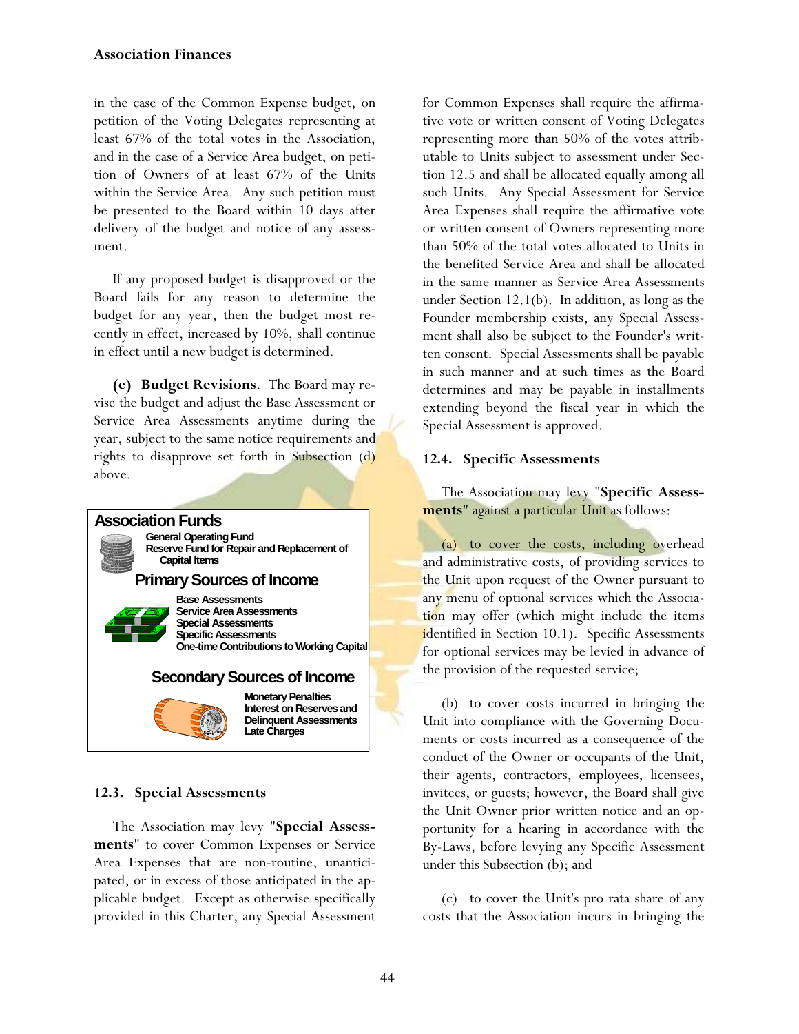in the case of the Common Expense budget, on petition of the Voting Delegates representing at least 67% of the total votes in the Association, and in the case of a Service Area budget, on petition of Owners of at least 67% of the Units within the Service Area. Any such petition must be presented to the Board within 10 days after delivery of the budget and notice of any assessment.

If any proposed budget is disapproved or the Board fails for any reason to determine the budget for any year, then the budget most recently in effect, increased by 10%, shall continue in effect until a new budget is determined.

**(e) Budget Revisions**. The Board may revise the budget and adjust the Base Assessment or Service Area Assessments anytime during the year, subject to the same notice requirements and rights to disapprove set forth in Subsection (d) above.

**Association Funds**

- General Operating Fund
- Reserve Fund for Repair and Replacement of Capital Items

**Primary Sources of Income**

- Base Assessments
- Service Area Assessments
- Special Assessments
- Specific Assessments
- One-time Contributions to Working Capital

**Secondary Sources of Income**

- Monetary Penalties
- Interest on Reserves and Delinquent Assessments
- Late Charges

### 12.3. Special Assessments

The Association may levy "**Special Assessments**" to cover Common Expenses or Service Area Expenses that are non-routine, unanticipated, or in excess of those anticipated in the applicable budget. Except as otherwise specifically provided in this Charter, any Special Assessment for Common Expenses shall require the affirmative vote or written consent of Voting Delegates representing more than 50% of the votes attributable to Units subject to assessment under Section 12.5 and shall be allocated equally among all such Units. Any Special Assessment for Service Area Expenses shall require the affirmative vote or written consent of Owners representing more than 50% of the total votes allocated to Units in the benefited Service Area and shall be allocated in the same manner as Service Area Assessments under Section 12.1(b). In addition, as long as the Founder membership exists, any Special Assessment shall also be subject to the Founder's written consent. Special Assessments shall be payable in such manner and at such times as the Board determines and may be payable in installments extending beyond the fiscal year in which the Special Assessment is approved.

### 12.4. Specific Assessments

The Association may levy "**Specific Assessments**" against a particular Unit as follows:

(a) to cover the costs, including overhead and administrative costs, of providing services to the Unit upon request of the Owner pursuant to any menu of optional services which the Association may offer (which might include the items identified in Section 10.1). Specific Assessments for optional services may be levied in advance of the provision of the requested service;

(b) to cover costs incurred in bringing the Unit into compliance with the Governing Documents or costs incurred as a consequence of the conduct of the Owner or occupants of the Unit, their agents, contractors, employees, licensees, invitees, or guests; however, the Board shall give the Unit Owner prior written notice and an opportunity for a hearing in accordance with the By-Laws, before levying any Specific Assessment under this Subsection (b); and

(c) to cover the Unit's pro rata share of any costs that the Association incurs in bringing the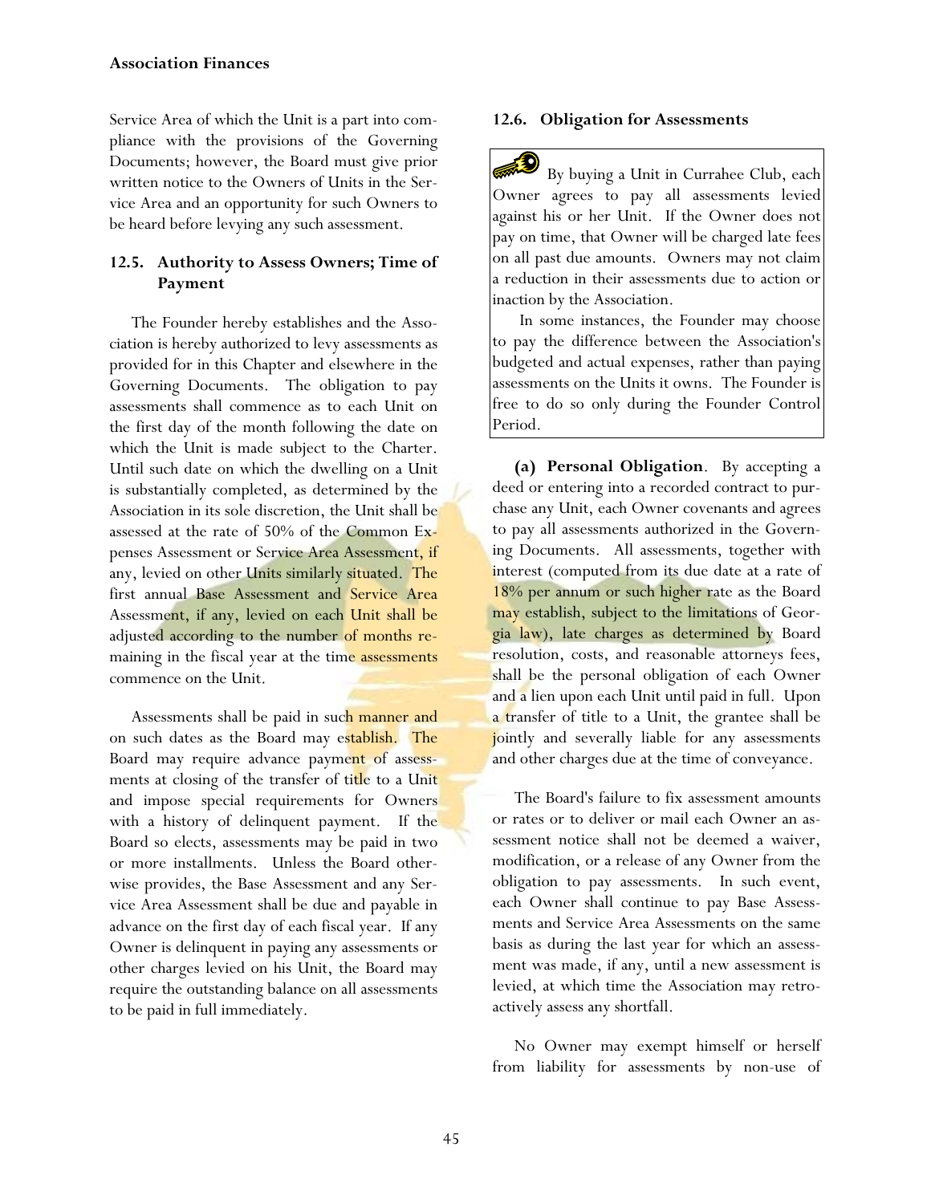Service Area of which the Unit is a part into compliance with the provisions of the Governing Documents; however, the Board must give prior written notice to the Owners of Units in the Service Area and an opportunity for such Owners to be heard before levying any such assessment.

### 12.5. Authority to Assess Owners; Time of Payment

The Founder hereby establishes and the Association is hereby authorized to levy assessments as provided for in this Chapter and elsewhere in the Governing Documents. The obligation to pay assessments shall commence as to each Unit on the first day of the month following the date on which the Unit is made subject to the Charter. Until such date on which the dwelling on a Unit is substantially completed, as determined by the Association in its sole discretion, the Unit shall be assessed at the rate of 50% of the Common Expenses Assessment or Service Area Assessment, if any, levied on other Units similarly situated. The first annual Base Assessment and Service Area Assessment, if any, levied on each Unit shall be adjusted according to the number of months remaining in the fiscal year at the time assessments commence on the Unit.

Assessments shall be paid in such manner and on such dates as the Board may establish. The Board may require advance payment of assessments at closing of the transfer of title to a Unit and impose special requirements for Owners with a history of delinquent payment. If the Board so elects, assessments may be paid in two or more installments. Unless the Board otherwise provides, the Base Assessment and any Service Area Assessment shall be due and payable in advance on the first day of each fiscal year. If any Owner is delinquent in paying any assessments or other charges levied on his Unit, the Board may require the outstanding balance on all assessments to be paid in full immediately.

### 12.6. Obligation for Assessments

> By buying a Unit in Currahee Club, each Owner agrees to pay all assessments levied against his or her Unit. If the Owner does not pay on time, that Owner will be charged late fees on all past due amounts. Owners may not claim a reduction in their assessments due to action or inaction by the Association.
>
> In some instances, the Founder may choose to pay the difference between the Association's budgeted and actual expenses, rather than paying assessments on the Units it owns. The Founder is free to do so only during the Founder Control Period.

**(a) Personal Obligation**. By accepting a deed or entering into a recorded contract to purchase any Unit, each Owner covenants and agrees to pay all assessments authorized in the Governing Documents. All assessments, together with interest (computed from its due date at a rate of 18% per annum or such higher rate as the Board may establish, subject to the limitations of Georgia law), late charges as determined by Board resolution, costs, and reasonable attorneys fees, shall be the personal obligation of each Owner and a lien upon each Unit until paid in full. Upon a transfer of title to a Unit, the grantee shall be jointly and severally liable for any assessments and other charges due at the time of conveyance.

The Board's failure to fix assessment amounts or rates or to deliver or mail each Owner an assessment notice shall not be deemed a waiver, modification, or a release of any Owner from the obligation to pay assessments. In such event, each Owner shall continue to pay Base Assessments and Service Area Assessments on the same basis as during the last year for which an assessment was made, if any, until a new assessment is levied, at which time the Association may retroactively assess any shortfall.

No Owner may exempt himself or herself from liability for assessments by non-use of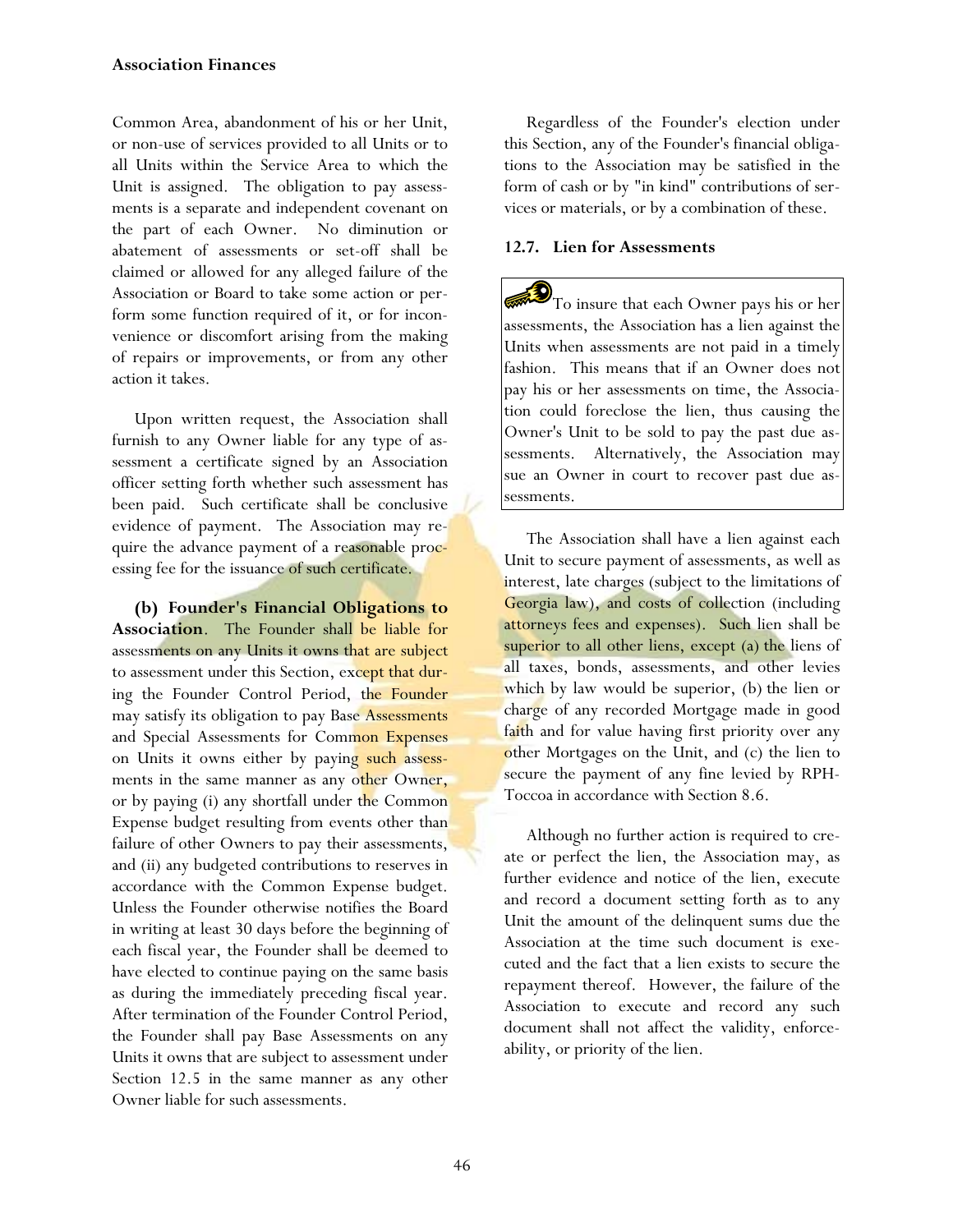Common Area, abandonment of his or her Unit, or non-use of services provided to all Units or to all Units within the Service Area to which the Unit is assigned. The obligation to pay assessments is a separate and independent covenant on the part of each Owner. No diminution or abatement of assessments or set-off shall be claimed or allowed for any alleged failure of the Association or Board to take some action or perform some function required of it, or for inconvenience or discomfort arising from the making of repairs or improvements, or from any other action it takes.

Upon written request, the Association shall furnish to any Owner liable for any type of assessment a certificate signed by an Association officer setting forth whether such assessment has been paid. Such certificate shall be conclusive evidence of payment. The Association may require the advance payment of a reasonable processing fee for the issuance of such certificate.

**(b) Founder's Financial Obligations to Association**. The Founder shall be liable for assessments on any Units it owns that are subject to assessment under this Section, except that during the Founder Control Period, the Founder may satisfy its obligation to pay Base Assessments and Special Assessments for Common Expenses on Units it owns either by paying such assessments in the same manner as any other Owner, or by paying (i) any shortfall under the Common Expense budget resulting from events other than failure of other Owners to pay their assessments, and (ii) any budgeted contributions to reserves in accordance with the Common Expense budget. Unless the Founder otherwise notifies the Board in writing at least 30 days before the beginning of each fiscal year, the Founder shall be deemed to have elected to continue paying on the same basis as during the immediately preceding fiscal year. After termination of the Founder Control Period, the Founder shall pay Base Assessments on any Units it owns that are subject to assessment under Section 12.5 in the same manner as any other Owner liable for such assessments.

Regardless of the Founder's election under this Section, any of the Founder's financial obligations to the Association may be satisfied in the form of cash or by "in kind" contributions of services or materials, or by a combination of these.

### 12.7. Lien for Assessments

> To insure that each Owner pays his or her assessments, the Association has a lien against the Units when assessments are not paid in a timely fashion. This means that if an Owner does not pay his or her assessments on time, the Association could foreclose the lien, thus causing the Owner's Unit to be sold to pay the past due assessments. Alternatively, the Association may sue an Owner in court to recover past due assessments.

The Association shall have a lien against each Unit to secure payment of assessments, as well as interest, late charges (subject to the limitations of Georgia law), and costs of collection (including attorneys fees and expenses). Such lien shall be superior to all other liens, except (a) the liens of all taxes, bonds, assessments, and other levies which by law would be superior, (b) the lien or charge of any recorded Mortgage made in good faith and for value having first priority over any other Mortgages on the Unit, and (c) the lien to secure the payment of any fine levied by RPH-Toccoa in accordance with Section 8.6.

Although no further action is required to create or perfect the lien, the Association may, as further evidence and notice of the lien, execute and record a document setting forth as to any Unit the amount of the delinquent sums due the Association at the time such document is executed and the fact that a lien exists to secure the repayment thereof. However, the failure of the Association to execute and record any such document shall not affect the validity, enforceability, or priority of the lien.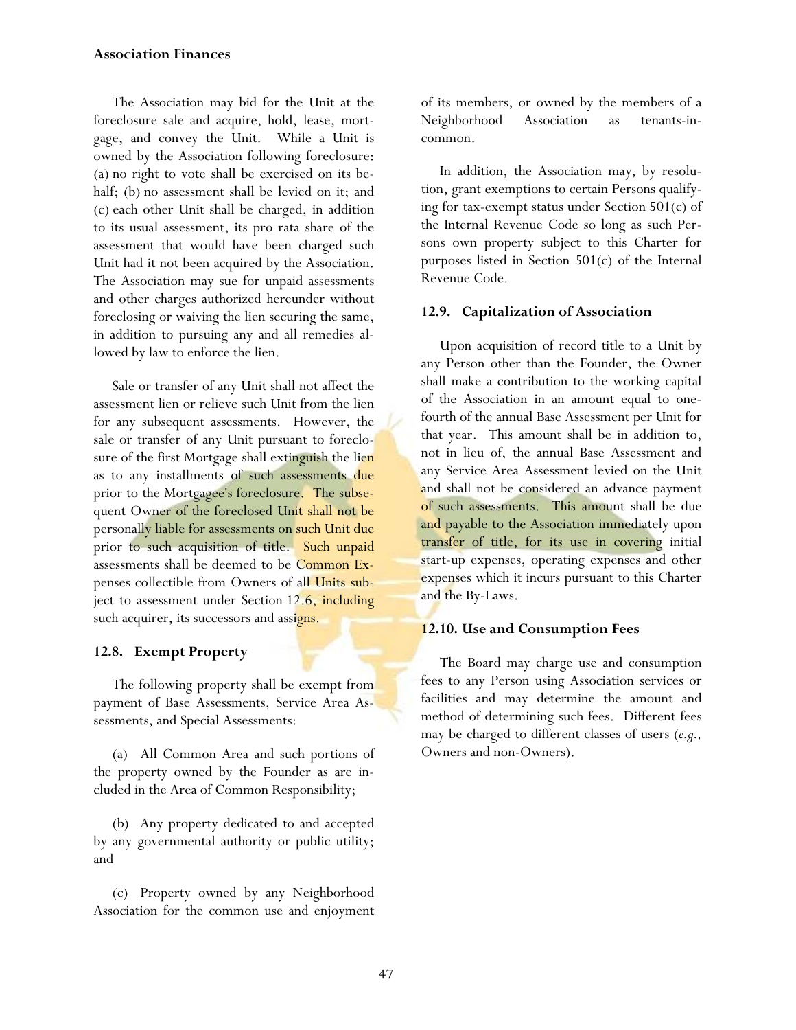The Association may bid for the Unit at the foreclosure sale and acquire, hold, lease, mortgage, and convey the Unit. While a Unit is owned by the Association following foreclosure: (a) no right to vote shall be exercised on its behalf; (b) no assessment shall be levied on it; and (c) each other Unit shall be charged, in addition to its usual assessment, its pro rata share of the assessment that would have been charged such Unit had it not been acquired by the Association. The Association may sue for unpaid assessments and other charges authorized hereunder without foreclosing or waiving the lien securing the same, in addition to pursuing any and all remedies allowed by law to enforce the lien.

Sale or transfer of any Unit shall not affect the assessment lien or relieve such Unit from the lien for any subsequent assessments. However, the sale or transfer of any Unit pursuant to foreclosure of the first Mortgage shall extinguish the lien as to any installments of such assessments due prior to the Mortgagee's foreclosure. The subsequent Owner of the foreclosed Unit shall not be personally liable for assessments on such Unit due prior to such acquisition of title. Such unpaid assessments shall be deemed to be Common Expenses collectible from Owners of all Units subject to assessment under Section 12.6, including such acquirer, its successors and assigns.

### 12.8. Exempt Property

The following property shall be exempt from payment of Base Assessments, Service Area Assessments, and Special Assessments:

(a) All Common Area and such portions of the property owned by the Founder as are included in the Area of Common Responsibility;

(b) Any property dedicated to and accepted by any governmental authority or public utility; and

(c) Property owned by any Neighborhood Association for the common use and enjoyment of its members, or owned by the members of a Neighborhood Association as tenants-in-common.

In addition, the Association may, by resolution, grant exemptions to certain Persons qualifying for tax-exempt status under Section 501(c) of the Internal Revenue Code so long as such Persons own property subject to this Charter for purposes listed in Section 501(c) of the Internal Revenue Code.

### 12.9. Capitalization of Association

Upon acquisition of record title to a Unit by any Person other than the Founder, the Owner shall make a contribution to the working capital of the Association in an amount equal to one-fourth of the annual Base Assessment per Unit for that year. This amount shall be in addition to, not in lieu of, the annual Base Assessment and any Service Area Assessment levied on the Unit and shall not be considered an advance payment of such assessments. This amount shall be due and payable to the Association immediately upon transfer of title, for its use in covering initial start-up expenses, operating expenses and other expenses which it incurs pursuant to this Charter and the By-Laws.

### 12.10. Use and Consumption Fees

The Board may charge use and consumption fees to any Person using Association services or facilities and may determine the amount and method of determining such fees. Different fees may be charged to different classes of users (*e.g.,* Owners and non-Owners).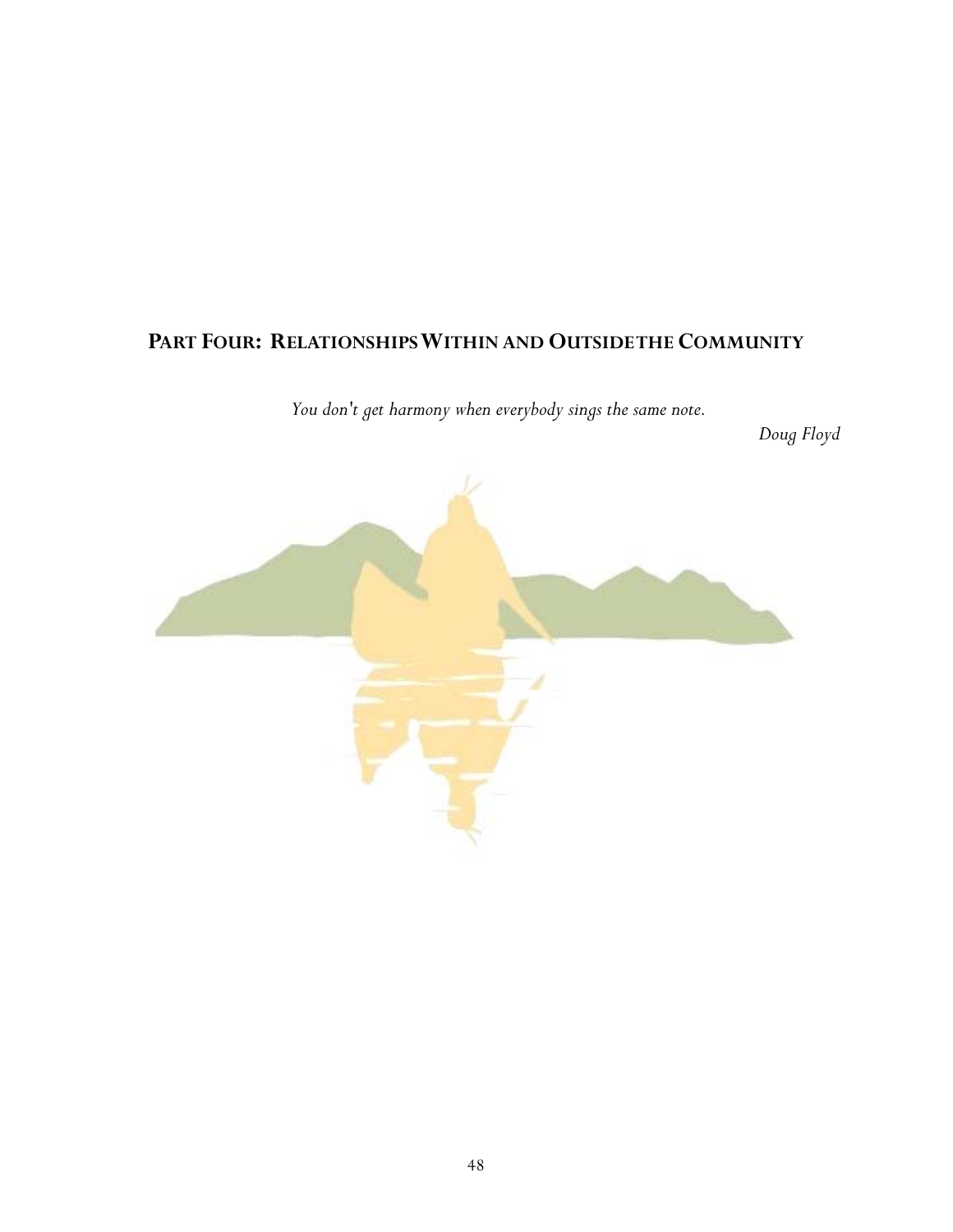## PART FOUR: RELATIONSHIPS WITHIN AND OUTSIDE THE COMMUNITY

*You don't get harmony when everybody sings the same note.*

*Doug Floyd*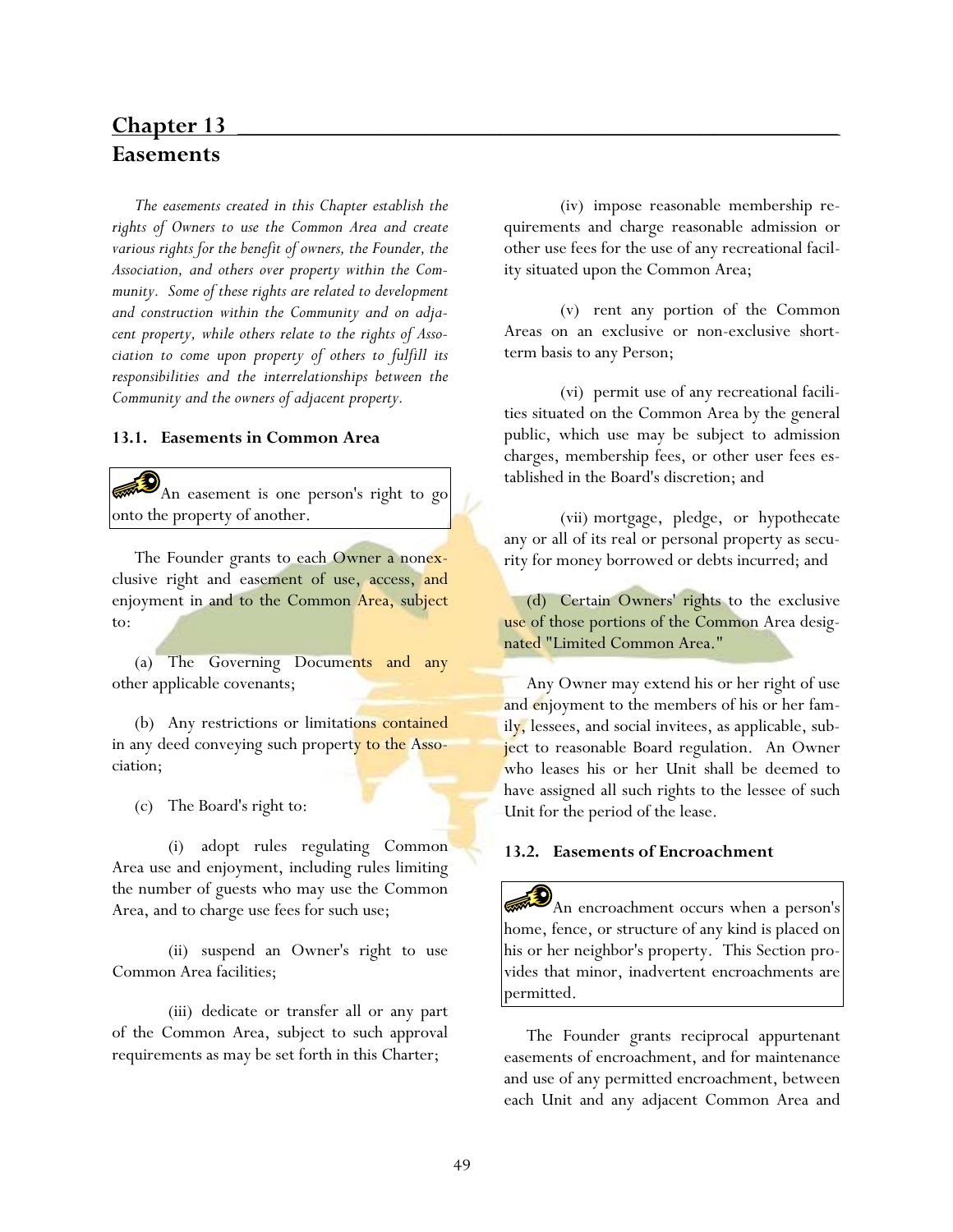# Chapter 13
## Easements

*The easements created in this Chapter establish the rights of Owners to use the Common Area and create various rights for the benefit of owners, the Founder, the Association, and others over property within the Community. Some of these rights are related to development and construction within the Community and on adjacent property, while others relate to the rights of Association to come upon property of others to fulfill its responsibilities and the interrelationships between the Community and the owners of adjacent property.*

### 13.1. Easements in Common Area

> An easement is one person's right to go onto the property of another.

The Founder grants to each Owner a nonexclusive right and easement of use, access, and enjoyment in and to the Common Area, subject to:

(a) The Governing Documents and any other applicable covenants;

(b) Any restrictions or limitations contained in any deed conveying such property to the Association;

(c) The Board's right to:

(i) adopt rules regulating Common Area use and enjoyment, including rules limiting the number of guests who may use the Common Area, and to charge use fees for such use;

(ii) suspend an Owner's right to use Common Area facilities;

(iii) dedicate or transfer all or any part of the Common Area, subject to such approval requirements as may be set forth in this Charter;

(iv) impose reasonable membership requirements and charge reasonable admission or other use fees for the use of any recreational facility situated upon the Common Area;

(v) rent any portion of the Common Areas on an exclusive or non-exclusive short-term basis to any Person;

(vi) permit use of any recreational facilities situated on the Common Area by the general public, which use may be subject to admission charges, membership fees, or other user fees established in the Board's discretion; and

(vii) mortgage, pledge, or hypothecate any or all of its real or personal property as security for money borrowed or debts incurred; and

(d) Certain Owners' rights to the exclusive use of those portions of the Common Area designated "Limited Common Area."

Any Owner may extend his or her right of use and enjoyment to the members of his or her family, lessees, and social invitees, as applicable, subject to reasonable Board regulation. An Owner who leases his or her Unit shall be deemed to have assigned all such rights to the lessee of such Unit for the period of the lease.

### 13.2. Easements of Encroachment

> An encroachment occurs when a person's home, fence, or structure of any kind is placed on his or her neighbor's property. This Section provides that minor, inadvertent encroachments are permitted.

The Founder grants reciprocal appurtenant easements of encroachment, and for maintenance and use of any permitted encroachment, between each Unit and any adjacent Common Area and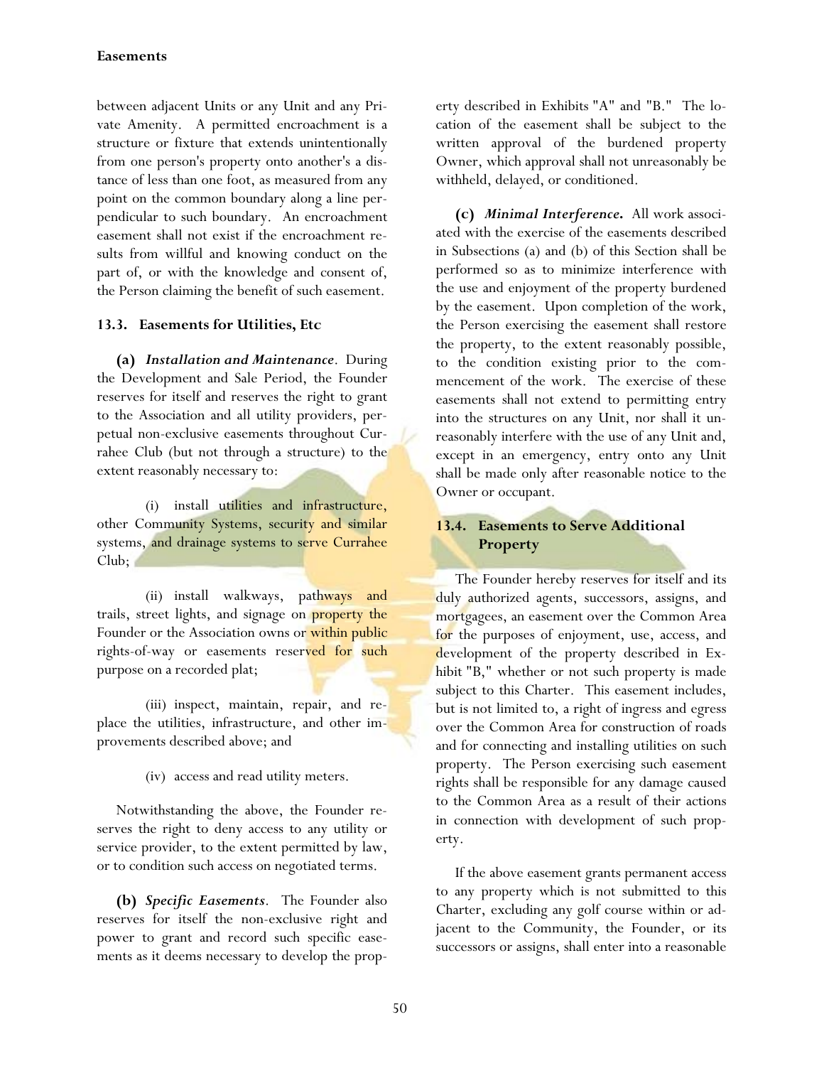between adjacent Units or any Unit and any Private Amenity. A permitted encroachment is a structure or fixture that extends unintentionally from one person's property onto another's a distance of less than one foot, as measured from any point on the common boundary along a line perpendicular to such boundary. An encroachment easement shall not exist if the encroachment results from willful and knowing conduct on the part of, or with the knowledge and consent of, the Person claiming the benefit of such easement.

### 13.3. Easements for Utilities, Etc

**(a)** ***Installation and Maintenance***. During the Development and Sale Period, the Founder reserves for itself and reserves the right to grant to the Association and all utility providers, perpetual non-exclusive easements throughout Currahee Club (but not through a structure) to the extent reasonably necessary to:

(i) install utilities and infrastructure, other Community Systems, security and similar systems, and drainage systems to serve Currahee Club;

(ii) install walkways, pathways and trails, street lights, and signage on property the Founder or the Association owns or within public rights-of-way or easements reserved for such purpose on a recorded plat;

(iii) inspect, maintain, repair, and replace the utilities, infrastructure, and other improvements described above; and

(iv) access and read utility meters.

Notwithstanding the above, the Founder reserves the right to deny access to any utility or service provider, to the extent permitted by law, or to condition such access on negotiated terms.

**(b)** ***Specific Easements***. The Founder also reserves for itself the non-exclusive right and power to grant and record such specific easements as it deems necessary to develop the property described in Exhibits "A" and "B." The location of the easement shall be subject to the written approval of the burdened property Owner, which approval shall not unreasonably be withheld, delayed, or conditioned.

**(c)** ***Minimal Interference.*** All work associated with the exercise of the easements described in Subsections (a) and (b) of this Section shall be performed so as to minimize interference with the use and enjoyment of the property burdened by the easement. Upon completion of the work, the Person exercising the easement shall restore the property, to the extent reasonably possible, to the condition existing prior to the commencement of the work. The exercise of these easements shall not extend to permitting entry into the structures on any Unit, nor shall it unreasonably interfere with the use of any Unit and, except in an emergency, entry onto any Unit shall be made only after reasonable notice to the Owner or occupant.

### 13.4. Easements to Serve Additional Property

The Founder hereby reserves for itself and its duly authorized agents, successors, assigns, and mortgagees, an easement over the Common Area for the purposes of enjoyment, use, access, and development of the property described in Exhibit "B," whether or not such property is made subject to this Charter. This easement includes, but is not limited to, a right of ingress and egress over the Common Area for construction of roads and for connecting and installing utilities on such property. The Person exercising such easement rights shall be responsible for any damage caused to the Common Area as a result of their actions in connection with development of such property.

If the above easement grants permanent access to any property which is not submitted to this Charter, excluding any golf course within or adjacent to the Community, the Founder, or its successors or assigns, shall enter into a reasonable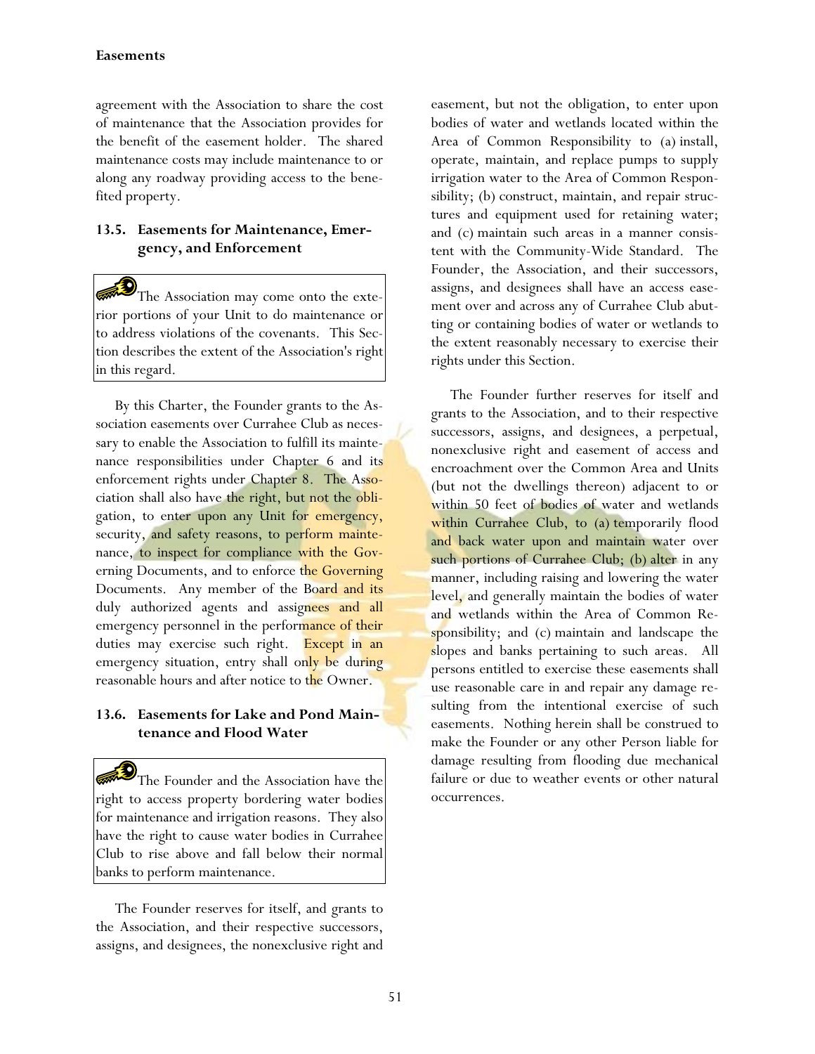agreement with the Association to share the cost of maintenance that the Association provides for the benefit of the easement holder. The shared maintenance costs may include maintenance to or along any roadway providing access to the benefited property.

### 13.5. Easements for Maintenance, Emergency, and Enforcement

> The Association may come onto the exterior portions of your Unit to do maintenance or to address violations of the covenants. This Section describes the extent of the Association's right in this regard.

By this Charter, the Founder grants to the Association easements over Currahee Club as necessary to enable the Association to fulfill its maintenance responsibilities under Chapter 6 and its enforcement rights under Chapter 8. The Association shall also have the right, but not the obligation, to enter upon any Unit for emergency, security, and safety reasons, to perform maintenance, to inspect for compliance with the Governing Documents, and to enforce the Governing Documents. Any member of the Board and its duly authorized agents and assignees and all emergency personnel in the performance of their duties may exercise such right. Except in an emergency situation, entry shall only be during reasonable hours and after notice to the Owner.

### 13.6. Easements for Lake and Pond Maintenance and Flood Water

> The Founder and the Association have the right to access property bordering water bodies for maintenance and irrigation reasons. They also have the right to cause water bodies in Currahee Club to rise above and fall below their normal banks to perform maintenance.

The Founder reserves for itself, and grants to the Association, and their respective successors, assigns, and designees, the nonexclusive right and easement, but not the obligation, to enter upon bodies of water and wetlands located within the Area of Common Responsibility to (a) install, operate, maintain, and replace pumps to supply irrigation water to the Area of Common Responsibility; (b) construct, maintain, and repair structures and equipment used for retaining water; and (c) maintain such areas in a manner consistent with the Community-Wide Standard. The Founder, the Association, and their successors, assigns, and designees shall have an access easement over and across any of Currahee Club abutting or containing bodies of water or wetlands to the extent reasonably necessary to exercise their rights under this Section.

The Founder further reserves for itself and grants to the Association, and to their respective successors, assigns, and designees, a perpetual, nonexclusive right and easement of access and encroachment over the Common Area and Units (but not the dwellings thereon) adjacent to or within 50 feet of bodies of water and wetlands within Currahee Club, to (a) temporarily flood and back water upon and maintain water over such portions of Currahee Club; (b) alter in any manner, including raising and lowering the water level, and generally maintain the bodies of water and wetlands within the Area of Common Responsibility; and (c) maintain and landscape the slopes and banks pertaining to such areas. All persons entitled to exercise these easements shall use reasonable care in and repair any damage resulting from the intentional exercise of such easements. Nothing herein shall be construed to make the Founder or any other Person liable for damage resulting from flooding due mechanical failure or due to weather events or other natural occurrences.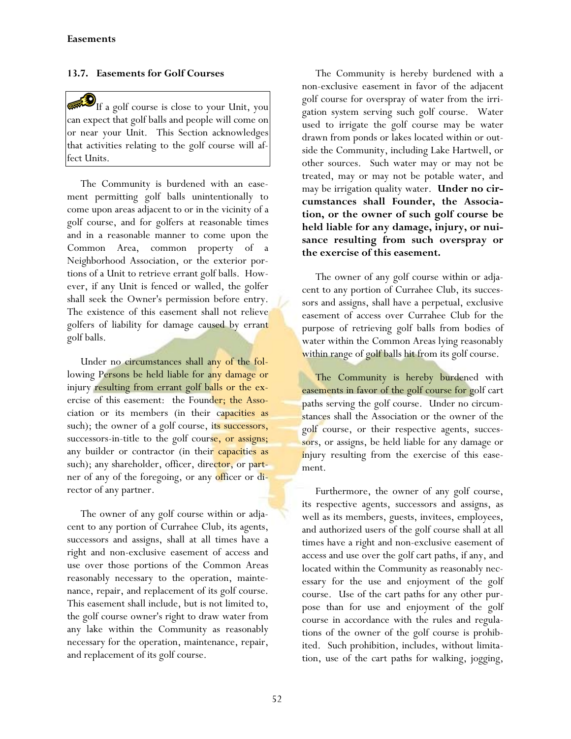### 13.7. Easements for Golf Courses

> If a golf course is close to your Unit, you can expect that golf balls and people will come on or near your Unit. This Section acknowledges that activities relating to the golf course will affect Units.

The Community is burdened with an easement permitting golf balls unintentionally to come upon areas adjacent to or in the vicinity of a golf course, and for golfers at reasonable times and in a reasonable manner to come upon the Common Area, common property of a Neighborhood Association, or the exterior portions of a Unit to retrieve errant golf balls. However, if any Unit is fenced or walled, the golfer shall seek the Owner's permission before entry. The existence of this easement shall not relieve golfers of liability for damage caused by errant golf balls.

Under no circumstances shall any of the following Persons be held liable for any damage or injury resulting from errant golf balls or the exercise of this easement: the Founder; the Association or its members (in their capacities as such); the owner of a golf course, its successors, successors-in-title to the golf course, or assigns; any builder or contractor (in their capacities as such); any shareholder, officer, director, or partner of any of the foregoing, or any officer or director of any partner.

The owner of any golf course within or adjacent to any portion of Currahee Club, its agents, successors and assigns, shall at all times have a right and non-exclusive easement of access and use over those portions of the Common Areas reasonably necessary to the operation, maintenance, repair, and replacement of its golf course. This easement shall include, but is not limited to, the golf course owner's right to draw water from any lake within the Community as reasonably necessary for the operation, maintenance, repair, and replacement of its golf course.

The Community is hereby burdened with a non-exclusive easement in favor of the adjacent golf course for overspray of water from the irrigation system serving such golf course. Water used to irrigate the golf course may be water drawn from ponds or lakes located within or outside the Community, including Lake Hartwell, or other sources. Such water may or may not be treated, may or may not be potable water, and may be irrigation quality water. **Under no circumstances shall Founder, the Association, or the owner of such golf course be held liable for any damage, injury, or nuisance resulting from such overspray or the exercise of this easement.**

The owner of any golf course within or adjacent to any portion of Currahee Club, its successors and assigns, shall have a perpetual, exclusive easement of access over Currahee Club for the purpose of retrieving golf balls from bodies of water within the Common Areas lying reasonably within range of golf balls hit from its golf course.

The Community is hereby burdened with easements in favor of the golf course for golf cart paths serving the golf course. Under no circumstances shall the Association or the owner of the golf course, or their respective agents, successors, or assigns, be held liable for any damage or injury resulting from the exercise of this easement.

Furthermore, the owner of any golf course, its respective agents, successors and assigns, as well as its members, guests, invitees, employees, and authorized users of the golf course shall at all times have a right and non-exclusive easement of access and use over the golf cart paths, if any, and located within the Community as reasonably necessary for the use and enjoyment of the golf course. Use of the cart paths for any other purpose than for use and enjoyment of the golf course in accordance with the rules and regulations of the owner of the golf course is prohibited. Such prohibition, includes, without limitation, use of the cart paths for walking, jogging,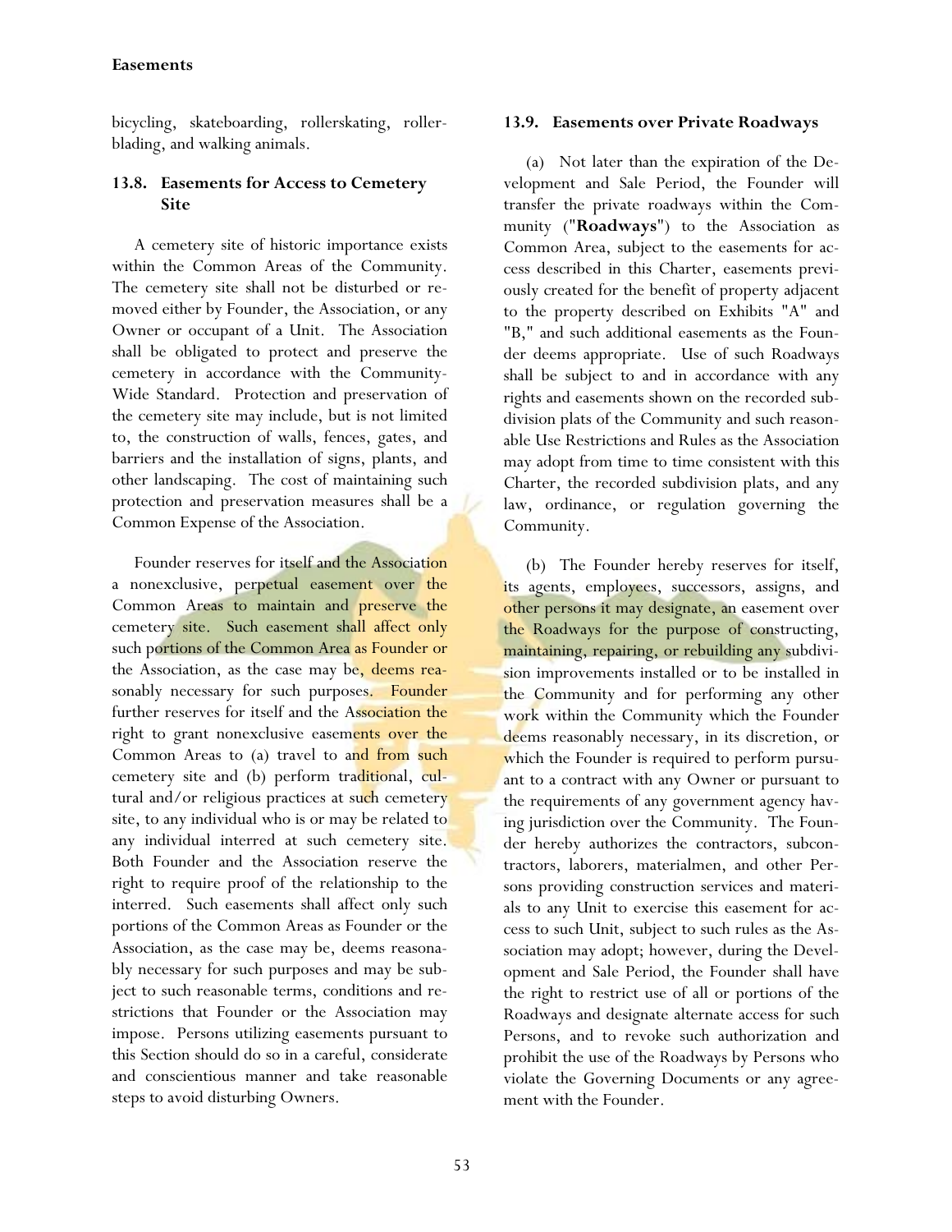bicycling, skateboarding, rollerskating, rollerblading, and walking animals.

### 13.8. Easements for Access to Cemetery Site

A cemetery site of historic importance exists within the Common Areas of the Community. The cemetery site shall not be disturbed or removed either by Founder, the Association, or any Owner or occupant of a Unit. The Association shall be obligated to protect and preserve the cemetery in accordance with the Community-Wide Standard. Protection and preservation of the cemetery site may include, but is not limited to, the construction of walls, fences, gates, and barriers and the installation of signs, plants, and other landscaping. The cost of maintaining such protection and preservation measures shall be a Common Expense of the Association.

Founder reserves for itself and the Association a nonexclusive, perpetual easement over the Common Areas to maintain and preserve the cemetery site. Such easement shall affect only such portions of the Common Area as Founder or the Association, as the case may be, deems reasonably necessary for such purposes. Founder further reserves for itself and the Association the right to grant nonexclusive easements over the Common Areas to (a) travel to and from such cemetery site and (b) perform traditional, cultural and/or religious practices at such cemetery site, to any individual who is or may be related to any individual interred at such cemetery site. Both Founder and the Association reserve the right to require proof of the relationship to the interred. Such easements shall affect only such portions of the Common Areas as Founder or the Association, as the case may be, deems reasonably necessary for such purposes and may be subject to such reasonable terms, conditions and restrictions that Founder or the Association may impose. Persons utilizing easements pursuant to this Section should do so in a careful, considerate and conscientious manner and take reasonable steps to avoid disturbing Owners.

### 13.9. Easements over Private Roadways

(a) Not later than the expiration of the Development and Sale Period, the Founder will transfer the private roadways within the Community ("**Roadways**") to the Association as Common Area, subject to the easements for access described in this Charter, easements previously created for the benefit of property adjacent to the property described on Exhibits "A" and "B," and such additional easements as the Founder deems appropriate. Use of such Roadways shall be subject to and in accordance with any rights and easements shown on the recorded subdivision plats of the Community and such reasonable Use Restrictions and Rules as the Association may adopt from time to time consistent with this Charter, the recorded subdivision plats, and any law, ordinance, or regulation governing the Community.

(b) The Founder hereby reserves for itself, its agents, employees, successors, assigns, and other persons it may designate, an easement over the Roadways for the purpose of constructing, maintaining, repairing, or rebuilding any subdivision improvements installed or to be installed in the Community and for performing any other work within the Community which the Founder deems reasonably necessary, in its discretion, or which the Founder is required to perform pursuant to a contract with any Owner or pursuant to the requirements of any government agency having jurisdiction over the Community. The Founder hereby authorizes the contractors, subcontractors, laborers, materialmen, and other Persons providing construction services and materials to any Unit to exercise this easement for access to such Unit, subject to such rules as the Association may adopt; however, during the Development and Sale Period, the Founder shall have the right to restrict use of all or portions of the Roadways and designate alternate access for such Persons, and to revoke such authorization and prohibit the use of the Roadways by Persons who violate the Governing Documents or any agreement with the Founder.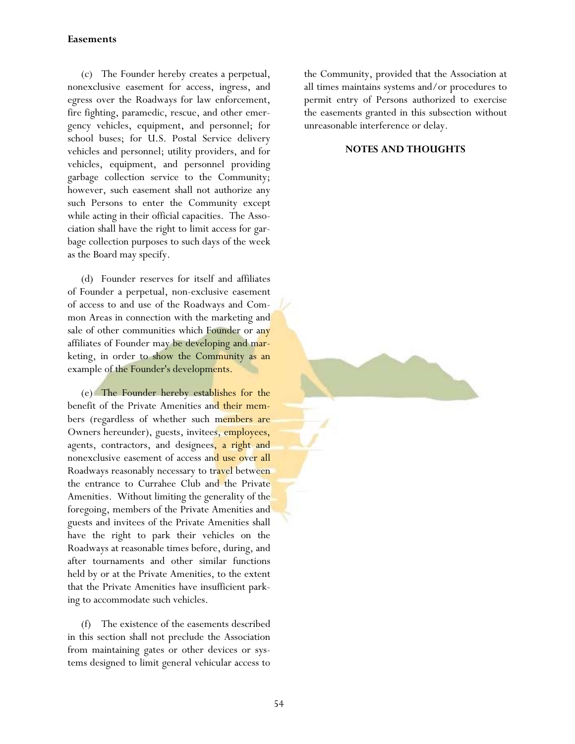(c) The Founder hereby creates a perpetual, nonexclusive easement for access, ingress, and egress over the Roadways for law enforcement, fire fighting, paramedic, rescue, and other emergency vehicles, equipment, and personnel; for school buses; for U.S. Postal Service delivery vehicles and personnel; utility providers, and for vehicles, equipment, and personnel providing garbage collection service to the Community; however, such easement shall not authorize any such Persons to enter the Community except while acting in their official capacities. The Association shall have the right to limit access for garbage collection purposes to such days of the week as the Board may specify.

(d) Founder reserves for itself and affiliates of Founder a perpetual, non-exclusive easement of access to and use of the Roadways and Common Areas in connection with the marketing and sale of other communities which Founder or any affiliates of Founder may be developing and marketing, in order to show the Community as an example of the Founder's developments.

(e) The Founder hereby establishes for the benefit of the Private Amenities and their members (regardless of whether such members are Owners hereunder), guests, invitees, employees, agents, contractors, and designees, a right and nonexclusive easement of access and use over all Roadways reasonably necessary to travel between the entrance to Currahee Club and the Private Amenities. Without limiting the generality of the foregoing, members of the Private Amenities and guests and invitees of the Private Amenities shall have the right to park their vehicles on the Roadways at reasonable times before, during, and after tournaments and other similar functions held by or at the Private Amenities, to the extent that the Private Amenities have insufficient parking to accommodate such vehicles.

(f) The existence of the easements described in this section shall not preclude the Association from maintaining gates or other devices or systems designed to limit general vehicular access to the Community, provided that the Association at all times maintains systems and/or procedures to permit entry of Persons authorized to exercise the easements granted in this subsection without unreasonable interference or delay.

**NOTES AND THOUGHTS**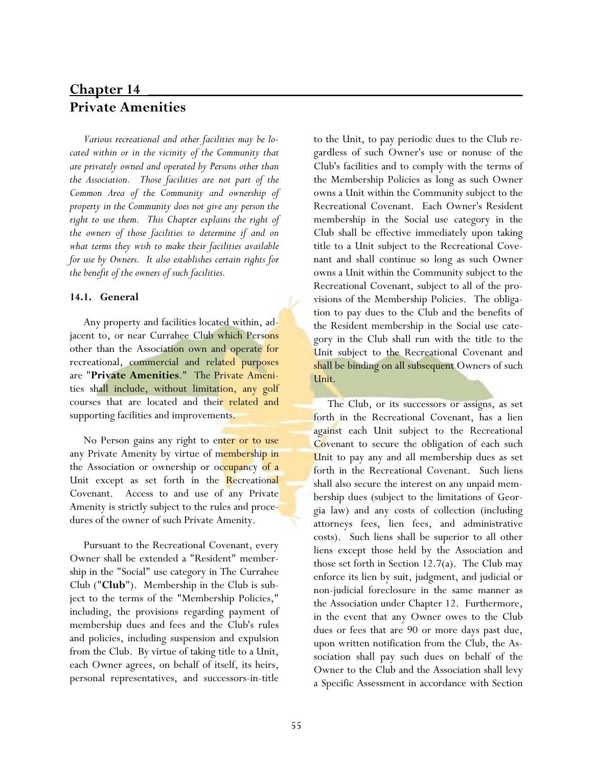# Chapter 14

## Private Amenities

*Various recreational and other facilities may be located within or in the vicinity of the Community that are privately owned and operated by Persons other than the Association. Those facilities are not part of the Common Area of the Community and ownership of property in the Community does not give any person the right to use them. This Chapter explains the right of the owners of those facilities to determine if and on what terms they wish to make their facilities available for use by Owners. It also establishes certain rights for the benefit of the owners of such facilities.*

### 14.1. General

Any property and facilities located within, adjacent to, or near Currahee Club which Persons other than the Association own and operate for recreational, commercial and related purposes are "**Private Amenities**." The Private Amenities shall include, without limitation, any golf courses that are located and their related and supporting facilities and improvements.

No Person gains any right to enter or to use any Private Amenity by virtue of membership in the Association or ownership or occupancy of a Unit except as set forth in the Recreational Covenant. Access to and use of any Private Amenity is strictly subject to the rules and procedures of the owner of such Private Amenity.

Pursuant to the Recreational Covenant, every Owner shall be extended a "Resident" membership in the "Social" use category in The Currahee Club ("**Club**"). Membership in the Club is subject to the terms of the "Membership Policies," including, the provisions regarding payment of membership dues and fees and the Club's rules and policies, including suspension and expulsion from the Club. By virtue of taking title to a Unit, each Owner agrees, on behalf of itself, its heirs, personal representatives, and successors-in-title to the Unit, to pay periodic dues to the Club regardless of such Owner's use or nonuse of the Club's facilities and to comply with the terms of the Membership Policies as long as such Owner owns a Unit within the Community subject to the Recreational Covenant. Each Owner's Resident membership in the Social use category in the Club shall be effective immediately upon taking title to a Unit subject to the Recreational Covenant and shall continue so long as such Owner owns a Unit within the Community subject to the Recreational Covenant, subject to all of the provisions of the Membership Policies. The obligation to pay dues to the Club and the benefits of the Resident membership in the Social use category in the Club shall run with the title to the Unit subject to the Recreational Covenant and shall be binding on all subsequent Owners of such Unit.

The Club, or its successors or assigns, as set forth in the Recreational Covenant, has a lien against each Unit subject to the Recreational Covenant to secure the obligation of each such Unit to pay any and all membership dues as set forth in the Recreational Covenant. Such liens shall also secure the interest on any unpaid membership dues (subject to the limitations of Georgia law) and any costs of collection (including attorneys fees, lien fees, and administrative costs). Such liens shall be superior to all other liens except those held by the Association and those set forth in Section 12.7(a). The Club may enforce its lien by suit, judgment, and judicial or non-judicial foreclosure in the same manner as the Association under Chapter 12. Furthermore, in the event that any Owner owes to the Club dues or fees that are 90 or more days past due, upon written notification from the Club, the Association shall pay such dues on behalf of the Owner to the Club and the Association shall levy a Specific Assessment in accordance with Section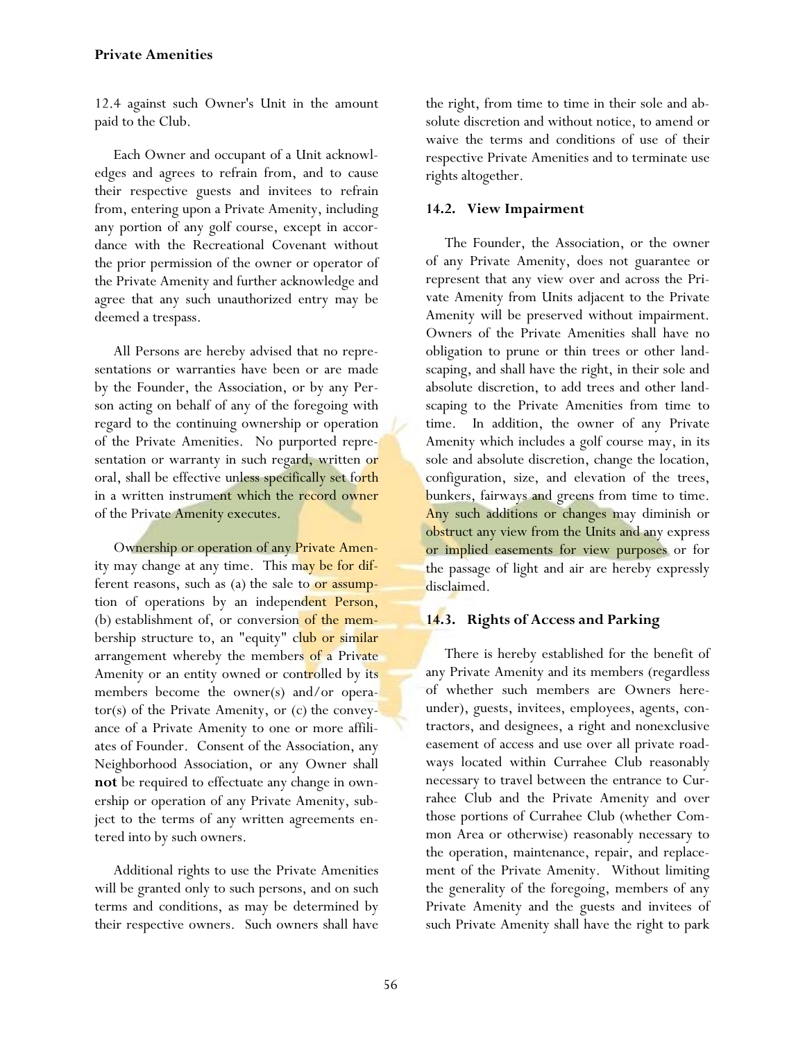12.4 against such Owner's Unit in the amount paid to the Club.

Each Owner and occupant of a Unit acknowledges and agrees to refrain from, and to cause their respective guests and invitees to refrain from, entering upon a Private Amenity, including any portion of any golf course, except in accordance with the Recreational Covenant without the prior permission of the owner or operator of the Private Amenity and further acknowledge and agree that any such unauthorized entry may be deemed a trespass.

All Persons are hereby advised that no representations or warranties have been or are made by the Founder, the Association, or by any Person acting on behalf of any of the foregoing with regard to the continuing ownership or operation of the Private Amenities. No purported representation or warranty in such regard, written or oral, shall be effective unless specifically set forth in a written instrument which the record owner of the Private Amenity executes.

Ownership or operation of any Private Amenity may change at any time. This may be for different reasons, such as (a) the sale to or assumption of operations by an independent Person, (b) establishment of, or conversion of the membership structure to, an "equity" club or similar arrangement whereby the members of a Private Amenity or an entity owned or controlled by its members become the owner(s) and/or operator(s) of the Private Amenity, or (c) the conveyance of a Private Amenity to one or more affiliates of Founder. Consent of the Association, any Neighborhood Association, or any Owner shall **not** be required to effectuate any change in ownership or operation of any Private Amenity, subject to the terms of any written agreements entered into by such owners.

Additional rights to use the Private Amenities will be granted only to such persons, and on such terms and conditions, as may be determined by their respective owners. Such owners shall have the right, from time to time in their sole and absolute discretion and without notice, to amend or waive the terms and conditions of use of their respective Private Amenities and to terminate use rights altogether.

### 14.2. View Impairment

The Founder, the Association, or the owner of any Private Amenity, does not guarantee or represent that any view over and across the Private Amenity from Units adjacent to the Private Amenity will be preserved without impairment. Owners of the Private Amenities shall have no obligation to prune or thin trees or other landscaping, and shall have the right, in their sole and absolute discretion, to add trees and other landscaping to the Private Amenities from time to time. In addition, the owner of any Private Amenity which includes a golf course may, in its sole and absolute discretion, change the location, configuration, size, and elevation of the trees, bunkers, fairways and greens from time to time. Any such additions or changes may diminish or obstruct any view from the Units and any express or implied easements for view purposes or for the passage of light and air are hereby expressly disclaimed.

### 14.3. Rights of Access and Parking

There is hereby established for the benefit of any Private Amenity and its members (regardless of whether such members are Owners hereunder), guests, invitees, employees, agents, contractors, and designees, a right and nonexclusive easement of access and use over all private roadways located within Currahee Club reasonably necessary to travel between the entrance to Currahee Club and the Private Amenity and over those portions of Currahee Club (whether Common Area or otherwise) reasonably necessary to the operation, maintenance, repair, and replacement of the Private Amenity. Without limiting the generality of the foregoing, members of any Private Amenity and the guests and invitees of such Private Amenity shall have the right to park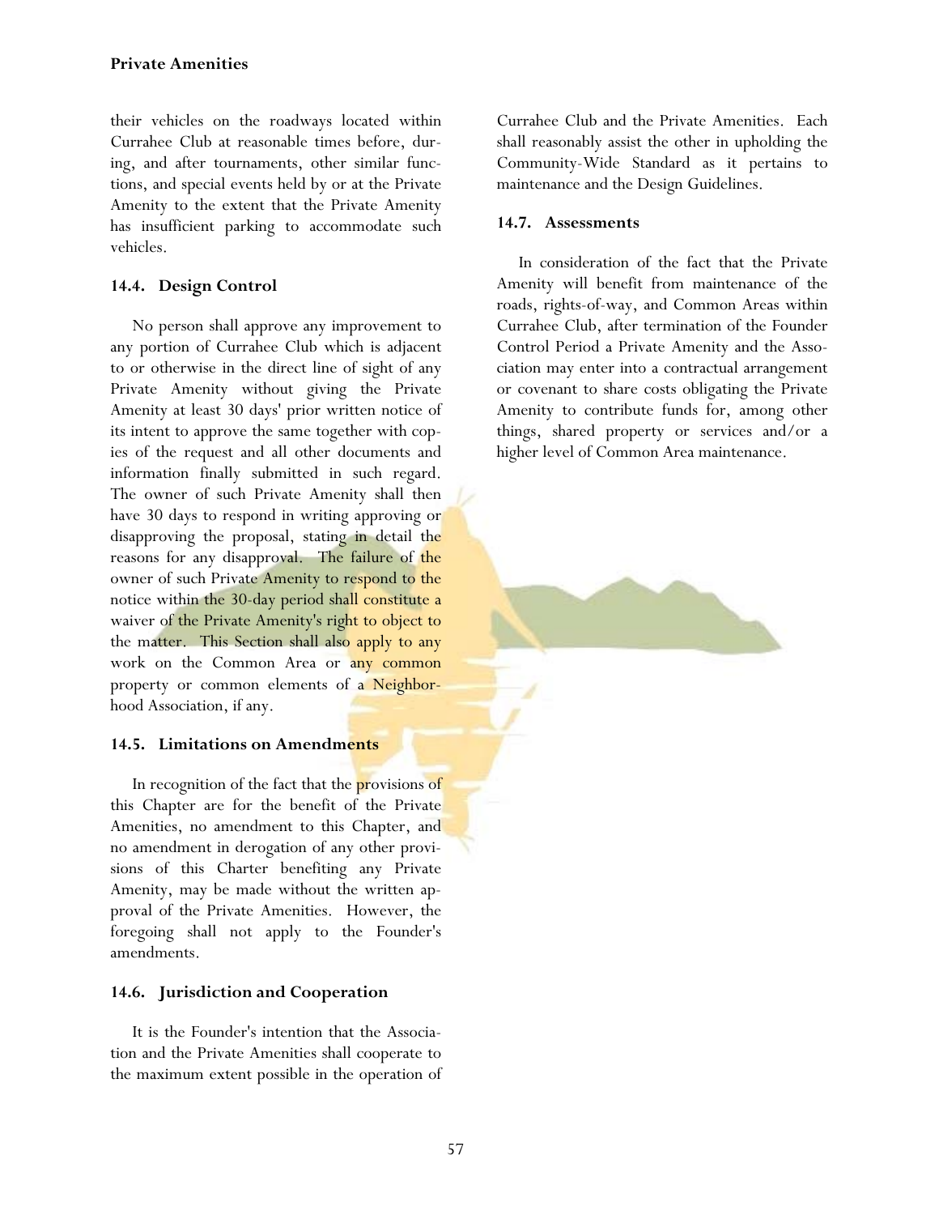their vehicles on the roadways located within Currahee Club at reasonable times before, during, and after tournaments, other similar functions, and special events held by or at the Private Amenity to the extent that the Private Amenity has insufficient parking to accommodate such vehicles.

### 14.4. Design Control

No person shall approve any improvement to any portion of Currahee Club which is adjacent to or otherwise in the direct line of sight of any Private Amenity without giving the Private Amenity at least 30 days' prior written notice of its intent to approve the same together with copies of the request and all other documents and information finally submitted in such regard. The owner of such Private Amenity shall then have 30 days to respond in writing approving or disapproving the proposal, stating in detail the reasons for any disapproval. The failure of the owner of such Private Amenity to respond to the notice within the 30-day period shall constitute a waiver of the Private Amenity's right to object to the matter. This Section shall also apply to any work on the Common Area or any common property or common elements of a Neighborhood Association, if any.

### 14.5. Limitations on Amendments

In recognition of the fact that the provisions of this Chapter are for the benefit of the Private Amenities, no amendment to this Chapter, and no amendment in derogation of any other provisions of this Charter benefiting any Private Amenity, may be made without the written approval of the Private Amenities. However, the foregoing shall not apply to the Founder's amendments.

### 14.6. Jurisdiction and Cooperation

It is the Founder's intention that the Association and the Private Amenities shall cooperate to the maximum extent possible in the operation of Currahee Club and the Private Amenities. Each shall reasonably assist the other in upholding the Community-Wide Standard as it pertains to maintenance and the Design Guidelines.

### 14.7. Assessments

In consideration of the fact that the Private Amenity will benefit from maintenance of the roads, rights-of-way, and Common Areas within Currahee Club, after termination of the Founder Control Period a Private Amenity and the Association may enter into a contractual arrangement or covenant to share costs obligating the Private Amenity to contribute funds for, among other things, shared property or services and/or a higher level of Common Area maintenance.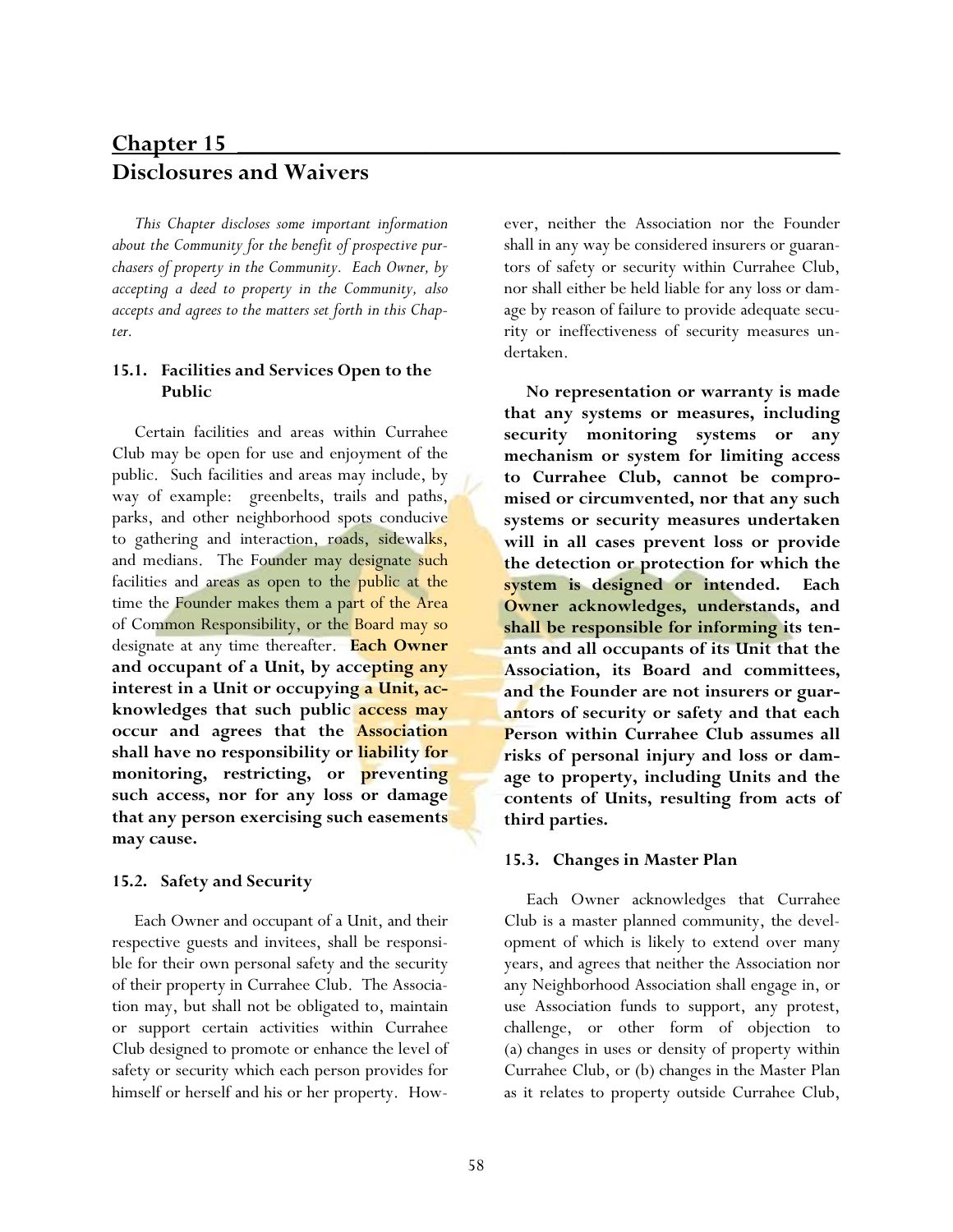# Chapter 15

## Disclosures and Waivers

*This Chapter discloses some important information about the Community for the benefit of prospective purchasers of property in the Community. Each Owner, by accepting a deed to property in the Community, also accepts and agrees to the matters set forth in this Chapter.*

### 15.1. Facilities and Services Open to the Public

Certain facilities and areas within Currahee Club may be open for use and enjoyment of the public. Such facilities and areas may include, by way of example: greenbelts, trails and paths, parks, and other neighborhood spots conducive to gathering and interaction, roads, sidewalks, and medians. The Founder may designate such facilities and areas as open to the public at the time the Founder makes them a part of the Area of Common Responsibility, or the Board may so designate at any time thereafter. **Each Owner and occupant of a Unit, by accepting any interest in a Unit or occupying a Unit, acknowledges that such public access may occur and agrees that the Association shall have no responsibility or liability for monitoring, restricting, or preventing such access, nor for any loss or damage that any person exercising such easements may cause.**

### 15.2. Safety and Security

Each Owner and occupant of a Unit, and their respective guests and invitees, shall be responsible for their own personal safety and the security of their property in Currahee Club. The Association may, but shall not be obligated to, maintain or support certain activities within Currahee Club designed to promote or enhance the level of safety or security which each person provides for himself or herself and his or her property. However, neither the Association nor the Founder shall in any way be considered insurers or guarantors of safety or security within Currahee Club, nor shall either be held liable for any loss or damage by reason of failure to provide adequate security or ineffectiveness of security measures undertaken.

**No representation or warranty is made that any systems or measures, including security monitoring systems or any mechanism or system for limiting access to Currahee Club, cannot be compromised or circumvented, nor that any such systems or security measures undertaken will in all cases prevent loss or provide the detection or protection for which the system is designed or intended. Each Owner acknowledges, understands, and shall be responsible for informing its tenants and all occupants of its Unit that the Association, its Board and committees, and the Founder are not insurers or guarantors of security or safety and that each Person within Currahee Club assumes all risks of personal injury and loss or damage to property, including Units and the contents of Units, resulting from acts of third parties.**

### 15.3. Changes in Master Plan

Each Owner acknowledges that Currahee Club is a master planned community, the development of which is likely to extend over many years, and agrees that neither the Association nor any Neighborhood Association shall engage in, or use Association funds to support, any protest, challenge, or other form of objection to (a) changes in uses or density of property within Currahee Club, or (b) changes in the Master Plan as it relates to property outside Currahee Club,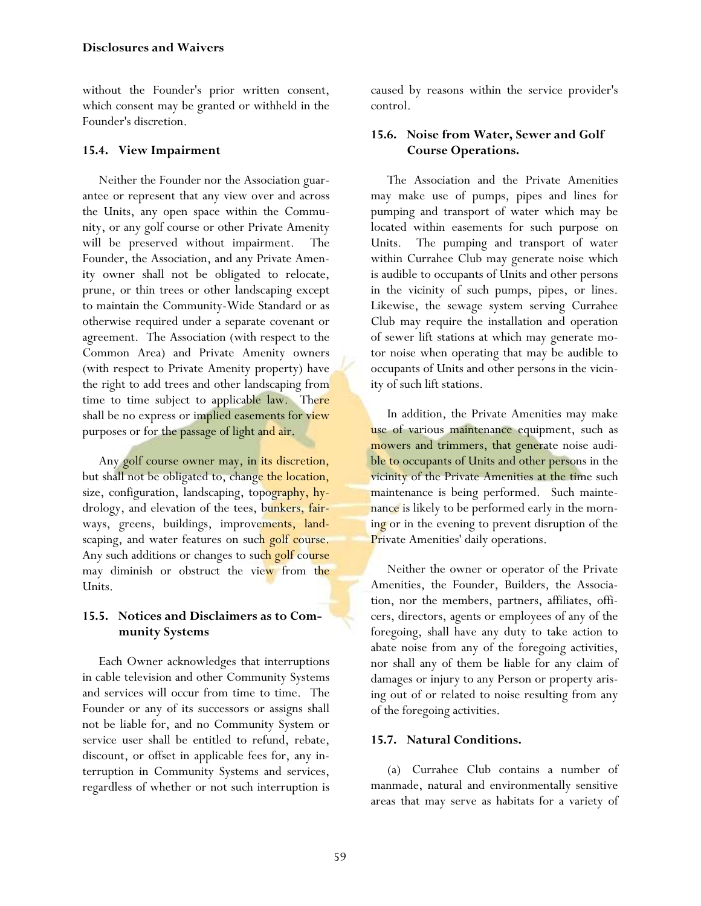without the Founder's prior written consent, which consent may be granted or withheld in the Founder's discretion.

### 15.4. View Impairment

Neither the Founder nor the Association guarantee or represent that any view over and across the Units, any open space within the Community, or any golf course or other Private Amenity will be preserved without impairment. The Founder, the Association, and any Private Amenity owner shall not be obligated to relocate, prune, or thin trees or other landscaping except to maintain the Community-Wide Standard or as otherwise required under a separate covenant or agreement. The Association (with respect to the Common Area) and Private Amenity owners (with respect to Private Amenity property) have the right to add trees and other landscaping from time to time subject to applicable law. There shall be no express or implied easements for view purposes or for the passage of light and air.

Any golf course owner may, in its discretion, but shall not be obligated to, change the location, size, configuration, landscaping, topography, hydrology, and elevation of the tees, bunkers, fairways, greens, buildings, improvements, landscaping, and water features on such golf course. Any such additions or changes to such golf course may diminish or obstruct the view from the Units.

### 15.5. Notices and Disclaimers as to Community Systems

Each Owner acknowledges that interruptions in cable television and other Community Systems and services will occur from time to time. The Founder or any of its successors or assigns shall not be liable for, and no Community System or service user shall be entitled to refund, rebate, discount, or offset in applicable fees for, any interruption in Community Systems and services, regardless of whether or not such interruption is caused by reasons within the service provider's control.

### 15.6. Noise from Water, Sewer and Golf Course Operations.

The Association and the Private Amenities may make use of pumps, pipes and lines for pumping and transport of water which may be located within easements for such purpose on Units. The pumping and transport of water within Currahee Club may generate noise which is audible to occupants of Units and other persons in the vicinity of such pumps, pipes, or lines. Likewise, the sewage system serving Currahee Club may require the installation and operation of sewer lift stations at which may generate motor noise when operating that may be audible to occupants of Units and other persons in the vicinity of such lift stations.

In addition, the Private Amenities may make use of various maintenance equipment, such as mowers and trimmers, that generate noise audible to occupants of Units and other persons in the vicinity of the Private Amenities at the time such maintenance is being performed. Such maintenance is likely to be performed early in the morning or in the evening to prevent disruption of the Private Amenities' daily operations.

Neither the owner or operator of the Private Amenities, the Founder, Builders, the Association, nor the members, partners, affiliates, officers, directors, agents or employees of any of the foregoing, shall have any duty to take action to abate noise from any of the foregoing activities, nor shall any of them be liable for any claim of damages or injury to any Person or property arising out of or related to noise resulting from any of the foregoing activities.

### 15.7. Natural Conditions.

(a) Currahee Club contains a number of manmade, natural and environmentally sensitive areas that may serve as habitats for a variety of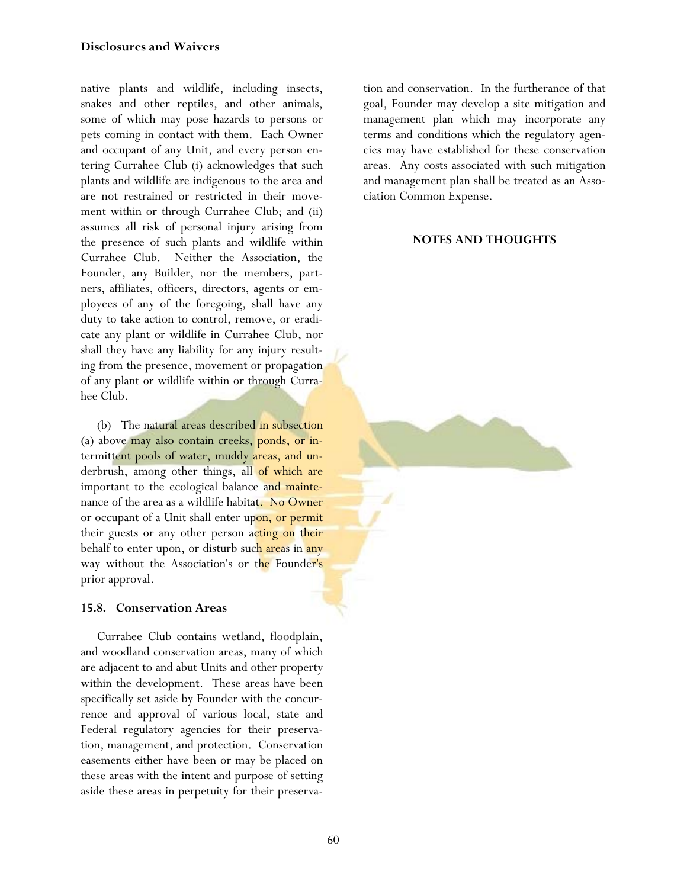native plants and wildlife, including insects, snakes and other reptiles, and other animals, some of which may pose hazards to persons or pets coming in contact with them. Each Owner and occupant of any Unit, and every person entering Currahee Club (i) acknowledges that such plants and wildlife are indigenous to the area and are not restrained or restricted in their movement within or through Currahee Club; and (ii) assumes all risk of personal injury arising from the presence of such plants and wildlife within Currahee Club. Neither the Association, the Founder, any Builder, nor the members, partners, affiliates, officers, directors, agents or employees of any of the foregoing, shall have any duty to take action to control, remove, or eradicate any plant or wildlife in Currahee Club, nor shall they have any liability for any injury resulting from the presence, movement or propagation of any plant or wildlife within or through Currahee Club.

(b) The natural areas described in subsection (a) above may also contain creeks, ponds, or intermittent pools of water, muddy areas, and underbrush, among other things, all of which are important to the ecological balance and maintenance of the area as a wildlife habitat. No Owner or occupant of a Unit shall enter upon, or permit their guests or any other person acting on their behalf to enter upon, or disturb such areas in any way without the Association's or the Founder's prior approval.

### 15.8. Conservation Areas

Currahee Club contains wetland, floodplain, and woodland conservation areas, many of which are adjacent to and abut Units and other property within the development. These areas have been specifically set aside by Founder with the concurrence and approval of various local, state and Federal regulatory agencies for their preservation, management, and protection. Conservation easements either have been or may be placed on these areas with the intent and purpose of setting aside these areas in perpetuity for their preservation and conservation. In the furtherance of that goal, Founder may develop a site mitigation and management plan which may incorporate any terms and conditions which the regulatory agencies may have established for these conservation areas. Any costs associated with such mitigation and management plan shall be treated as an Association Common Expense.

**NOTES AND THOUGHTS**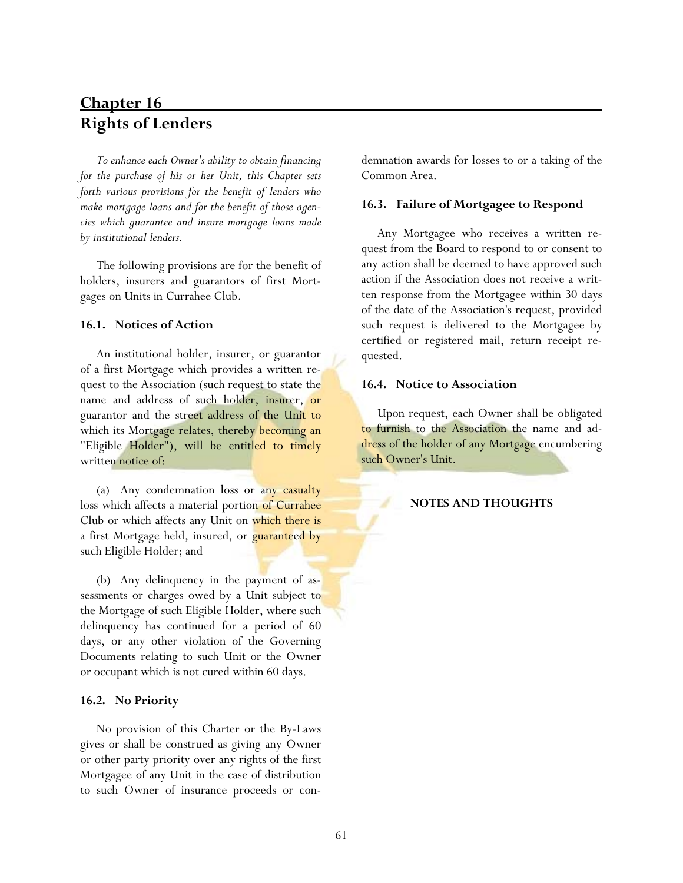## Chapter 16

## Rights of Lenders

*To enhance each Owner's ability to obtain financing for the purchase of his or her Unit, this Chapter sets forth various provisions for the benefit of lenders who make mortgage loans and for the benefit of those agencies which guarantee and insure mortgage loans made by institutional lenders.*

The following provisions are for the benefit of holders, insurers and guarantors of first Mortgages on Units in Currahee Club.

### 16.1. Notices of Action

An institutional holder, insurer, or guarantor of a first Mortgage which provides a written request to the Association (such request to state the name and address of such holder, insurer, or guarantor and the street address of the Unit to which its Mortgage relates, thereby becoming an "Eligible Holder"), will be entitled to timely written notice of:

(a) Any condemnation loss or any casualty loss which affects a material portion of Currahee Club or which affects any Unit on which there is a first Mortgage held, insured, or guaranteed by such Eligible Holder; and

(b) Any delinquency in the payment of assessments or charges owed by a Unit subject to the Mortgage of such Eligible Holder, where such delinquency has continued for a period of 60 days, or any other violation of the Governing Documents relating to such Unit or the Owner or occupant which is not cured within 60 days.

### 16.2. No Priority

No provision of this Charter or the By-Laws gives or shall be construed as giving any Owner or other party priority over any rights of the first Mortgagee of any Unit in the case of distribution to such Owner of insurance proceeds or condemnation awards for losses to or a taking of the Common Area.

### 16.3. Failure of Mortgagee to Respond

Any Mortgagee who receives a written request from the Board to respond to or consent to any action shall be deemed to have approved such action if the Association does not receive a written response from the Mortgagee within 30 days of the date of the Association's request, provided such request is delivered to the Mortgagee by certified or registered mail, return receipt requested.

### 16.4. Notice to Association

Upon request, each Owner shall be obligated to furnish to the Association the name and address of the holder of any Mortgage encumbering such Owner's Unit.

**NOTES AND THOUGHTS**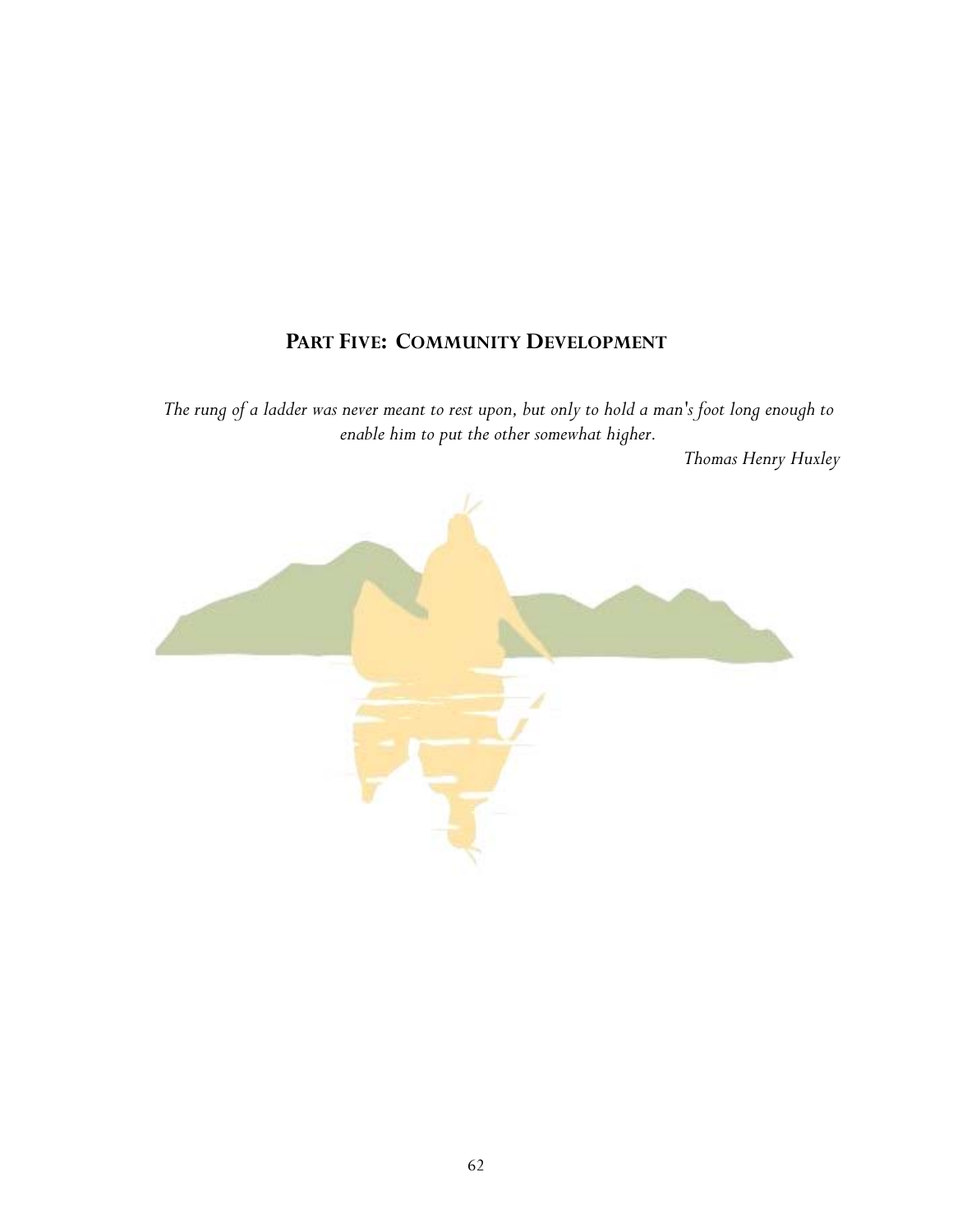# PART FIVE: COMMUNITY DEVELOPMENT

*The rung of a ladder was never meant to rest upon, but only to hold a man's foot long enough to enable him to put the other somewhat higher.*

*Thomas Henry Huxley*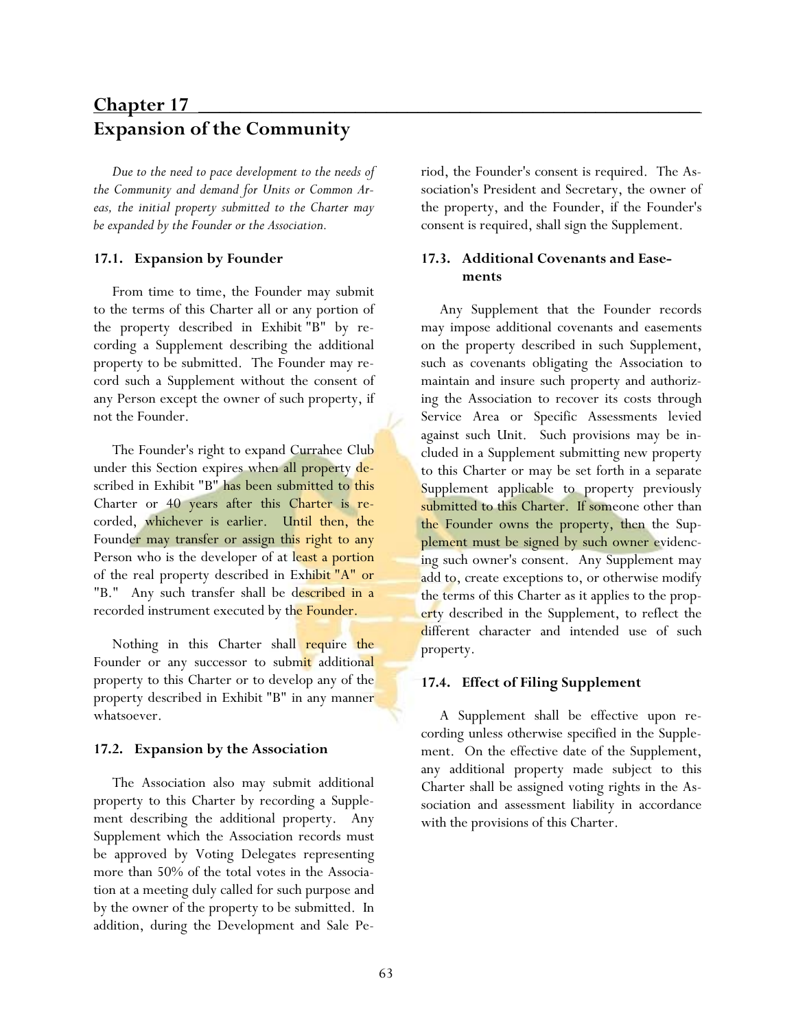## Chapter 17

# Expansion of the Community

*Due to the need to pace development to the needs of the Community and demand for Units or Common Areas, the initial property submitted to the Charter may be expanded by the Founder or the Association.*

### 17.1. Expansion by Founder

From time to time, the Founder may submit to the terms of this Charter all or any portion of the property described in Exhibit "B" by recording a Supplement describing the additional property to be submitted. The Founder may record such a Supplement without the consent of any Person except the owner of such property, if not the Founder.

The Founder's right to expand Currahee Club under this Section expires when all property described in Exhibit "B" has been submitted to this Charter or 40 years after this Charter is recorded, whichever is earlier. Until then, the Founder may transfer or assign this right to any Person who is the developer of at least a portion of the real property described in Exhibit "A" or "B." Any such transfer shall be described in a recorded instrument executed by the Founder.

Nothing in this Charter shall require the Founder or any successor to submit additional property to this Charter or to develop any of the property described in Exhibit "B" in any manner whatsoever.

### 17.2. Expansion by the Association

The Association also may submit additional property to this Charter by recording a Supplement describing the additional property. Any Supplement which the Association records must be approved by Voting Delegates representing more than 50% of the total votes in the Association at a meeting duly called for such purpose and by the owner of the property to be submitted. In addition, during the Development and Sale Period, the Founder's consent is required. The Association's President and Secretary, the owner of the property, and the Founder, if the Founder's consent is required, shall sign the Supplement.

### 17.3. Additional Covenants and Easements

Any Supplement that the Founder records may impose additional covenants and easements on the property described in such Supplement, such as covenants obligating the Association to maintain and insure such property and authorizing the Association to recover its costs through Service Area or Specific Assessments levied against such Unit. Such provisions may be included in a Supplement submitting new property to this Charter or may be set forth in a separate Supplement applicable to property previously submitted to this Charter. If someone other than the Founder owns the property, then the Supplement must be signed by such owner evidencing such owner's consent. Any Supplement may add to, create exceptions to, or otherwise modify the terms of this Charter as it applies to the property described in the Supplement, to reflect the different character and intended use of such property.

### 17.4. Effect of Filing Supplement

A Supplement shall be effective upon recording unless otherwise specified in the Supplement. On the effective date of the Supplement, any additional property made subject to this Charter shall be assigned voting rights in the Association and assessment liability in accordance with the provisions of this Charter.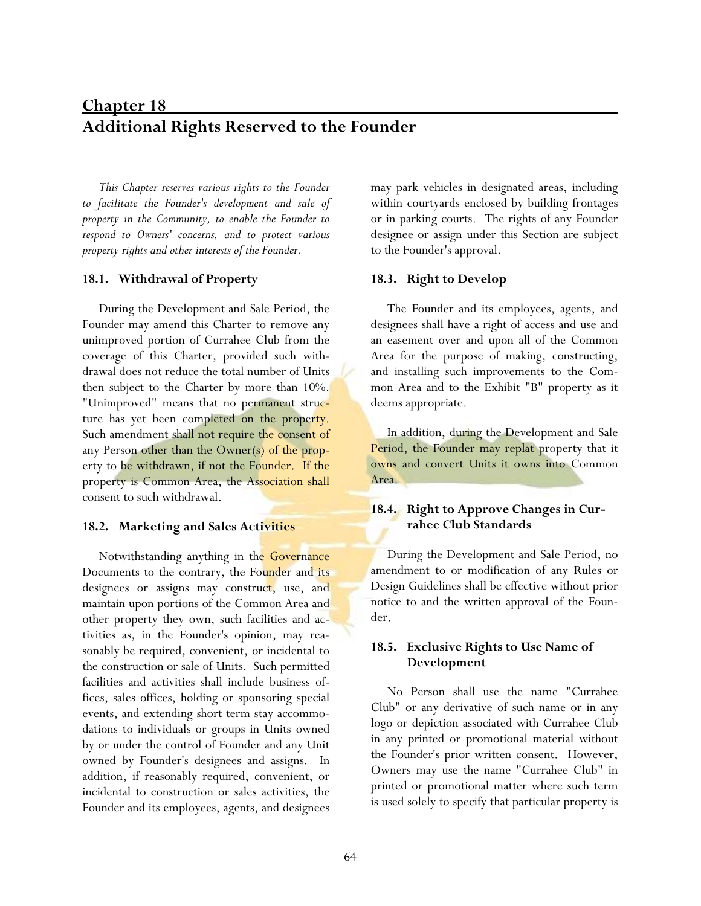# Chapter 18

## Additional Rights Reserved to the Founder

*This Chapter reserves various rights to the Founder to facilitate the Founder's development and sale of property in the Community, to enable the Founder to respond to Owners' concerns, and to protect various property rights and other interests of the Founder.*

### 18.1. Withdrawal of Property

During the Development and Sale Period, the Founder may amend this Charter to remove any unimproved portion of Currahee Club from the coverage of this Charter, provided such withdrawal does not reduce the total number of Units then subject to the Charter by more than 10%. "Unimproved" means that no permanent structure has yet been completed on the property. Such amendment shall not require the consent of any Person other than the Owner(s) of the property to be withdrawn, if not the Founder. If the property is Common Area, the Association shall consent to such withdrawal.

### 18.2. Marketing and Sales Activities

Notwithstanding anything in the Governance Documents to the contrary, the Founder and its designees or assigns may construct, use, and maintain upon portions of the Common Area and other property they own, such facilities and activities as, in the Founder's opinion, may reasonably be required, convenient, or incidental to the construction or sale of Units. Such permitted facilities and activities shall include business offices, sales offices, holding or sponsoring special events, and extending short term stay accommodations to individuals or groups in Units owned by or under the control of Founder and any Unit owned by Founder's designees and assigns. In addition, if reasonably required, convenient, or incidental to construction or sales activities, the Founder and its employees, agents, and designees may park vehicles in designated areas, including within courtyards enclosed by building frontages or in parking courts. The rights of any Founder designee or assign under this Section are subject to the Founder's approval.

### 18.3. Right to Develop

The Founder and its employees, agents, and designees shall have a right of access and use and an easement over and upon all of the Common Area for the purpose of making, constructing, and installing such improvements to the Common Area and to the Exhibit "B" property as it deems appropriate.

In addition, during the Development and Sale Period, the Founder may replat property that it owns and convert Units it owns into Common Area.

### 18.4. Right to Approve Changes in Currahee Club Standards

During the Development and Sale Period, no amendment to or modification of any Rules or Design Guidelines shall be effective without prior notice to and the written approval of the Founder.

### 18.5. Exclusive Rights to Use Name of Development

No Person shall use the name "Currahee Club" or any derivative of such name or in any logo or depiction associated with Currahee Club in any printed or promotional material without the Founder's prior written consent. However, Owners may use the name "Currahee Club" in printed or promotional matter where such term is used solely to specify that particular property is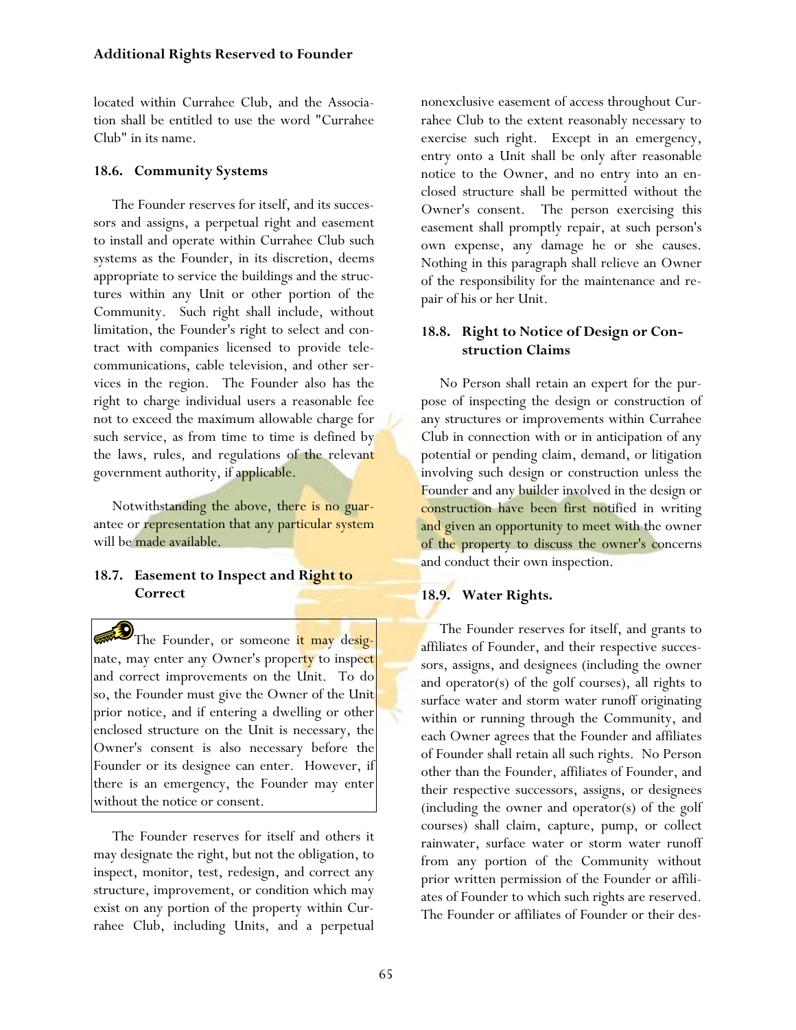located within Currahee Club, and the Association shall be entitled to use the word "Currahee Club" in its name.

### 18.6. Community Systems

The Founder reserves for itself, and its successors and assigns, a perpetual right and easement to install and operate within Currahee Club such systems as the Founder, in its discretion, deems appropriate to service the buildings and the structures within any Unit or other portion of the Community. Such right shall include, without limitation, the Founder's right to select and contract with companies licensed to provide telecommunications, cable television, and other services in the region. The Founder also has the right to charge individual users a reasonable fee not to exceed the maximum allowable charge for such service, as from time to time is defined by the laws, rules, and regulations of the relevant government authority, if applicable.

Notwithstanding the above, there is no guarantee or representation that any particular system will be made available.

### 18.7. Easement to Inspect and Right to Correct

> The Founder, or someone it may designate, may enter any Owner's property to inspect and correct improvements on the Unit. To do so, the Founder must give the Owner of the Unit prior notice, and if entering a dwelling or other enclosed structure on the Unit is necessary, the Owner's consent is also necessary before the Founder or its designee can enter. However, if there is an emergency, the Founder may enter without the notice or consent.

The Founder reserves for itself and others it may designate the right, but not the obligation, to inspect, monitor, test, redesign, and correct any structure, improvement, or condition which may exist on any portion of the property within Currahee Club, including Units, and a perpetual nonexclusive easement of access throughout Currahee Club to the extent reasonably necessary to exercise such right. Except in an emergency, entry onto a Unit shall be only after reasonable notice to the Owner, and no entry into an enclosed structure shall be permitted without the Owner's consent. The person exercising this easement shall promptly repair, at such person's own expense, any damage he or she causes. Nothing in this paragraph shall relieve an Owner of the responsibility for the maintenance and repair of his or her Unit.

### 18.8. Right to Notice of Design or Construction Claims

No Person shall retain an expert for the purpose of inspecting the design or construction of any structures or improvements within Currahee Club in connection with or in anticipation of any potential or pending claim, demand, or litigation involving such design or construction unless the Founder and any builder involved in the design or construction have been first notified in writing and given an opportunity to meet with the owner of the property to discuss the owner's concerns and conduct their own inspection.

### 18.9. Water Rights.

The Founder reserves for itself, and grants to affiliates of Founder, and their respective successors, assigns, and designees (including the owner and operator(s) of the golf courses), all rights to surface water and storm water runoff originating within or running through the Community, and each Owner agrees that the Founder and affiliates of Founder shall retain all such rights. No Person other than the Founder, affiliates of Founder, and their respective successors, assigns, or designees (including the owner and operator(s) of the golf courses) shall claim, capture, pump, or collect rainwater, surface water or storm water runoff from any portion of the Community without prior written permission of the Founder or affiliates of Founder to which such rights are reserved. The Founder or affiliates of Founder or their des-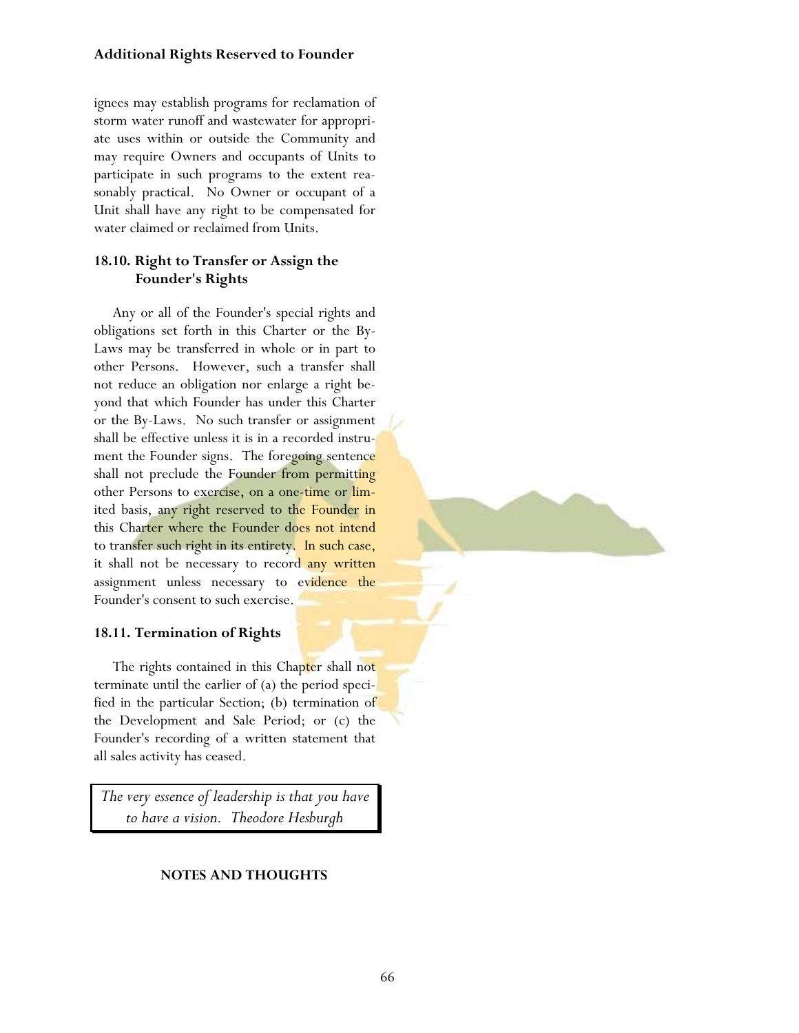ignees may establish programs for reclamation of storm water runoff and wastewater for appropriate uses within or outside the Community and may require Owners and occupants of Units to participate in such programs to the extent reasonably practical. No Owner or occupant of a Unit shall have any right to be compensated for water claimed or reclaimed from Units.

### 18.10. Right to Transfer or Assign the Founder's Rights

Any or all of the Founder's special rights and obligations set forth in this Charter or the By-Laws may be transferred in whole or in part to other Persons. However, such a transfer shall not reduce an obligation nor enlarge a right beyond that which Founder has under this Charter or the By-Laws. No such transfer or assignment shall be effective unless it is in a recorded instrument the Founder signs. The foregoing sentence shall not preclude the Founder from permitting other Persons to exercise, on a one-time or limited basis, any right reserved to the Founder in this Charter where the Founder does not intend to transfer such right in its entirety. In such case, it shall not be necessary to record any written assignment unless necessary to evidence the Founder's consent to such exercise.

### 18.11. Termination of Rights

The rights contained in this Chapter shall not terminate until the earlier of (a) the period specified in the particular Section; (b) termination of the Development and Sale Period; or (c) the Founder's recording of a written statement that all sales activity has ceased.

*The very essence of leadership is that you have to have a vision. Theodore Hesburgh*

**NOTES AND THOUGHTS**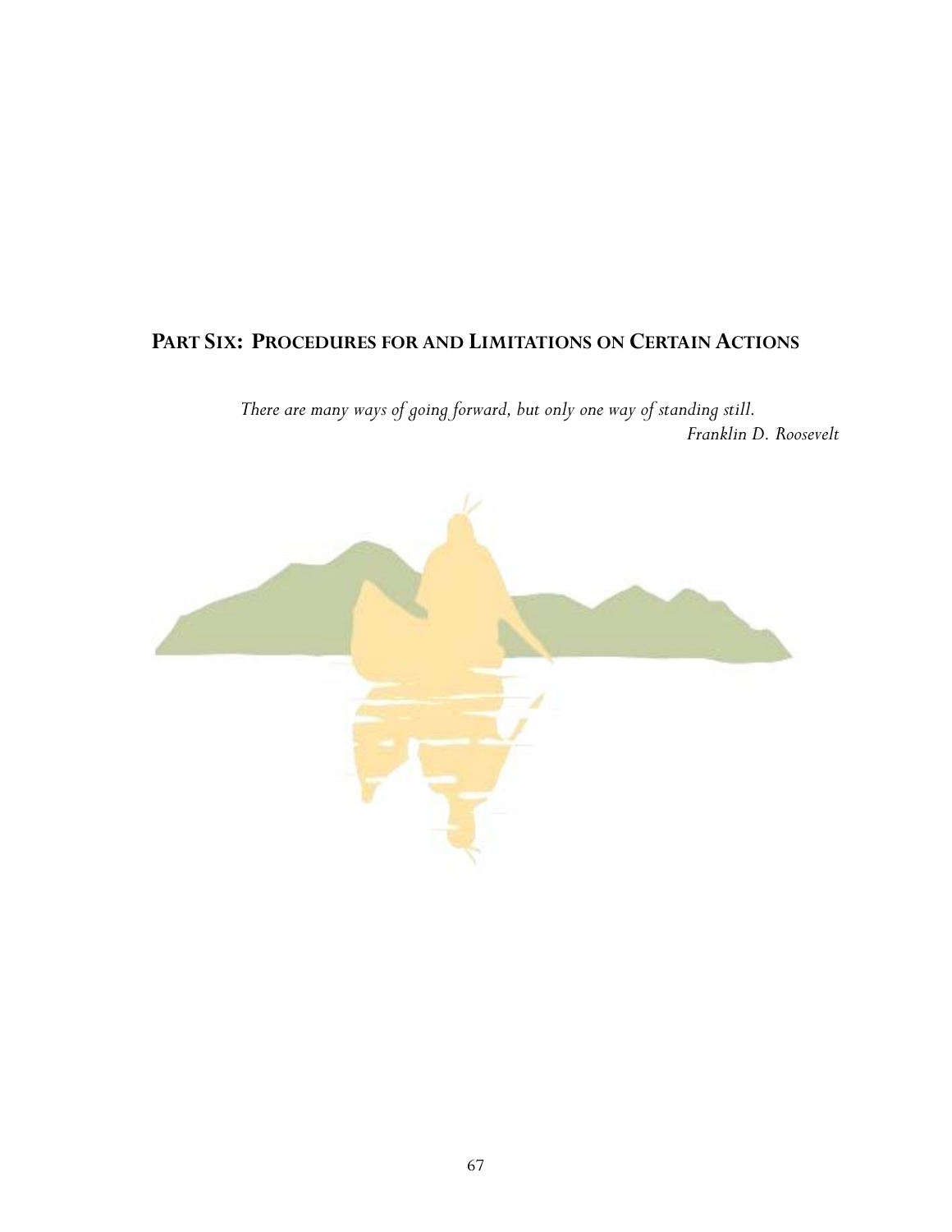# PART SIX: PROCEDURES FOR AND LIMITATIONS ON CERTAIN ACTIONS

*There are many ways of going forward, but only one way of standing still.*
*Franklin D. Roosevelt*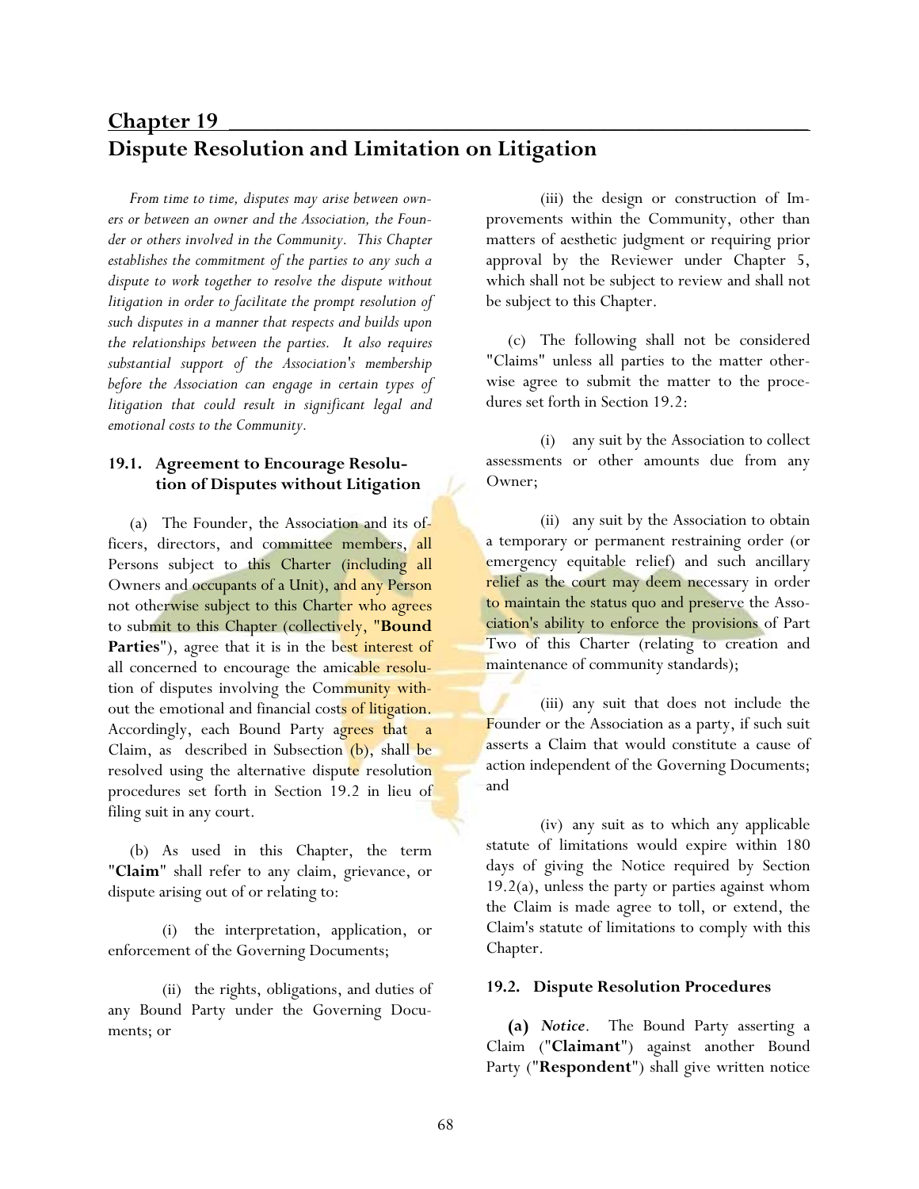# Chapter 19

## Dispute Resolution and Limitation on Litigation

*From time to time, disputes may arise between owners or between an owner and the Association, the Founder or others involved in the Community. This Chapter establishes the commitment of the parties to any such a dispute to work together to resolve the dispute without litigation in order to facilitate the prompt resolution of such disputes in a manner that respects and builds upon the relationships between the parties. It also requires substantial support of the Association's membership before the Association can engage in certain types of litigation that could result in significant legal and emotional costs to the Community.*

### 19.1. Agreement to Encourage Resolution of Disputes without Litigation

(a) The Founder, the Association and its officers, directors, and committee members, all Persons subject to this Charter (including all Owners and occupants of a Unit), and any Person not otherwise subject to this Charter who agrees to submit to this Chapter (collectively, "**Bound Parties**"), agree that it is in the best interest of all concerned to encourage the amicable resolution of disputes involving the Community without the emotional and financial costs of litigation. Accordingly, each Bound Party agrees that a Claim, as described in Subsection (b), shall be resolved using the alternative dispute resolution procedures set forth in Section 19.2 in lieu of filing suit in any court.

(b) As used in this Chapter, the term "**Claim**" shall refer to any claim, grievance, or dispute arising out of or relating to:

(i) the interpretation, application, or enforcement of the Governing Documents;

(ii) the rights, obligations, and duties of any Bound Party under the Governing Documents; or

(iii) the design or construction of Improvements within the Community, other than matters of aesthetic judgment or requiring prior approval by the Reviewer under Chapter 5, which shall not be subject to review and shall not be subject to this Chapter.

(c) The following shall not be considered "Claims" unless all parties to the matter otherwise agree to submit the matter to the procedures set forth in Section 19.2:

(i) any suit by the Association to collect assessments or other amounts due from any Owner;

(ii) any suit by the Association to obtain a temporary or permanent restraining order (or emergency equitable relief) and such ancillary relief as the court may deem necessary in order to maintain the status quo and preserve the Association's ability to enforce the provisions of Part Two of this Charter (relating to creation and maintenance of community standards);

(iii) any suit that does not include the Founder or the Association as a party, if such suit asserts a Claim that would constitute a cause of action independent of the Governing Documents; and

(iv) any suit as to which any applicable statute of limitations would expire within 180 days of giving the Notice required by Section 19.2(a), unless the party or parties against whom the Claim is made agree to toll, or extend, the Claim's statute of limitations to comply with this Chapter.

### 19.2. Dispute Resolution Procedures

**(a)** ***Notice***. The Bound Party asserting a Claim ("**Claimant**") against another Bound Party ("**Respondent**") shall give written notice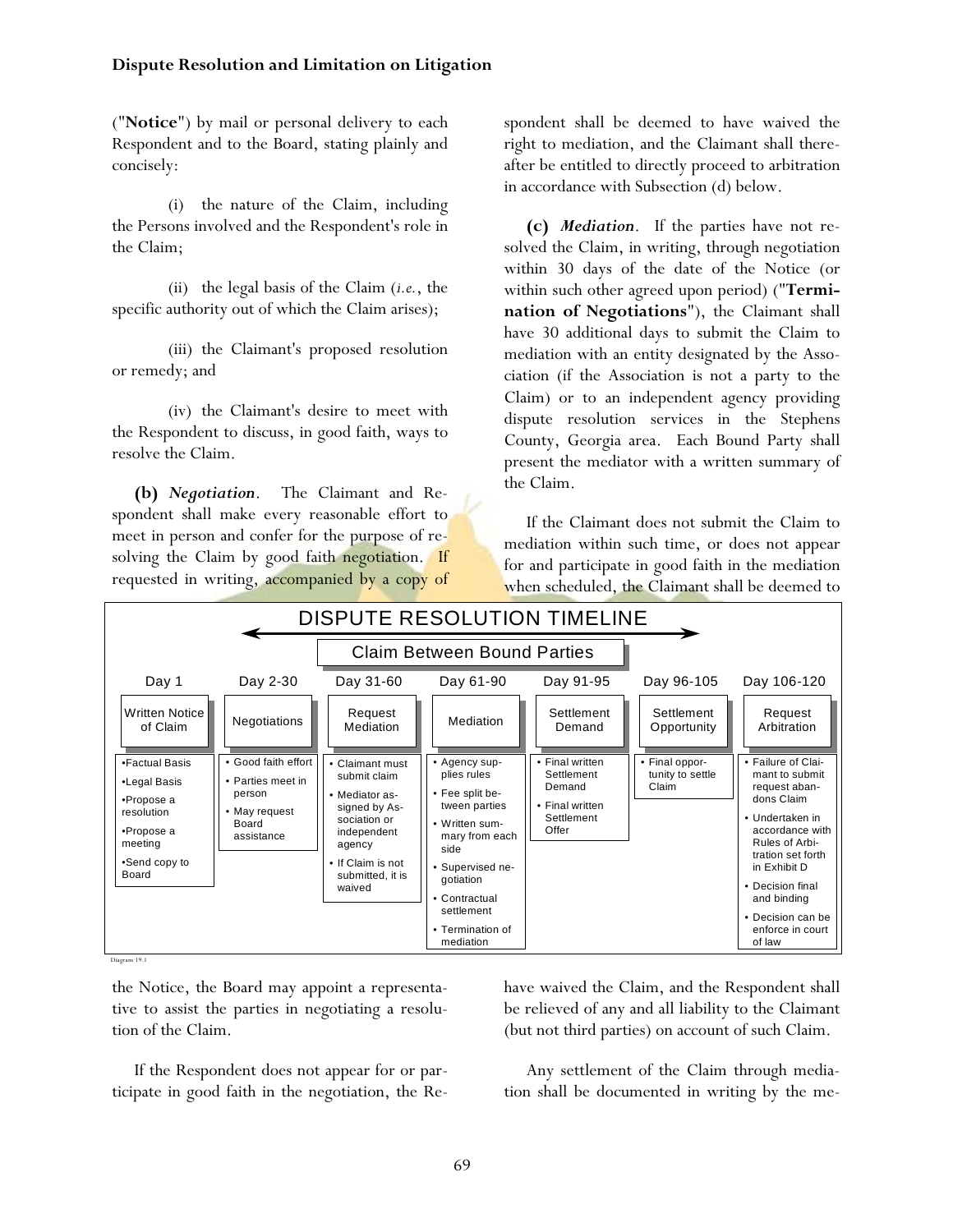("**Notice**") by mail or personal delivery to each Respondent and to the Board, stating plainly and concisely:

(i) the nature of the Claim, including the Persons involved and the Respondent's role in the Claim;

(ii) the legal basis of the Claim (*i.e.*, the specific authority out of which the Claim arises);

(iii) the Claimant's proposed resolution or remedy; and

(iv) the Claimant's desire to meet with the Respondent to discuss, in good faith, ways to resolve the Claim.

**(b)** ***Negotiation***. The Claimant and Respondent shall make every reasonable effort to meet in person and confer for the purpose of resolving the Claim by good faith negotiation. If requested in writing, accompanied by a copy of the Notice, the Board may appoint a representative to assist the parties in negotiating a resolution of the Claim.

If the Respondent does not appear for or participate in good faith in the negotiation, the Respondent shall be deemed to have waived the right to mediation, and the Claimant shall thereafter be entitled to directly proceed to arbitration in accordance with Subsection (d) below.

**(c)** ***Mediation***. If the parties have not resolved the Claim, in writing, through negotiation within 30 days of the date of the Notice (or within such other agreed upon period) ("**Termination of Negotiations**"), the Claimant shall have 30 additional days to submit the Claim to mediation with an entity designated by the Association (if the Association is not a party to the Claim) or to an independent agency providing dispute resolution services in the Stephens County, Georgia area. Each Bound Party shall present the mediator with a written summary of the Claim.

If the Claimant does not submit the Claim to mediation within such time, or does not appear for and participate in good faith in the mediation when scheduled, the Claimant shall be deemed to have waived the Claim, and the Respondent shall be relieved of any and all liability to the Claimant (but not third parties) on account of such Claim.

Any settlement of the Claim through mediation shall be documented in writing by the me-

**DISPUTE RESOLUTION TIMELINE**

**Claim Between Bound Parties**

| Day 1 | Day 2-30 | Day 31-60 | Day 61-90 | Day 91-95 | Day 96-105 | Day 106-120 |
|---|---|---|---|---|---|---|
| Written Notice of Claim | Negotiations | Request Mediation | Mediation | Settlement Demand | Settlement Opportunity | Request Arbitration |
| •Factual Basis<br>•Legal Basis<br>•Propose a resolution<br>•Propose a meeting<br>•Send copy to Board | • Good faith effort<br>• Parties meet in person<br>• May request Board assistance | • Claimant must submit claim<br>• Mediator assigned by Association or independent agency<br>• If Claim is not submitted, it is waived | • Agency supplies rules<br>• Fee split between parties<br>• Written summary from each side<br>• Supervised negotiation<br>• Contractual settlement<br>• Termination of mediation | • Final written Settlement Demand<br>• Final written Settlement Offer | • Final opportunity to settle Claim | • Failure of Claimant to submit request abandons Claim<br>• Undertaken in accordance with Rules of Arbitration set forth in Exhibit D<br>• Decision final and binding<br>• Decision can be enforce in court of law |

Diagram 19.1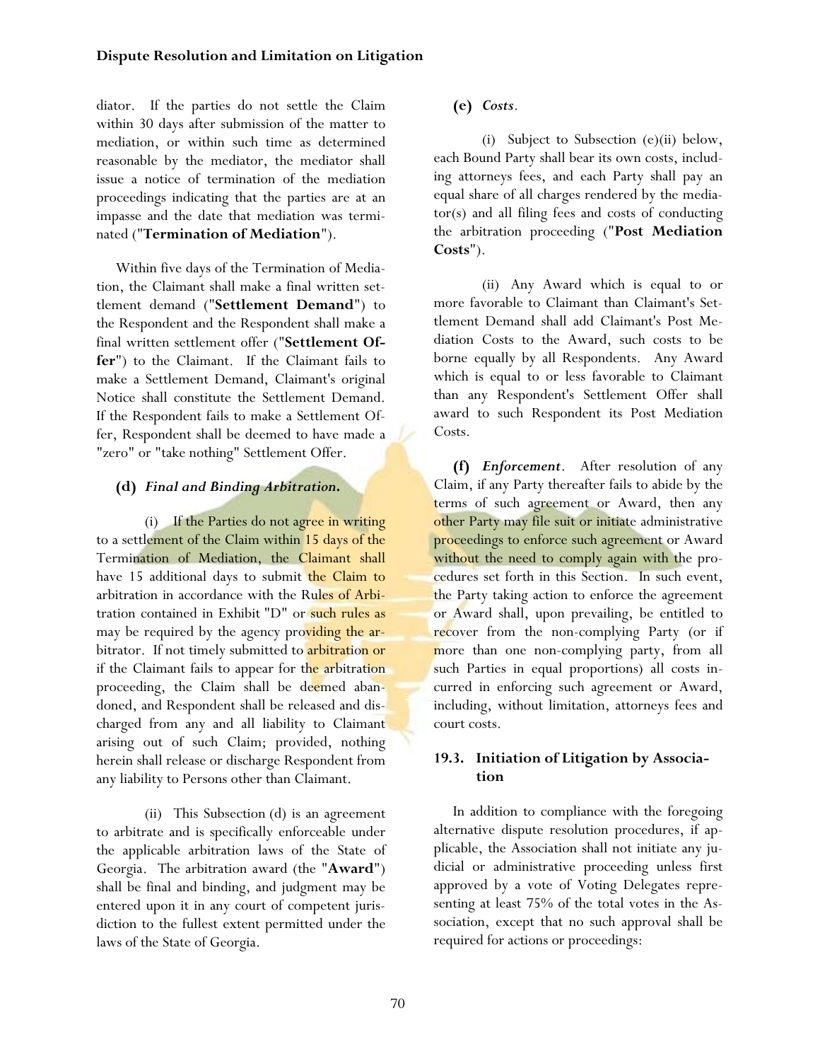diator. If the parties do not settle the Claim within 30 days after submission of the matter to mediation, or within such time as determined reasonable by the mediator, the mediator shall issue a notice of termination of the mediation proceedings indicating that the parties are at an impasse and the date that mediation was terminated ("**Termination of Mediation**").

Within five days of the Termination of Mediation, the Claimant shall make a final written settlement demand ("**Settlement Demand**") to the Respondent and the Respondent shall make a final written settlement offer ("**Settlement Offer**") to the Claimant. If the Claimant fails to make a Settlement Demand, Claimant's original Notice shall constitute the Settlement Demand. If the Respondent fails to make a Settlement Offer, Respondent shall be deemed to have made a "zero" or "take nothing" Settlement Offer.

**(d)** ***Final and Binding Arbitration.***

(i) If the Parties do not agree in writing to a settlement of the Claim within 15 days of the Termination of Mediation, the Claimant shall have 15 additional days to submit the Claim to arbitration in accordance with the Rules of Arbitration contained in Exhibit "D" or such rules as may be required by the agency providing the arbitrator. If not timely submitted to arbitration or if the Claimant fails to appear for the arbitration proceeding, the Claim shall be deemed abandoned, and Respondent shall be released and discharged from any and all liability to Claimant arising out of such Claim; provided, nothing herein shall release or discharge Respondent from any liability to Persons other than Claimant.

(ii) This Subsection (d) is an agreement to arbitrate and is specifically enforceable under the applicable arbitration laws of the State of Georgia. The arbitration award (the "**Award**") shall be final and binding, and judgment may be entered upon it in any court of competent jurisdiction to the fullest extent permitted under the laws of the State of Georgia.

**(e)** ***Costs***.

(i) Subject to Subsection (e)(ii) below, each Bound Party shall bear its own costs, including attorneys fees, and each Party shall pay an equal share of all charges rendered by the mediator(s) and all filing fees and costs of conducting the arbitration proceeding ("**Post Mediation Costs**").

(ii) Any Award which is equal to or more favorable to Claimant than Claimant's Settlement Demand shall add Claimant's Post Mediation Costs to the Award, such costs to be borne equally by all Respondents. Any Award which is equal to or less favorable to Claimant than any Respondent's Settlement Offer shall award to such Respondent its Post Mediation Costs.

**(f)** ***Enforcement***. After resolution of any Claim, if any Party thereafter fails to abide by the terms of such agreement or Award, then any other Party may file suit or initiate administrative proceedings to enforce such agreement or Award without the need to comply again with the procedures set forth in this Section. In such event, the Party taking action to enforce the agreement or Award shall, upon prevailing, be entitled to recover from the non-complying Party (or if more than one non-complying party, from all such Parties in equal proportions) all costs incurred in enforcing such agreement or Award, including, without limitation, attorneys fees and court costs.

### 19.3. Initiation of Litigation by Association

In addition to compliance with the foregoing alternative dispute resolution procedures, if applicable, the Association shall not initiate any judicial or administrative proceeding unless first approved by a vote of Voting Delegates representing at least 75% of the total votes in the Association, except that no such approval shall be required for actions or proceedings: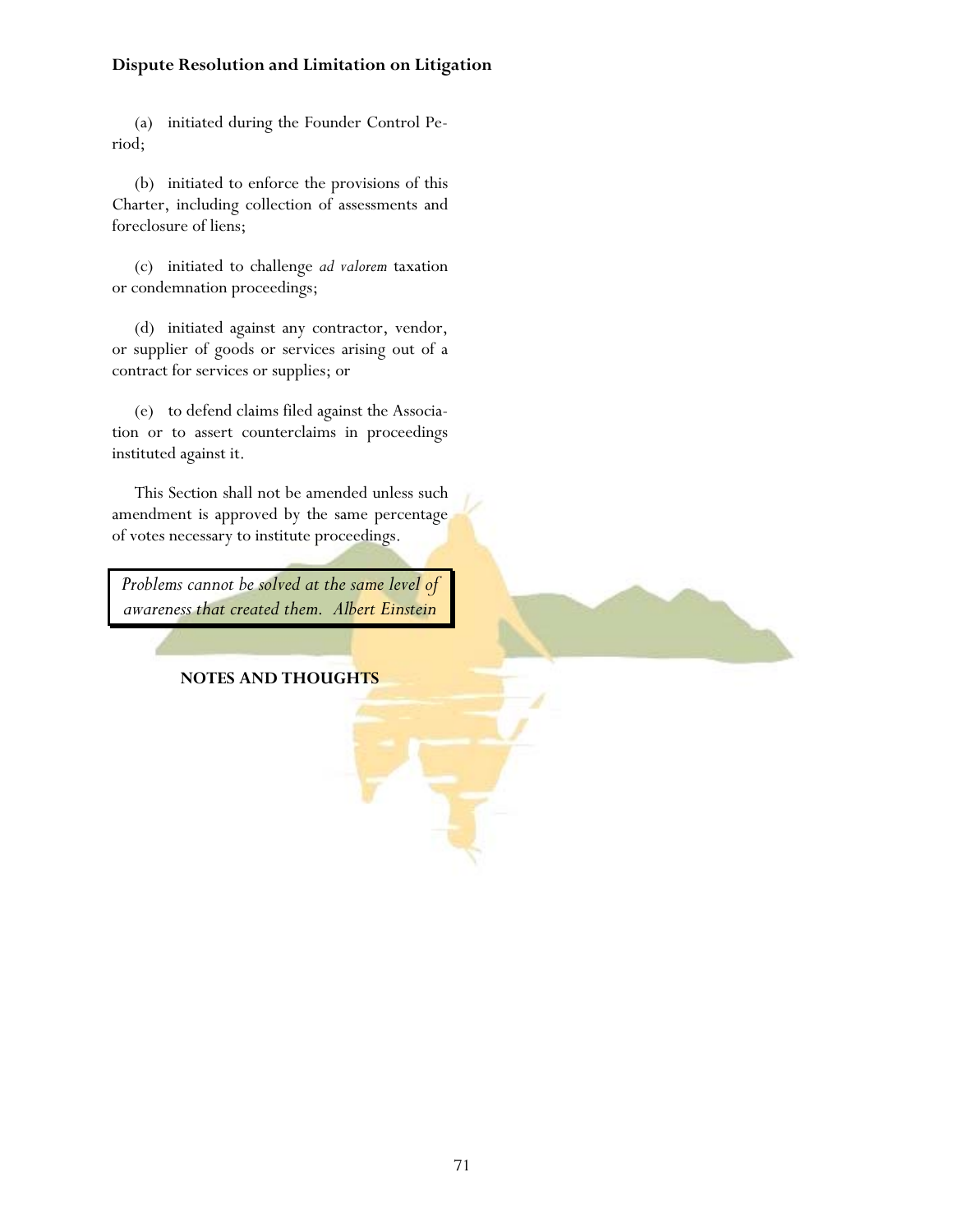(a) initiated during the Founder Control Period;

(b) initiated to enforce the provisions of this Charter, including collection of assessments and foreclosure of liens;

(c) initiated to challenge *ad valorem* taxation or condemnation proceedings;

(d) initiated against any contractor, vendor, or supplier of goods or services arising out of a contract for services or supplies; or

(e) to defend claims filed against the Association or to assert counterclaims in proceedings instituted against it.

This Section shall not be amended unless such amendment is approved by the same percentage of votes necessary to institute proceedings.

> *Problems cannot be solved at the same level of awareness that created them. Albert Einstein*

**NOTES AND THOUGHTS**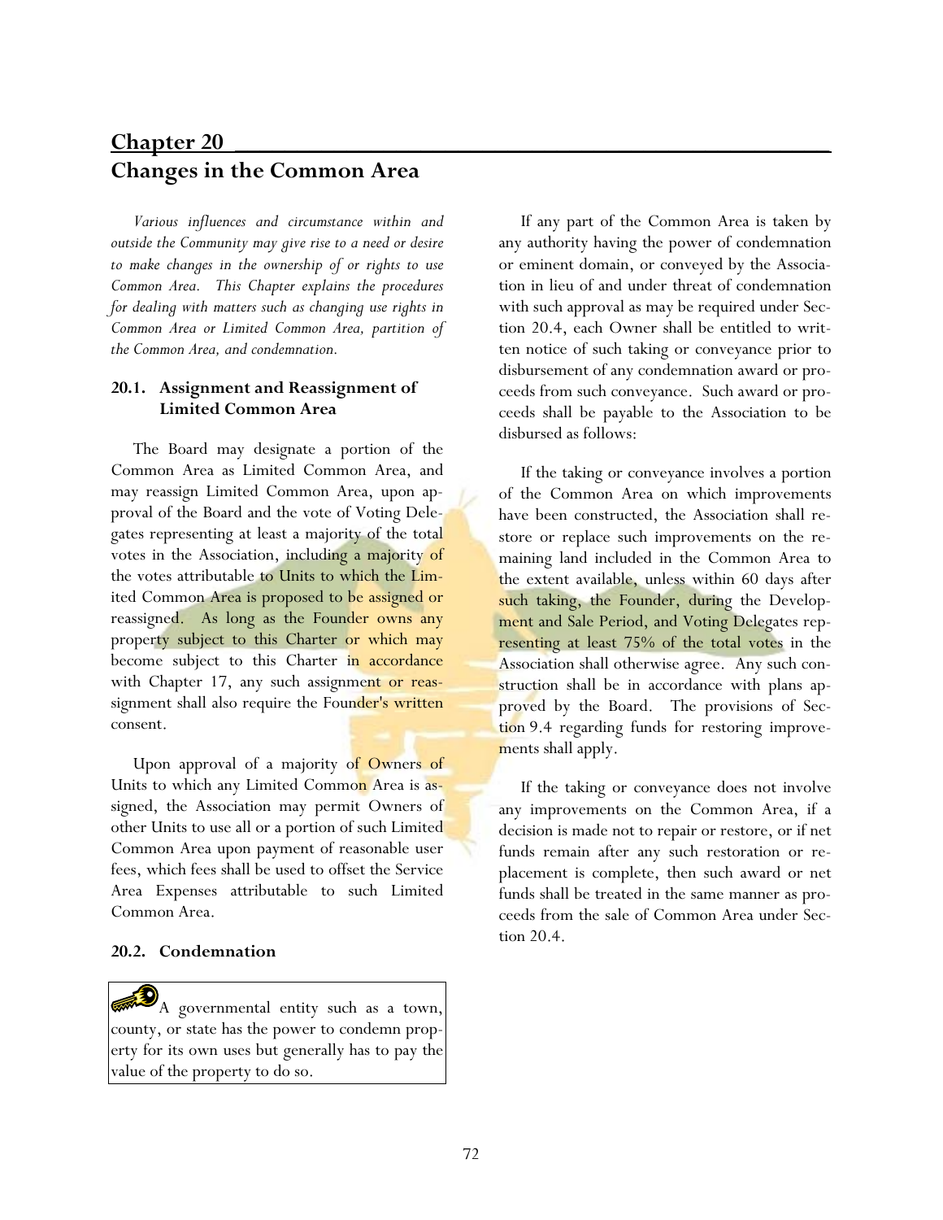# Chapter 20

## Changes in the Common Area

*Various influences and circumstance within and outside the Community may give rise to a need or desire to make changes in the ownership of or rights to use Common Area. This Chapter explains the procedures for dealing with matters such as changing use rights in Common Area or Limited Common Area, partition of the Common Area, and condemnation.*

### 20.1. Assignment and Reassignment of Limited Common Area

The Board may designate a portion of the Common Area as Limited Common Area, and may reassign Limited Common Area, upon approval of the Board and the vote of Voting Delegates representing at least a majority of the total votes in the Association, including a majority of the votes attributable to Units to which the Limited Common Area is proposed to be assigned or reassigned. As long as the Founder owns any property subject to this Charter or which may become subject to this Charter in accordance with Chapter 17, any such assignment or reassignment shall also require the Founder's written consent.

Upon approval of a majority of Owners of Units to which any Limited Common Area is assigned, the Association may permit Owners of other Units to use all or a portion of such Limited Common Area upon payment of reasonable user fees, which fees shall be used to offset the Service Area Expenses attributable to such Limited Common Area.

### 20.2. Condemnation

> A governmental entity such as a town, county, or state has the power to condemn property for its own uses but generally has to pay the value of the property to do so.

If any part of the Common Area is taken by any authority having the power of condemnation or eminent domain, or conveyed by the Association in lieu of and under threat of condemnation with such approval as may be required under Section 20.4, each Owner shall be entitled to written notice of such taking or conveyance prior to disbursement of any condemnation award or proceeds from such conveyance. Such award or proceeds shall be payable to the Association to be disbursed as follows:

If the taking or conveyance involves a portion of the Common Area on which improvements have been constructed, the Association shall restore or replace such improvements on the remaining land included in the Common Area to the extent available, unless within 60 days after such taking, the Founder, during the Development and Sale Period, and Voting Delegates representing at least 75% of the total votes in the Association shall otherwise agree. Any such construction shall be in accordance with plans approved by the Board. The provisions of Section 9.4 regarding funds for restoring improvements shall apply.

If the taking or conveyance does not involve any improvements on the Common Area, if a decision is made not to repair or restore, or if net funds remain after any such restoration or replacement is complete, then such award or net funds shall be treated in the same manner as proceeds from the sale of Common Area under Section 20.4.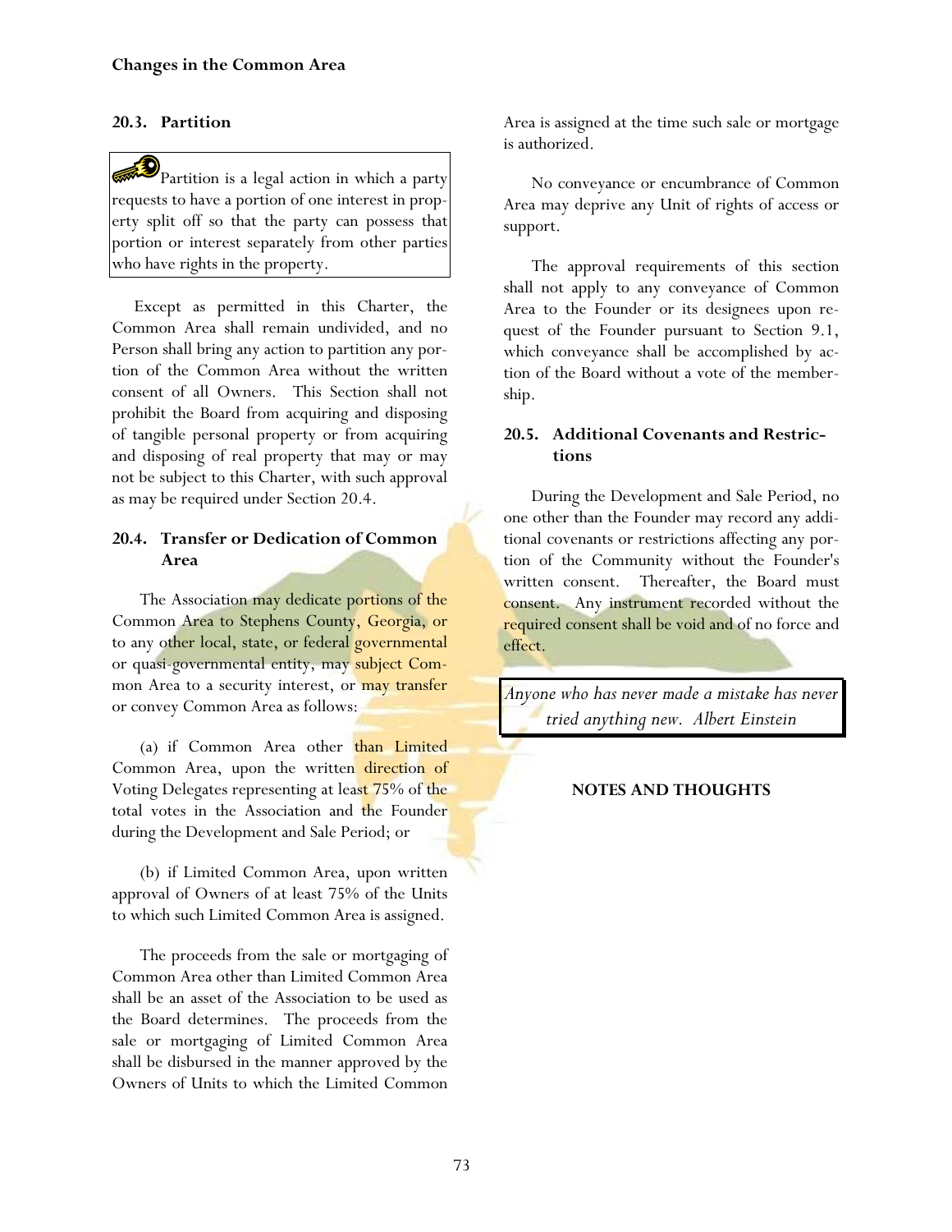**Changes in the Common Area**

### 20.3. Partition

> Partition is a legal action in which a party requests to have a portion of one interest in property split off so that the party can possess that portion or interest separately from other parties who have rights in the property.

Except as permitted in this Charter, the Common Area shall remain undivided, and no Person shall bring any action to partition any portion of the Common Area without the written consent of all Owners. This Section shall not prohibit the Board from acquiring and disposing of tangible personal property or from acquiring and disposing of real property that may or may not be subject to this Charter, with such approval as may be required under Section 20.4.

### 20.4. Transfer or Dedication of Common Area

The Association may dedicate portions of the Common Area to Stephens County, Georgia, or to any other local, state, or federal governmental or quasi-governmental entity, may subject Common Area to a security interest, or may transfer or convey Common Area as follows:

(a) if Common Area other than Limited Common Area, upon the written direction of Voting Delegates representing at least 75% of the total votes in the Association and the Founder during the Development and Sale Period; or

(b) if Limited Common Area, upon written approval of Owners of at least 75% of the Units to which such Limited Common Area is assigned.

The proceeds from the sale or mortgaging of Common Area other than Limited Common Area shall be an asset of the Association to be used as the Board determines. The proceeds from the sale or mortgaging of Limited Common Area shall be disbursed in the manner approved by the Owners of Units to which the Limited Common Area is assigned at the time such sale or mortgage is authorized.

No conveyance or encumbrance of Common Area may deprive any Unit of rights of access or support.

The approval requirements of this section shall not apply to any conveyance of Common Area to the Founder or its designees upon request of the Founder pursuant to Section 9.1, which conveyance shall be accomplished by action of the Board without a vote of the membership.

### 20.5. Additional Covenants and Restrictions

During the Development and Sale Period, no one other than the Founder may record any additional covenants or restrictions affecting any portion of the Community without the Founder's written consent. Thereafter, the Board must consent. Any instrument recorded without the required consent shall be void and of no force and effect.

> *Anyone who has never made a mistake has never tried anything new. Albert Einstein*

**NOTES AND THOUGHTS**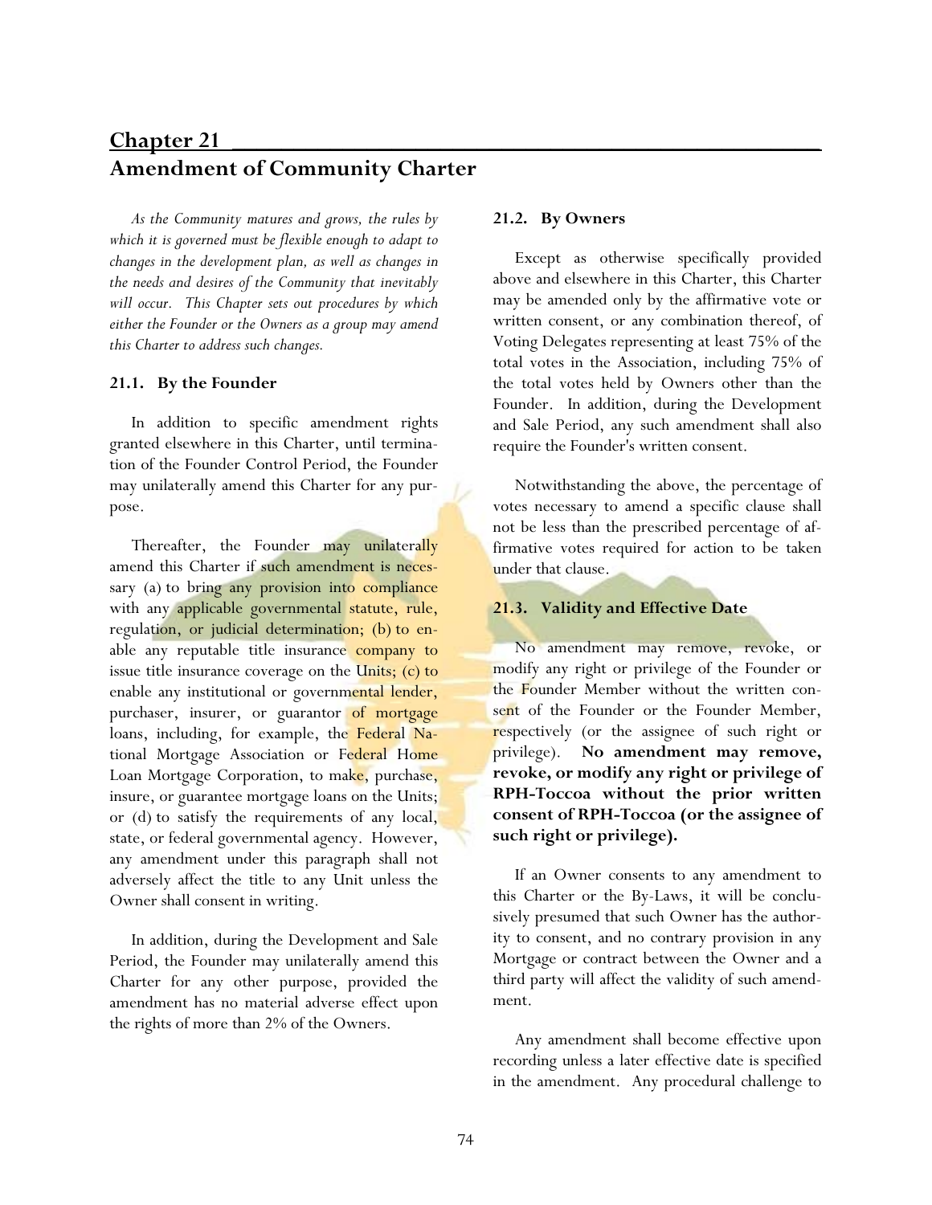# Chapter 21
## Amendment of Community Charter

*As the Community matures and grows, the rules by which it is governed must be flexible enough to adapt to changes in the development plan, as well as changes in the needs and desires of the Community that inevitably will occur. This Chapter sets out procedures by which either the Founder or the Owners as a group may amend this Charter to address such changes.*

### 21.1. By the Founder

In addition to specific amendment rights granted elsewhere in this Charter, until termination of the Founder Control Period, the Founder may unilaterally amend this Charter for any purpose.

Thereafter, the Founder may unilaterally amend this Charter if such amendment is necessary (a) to bring any provision into compliance with any applicable governmental statute, rule, regulation, or judicial determination; (b) to enable any reputable title insurance company to issue title insurance coverage on the Units; (c) to enable any institutional or governmental lender, purchaser, insurer, or guarantor of mortgage loans, including, for example, the Federal National Mortgage Association or Federal Home Loan Mortgage Corporation, to make, purchase, insure, or guarantee mortgage loans on the Units; or (d) to satisfy the requirements of any local, state, or federal governmental agency. However, any amendment under this paragraph shall not adversely affect the title to any Unit unless the Owner shall consent in writing.

In addition, during the Development and Sale Period, the Founder may unilaterally amend this Charter for any other purpose, provided the amendment has no material adverse effect upon the rights of more than 2% of the Owners.

### 21.2. By Owners

Except as otherwise specifically provided above and elsewhere in this Charter, this Charter may be amended only by the affirmative vote or written consent, or any combination thereof, of Voting Delegates representing at least 75% of the total votes in the Association, including 75% of the total votes held by Owners other than the Founder. In addition, during the Development and Sale Period, any such amendment shall also require the Founder's written consent.

Notwithstanding the above, the percentage of votes necessary to amend a specific clause shall not be less than the prescribed percentage of affirmative votes required for action to be taken under that clause.

### 21.3. Validity and Effective Date

No amendment may remove, revoke, or modify any right or privilege of the Founder or the Founder Member without the written consent of the Founder or the Founder Member, respectively (or the assignee of such right or privilege). **No amendment may remove, revoke, or modify any right or privilege of RPH-Toccoa without the prior written consent of RPH-Toccoa (or the assignee of such right or privilege).**

If an Owner consents to any amendment to this Charter or the By-Laws, it will be conclusively presumed that such Owner has the authority to consent, and no contrary provision in any Mortgage or contract between the Owner and a third party will affect the validity of such amendment.

Any amendment shall become effective upon recording unless a later effective date is specified in the amendment. Any procedural challenge to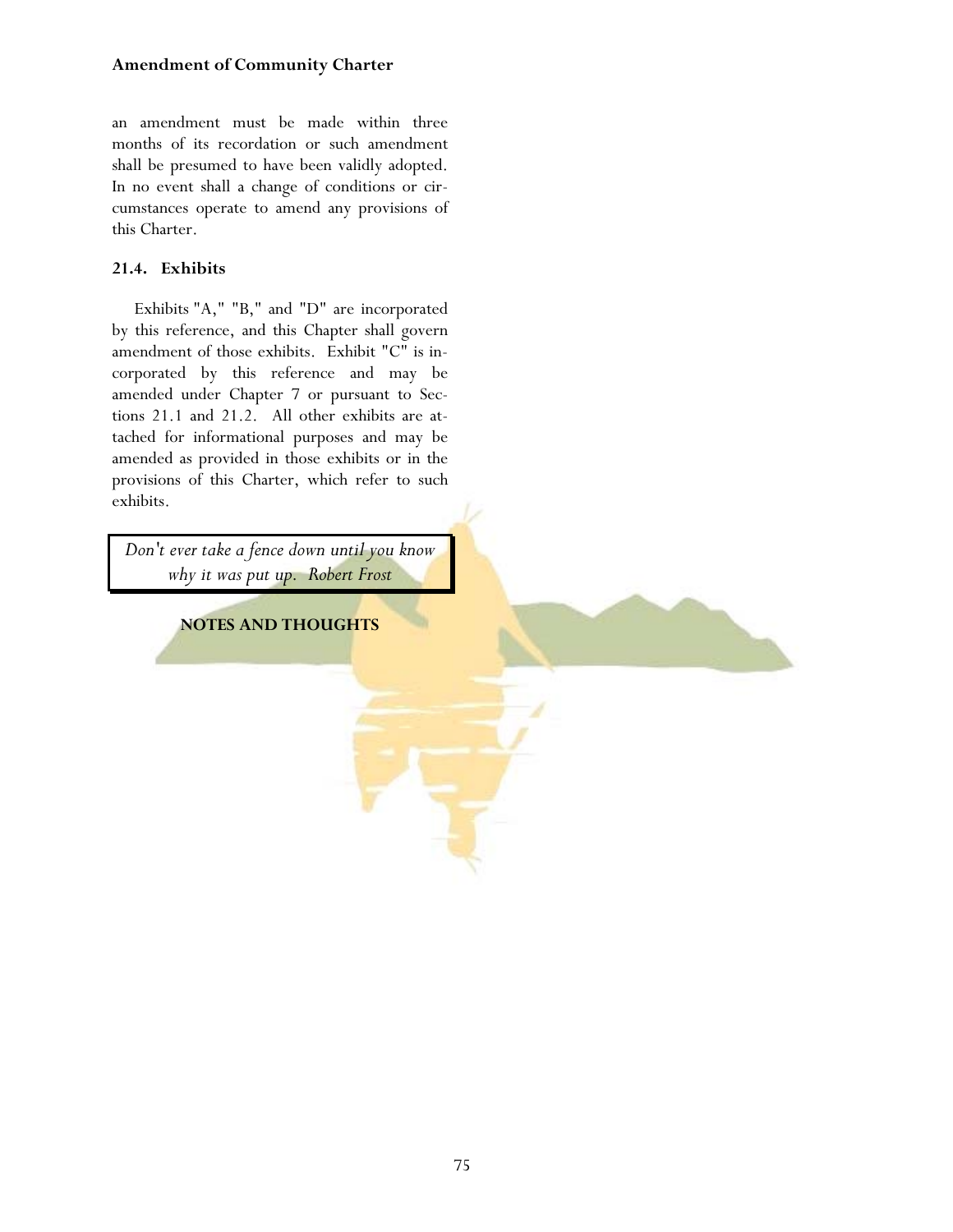an amendment must be made within three months of its recordation or such amendment shall be presumed to have been validly adopted. In no event shall a change of conditions or circumstances operate to amend any provisions of this Charter.

### 21.4. Exhibits

Exhibits "A," "B," and "D" are incorporated by this reference, and this Chapter shall govern amendment of those exhibits. Exhibit "C" is incorporated by this reference and may be amended under Chapter 7 or pursuant to Sections 21.1 and 21.2. All other exhibits are attached for informational purposes and may be amended as provided in those exhibits or in the provisions of this Charter, which refer to such exhibits.

*Don't ever take a fence down until you know why it was put up. Robert Frost*

**NOTES AND THOUGHTS**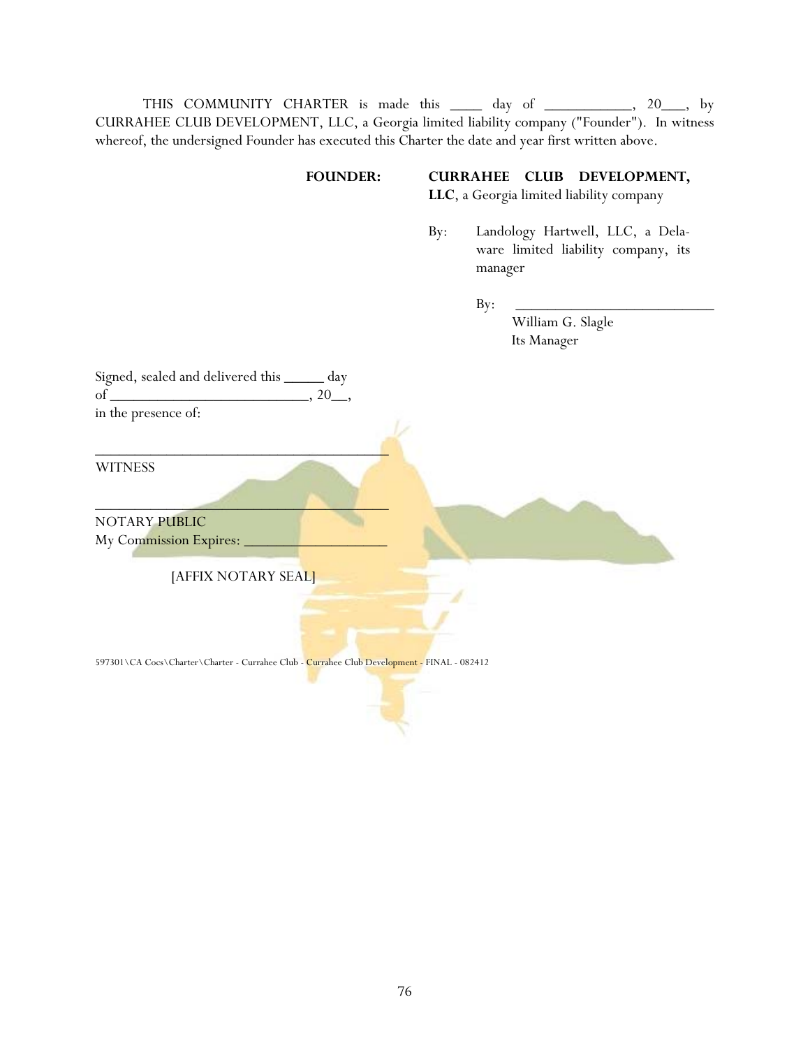THIS COMMUNITY CHARTER is made this ____ day of ___________, 20___, by CURRAHEE CLUB DEVELOPMENT, LLC, a Georgia limited liability company ("Founder"). In witness whereof, the undersigned Founder has executed this Charter the date and year first written above.

**FOUNDER:** **CURRAHEE CLUB DEVELOPMENT, LLC**, a Georgia limited liability company

By: Landology Hartwell, LLC, a Delaware limited liability company, its manager

By: __________________________
William G. Slagle
Its Manager

Signed, sealed and delivered this _____ day of __________________________, 20__, in the presence of:

_______________________________________
WITNESS

_______________________________________
NOTARY PUBLIC
My Commission Expires: ___________________

[AFFIX NOTARY SEAL]

597301\CA Cocs\Charter\Charter - Currahee Club - Currahee Club Development - FINAL - 082412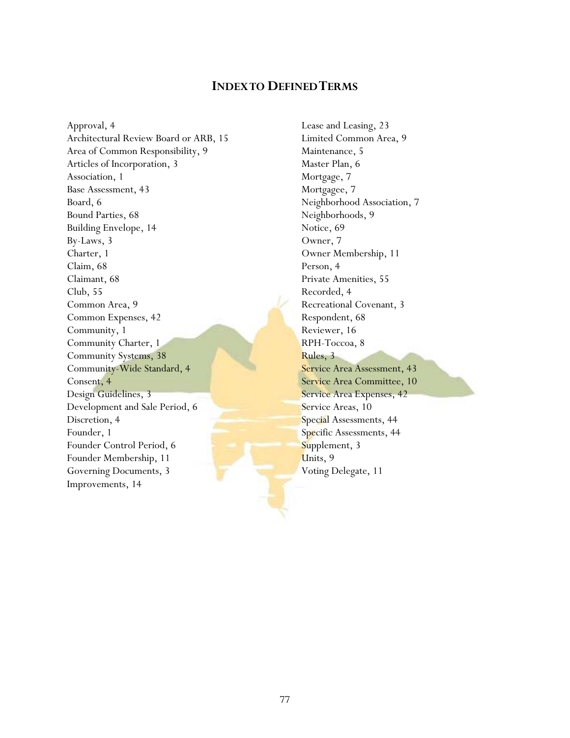## INDEX TO DEFINED TERMS

Approval, 4
Architectural Review Board or ARB, 15
Area of Common Responsibility, 9
Articles of Incorporation, 3
Association, 1
Base Assessment, 43
Board, 6
Bound Parties, 68
Building Envelope, 14
By-Laws, 3
Charter, 1
Claim, 68
Claimant, 68
Club, 55
Common Area, 9
Common Expenses, 42
Community, 1
Community Charter, 1
Community Systems, 38
Community-Wide Standard, 4
Consent, 4
Design Guidelines, 3
Development and Sale Period, 6
Discretion, 4
Founder, 1
Founder Control Period, 6
Founder Membership, 11
Governing Documents, 3
Improvements, 14
Lease and Leasing, 23
Limited Common Area, 9
Maintenance, 5
Master Plan, 6
Mortgage, 7
Mortgagee, 7
Neighborhood Association, 7
Neighborhoods, 9
Notice, 69
Owner, 7
Owner Membership, 11
Person, 4
Private Amenities, 55
Recorded, 4
Recreational Covenant, 3
Respondent, 68
Reviewer, 16
RPH-Toccoa, 8
Rules, 3
Service Area Assessment, 43
Service Area Committee, 10
Service Area Expenses, 42
Service Areas, 10
Special Assessments, 44
Specific Assessments, 44
Supplement, 3
Units, 9
Voting Delegate, 11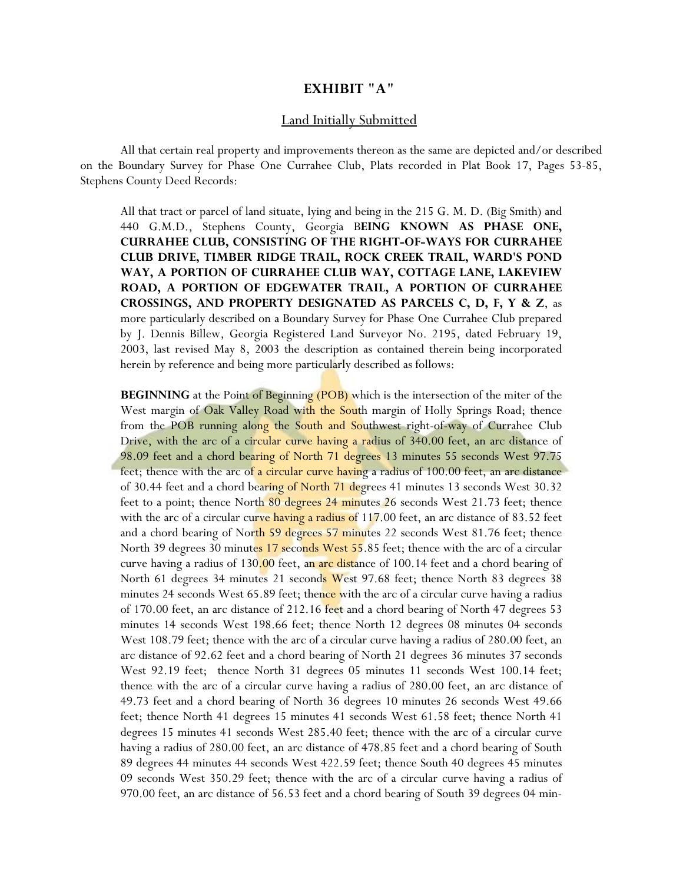# EXHIBIT "A"

## Land Initially Submitted

All that certain real property and improvements thereon as the same are depicted and/or described on the Boundary Survey for Phase One Currahee Club, Plats recorded in Plat Book 17, Pages 53-85, Stephens County Deed Records:

All that tract or parcel of land situate, lying and being in the 215 G. M. D. (Big Smith) and 440 G.M.D., Stephens County, Georgia B**EING KNOWN AS PHASE ONE, CURRAHEE CLUB, CONSISTING OF THE RIGHT-OF-WAYS FOR CURRAHEE CLUB DRIVE, TIMBER RIDGE TRAIL, ROCK CREEK TRAIL, WARD'S POND WAY, A PORTION OF CURRAHEE CLUB WAY, COTTAGE LANE, LAKEVIEW ROAD, A PORTION OF EDGEWATER TRAIL, A PORTION OF CURRAHEE CROSSINGS, AND PROPERTY DESIGNATED AS PARCELS C, D, F, Y & Z**, as more particularly described on a Boundary Survey for Phase One Currahee Club prepared by J. Dennis Billew, Georgia Registered Land Surveyor No. 2195, dated February 19, 2003, last revised May 8, 2003 the description as contained therein being incorporated herein by reference and being more particularly described as follows:

**BEGINNING** at the Point of Beginning (POB) which is the intersection of the miter of the West margin of Oak Valley Road with the South margin of Holly Springs Road; thence from the POB running along the South and Southwest right-of-way of Currahee Club Drive, with the arc of a circular curve having a radius of 340.00 feet, an arc distance of 98.09 feet and a chord bearing of North 71 degrees 13 minutes 55 seconds West 97.75 feet; thence with the arc of a circular curve having a radius of 100.00 feet, an arc distance of 30.44 feet and a chord bearing of North 71 degrees 41 minutes 13 seconds West 30.32 feet to a point; thence North 80 degrees 24 minutes 26 seconds West 21.73 feet; thence with the arc of a circular curve having a radius of 117.00 feet, an arc distance of 83.52 feet and a chord bearing of North 59 degrees 57 minutes 22 seconds West 81.76 feet; thence North 39 degrees 30 minutes 17 seconds West 55.85 feet; thence with the arc of a circular curve having a radius of 130.00 feet, an arc distance of 100.14 feet and a chord bearing of North 61 degrees 34 minutes 21 seconds West 97.68 feet; thence North 83 degrees 38 minutes 24 seconds West 65.89 feet; thence with the arc of a circular curve having a radius of 170.00 feet, an arc distance of 212.16 feet and a chord bearing of North 47 degrees 53 minutes 14 seconds West 198.66 feet; thence North 12 degrees 08 minutes 04 seconds West 108.79 feet; thence with the arc of a circular curve having a radius of 280.00 feet, an arc distance of 92.62 feet and a chord bearing of North 21 degrees 36 minutes 37 seconds West 92.19 feet; thence North 31 degrees 05 minutes 11 seconds West 100.14 feet; thence with the arc of a circular curve having a radius of 280.00 feet, an arc distance of 49.73 feet and a chord bearing of North 36 degrees 10 minutes 26 seconds West 49.66 feet; thence North 41 degrees 15 minutes 41 seconds West 61.58 feet; thence North 41 degrees 15 minutes 41 seconds West 285.40 feet; thence with the arc of a circular curve having a radius of 280.00 feet, an arc distance of 478.85 feet and a chord bearing of South 89 degrees 44 minutes 44 seconds West 422.59 feet; thence South 40 degrees 45 minutes 09 seconds West 350.29 feet; thence with the arc of a circular curve having a radius of 970.00 feet, an arc distance of 56.53 feet and a chord bearing of South 39 degrees 04 min-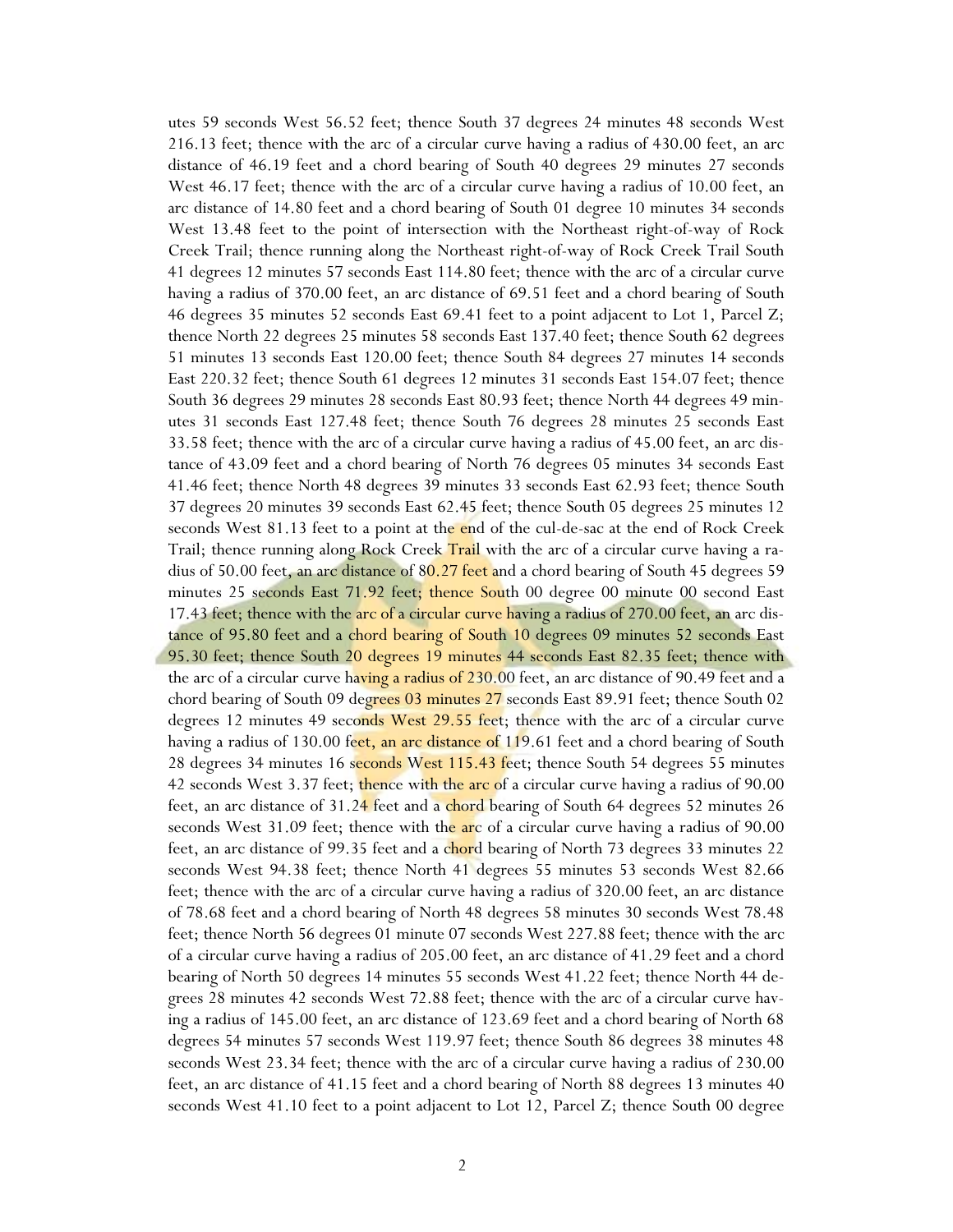utes 59 seconds West 56.52 feet; thence South 37 degrees 24 minutes 48 seconds West 216.13 feet; thence with the arc of a circular curve having a radius of 430.00 feet, an arc distance of 46.19 feet and a chord bearing of South 40 degrees 29 minutes 27 seconds West 46.17 feet; thence with the arc of a circular curve having a radius of 10.00 feet, an arc distance of 14.80 feet and a chord bearing of South 01 degree 10 minutes 34 seconds West 13.48 feet to the point of intersection with the Northeast right-of-way of Rock Creek Trail; thence running along the Northeast right-of-way of Rock Creek Trail South 41 degrees 12 minutes 57 seconds East 114.80 feet; thence with the arc of a circular curve having a radius of 370.00 feet, an arc distance of 69.51 feet and a chord bearing of South 46 degrees 35 minutes 52 seconds East 69.41 feet to a point adjacent to Lot 1, Parcel Z; thence North 22 degrees 25 minutes 58 seconds East 137.40 feet; thence South 62 degrees 51 minutes 13 seconds East 120.00 feet; thence South 84 degrees 27 minutes 14 seconds East 220.32 feet; thence South 61 degrees 12 minutes 31 seconds East 154.07 feet; thence South 36 degrees 29 minutes 28 seconds East 80.93 feet; thence North 44 degrees 49 minutes 31 seconds East 127.48 feet; thence South 76 degrees 28 minutes 25 seconds East 33.58 feet; thence with the arc of a circular curve having a radius of 45.00 feet, an arc distance of 43.09 feet and a chord bearing of North 76 degrees 05 minutes 34 seconds East 41.46 feet; thence North 48 degrees 39 minutes 33 seconds East 62.93 feet; thence South 37 degrees 20 minutes 39 seconds East 62.45 feet; thence South 05 degrees 25 minutes 12 seconds West 81.13 feet to a point at the end of the cul-de-sac at the end of Rock Creek Trail; thence running along Rock Creek Trail with the arc of a circular curve having a radius of 50.00 feet, an arc distance of 80.27 feet and a chord bearing of South 45 degrees 59 minutes 25 seconds East 71.92 feet; thence South 00 degree 00 minute 00 second East 17.43 feet; thence with the arc of a circular curve having a radius of 270.00 feet, an arc distance of 95.80 feet and a chord bearing of South 10 degrees 09 minutes 52 seconds East 95.30 feet; thence South 20 degrees 19 minutes 44 seconds East 82.35 feet; thence with the arc of a circular curve having a radius of 230.00 feet, an arc distance of 90.49 feet and a chord bearing of South 09 degrees 03 minutes 27 seconds East 89.91 feet; thence South 02 degrees 12 minutes 49 seconds West 29.55 feet; thence with the arc of a circular curve having a radius of 130.00 feet, an arc distance of 119.61 feet and a chord bearing of South 28 degrees 34 minutes 16 seconds West 115.43 feet; thence South 54 degrees 55 minutes 42 seconds West 3.37 feet; thence with the arc of a circular curve having a radius of 90.00 feet, an arc distance of 31.24 feet and a chord bearing of South 64 degrees 52 minutes 26 seconds West 31.09 feet; thence with the arc of a circular curve having a radius of 90.00 feet, an arc distance of 99.35 feet and a chord bearing of North 73 degrees 33 minutes 22 seconds West 94.38 feet; thence North 41 degrees 55 minutes 53 seconds West 82.66 feet; thence with the arc of a circular curve having a radius of 320.00 feet, an arc distance of 78.68 feet and a chord bearing of North 48 degrees 58 minutes 30 seconds West 78.48 feet; thence North 56 degrees 01 minute 07 seconds West 227.88 feet; thence with the arc of a circular curve having a radius of 205.00 feet, an arc distance of 41.29 feet and a chord bearing of North 50 degrees 14 minutes 55 seconds West 41.22 feet; thence North 44 degrees 28 minutes 42 seconds West 72.88 feet; thence with the arc of a circular curve having a radius of 145.00 feet, an arc distance of 123.69 feet and a chord bearing of North 68 degrees 54 minutes 57 seconds West 119.97 feet; thence South 86 degrees 38 minutes 48 seconds West 23.34 feet; thence with the arc of a circular curve having a radius of 230.00 feet, an arc distance of 41.15 feet and a chord bearing of North 88 degrees 13 minutes 40 seconds West 41.10 feet to a point adjacent to Lot 12, Parcel Z; thence South 00 degree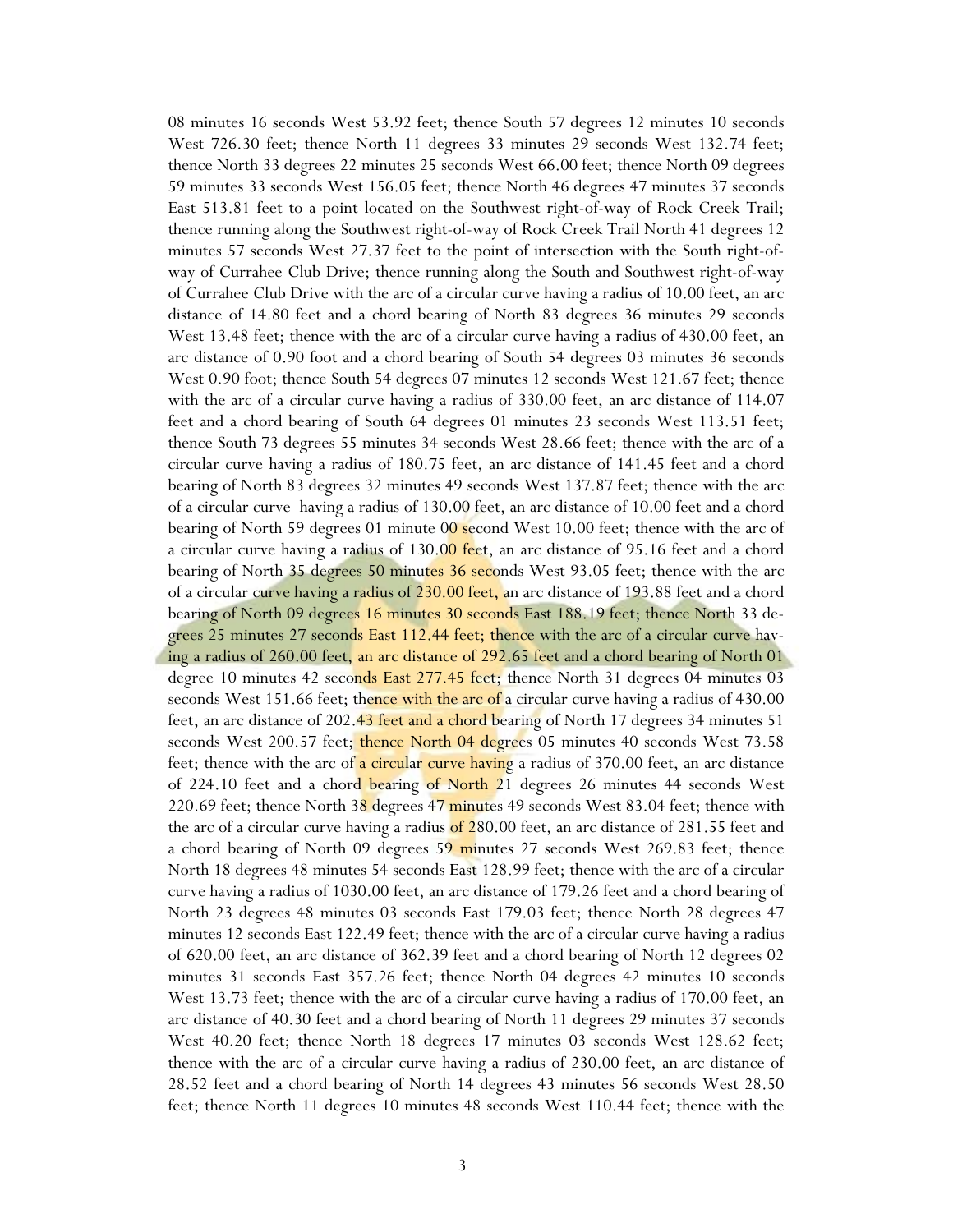08 minutes 16 seconds West 53.92 feet; thence South 57 degrees 12 minutes 10 seconds West 726.30 feet; thence North 11 degrees 33 minutes 29 seconds West 132.74 feet; thence North 33 degrees 22 minutes 25 seconds West 66.00 feet; thence North 09 degrees 59 minutes 33 seconds West 156.05 feet; thence North 46 degrees 47 minutes 37 seconds East 513.81 feet to a point located on the Southwest right-of-way of Rock Creek Trail; thence running along the Southwest right-of-way of Rock Creek Trail North 41 degrees 12 minutes 57 seconds West 27.37 feet to the point of intersection with the South right-of-way of Currahee Club Drive; thence running along the South and Southwest right-of-way of Currahee Club Drive with the arc of a circular curve having a radius of 10.00 feet, an arc distance of 14.80 feet and a chord bearing of North 83 degrees 36 minutes 29 seconds West 13.48 feet; thence with the arc of a circular curve having a radius of 430.00 feet, an arc distance of 0.90 foot and a chord bearing of South 54 degrees 03 minutes 36 seconds West 0.90 foot; thence South 54 degrees 07 minutes 12 seconds West 121.67 feet; thence with the arc of a circular curve having a radius of 330.00 feet, an arc distance of 114.07 feet and a chord bearing of South 64 degrees 01 minutes 23 seconds West 113.51 feet; thence South 73 degrees 55 minutes 34 seconds West 28.66 feet; thence with the arc of a circular curve having a radius of 180.75 feet, an arc distance of 141.45 feet and a chord bearing of North 83 degrees 32 minutes 49 seconds West 137.87 feet; thence with the arc of a circular curve having a radius of 130.00 feet, an arc distance of 10.00 feet and a chord bearing of North 59 degrees 01 minute 00 second West 10.00 feet; thence with the arc of a circular curve having a radius of 130.00 feet, an arc distance of 95.16 feet and a chord bearing of North 35 degrees 50 minutes 36 seconds West 93.05 feet; thence with the arc of a circular curve having a radius of 230.00 feet, an arc distance of 193.88 feet and a chord bearing of North 09 degrees 16 minutes 30 seconds East 188.19 feet; thence North 33 degrees 25 minutes 27 seconds East 112.44 feet; thence with the arc of a circular curve having a radius of 260.00 feet, an arc distance of 292.65 feet and a chord bearing of North 01 degree 10 minutes 42 seconds East 277.45 feet; thence North 31 degrees 04 minutes 03 seconds West 151.66 feet; thence with the arc of a circular curve having a radius of 430.00 feet, an arc distance of 202.43 feet and a chord bearing of North 17 degrees 34 minutes 51 seconds West 200.57 feet; thence North 04 degrees 05 minutes 40 seconds West 73.58 feet; thence with the arc of a circular curve having a radius of 370.00 feet, an arc distance of 224.10 feet and a chord bearing of North 21 degrees 26 minutes 44 seconds West 220.69 feet; thence North 38 degrees 47 minutes 49 seconds West 83.04 feet; thence with the arc of a circular curve having a radius of 280.00 feet, an arc distance of 281.55 feet and a chord bearing of North 09 degrees 59 minutes 27 seconds West 269.83 feet; thence North 18 degrees 48 minutes 54 seconds East 128.99 feet; thence with the arc of a circular curve having a radius of 1030.00 feet, an arc distance of 179.26 feet and a chord bearing of North 23 degrees 48 minutes 03 seconds East 179.03 feet; thence North 28 degrees 47 minutes 12 seconds East 122.49 feet; thence with the arc of a circular curve having a radius of 620.00 feet, an arc distance of 362.39 feet and a chord bearing of North 12 degrees 02 minutes 31 seconds East 357.26 feet; thence North 04 degrees 42 minutes 10 seconds West 13.73 feet; thence with the arc of a circular curve having a radius of 170.00 feet, an arc distance of 40.30 feet and a chord bearing of North 11 degrees 29 minutes 37 seconds West 40.20 feet; thence North 18 degrees 17 minutes 03 seconds West 128.62 feet; thence with the arc of a circular curve having a radius of 230.00 feet, an arc distance of 28.52 feet and a chord bearing of North 14 degrees 43 minutes 56 seconds West 28.50 feet; thence North 11 degrees 10 minutes 48 seconds West 110.44 feet; thence with the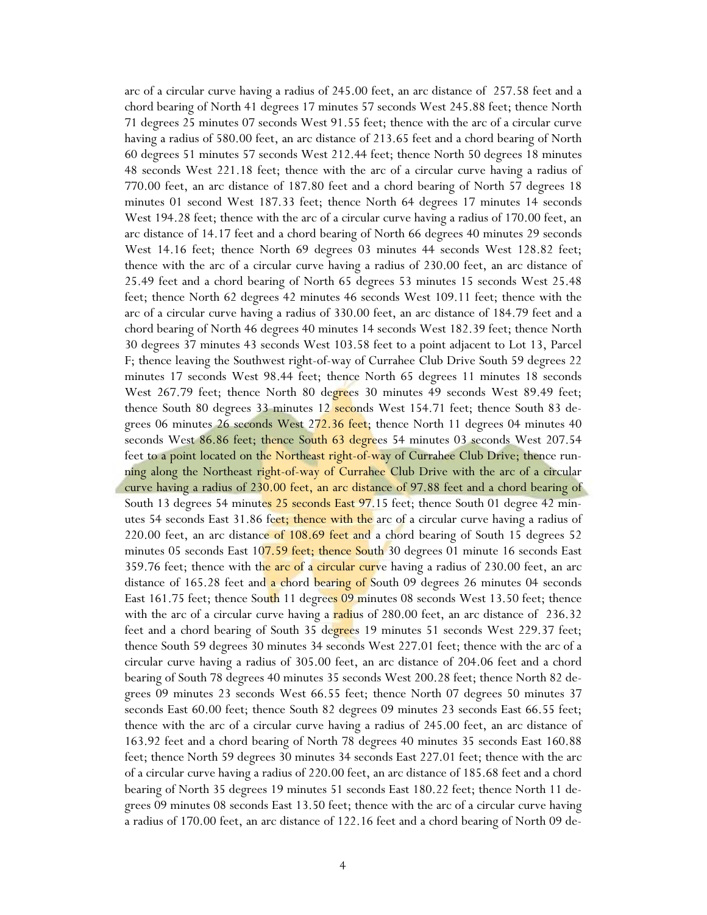arc of a circular curve having a radius of 245.00 feet, an arc distance of 257.58 feet and a chord bearing of North 41 degrees 17 minutes 57 seconds West 245.88 feet; thence North 71 degrees 25 minutes 07 seconds West 91.55 feet; thence with the arc of a circular curve having a radius of 580.00 feet, an arc distance of 213.65 feet and a chord bearing of North 60 degrees 51 minutes 57 seconds West 212.44 feet; thence North 50 degrees 18 minutes 48 seconds West 221.18 feet; thence with the arc of a circular curve having a radius of 770.00 feet, an arc distance of 187.80 feet and a chord bearing of North 57 degrees 18 minutes 01 second West 187.33 feet; thence North 64 degrees 17 minutes 14 seconds West 194.28 feet; thence with the arc of a circular curve having a radius of 170.00 feet, an arc distance of 14.17 feet and a chord bearing of North 66 degrees 40 minutes 29 seconds West 14.16 feet; thence North 69 degrees 03 minutes 44 seconds West 128.82 feet; thence with the arc of a circular curve having a radius of 230.00 feet, an arc distance of 25.49 feet and a chord bearing of North 65 degrees 53 minutes 15 seconds West 25.48 feet; thence North 62 degrees 42 minutes 46 seconds West 109.11 feet; thence with the arc of a circular curve having a radius of 330.00 feet, an arc distance of 184.79 feet and a chord bearing of North 46 degrees 40 minutes 14 seconds West 182.39 feet; thence North 30 degrees 37 minutes 43 seconds West 103.58 feet to a point adjacent to Lot 13, Parcel F; thence leaving the Southwest right-of-way of Currahee Club Drive South 59 degrees 22 minutes 17 seconds West 98.44 feet; thence North 65 degrees 11 minutes 18 seconds West 267.79 feet; thence North 80 degrees 30 minutes 49 seconds West 89.49 feet; thence South 80 degrees 33 minutes 12 seconds West 154.71 feet; thence South 83 degrees 06 minutes 26 seconds West 272.36 feet; thence North 11 degrees 04 minutes 40 seconds West 86.86 feet; thence South 63 degrees 54 minutes 03 seconds West 207.54 feet to a point located on the Northeast right-of-way of Currahee Club Drive; thence running along the Northeast right-of-way of Currahee Club Drive with the arc of a circular curve having a radius of 230.00 feet, an arc distance of 97.88 feet and a chord bearing of South 13 degrees 54 minutes 25 seconds East 97.15 feet; thence South 01 degree 42 minutes 54 seconds East 31.86 feet; thence with the arc of a circular curve having a radius of 220.00 feet, an arc distance of 108.69 feet and a chord bearing of South 15 degrees 52 minutes 05 seconds East 107.59 feet; thence South 30 degrees 01 minute 16 seconds East 359.76 feet; thence with the arc of a circular curve having a radius of 230.00 feet, an arc distance of 165.28 feet and a chord bearing of South 09 degrees 26 minutes 04 seconds East 161.75 feet; thence South 11 degrees 09 minutes 08 seconds West 13.50 feet; thence with the arc of a circular curve having a radius of 280.00 feet, an arc distance of 236.32 feet and a chord bearing of South 35 degrees 19 minutes 51 seconds West 229.37 feet; thence South 59 degrees 30 minutes 34 seconds West 227.01 feet; thence with the arc of a circular curve having a radius of 305.00 feet, an arc distance of 204.06 feet and a chord bearing of South 78 degrees 40 minutes 35 seconds West 200.28 feet; thence North 82 degrees 09 minutes 23 seconds West 66.55 feet; thence North 07 degrees 50 minutes 37 seconds East 60.00 feet; thence South 82 degrees 09 minutes 23 seconds East 66.55 feet; thence with the arc of a circular curve having a radius of 245.00 feet, an arc distance of 163.92 feet and a chord bearing of North 78 degrees 40 minutes 35 seconds East 160.88 feet; thence North 59 degrees 30 minutes 34 seconds East 227.01 feet; thence with the arc of a circular curve having a radius of 220.00 feet, an arc distance of 185.68 feet and a chord bearing of North 35 degrees 19 minutes 51 seconds East 180.22 feet; thence North 11 degrees 09 minutes 08 seconds East 13.50 feet; thence with the arc of a circular curve having a radius of 170.00 feet, an arc distance of 122.16 feet and a chord bearing of North 09 de-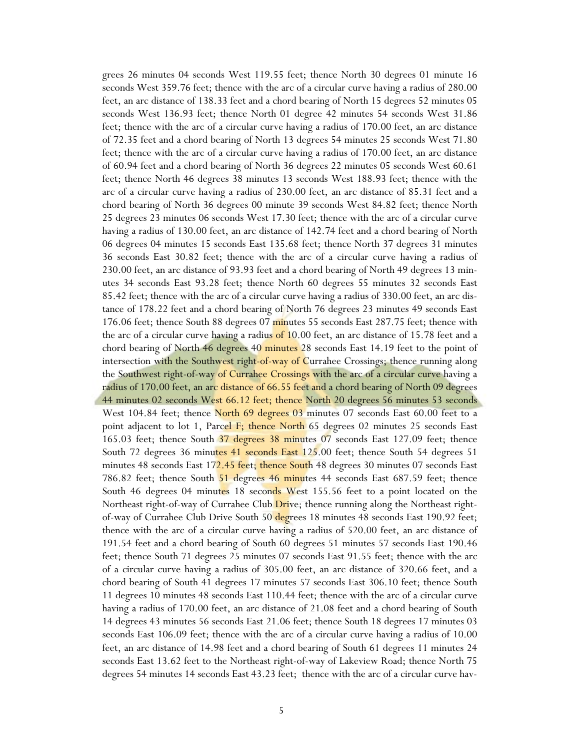grees 26 minutes 04 seconds West 119.55 feet; thence North 30 degrees 01 minute 16 seconds West 359.76 feet; thence with the arc of a circular curve having a radius of 280.00 feet, an arc distance of 138.33 feet and a chord bearing of North 15 degrees 52 minutes 05 seconds West 136.93 feet; thence North 01 degree 42 minutes 54 seconds West 31.86 feet; thence with the arc of a circular curve having a radius of 170.00 feet, an arc distance of 72.35 feet and a chord bearing of North 13 degrees 54 minutes 25 seconds West 71.80 feet; thence with the arc of a circular curve having a radius of 170.00 feet, an arc distance of 60.94 feet and a chord bearing of North 36 degrees 22 minutes 05 seconds West 60.61 feet; thence North 46 degrees 38 minutes 13 seconds West 188.93 feet; thence with the arc of a circular curve having a radius of 230.00 feet, an arc distance of 85.31 feet and a chord bearing of North 36 degrees 00 minute 39 seconds West 84.82 feet; thence North 25 degrees 23 minutes 06 seconds West 17.30 feet; thence with the arc of a circular curve having a radius of 130.00 feet, an arc distance of 142.74 feet and a chord bearing of North 06 degrees 04 minutes 15 seconds East 135.68 feet; thence North 37 degrees 31 minutes 36 seconds East 30.82 feet; thence with the arc of a circular curve having a radius of 230.00 feet, an arc distance of 93.93 feet and a chord bearing of North 49 degrees 13 minutes 34 seconds East 93.28 feet; thence North 60 degrees 55 minutes 32 seconds East 85.42 feet; thence with the arc of a circular curve having a radius of 330.00 feet, an arc distance of 178.22 feet and a chord bearing of North 76 degrees 23 minutes 49 seconds East 176.06 feet; thence South 88 degrees 07 minutes 55 seconds East 287.75 feet; thence with the arc of a circular curve having a radius of 10.00 feet, an arc distance of 15.78 feet and a chord bearing of North 46 degrees 40 minutes 28 seconds East 14.19 feet to the point of intersection with the Southwest right-of-way of Currahee Crossings; thence running along the Southwest right-of-way of Currahee Crossings with the arc of a circular curve having a radius of 170.00 feet, an arc distance of 66.55 feet and a chord bearing of North 09 degrees 44 minutes 02 seconds West 66.12 feet; thence North 20 degrees 56 minutes 53 seconds West 104.84 feet; thence North 69 degrees 03 minutes 07 seconds East 60.00 feet to a point adjacent to lot 1, Parcel F; thence North 65 degrees 02 minutes 25 seconds East 165.03 feet; thence South 37 degrees 38 minutes 07 seconds East 127.09 feet; thence South 72 degrees 36 minutes 41 seconds East 125.00 feet; thence South 54 degrees 51 minutes 48 seconds East 172.45 feet; thence South 48 degrees 30 minutes 07 seconds East 786.82 feet; thence South 51 degrees 46 minutes 44 seconds East 687.59 feet; thence South 46 degrees 04 minutes 18 seconds West 155.56 feet to a point located on the Northeast right-of-way of Currahee Club Drive; thence running along the Northeast right-of-way of Currahee Club Drive South 50 degrees 18 minutes 48 seconds East 190.92 feet; thence with the arc of a circular curve having a radius of 520.00 feet, an arc distance of 191.54 feet and a chord bearing of South 60 degrees 51 minutes 57 seconds East 190.46 feet; thence South 71 degrees 25 minutes 07 seconds East 91.55 feet; thence with the arc of a circular curve having a radius of 305.00 feet, an arc distance of 320.66 feet, and a chord bearing of South 41 degrees 17 minutes 57 seconds East 306.10 feet; thence South 11 degrees 10 minutes 48 seconds East 110.44 feet; thence with the arc of a circular curve having a radius of 170.00 feet, an arc distance of 21.08 feet and a chord bearing of South 14 degrees 43 minutes 56 seconds East 21.06 feet; thence South 18 degrees 17 minutes 03 seconds East 106.09 feet; thence with the arc of a circular curve having a radius of 10.00 feet, an arc distance of 14.98 feet and a chord bearing of South 61 degrees 11 minutes 24 seconds East 13.62 feet to the Northeast right-of-way of Lakeview Road; thence North 75 degrees 54 minutes 14 seconds East 43.23 feet; thence with the arc of a circular curve hav-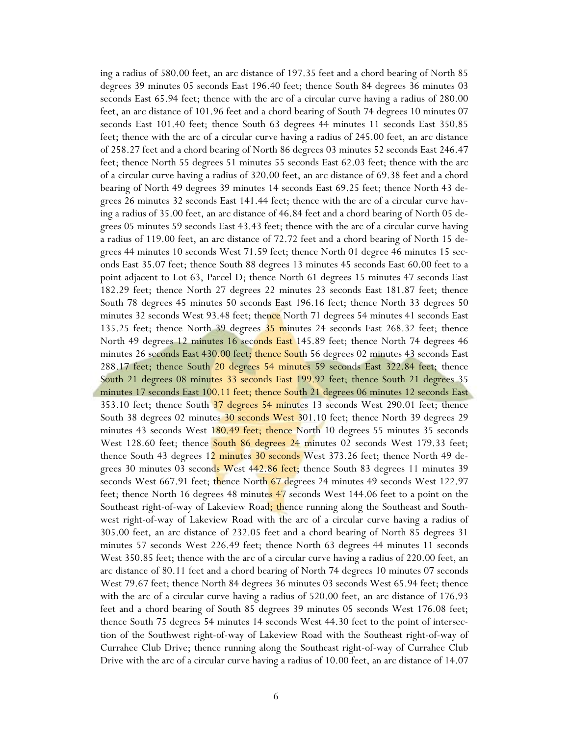ing a radius of 580.00 feet, an arc distance of 197.35 feet and a chord bearing of North 85 degrees 39 minutes 05 seconds East 196.40 feet; thence South 84 degrees 36 minutes 03 seconds East 65.94 feet; thence with the arc of a circular curve having a radius of 280.00 feet, an arc distance of 101.96 feet and a chord bearing of South 74 degrees 10 minutes 07 seconds East 101.40 feet; thence South 63 degrees 44 minutes 11 seconds East 350.85 feet; thence with the arc of a circular curve having a radius of 245.00 feet, an arc distance of 258.27 feet and a chord bearing of North 86 degrees 03 minutes 52 seconds East 246.47 feet; thence North 55 degrees 51 minutes 55 seconds East 62.03 feet; thence with the arc of a circular curve having a radius of 320.00 feet, an arc distance of 69.38 feet and a chord bearing of North 49 degrees 39 minutes 14 seconds East 69.25 feet; thence North 43 degrees 26 minutes 32 seconds East 141.44 feet; thence with the arc of a circular curve having a radius of 35.00 feet, an arc distance of 46.84 feet and a chord bearing of North 05 degrees 05 minutes 59 seconds East 43.43 feet; thence with the arc of a circular curve having a radius of 119.00 feet, an arc distance of 72.72 feet and a chord bearing of North 15 degrees 44 minutes 10 seconds West 71.59 feet; thence North 01 degree 46 minutes 15 seconds East 35.07 feet; thence South 88 degrees 13 minutes 45 seconds East 60.00 feet to a point adjacent to Lot 63, Parcel D; thence North 61 degrees 15 minutes 47 seconds East 182.29 feet; thence North 27 degrees 22 minutes 23 seconds East 181.87 feet; thence South 78 degrees 45 minutes 50 seconds East 196.16 feet; thence North 33 degrees 50 minutes 32 seconds West 93.48 feet; thence North 71 degrees 54 minutes 41 seconds East 135.25 feet; thence North 39 degrees 35 minutes 24 seconds East 268.32 feet; thence North 49 degrees 12 minutes 16 seconds East 145.89 feet; thence North 74 degrees 46 minutes 26 seconds East 430.00 feet; thence South 56 degrees 02 minutes 43 seconds East 288.17 feet; thence South 20 degrees 54 minutes 59 seconds East 322.84 feet; thence South 21 degrees 08 minutes 33 seconds East 199.92 feet; thence South 21 degrees 35 minutes 17 seconds East 100.11 feet; thence South 21 degrees 06 minutes 12 seconds East 353.10 feet; thence South 37 degrees 54 minutes 13 seconds West 290.01 feet; thence South 38 degrees 02 minutes 30 seconds West 301.10 feet; thence North 39 degrees 29 minutes 43 seconds West 180.49 feet; thence North 10 degrees 55 minutes 35 seconds West 128.60 feet; thence South 86 degrees 24 minutes 02 seconds West 179.33 feet; thence South 43 degrees 12 minutes 30 seconds West 373.26 feet; thence North 49 degrees 30 minutes 03 seconds West 442.86 feet; thence South 83 degrees 11 minutes 39 seconds West 667.91 feet; thence North 67 degrees 24 minutes 49 seconds West 122.97 feet; thence North 16 degrees 48 minutes 47 seconds West 144.06 feet to a point on the Southeast right-of-way of Lakeview Road; thence running along the Southeast and Southwest right-of-way of Lakeview Road with the arc of a circular curve having a radius of 305.00 feet, an arc distance of 232.05 feet and a chord bearing of North 85 degrees 31 minutes 57 seconds West 226.49 feet; thence North 63 degrees 44 minutes 11 seconds West 350.85 feet; thence with the arc of a circular curve having a radius of 220.00 feet, an arc distance of 80.11 feet and a chord bearing of North 74 degrees 10 minutes 07 seconds West 79.67 feet; thence North 84 degrees 36 minutes 03 seconds West 65.94 feet; thence with the arc of a circular curve having a radius of 520.00 feet, an arc distance of 176.93 feet and a chord bearing of South 85 degrees 39 minutes 05 seconds West 176.08 feet; thence South 75 degrees 54 minutes 14 seconds West 44.30 feet to the point of intersection of the Southwest right-of-way of Lakeview Road with the Southeast right-of-way of Currahee Club Drive; thence running along the Southeast right-of-way of Currahee Club Drive with the arc of a circular curve having a radius of 10.00 feet, an arc distance of 14.07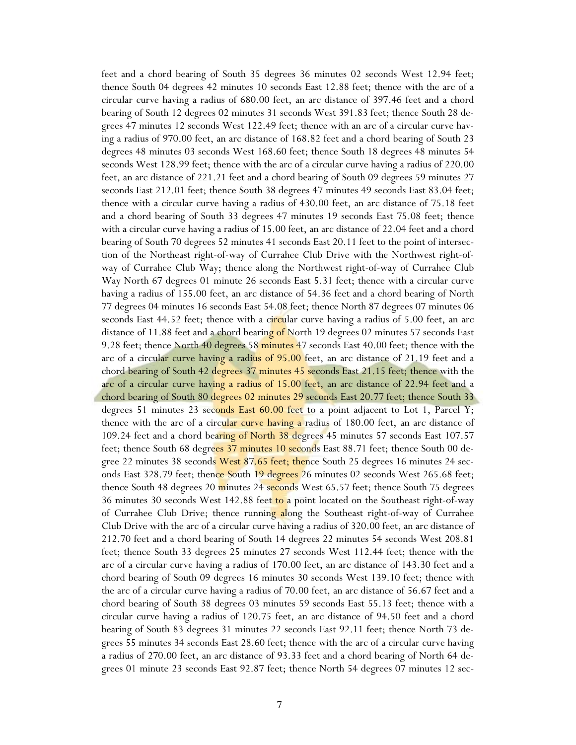feet and a chord bearing of South 35 degrees 36 minutes 02 seconds West 12.94 feet; thence South 04 degrees 42 minutes 10 seconds East 12.88 feet; thence with the arc of a circular curve having a radius of 680.00 feet, an arc distance of 397.46 feet and a chord bearing of South 12 degrees 02 minutes 31 seconds West 391.83 feet; thence South 28 degrees 47 minutes 12 seconds West 122.49 feet; thence with an arc of a circular curve having a radius of 970.00 feet, an arc distance of 168.82 feet and a chord bearing of South 23 degrees 48 minutes 03 seconds West 168.60 feet; thence South 18 degrees 48 minutes 54 seconds West 128.99 feet; thence with the arc of a circular curve having a radius of 220.00 feet, an arc distance of 221.21 feet and a chord bearing of South 09 degrees 59 minutes 27 seconds East 212.01 feet; thence South 38 degrees 47 minutes 49 seconds East 83.04 feet; thence with a circular curve having a radius of 430.00 feet, an arc distance of 75.18 feet and a chord bearing of South 33 degrees 47 minutes 19 seconds East 75.08 feet; thence with a circular curve having a radius of 15.00 feet, an arc distance of 22.04 feet and a chord bearing of South 70 degrees 52 minutes 41 seconds East 20.11 feet to the point of intersection of the Northeast right-of-way of Currahee Club Drive with the Northwest right-of-way of Currahee Club Way; thence along the Northwest right-of-way of Currahee Club Way North 67 degrees 01 minute 26 seconds East 5.31 feet; thence with a circular curve having a radius of 155.00 feet, an arc distance of 54.36 feet and a chord bearing of North 77 degrees 04 minutes 16 seconds East 54.08 feet; thence North 87 degrees 07 minutes 06 seconds East 44.52 feet; thence with a circular curve having a radius of 5.00 feet, an arc distance of 11.88 feet and a chord bearing of North 19 degrees 02 minutes 57 seconds East 9.28 feet; thence North 40 degrees 58 minutes 47 seconds East 40.00 feet; thence with the arc of a circular curve having a radius of 95.00 feet, an arc distance of 21.19 feet and a chord bearing of South 42 degrees 37 minutes 45 seconds East 21.15 feet; thence with the arc of a circular curve having a radius of 15.00 feet, an arc distance of 22.94 feet and a chord bearing of South 80 degrees 02 minutes 29 seconds East 20.77 feet; thence South 33 degrees 51 minutes 23 seconds East 60.00 feet to a point adjacent to Lot 1, Parcel Y; thence with the arc of a circular curve having a radius of 180.00 feet, an arc distance of 109.24 feet and a chord bearing of North 38 degrees 45 minutes 57 seconds East 107.57 feet; thence South 68 degrees 37 minutes 10 seconds East 88.71 feet; thence South 00 degree 22 minutes 38 seconds West 87.65 feet; thence South 25 degrees 16 minutes 24 seconds East 328.79 feet; thence South 19 degrees 26 minutes 02 seconds West 265.68 feet; thence South 48 degrees 20 minutes 24 seconds West 65.57 feet; thence South 75 degrees 36 minutes 30 seconds West 142.88 feet to a point located on the Southeast right-of-way of Currahee Club Drive; thence running along the Southeast right-of-way of Currahee Club Drive with the arc of a circular curve having a radius of 320.00 feet, an arc distance of 212.70 feet and a chord bearing of South 14 degrees 22 minutes 54 seconds West 208.81 feet; thence South 33 degrees 25 minutes 27 seconds West 112.44 feet; thence with the arc of a circular curve having a radius of 170.00 feet, an arc distance of 143.30 feet and a chord bearing of South 09 degrees 16 minutes 30 seconds West 139.10 feet; thence with the arc of a circular curve having a radius of 70.00 feet, an arc distance of 56.67 feet and a chord bearing of South 38 degrees 03 minutes 59 seconds East 55.13 feet; thence with a circular curve having a radius of 120.75 feet, an arc distance of 94.50 feet and a chord bearing of South 83 degrees 31 minutes 22 seconds East 92.11 feet; thence North 73 degrees 55 minutes 34 seconds East 28.60 feet; thence with the arc of a circular curve having a radius of 270.00 feet, an arc distance of 93.33 feet and a chord bearing of North 64 degrees 01 minute 23 seconds East 92.87 feet; thence North 54 degrees 07 minutes 12 sec-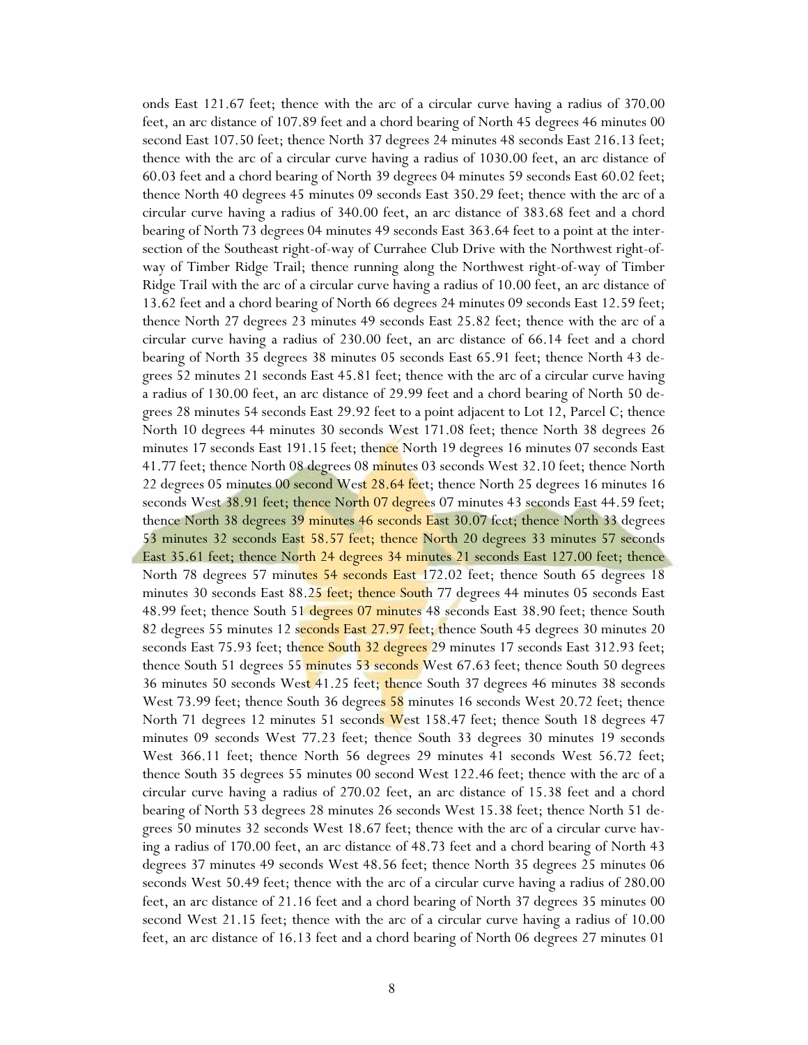onds East 121.67 feet; thence with the arc of a circular curve having a radius of 370.00 feet, an arc distance of 107.89 feet and a chord bearing of North 45 degrees 46 minutes 00 second East 107.50 feet; thence North 37 degrees 24 minutes 48 seconds East 216.13 feet; thence with the arc of a circular curve having a radius of 1030.00 feet, an arc distance of 60.03 feet and a chord bearing of North 39 degrees 04 minutes 59 seconds East 60.02 feet; thence North 40 degrees 45 minutes 09 seconds East 350.29 feet; thence with the arc of a circular curve having a radius of 340.00 feet, an arc distance of 383.68 feet and a chord bearing of North 73 degrees 04 minutes 49 seconds East 363.64 feet to a point at the intersection of the Southeast right-of-way of Currahee Club Drive with the Northwest right-of-way of Timber Ridge Trail; thence running along the Northwest right-of-way of Timber Ridge Trail with the arc of a circular curve having a radius of 10.00 feet, an arc distance of 13.62 feet and a chord bearing of North 66 degrees 24 minutes 09 seconds East 12.59 feet; thence North 27 degrees 23 minutes 49 seconds East 25.82 feet; thence with the arc of a circular curve having a radius of 230.00 feet, an arc distance of 66.14 feet and a chord bearing of North 35 degrees 38 minutes 05 seconds East 65.91 feet; thence North 43 degrees 52 minutes 21 seconds East 45.81 feet; thence with the arc of a circular curve having a radius of 130.00 feet, an arc distance of 29.99 feet and a chord bearing of North 50 degrees 28 minutes 54 seconds East 29.92 feet to a point adjacent to Lot 12, Parcel C; thence North 10 degrees 44 minutes 30 seconds West 171.08 feet; thence North 38 degrees 26 minutes 17 seconds East 191.15 feet; thence North 19 degrees 16 minutes 07 seconds East 41.77 feet; thence North 08 degrees 08 minutes 03 seconds West 32.10 feet; thence North 22 degrees 05 minutes 00 second West 28.64 feet; thence North 25 degrees 16 minutes 16 seconds West 38.91 feet; thence North 07 degrees 07 minutes 43 seconds East 44.59 feet; thence North 38 degrees 39 minutes 46 seconds East 30.07 feet; thence North 33 degrees 53 minutes 32 seconds East 58.57 feet; thence North 20 degrees 33 minutes 57 seconds East 35.61 feet; thence North 24 degrees 34 minutes 21 seconds East 127.00 feet; thence North 78 degrees 57 minutes 54 seconds East 172.02 feet; thence South 65 degrees 18 minutes 30 seconds East 88.25 feet; thence South 77 degrees 44 minutes 05 seconds East 48.99 feet; thence South 51 degrees 07 minutes 48 seconds East 38.90 feet; thence South 82 degrees 55 minutes 12 seconds East 27.97 feet; thence South 45 degrees 30 minutes 20 seconds East 75.93 feet; thence South 32 degrees 29 minutes 17 seconds East 312.93 feet; thence South 51 degrees 55 minutes 53 seconds West 67.63 feet; thence South 50 degrees 36 minutes 50 seconds West 41.25 feet; thence South 37 degrees 46 minutes 38 seconds West 73.99 feet; thence South 36 degrees 58 minutes 16 seconds West 20.72 feet; thence North 71 degrees 12 minutes 51 seconds West 158.47 feet; thence South 18 degrees 47 minutes 09 seconds West 77.23 feet; thence South 33 degrees 30 minutes 19 seconds West 366.11 feet; thence North 56 degrees 29 minutes 41 seconds West 56.72 feet; thence South 35 degrees 55 minutes 00 second West 122.46 feet; thence with the arc of a circular curve having a radius of 270.02 feet, an arc distance of 15.38 feet and a chord bearing of North 53 degrees 28 minutes 26 seconds West 15.38 feet; thence North 51 degrees 50 minutes 32 seconds West 18.67 feet; thence with the arc of a circular curve having a radius of 170.00 feet, an arc distance of 48.73 feet and a chord bearing of North 43 degrees 37 minutes 49 seconds West 48.56 feet; thence North 35 degrees 25 minutes 06 seconds West 50.49 feet; thence with the arc of a circular curve having a radius of 280.00 feet, an arc distance of 21.16 feet and a chord bearing of North 37 degrees 35 minutes 00 second West 21.15 feet; thence with the arc of a circular curve having a radius of 10.00 feet, an arc distance of 16.13 feet and a chord bearing of North 06 degrees 27 minutes 01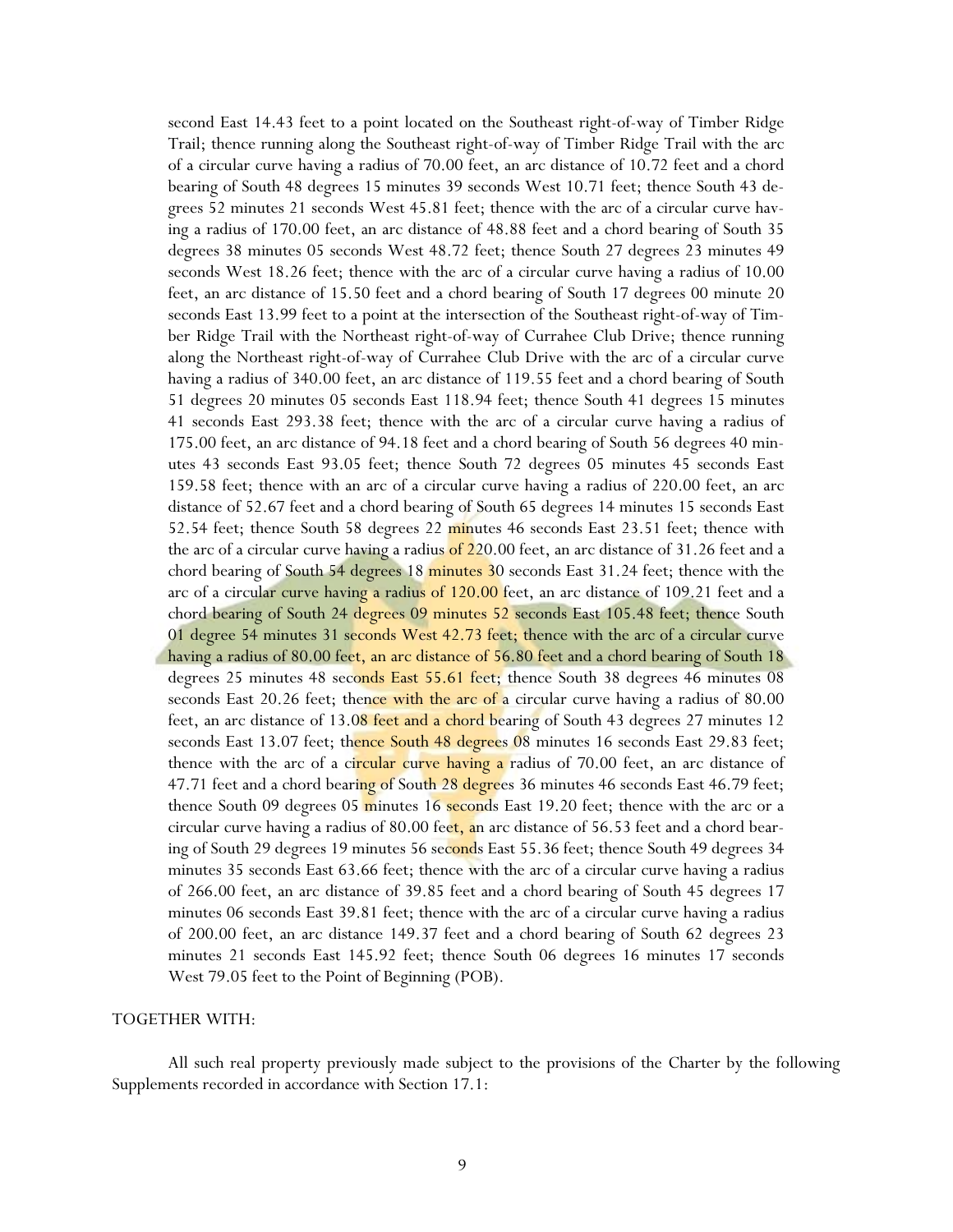second East 14.43 feet to a point located on the Southeast right-of-way of Timber Ridge Trail; thence running along the Southeast right-of-way of Timber Ridge Trail with the arc of a circular curve having a radius of 70.00 feet, an arc distance of 10.72 feet and a chord bearing of South 48 degrees 15 minutes 39 seconds West 10.71 feet; thence South 43 degrees 52 minutes 21 seconds West 45.81 feet; thence with the arc of a circular curve having a radius of 170.00 feet, an arc distance of 48.88 feet and a chord bearing of South 35 degrees 38 minutes 05 seconds West 48.72 feet; thence South 27 degrees 23 minutes 49 seconds West 18.26 feet; thence with the arc of a circular curve having a radius of 10.00 feet, an arc distance of 15.50 feet and a chord bearing of South 17 degrees 00 minute 20 seconds East 13.99 feet to a point at the intersection of the Southeast right-of-way of Timber Ridge Trail with the Northeast right-of-way of Currahee Club Drive; thence running along the Northeast right-of-way of Currahee Club Drive with the arc of a circular curve having a radius of 340.00 feet, an arc distance of 119.55 feet and a chord bearing of South 51 degrees 20 minutes 05 seconds East 118.94 feet; thence South 41 degrees 15 minutes 41 seconds East 293.38 feet; thence with the arc of a circular curve having a radius of 175.00 feet, an arc distance of 94.18 feet and a chord bearing of South 56 degrees 40 minutes 43 seconds East 93.05 feet; thence South 72 degrees 05 minutes 45 seconds East 159.58 feet; thence with an arc of a circular curve having a radius of 220.00 feet, an arc distance of 52.67 feet and a chord bearing of South 65 degrees 14 minutes 15 seconds East 52.54 feet; thence South 58 degrees 22 minutes 46 seconds East 23.51 feet; thence with the arc of a circular curve having a radius of 220.00 feet, an arc distance of 31.26 feet and a chord bearing of South 54 degrees 18 minutes 30 seconds East 31.24 feet; thence with the arc of a circular curve having a radius of 120.00 feet, an arc distance of 109.21 feet and a chord bearing of South 24 degrees 09 minutes 52 seconds East 105.48 feet; thence South 01 degree 54 minutes 31 seconds West 42.73 feet; thence with the arc of a circular curve having a radius of 80.00 feet, an arc distance of 56.80 feet and a chord bearing of South 18 degrees 25 minutes 48 seconds East 55.61 feet; thence South 38 degrees 46 minutes 08 seconds East 20.26 feet; thence with the arc of a circular curve having a radius of 80.00 feet, an arc distance of 13.08 feet and a chord bearing of South 43 degrees 27 minutes 12 seconds East 13.07 feet; thence South 48 degrees 08 minutes 16 seconds East 29.83 feet; thence with the arc of a circular curve having a radius of 70.00 feet, an arc distance of 47.71 feet and a chord bearing of South 28 degrees 36 minutes 46 seconds East 46.79 feet; thence South 09 degrees 05 minutes 16 seconds East 19.20 feet; thence with the arc or a circular curve having a radius of 80.00 feet, an arc distance of 56.53 feet and a chord bearing of South 29 degrees 19 minutes 56 seconds East 55.36 feet; thence South 49 degrees 34 minutes 35 seconds East 63.66 feet; thence with the arc of a circular curve having a radius of 266.00 feet, an arc distance of 39.85 feet and a chord bearing of South 45 degrees 17 minutes 06 seconds East 39.81 feet; thence with the arc of a circular curve having a radius of 200.00 feet, an arc distance 149.37 feet and a chord bearing of South 62 degrees 23 minutes 21 seconds East 145.92 feet; thence South 06 degrees 16 minutes 17 seconds West 79.05 feet to the Point of Beginning (POB).

TOGETHER WITH:

All such real property previously made subject to the provisions of the Charter by the following Supplements recorded in accordance with Section 17.1: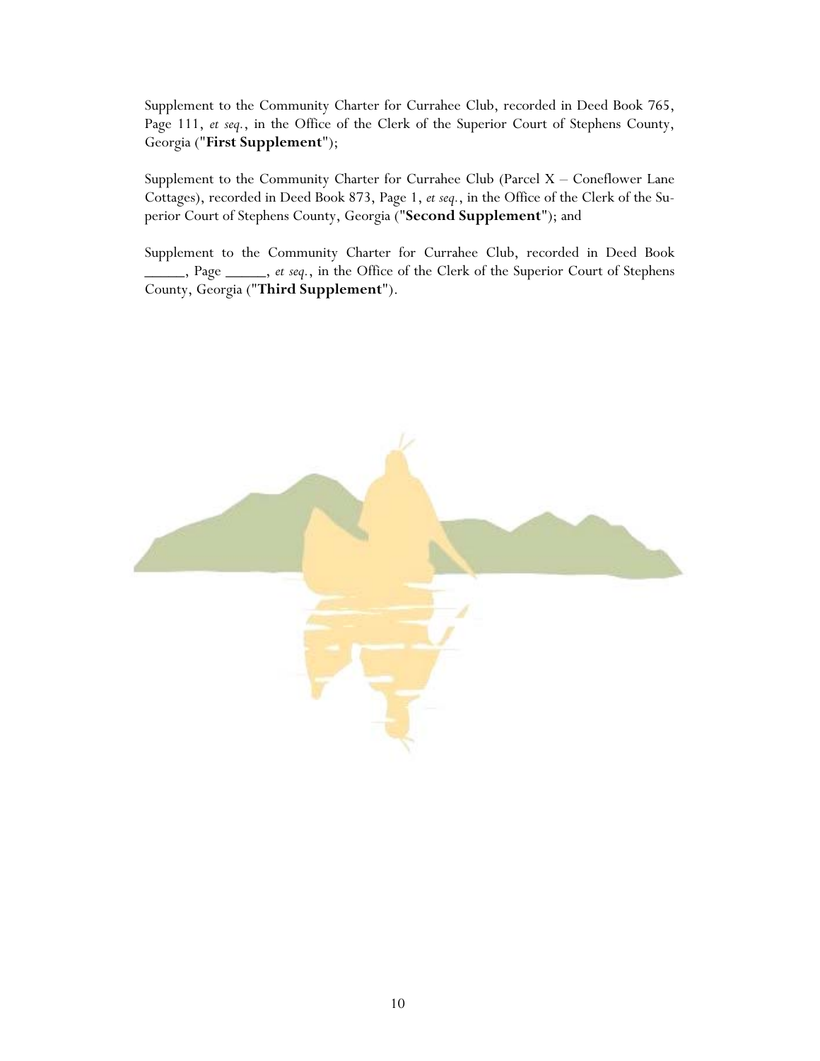Supplement to the Community Charter for Currahee Club, recorded in Deed Book 765, Page 111, *et seq.*, in the Office of the Clerk of the Superior Court of Stephens County, Georgia ("**First Supplement**");

Supplement to the Community Charter for Currahee Club (Parcel X – Coneflower Lane Cottages), recorded in Deed Book 873, Page 1, *et seq.*, in the Office of the Clerk of the Superior Court of Stephens County, Georgia ("**Second Supplement**"); and

Supplement to the Community Charter for Currahee Club, recorded in Deed Book _____, Page _____, *et seq.*, in the Office of the Clerk of the Superior Court of Stephens County, Georgia ("**Third Supplement**").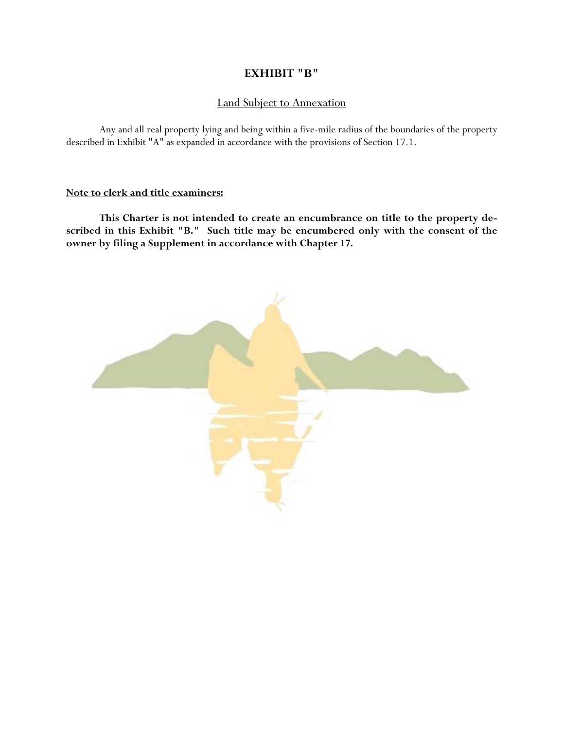# EXHIBIT "B"

## Land Subject to Annexation

Any and all real property lying and being within a five-mile radius of the boundaries of the property described in Exhibit "A" as expanded in accordance with the provisions of Section 17.1.

**Note to clerk and title examiners:**

**This Charter is not intended to create an encumbrance on title to the property described in this Exhibit "B." Such title may be encumbered only with the consent of the owner by filing a Supplement in accordance with Chapter 17.**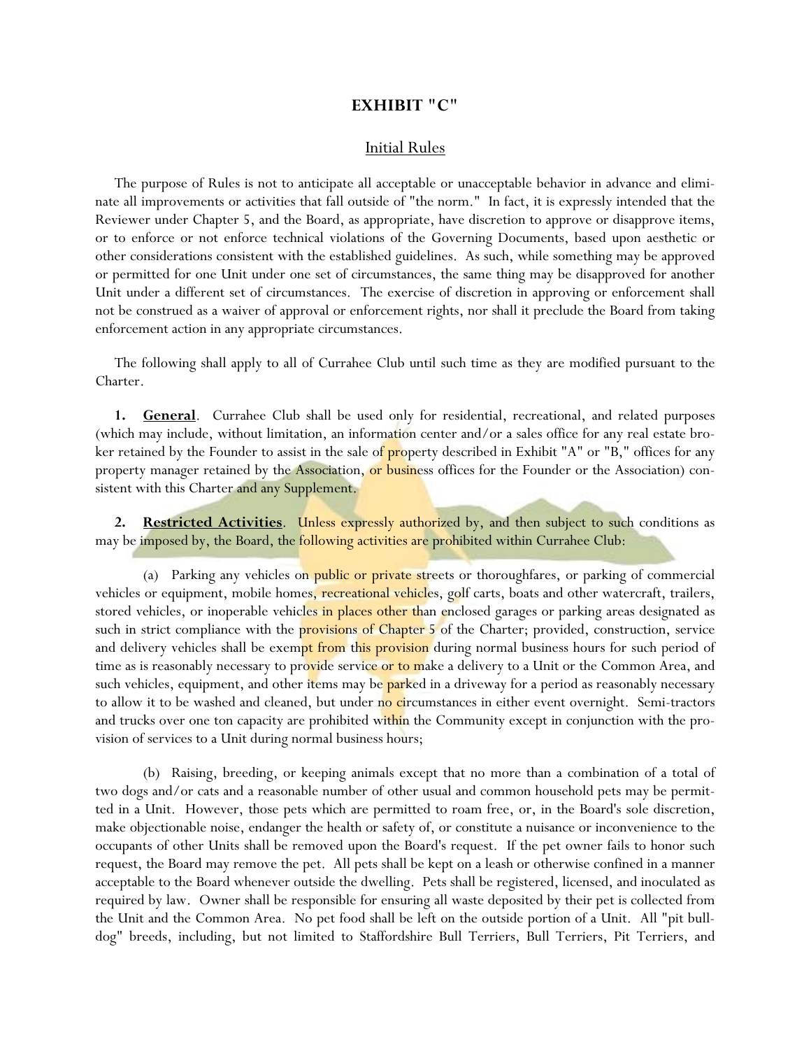# EXHIBIT "C"

## Initial Rules

The purpose of Rules is not to anticipate all acceptable or unacceptable behavior in advance and eliminate all improvements or activities that fall outside of "the norm." In fact, it is expressly intended that the Reviewer under Chapter 5, and the Board, as appropriate, have discretion to approve or disapprove items, or to enforce or not enforce technical violations of the Governing Documents, based upon aesthetic or other considerations consistent with the established guidelines. As such, while something may be approved or permitted for one Unit under one set of circumstances, the same thing may be disapproved for another Unit under a different set of circumstances. The exercise of discretion in approving or enforcement shall not be construed as a waiver of approval or enforcement rights, nor shall it preclude the Board from taking enforcement action in any appropriate circumstances.

The following shall apply to all of Currahee Club until such time as they are modified pursuant to the Charter.

**1. General**. Currahee Club shall be used only for residential, recreational, and related purposes (which may include, without limitation, an information center and/or a sales office for any real estate broker retained by the Founder to assist in the sale of property described in Exhibit "A" or "B," offices for any property manager retained by the Association, or business offices for the Founder or the Association) consistent with this Charter and any Supplement.

**2. Restricted Activities**. Unless expressly authorized by, and then subject to such conditions as may be imposed by, the Board, the following activities are prohibited within Currahee Club:

(a) Parking any vehicles on public or private streets or thoroughfares, or parking of commercial vehicles or equipment, mobile homes, recreational vehicles, golf carts, boats and other watercraft, trailers, stored vehicles, or inoperable vehicles in places other than enclosed garages or parking areas designated as such in strict compliance with the provisions of Chapter 5 of the Charter; provided, construction, service and delivery vehicles shall be exempt from this provision during normal business hours for such period of time as is reasonably necessary to provide service or to make a delivery to a Unit or the Common Area, and such vehicles, equipment, and other items may be parked in a driveway for a period as reasonably necessary to allow it to be washed and cleaned, but under no circumstances in either event overnight. Semi-tractors and trucks over one ton capacity are prohibited within the Community except in conjunction with the provision of services to a Unit during normal business hours;

(b) Raising, breeding, or keeping animals except that no more than a combination of a total of two dogs and/or cats and a reasonable number of other usual and common household pets may be permitted in a Unit. However, those pets which are permitted to roam free, or, in the Board's sole discretion, make objectionable noise, endanger the health or safety of, or constitute a nuisance or inconvenience to the occupants of other Units shall be removed upon the Board's request. If the pet owner fails to honor such request, the Board may remove the pet. All pets shall be kept on a leash or otherwise confined in a manner acceptable to the Board whenever outside the dwelling. Pets shall be registered, licensed, and inoculated as required by law. Owner shall be responsible for ensuring all waste deposited by their pet is collected from the Unit and the Common Area. No pet food shall be left on the outside portion of a Unit. All "pit bulldog" breeds, including, but not limited to Staffordshire Bull Terriers, Bull Terriers, Pit Terriers, and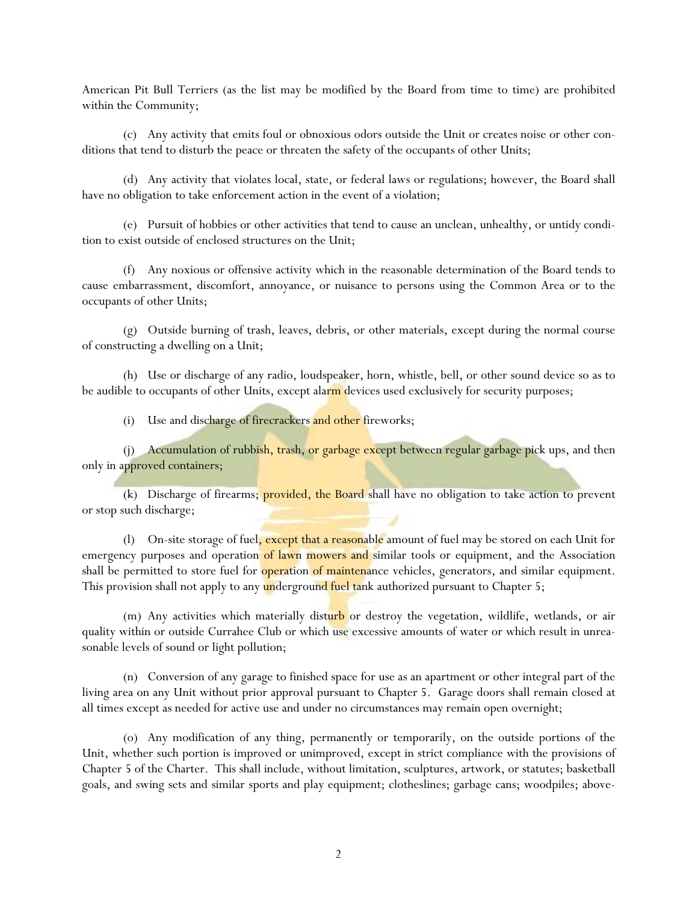American Pit Bull Terriers (as the list may be modified by the Board from time to time) are prohibited within the Community;

(c) Any activity that emits foul or obnoxious odors outside the Unit or creates noise or other conditions that tend to disturb the peace or threaten the safety of the occupants of other Units;

(d) Any activity that violates local, state, or federal laws or regulations; however, the Board shall have no obligation to take enforcement action in the event of a violation;

(e) Pursuit of hobbies or other activities that tend to cause an unclean, unhealthy, or untidy condition to exist outside of enclosed structures on the Unit;

(f) Any noxious or offensive activity which in the reasonable determination of the Board tends to cause embarrassment, discomfort, annoyance, or nuisance to persons using the Common Area or to the occupants of other Units;

(g) Outside burning of trash, leaves, debris, or other materials, except during the normal course of constructing a dwelling on a Unit;

(h) Use or discharge of any radio, loudspeaker, horn, whistle, bell, or other sound device so as to be audible to occupants of other Units, except alarm devices used exclusively for security purposes;

(i) Use and discharge of firecrackers and other fireworks;

(j) Accumulation of rubbish, trash, or garbage except between regular garbage pick ups, and then only in approved containers;

(k) Discharge of firearms; provided, the Board shall have no obligation to take action to prevent or stop such discharge;

(l) On-site storage of fuel, except that a reasonable amount of fuel may be stored on each Unit for emergency purposes and operation of lawn mowers and similar tools or equipment, and the Association shall be permitted to store fuel for operation of maintenance vehicles, generators, and similar equipment. This provision shall not apply to any underground fuel tank authorized pursuant to Chapter 5;

(m) Any activities which materially disturb or destroy the vegetation, wildlife, wetlands, or air quality within or outside Currahee Club or which use excessive amounts of water or which result in unreasonable levels of sound or light pollution;

(n) Conversion of any garage to finished space for use as an apartment or other integral part of the living area on any Unit without prior approval pursuant to Chapter 5. Garage doors shall remain closed at all times except as needed for active use and under no circumstances may remain open overnight;

(o) Any modification of any thing, permanently or temporarily, on the outside portions of the Unit, whether such portion is improved or unimproved, except in strict compliance with the provisions of Chapter 5 of the Charter. This shall include, without limitation, sculptures, artwork, or statutes; basketball goals, and swing sets and similar sports and play equipment; clotheslines; garbage cans; woodpiles; above-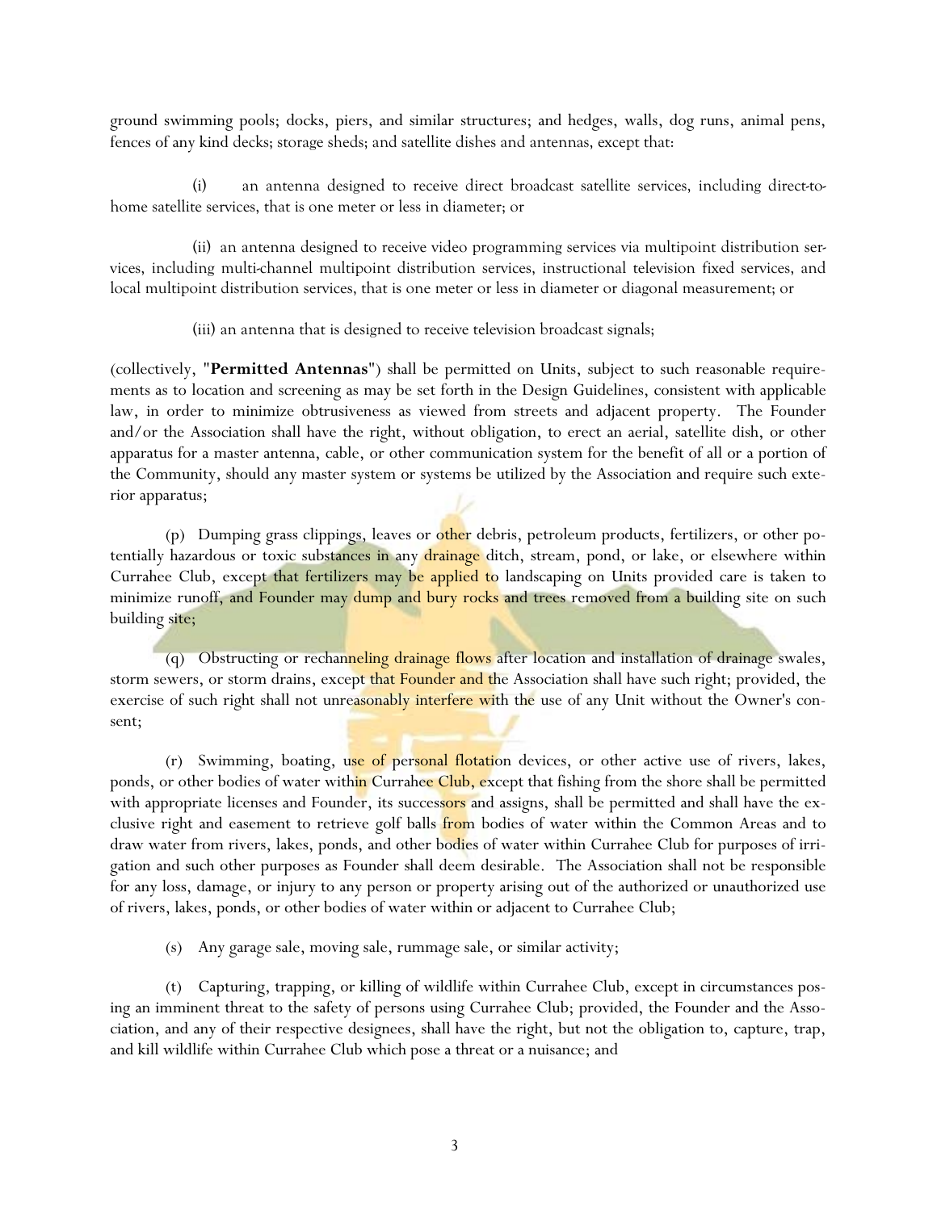ground swimming pools; docks, piers, and similar structures; and hedges, walls, dog runs, animal pens, fences of any kind decks; storage sheds; and satellite dishes and antennas, except that:

(i) an antenna designed to receive direct broadcast satellite services, including direct-to-home satellite services, that is one meter or less in diameter; or

(ii) an antenna designed to receive video programming services via multipoint distribution services, including multi-channel multipoint distribution services, instructional television fixed services, and local multipoint distribution services, that is one meter or less in diameter or diagonal measurement; or

(iii) an antenna that is designed to receive television broadcast signals;

(collectively, "**Permitted Antennas**") shall be permitted on Units, subject to such reasonable requirements as to location and screening as may be set forth in the Design Guidelines, consistent with applicable law, in order to minimize obtrusiveness as viewed from streets and adjacent property. The Founder and/or the Association shall have the right, without obligation, to erect an aerial, satellite dish, or other apparatus for a master antenna, cable, or other communication system for the benefit of all or a portion of the Community, should any master system or systems be utilized by the Association and require such exterior apparatus;

(p) Dumping grass clippings, leaves or other debris, petroleum products, fertilizers, or other potentially hazardous or toxic substances in any drainage ditch, stream, pond, or lake, or elsewhere within Currahee Club, except that fertilizers may be applied to landscaping on Units provided care is taken to minimize runoff, and Founder may dump and bury rocks and trees removed from a building site on such building site;

(q) Obstructing or rechanneling drainage flows after location and installation of drainage swales, storm sewers, or storm drains, except that Founder and the Association shall have such right; provided, the exercise of such right shall not unreasonably interfere with the use of any Unit without the Owner's consent;

(r) Swimming, boating, use of personal flotation devices, or other active use of rivers, lakes, ponds, or other bodies of water within Currahee Club, except that fishing from the shore shall be permitted with appropriate licenses and Founder, its successors and assigns, shall be permitted and shall have the exclusive right and easement to retrieve golf balls from bodies of water within the Common Areas and to draw water from rivers, lakes, ponds, and other bodies of water within Currahee Club for purposes of irrigation and such other purposes as Founder shall deem desirable. The Association shall not be responsible for any loss, damage, or injury to any person or property arising out of the authorized or unauthorized use of rivers, lakes, ponds, or other bodies of water within or adjacent to Currahee Club;

(s) Any garage sale, moving sale, rummage sale, or similar activity;

(t) Capturing, trapping, or killing of wildlife within Currahee Club, except in circumstances posing an imminent threat to the safety of persons using Currahee Club; provided, the Founder and the Association, and any of their respective designees, shall have the right, but not the obligation to, capture, trap, and kill wildlife within Currahee Club which pose a threat or a nuisance; and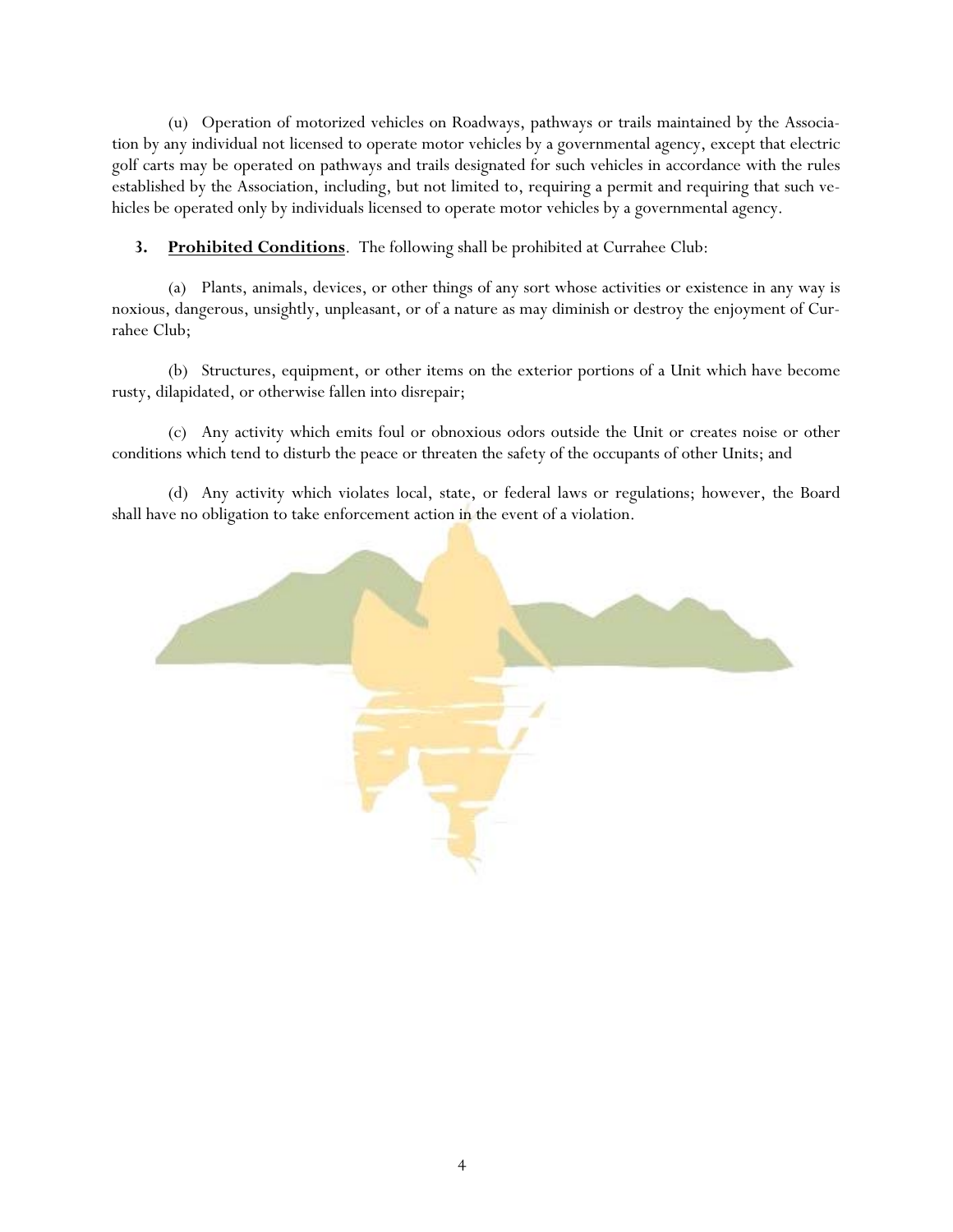(u) Operation of motorized vehicles on Roadways, pathways or trails maintained by the Association by any individual not licensed to operate motor vehicles by a governmental agency, except that electric golf carts may be operated on pathways and trails designated for such vehicles in accordance with the rules established by the Association, including, but not limited to, requiring a permit and requiring that such vehicles be operated only by individuals licensed to operate motor vehicles by a governmental agency.

**3. Prohibited Conditions**. The following shall be prohibited at Currahee Club:

(a) Plants, animals, devices, or other things of any sort whose activities or existence in any way is noxious, dangerous, unsightly, unpleasant, or of a nature as may diminish or destroy the enjoyment of Currahee Club;

(b) Structures, equipment, or other items on the exterior portions of a Unit which have become rusty, dilapidated, or otherwise fallen into disrepair;

(c) Any activity which emits foul or obnoxious odors outside the Unit or creates noise or other conditions which tend to disturb the peace or threaten the safety of the occupants of other Units; and

(d) Any activity which violates local, state, or federal laws or regulations; however, the Board shall have no obligation to take enforcement action in the event of a violation.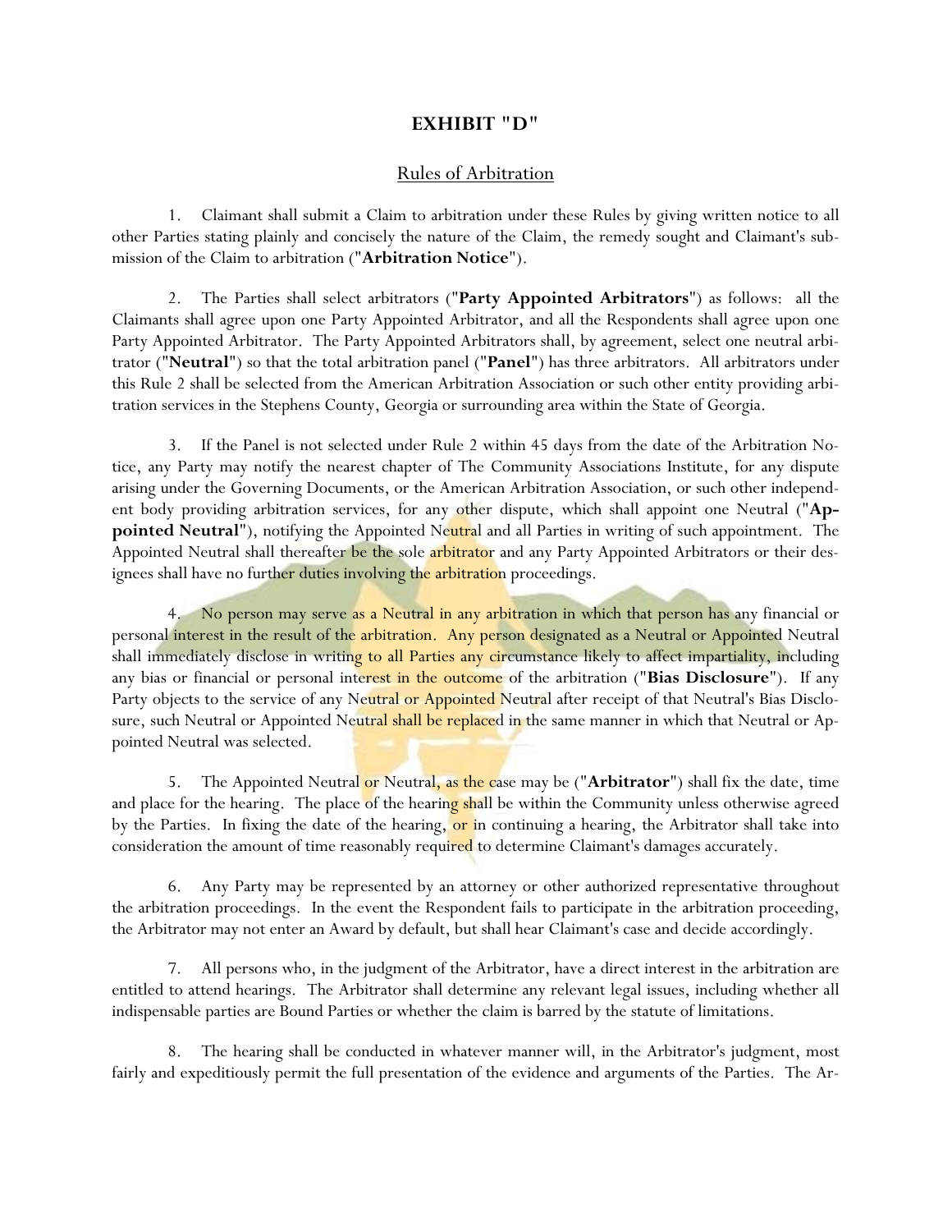# EXHIBIT "D"

## Rules of Arbitration

1. Claimant shall submit a Claim to arbitration under these Rules by giving written notice to all other Parties stating plainly and concisely the nature of the Claim, the remedy sought and Claimant's submission of the Claim to arbitration ("**Arbitration Notice**").

2. The Parties shall select arbitrators ("**Party Appointed Arbitrators**") as follows: all the Claimants shall agree upon one Party Appointed Arbitrator, and all the Respondents shall agree upon one Party Appointed Arbitrator. The Party Appointed Arbitrators shall, by agreement, select one neutral arbitrator ("**Neutral**") so that the total arbitration panel ("**Panel**") has three arbitrators. All arbitrators under this Rule 2 shall be selected from the American Arbitration Association or such other entity providing arbitration services in the Stephens County, Georgia or surrounding area within the State of Georgia.

3. If the Panel is not selected under Rule 2 within 45 days from the date of the Arbitration Notice, any Party may notify the nearest chapter of The Community Associations Institute, for any dispute arising under the Governing Documents, or the American Arbitration Association, or such other independent body providing arbitration services, for any other dispute, which shall appoint one Neutral ("**Appointed Neutral**"), notifying the Appointed Neutral and all Parties in writing of such appointment. The Appointed Neutral shall thereafter be the sole arbitrator and any Party Appointed Arbitrators or their designees shall have no further duties involving the arbitration proceedings.

4. No person may serve as a Neutral in any arbitration in which that person has any financial or personal interest in the result of the arbitration. Any person designated as a Neutral or Appointed Neutral shall immediately disclose in writing to all Parties any circumstance likely to affect impartiality, including any bias or financial or personal interest in the outcome of the arbitration ("**Bias Disclosure**"). If any Party objects to the service of any Neutral or Appointed Neutral after receipt of that Neutral's Bias Disclosure, such Neutral or Appointed Neutral shall be replaced in the same manner in which that Neutral or Appointed Neutral was selected.

5. The Appointed Neutral or Neutral, as the case may be ("**Arbitrator**") shall fix the date, time and place for the hearing. The place of the hearing shall be within the Community unless otherwise agreed by the Parties. In fixing the date of the hearing, or in continuing a hearing, the Arbitrator shall take into consideration the amount of time reasonably required to determine Claimant's damages accurately.

6. Any Party may be represented by an attorney or other authorized representative throughout the arbitration proceedings. In the event the Respondent fails to participate in the arbitration proceeding, the Arbitrator may not enter an Award by default, but shall hear Claimant's case and decide accordingly.

7. All persons who, in the judgment of the Arbitrator, have a direct interest in the arbitration are entitled to attend hearings. The Arbitrator shall determine any relevant legal issues, including whether all indispensable parties are Bound Parties or whether the claim is barred by the statute of limitations.

8. The hearing shall be conducted in whatever manner will, in the Arbitrator's judgment, most fairly and expeditiously permit the full presentation of the evidence and arguments of the Parties. The Ar-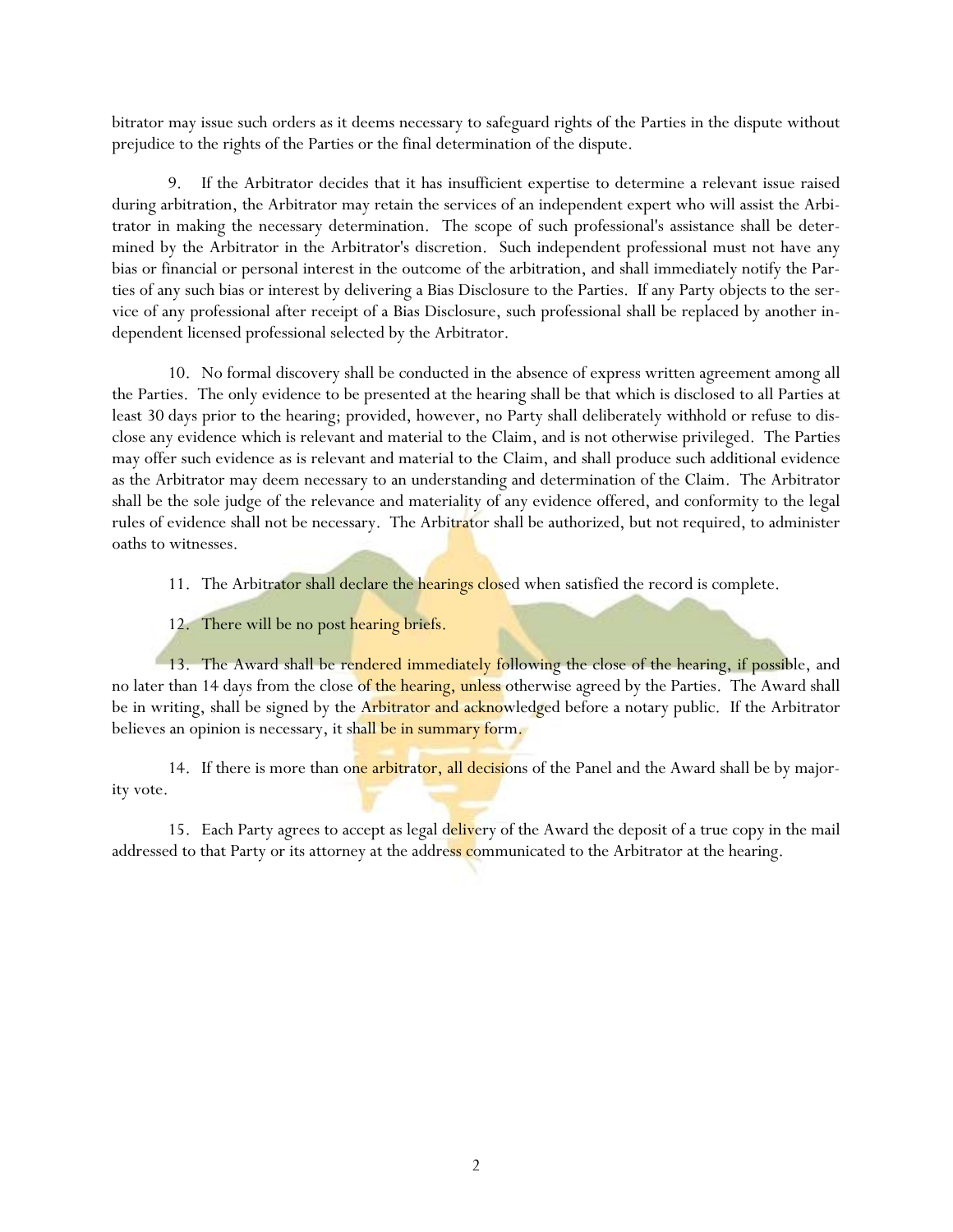bitrator may issue such orders as it deems necessary to safeguard rights of the Parties in the dispute without prejudice to the rights of the Parties or the final determination of the dispute.

9. If the Arbitrator decides that it has insufficient expertise to determine a relevant issue raised during arbitration, the Arbitrator may retain the services of an independent expert who will assist the Arbitrator in making the necessary determination. The scope of such professional's assistance shall be determined by the Arbitrator in the Arbitrator's discretion. Such independent professional must not have any bias or financial or personal interest in the outcome of the arbitration, and shall immediately notify the Parties of any such bias or interest by delivering a Bias Disclosure to the Parties. If any Party objects to the service of any professional after receipt of a Bias Disclosure, such professional shall be replaced by another independent licensed professional selected by the Arbitrator.

10. No formal discovery shall be conducted in the absence of express written agreement among all the Parties. The only evidence to be presented at the hearing shall be that which is disclosed to all Parties at least 30 days prior to the hearing; provided, however, no Party shall deliberately withhold or refuse to disclose any evidence which is relevant and material to the Claim, and is not otherwise privileged. The Parties may offer such evidence as is relevant and material to the Claim, and shall produce such additional evidence as the Arbitrator may deem necessary to an understanding and determination of the Claim. The Arbitrator shall be the sole judge of the relevance and materiality of any evidence offered, and conformity to the legal rules of evidence shall not be necessary. The Arbitrator shall be authorized, but not required, to administer oaths to witnesses.

11. The Arbitrator shall declare the hearings closed when satisfied the record is complete.

12. There will be no post hearing briefs.

13. The Award shall be rendered immediately following the close of the hearing, if possible, and no later than 14 days from the close of the hearing, unless otherwise agreed by the Parties. The Award shall be in writing, shall be signed by the Arbitrator and acknowledged before a notary public. If the Arbitrator believes an opinion is necessary, it shall be in summary form.

14. If there is more than one arbitrator, all decisions of the Panel and the Award shall be by majority vote.

15. Each Party agrees to accept as legal delivery of the Award the deposit of a true copy in the mail addressed to that Party or its attorney at the address communicated to the Arbitrator at the hearing.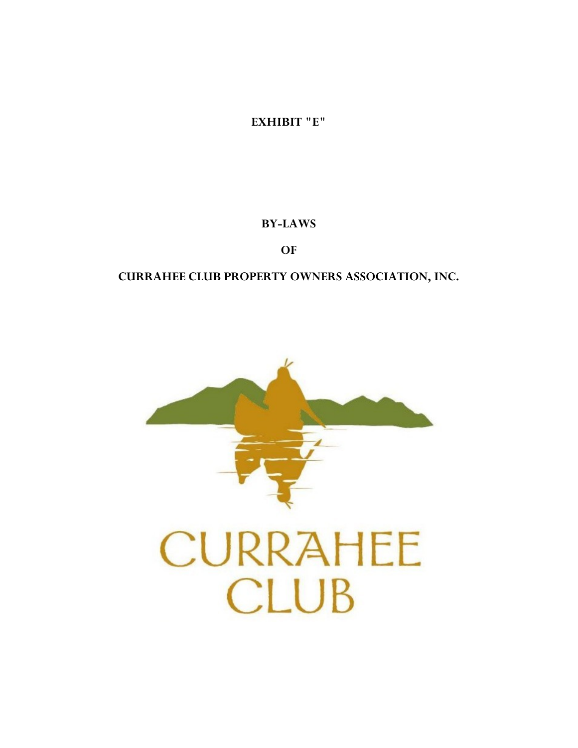**EXHIBIT "E"**

# BY-LAWS

# OF

# CURRAHEE CLUB PROPERTY OWNERS ASSOCIATION, INC.

CURRAHEE CLUB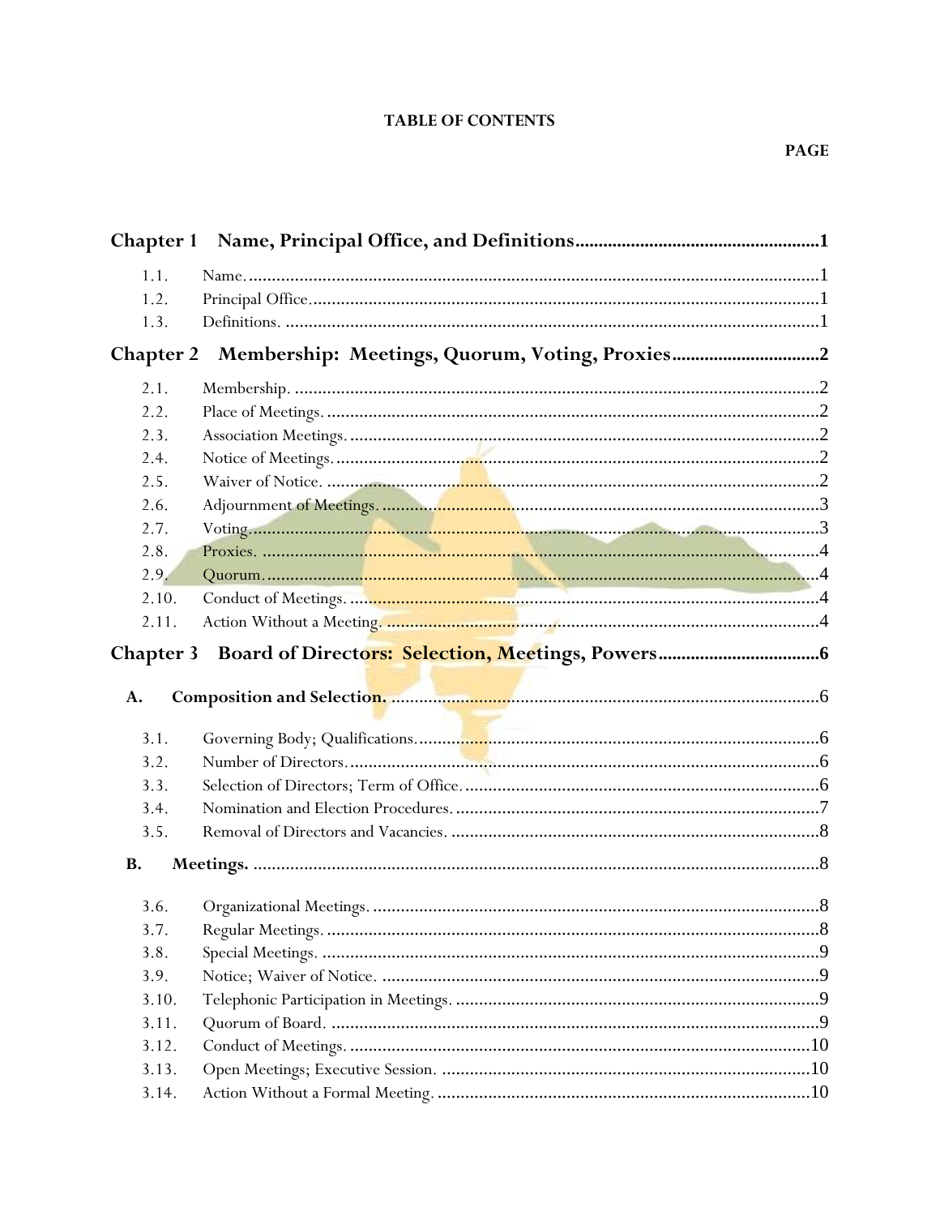**TABLE OF CONTENTS**

**PAGE**

| | | |
|---|---|---|
| **Chapter 1** | **Name, Principal Office, and Definitions** | **1** |
| 1.1. | Name. | 1 |
| 1.2. | Principal Office. | 1 |
| 1.3. | Definitions. | 1 |
| **Chapter 2** | **Membership: Meetings, Quorum, Voting, Proxies** | **2** |
| 2.1. | Membership. | 2 |
| 2.2. | Place of Meetings. | 2 |
| 2.3. | Association Meetings. | 2 |
| 2.4. | Notice of Meetings. | 2 |
| 2.5. | Waiver of Notice. | 2 |
| 2.6. | Adjournment of Meetings. | 3 |
| 2.7. | Voting. | 3 |
| 2.8. | Proxies. | 4 |
| 2.9. | Quorum. | 4 |
| 2.10. | Conduct of Meetings. | 4 |
| 2.11. | Action Without a Meeting. | 4 |
| **Chapter 3** | **Board of Directors: Selection, Meetings, Powers** | **6** |
| **A.** | **Composition and Selection.** | **6** |
| 3.1. | Governing Body; Qualifications. | 6 |
| 3.2. | Number of Directors. | 6 |
| 3.3. | Selection of Directors; Term of Office. | 6 |
| 3.4. | Nomination and Election Procedures. | 7 |
| 3.5. | Removal of Directors and Vacancies. | 8 |
| **B.** | **Meetings.** | **8** |
| 3.6. | Organizational Meetings. | 8 |
| 3.7. | Regular Meetings. | 8 |
| 3.8. | Special Meetings. | 9 |
| 3.9. | Notice; Waiver of Notice. | 9 |
| 3.10. | Telephonic Participation in Meetings. | 9 |
| 3.11. | Quorum of Board. | 9 |
| 3.12. | Conduct of Meetings. | 10 |
| 3.13. | Open Meetings; Executive Session. | 10 |
| 3.14. | Action Without a Formal Meeting. | 10 |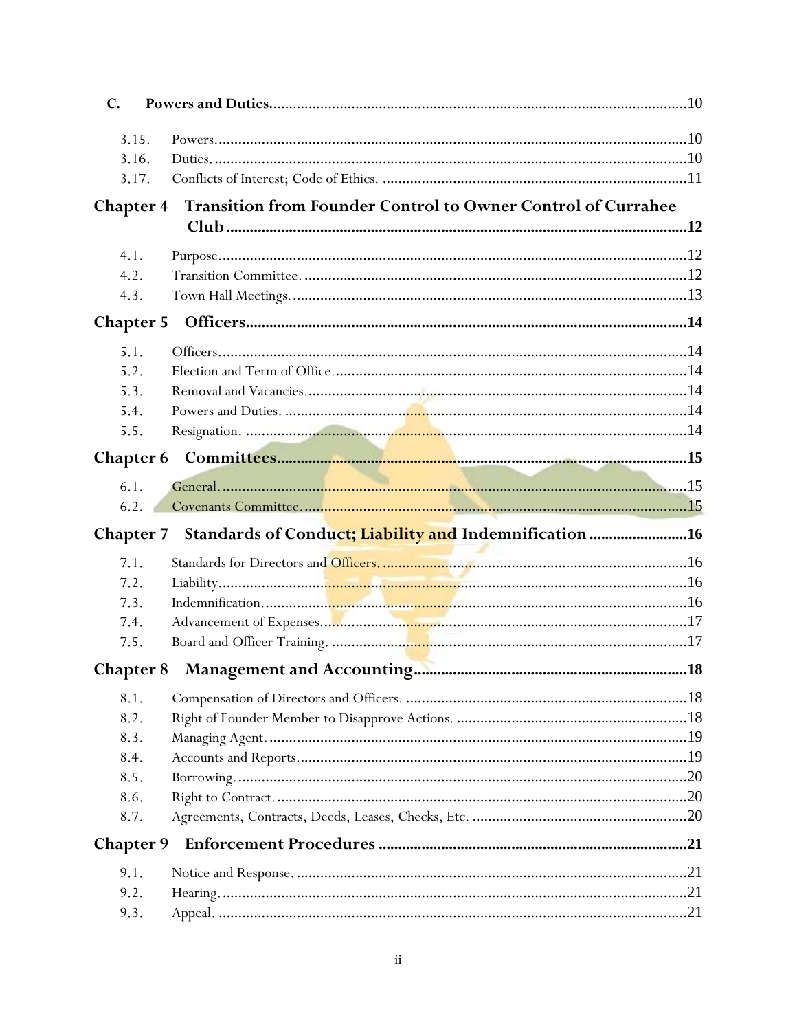**C. Powers and Duties** ........ 10

- 3.15. Powers ........ 10
- 3.16. Duties ........ 10
- 3.17. Conflicts of Interest; Code of Ethics ........ 11

## Chapter 4 Transition from Founder Control to Owner Control of Currahee Club ........ 12

- 4.1. Purpose ........ 12
- 4.2. Transition Committee ........ 12
- 4.3. Town Hall Meetings ........ 13

## Chapter 5 Officers ........ 14

- 5.1. Officers ........ 14
- 5.2. Election and Term of Office ........ 14
- 5.3. Removal and Vacancies ........ 14
- 5.4. Powers and Duties ........ 14
- 5.5. Resignation ........ 14

## Chapter 6 Committees ........ 15

- 6.1. General ........ 15
- 6.2. Covenants Committee ........ 15

## Chapter 7 Standards of Conduct; Liability and Indemnification ........ 16

- 7.1. Standards for Directors and Officers ........ 16
- 7.2. Liability ........ 16
- 7.3. Indemnification ........ 16
- 7.4. Advancement of Expenses ........ 17
- 7.5. Board and Officer Training ........ 17

## Chapter 8 Management and Accounting ........ 18

- 8.1. Compensation of Directors and Officers ........ 18
- 8.2. Right of Founder Member to Disapprove Actions ........ 18
- 8.3. Managing Agent ........ 19
- 8.4. Accounts and Reports ........ 19
- 8.5. Borrowing ........ 20
- 8.6. Right to Contract ........ 20
- 8.7. Agreements, Contracts, Deeds, Leases, Checks, Etc. ........ 20

## Chapter 9 Enforcement Procedures ........ 21

- 9.1. Notice and Response ........ 21
- 9.2. Hearing ........ 21
- 9.3. Appeal ........ 21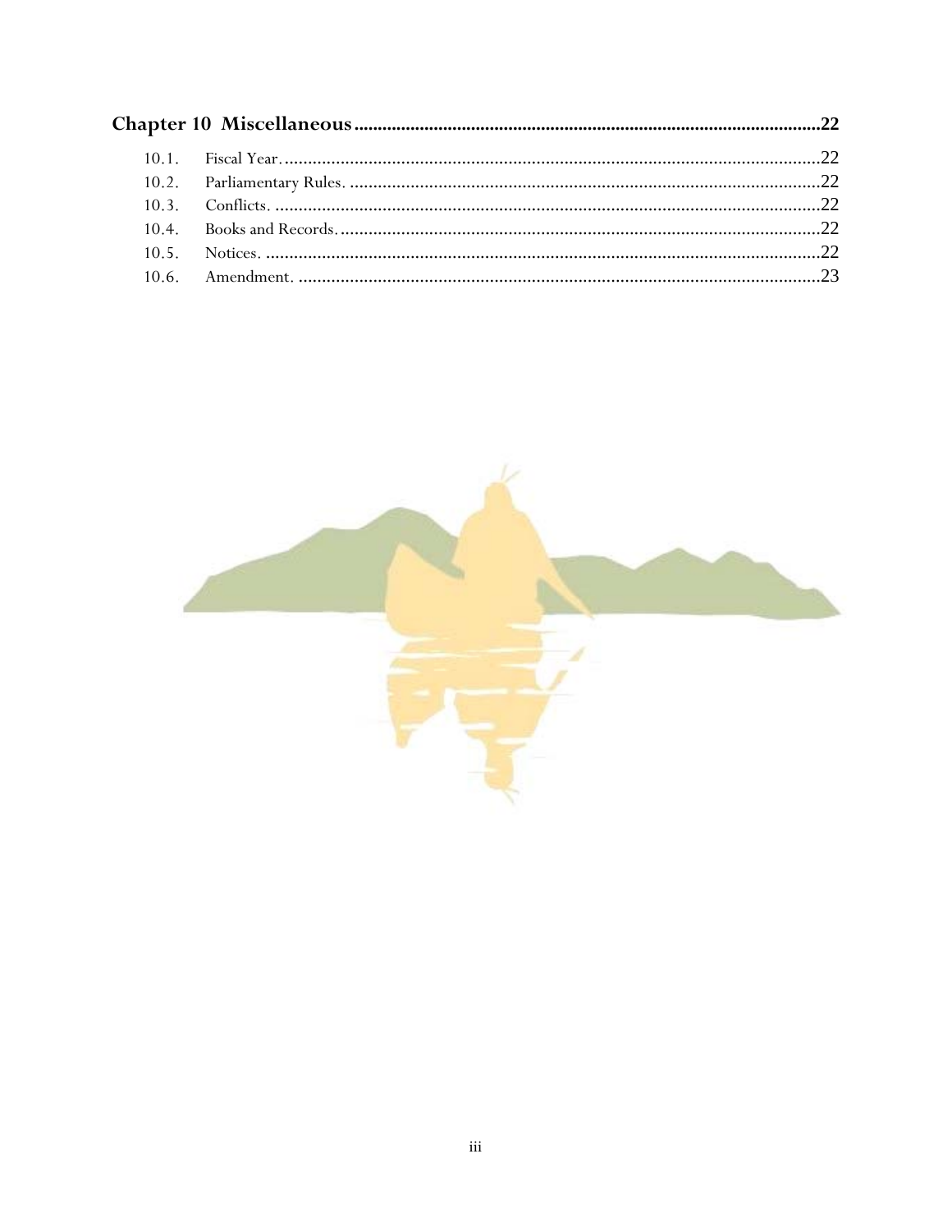**Chapter 10 Miscellaneous** .................................................................................................22

10.1. Fiscal Year. ...................................................................................................22

10.2. Parliamentary Rules. ....................................................................................22

10.3. Conflicts. ......................................................................................................22

10.4. Books and Records. .....................................................................................22

10.5. Notices. ........................................................................................................22

10.6. Amendment. ................................................................................................23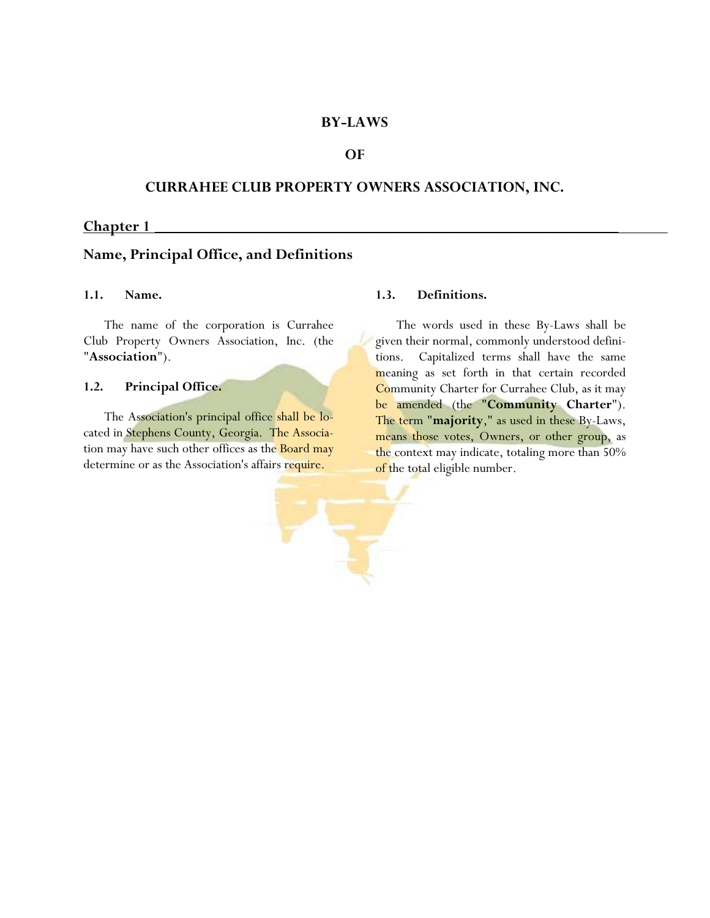# BY-LAWS

# OF

# CURRAHEE CLUB PROPERTY OWNERS ASSOCIATION, INC.

## Chapter 1

## Name, Principal Office, and Definitions

### 1.1. Name.

The name of the corporation is Currahee Club Property Owners Association, Inc. (the "**Association**").

### 1.2. Principal Office.

The Association's principal office shall be located in Stephens County, Georgia. The Association may have such other offices as the Board may determine or as the Association's affairs require.

### 1.3. Definitions.

The words used in these By-Laws shall be given their normal, commonly understood definitions. Capitalized terms shall have the same meaning as set forth in that certain recorded Community Charter for Currahee Club, as it may be amended (the "**Community Charter**"). The term "**majority**," as used in these By-Laws, means those votes, Owners, or other group, as the context may indicate, totaling more than 50% of the total eligible number.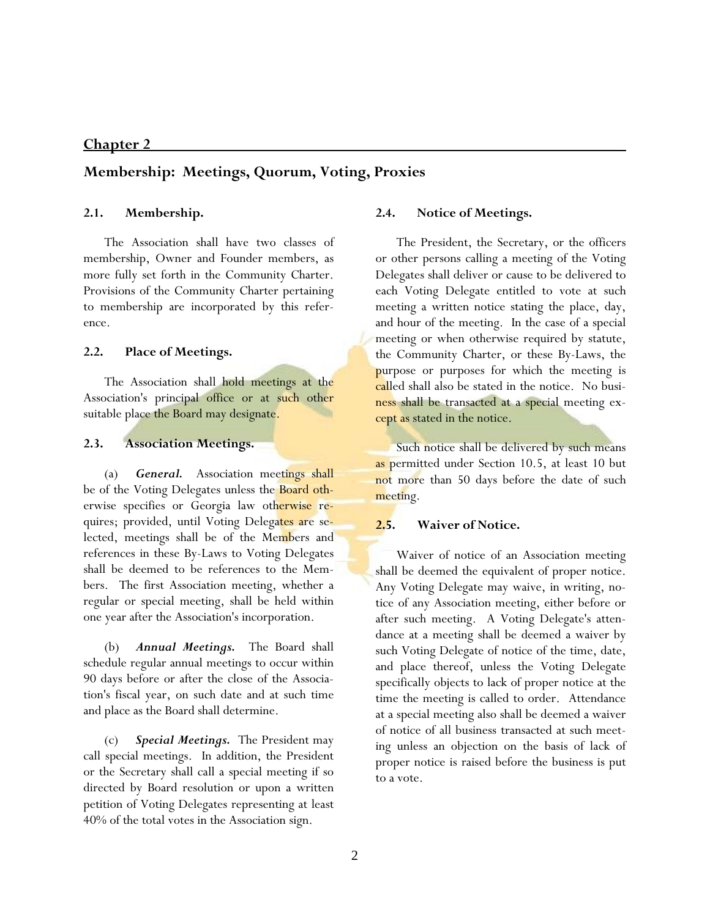# Chapter 2

## Membership: Meetings, Quorum, Voting, Proxies

### 2.1. Membership.

The Association shall have two classes of membership, Owner and Founder members, as more fully set forth in the Community Charter. Provisions of the Community Charter pertaining to membership are incorporated by this reference.

### 2.2. Place of Meetings.

The Association shall hold meetings at the Association's principal office or at such other suitable place the Board may designate.

### 2.3. Association Meetings.

(a) ***General.*** Association meetings shall be of the Voting Delegates unless the Board otherwise specifies or Georgia law otherwise requires; provided, until Voting Delegates are selected, meetings shall be of the Members and references in these By-Laws to Voting Delegates shall be deemed to be references to the Members. The first Association meeting, whether a regular or special meeting, shall be held within one year after the Association's incorporation.

(b) ***Annual Meetings.*** The Board shall schedule regular annual meetings to occur within 90 days before or after the close of the Association's fiscal year, on such date and at such time and place as the Board shall determine.

(c) ***Special Meetings.*** The President may call special meetings. In addition, the President or the Secretary shall call a special meeting if so directed by Board resolution or upon a written petition of Voting Delegates representing at least 40% of the total votes in the Association sign.

### 2.4. Notice of Meetings.

The President, the Secretary, or the officers or other persons calling a meeting of the Voting Delegates shall deliver or cause to be delivered to each Voting Delegate entitled to vote at such meeting a written notice stating the place, day, and hour of the meeting. In the case of a special meeting or when otherwise required by statute, the Community Charter, or these By-Laws, the purpose or purposes for which the meeting is called shall also be stated in the notice. No business shall be transacted at a special meeting except as stated in the notice.

Such notice shall be delivered by such means as permitted under Section 10.5, at least 10 but not more than 50 days before the date of such meeting.

### 2.5. Waiver of Notice.

Waiver of notice of an Association meeting shall be deemed the equivalent of proper notice. Any Voting Delegate may waive, in writing, notice of any Association meeting, either before or after such meeting. A Voting Delegate's attendance at a meeting shall be deemed a waiver by such Voting Delegate of notice of the time, date, and place thereof, unless the Voting Delegate specifically objects to lack of proper notice at the time the meeting is called to order. Attendance at a special meeting also shall be deemed a waiver of notice of all business transacted at such meeting unless an objection on the basis of lack of proper notice is raised before the business is put to a vote.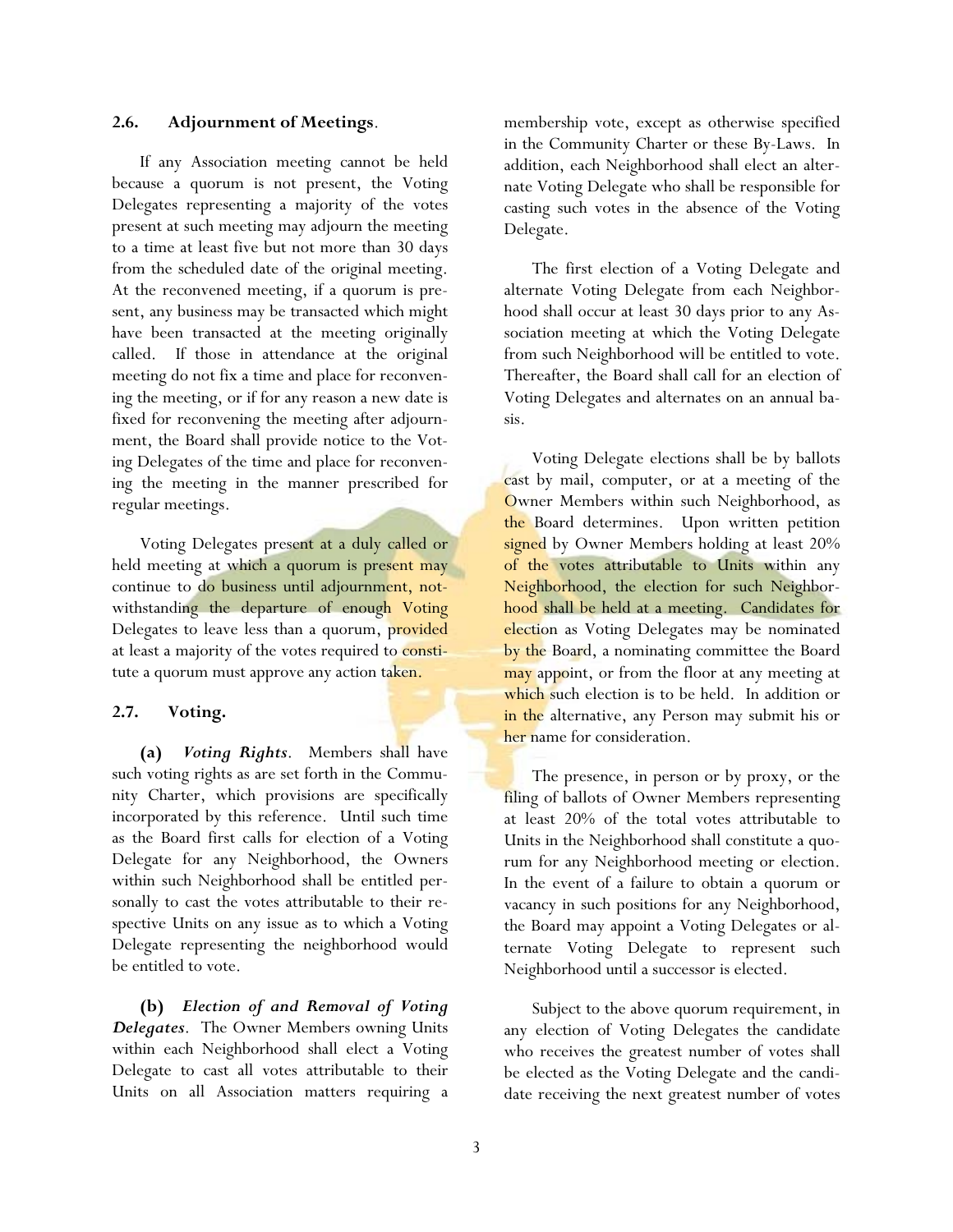### 2.6. Adjournment of Meetings.

If any Association meeting cannot be held because a quorum is not present, the Voting Delegates representing a majority of the votes present at such meeting may adjourn the meeting to a time at least five but not more than 30 days from the scheduled date of the original meeting. At the reconvened meeting, if a quorum is present, any business may be transacted which might have been transacted at the meeting originally called. If those in attendance at the original meeting do not fix a time and place for reconvening the meeting, or if for any reason a new date is fixed for reconvening the meeting after adjournment, the Board shall provide notice to the Voting Delegates of the time and place for reconvening the meeting in the manner prescribed for regular meetings.

Voting Delegates present at a duly called or held meeting at which a quorum is present may continue to do business until adjournment, notwithstanding the departure of enough Voting Delegates to leave less than a quorum, provided at least a majority of the votes required to constitute a quorum must approve any action taken.

### 2.7. Voting.

**(a)** ***Voting Rights***. Members shall have such voting rights as are set forth in the Community Charter, which provisions are specifically incorporated by this reference. Until such time as the Board first calls for election of a Voting Delegate for any Neighborhood, the Owners within such Neighborhood shall be entitled personally to cast the votes attributable to their respective Units on any issue as to which a Voting Delegate representing the neighborhood would be entitled to vote.

**(b)** ***Election of and Removal of Voting Delegates***. The Owner Members owning Units within each Neighborhood shall elect a Voting Delegate to cast all votes attributable to their Units on all Association matters requiring a membership vote, except as otherwise specified in the Community Charter or these By-Laws. In addition, each Neighborhood shall elect an alternate Voting Delegate who shall be responsible for casting such votes in the absence of the Voting Delegate.

The first election of a Voting Delegate and alternate Voting Delegate from each Neighborhood shall occur at least 30 days prior to any Association meeting at which the Voting Delegate from such Neighborhood will be entitled to vote. Thereafter, the Board shall call for an election of Voting Delegates and alternates on an annual basis.

Voting Delegate elections shall be by ballots cast by mail, computer, or at a meeting of the Owner Members within such Neighborhood, as the Board determines. Upon written petition signed by Owner Members holding at least 20% of the votes attributable to Units within any Neighborhood, the election for such Neighborhood shall be held at a meeting. Candidates for election as Voting Delegates may be nominated by the Board, a nominating committee the Board may appoint, or from the floor at any meeting at which such election is to be held. In addition or in the alternative, any Person may submit his or her name for consideration.

The presence, in person or by proxy, or the filing of ballots of Owner Members representing at least 20% of the total votes attributable to Units in the Neighborhood shall constitute a quorum for any Neighborhood meeting or election. In the event of a failure to obtain a quorum or vacancy in such positions for any Neighborhood, the Board may appoint a Voting Delegates or alternate Voting Delegate to represent such Neighborhood until a successor is elected.

Subject to the above quorum requirement, in any election of Voting Delegates the candidate who receives the greatest number of votes shall be elected as the Voting Delegate and the candidate receiving the next greatest number of votes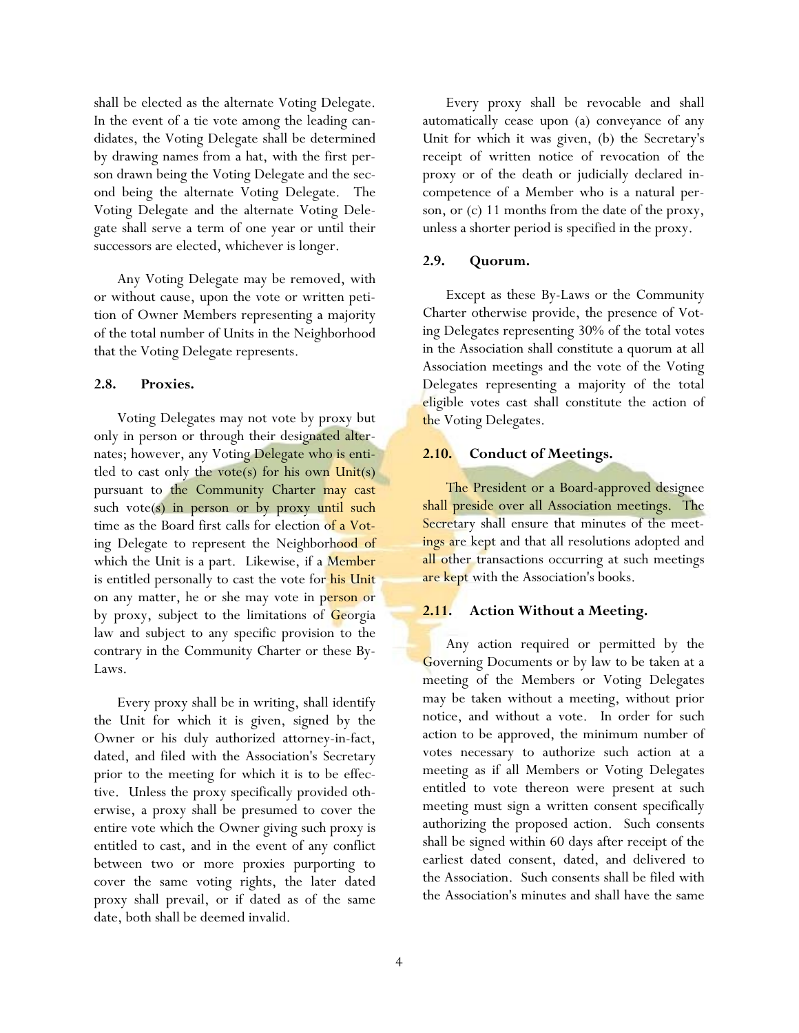shall be elected as the alternate Voting Delegate. In the event of a tie vote among the leading candidates, the Voting Delegate shall be determined by drawing names from a hat, with the first person drawn being the Voting Delegate and the second being the alternate Voting Delegate. The Voting Delegate and the alternate Voting Delegate shall serve a term of one year or until their successors are elected, whichever is longer.

Any Voting Delegate may be removed, with or without cause, upon the vote or written petition of Owner Members representing a majority of the total number of Units in the Neighborhood that the Voting Delegate represents.

**2.8. Proxies.**

Voting Delegates may not vote by proxy but only in person or through their designated alternates; however, any Voting Delegate who is entitled to cast only the vote(s) for his own Unit(s) pursuant to the Community Charter may cast such vote(s) in person or by proxy until such time as the Board first calls for election of a Voting Delegate to represent the Neighborhood of which the Unit is a part. Likewise, if a Member is entitled personally to cast the vote for his Unit on any matter, he or she may vote in person or by proxy, subject to the limitations of Georgia law and subject to any specific provision to the contrary in the Community Charter or these By-Laws.

Every proxy shall be in writing, shall identify the Unit for which it is given, signed by the Owner or his duly authorized attorney-in-fact, dated, and filed with the Association's Secretary prior to the meeting for which it is to be effective. Unless the proxy specifically provided otherwise, a proxy shall be presumed to cover the entire vote which the Owner giving such proxy is entitled to cast, and in the event of any conflict between two or more proxies purporting to cover the same voting rights, the later dated proxy shall prevail, or if dated as of the same date, both shall be deemed invalid.

Every proxy shall be revocable and shall automatically cease upon (a) conveyance of any Unit for which it was given, (b) the Secretary's receipt of written notice of revocation of the proxy or of the death or judicially declared incompetence of a Member who is a natural person, or (c) 11 months from the date of the proxy, unless a shorter period is specified in the proxy.

**2.9. Quorum.**

Except as these By-Laws or the Community Charter otherwise provide, the presence of Voting Delegates representing 30% of the total votes in the Association shall constitute a quorum at all Association meetings and the vote of the Voting Delegates representing a majority of the total eligible votes cast shall constitute the action of the Voting Delegates.

**2.10. Conduct of Meetings.**

The President or a Board-approved designee shall preside over all Association meetings. The Secretary shall ensure that minutes of the meetings are kept and that all resolutions adopted and all other transactions occurring at such meetings are kept with the Association's books.

**2.11. Action Without a Meeting.**

Any action required or permitted by the Governing Documents or by law to be taken at a meeting of the Members or Voting Delegates may be taken without a meeting, without prior notice, and without a vote. In order for such action to be approved, the minimum number of votes necessary to authorize such action at a meeting as if all Members or Voting Delegates entitled to vote thereon were present at such meeting must sign a written consent specifically authorizing the proposed action. Such consents shall be signed within 60 days after receipt of the earliest dated consent, dated, and delivered to the Association. Such consents shall be filed with the Association's minutes and shall have the same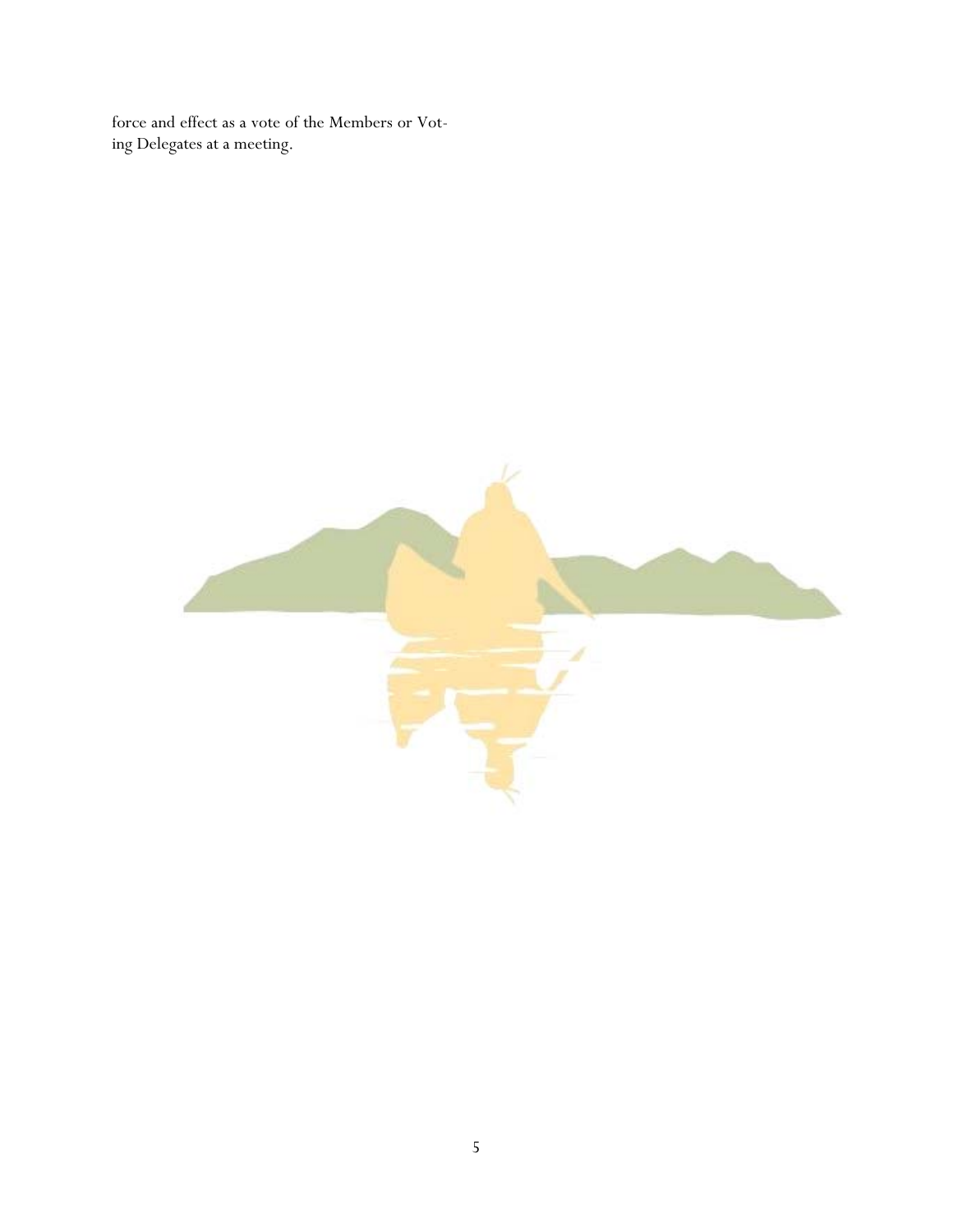force and effect as a vote of the Members or Voting Delegates at a meeting.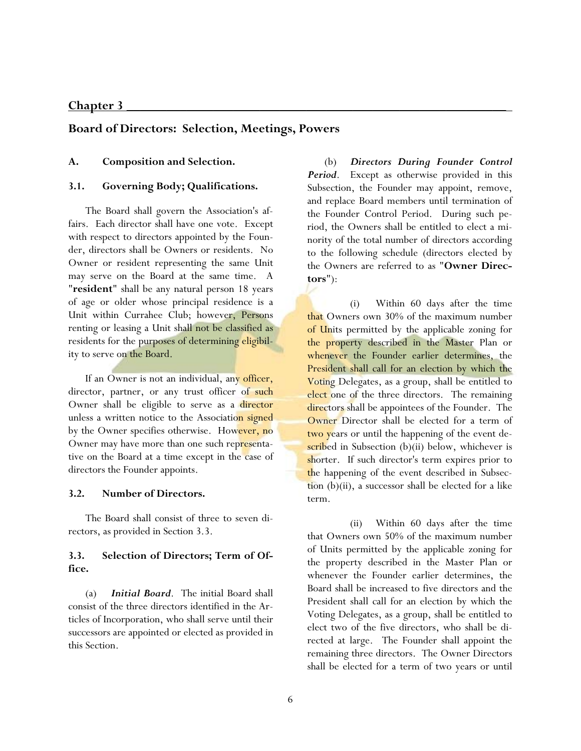## Chapter 3

# Board of Directors: Selection, Meetings, Powers

### A. Composition and Selection.

### 3.1. Governing Body; Qualifications.

The Board shall govern the Association's affairs. Each director shall have one vote. Except with respect to directors appointed by the Founder, directors shall be Owners or residents. No Owner or resident representing the same Unit may serve on the Board at the same time. A "**resident**" shall be any natural person 18 years of age or older whose principal residence is a Unit within Currahee Club; however, Persons renting or leasing a Unit shall not be classified as residents for the purposes of determining eligibility to serve on the Board.

If an Owner is not an individual, any officer, director, partner, or any trust officer of such Owner shall be eligible to serve as a director unless a written notice to the Association signed by the Owner specifies otherwise. However, no Owner may have more than one such representative on the Board at a time except in the case of directors the Founder appoints.

### 3.2. Number of Directors.

The Board shall consist of three to seven directors, as provided in Section 3.3.

### 3.3. Selection of Directors; Term of Office.

(a) ***Initial Board***. The initial Board shall consist of the three directors identified in the Articles of Incorporation, who shall serve until their successors are appointed or elected as provided in this Section.

(b) ***Directors During Founder Control Period***. Except as otherwise provided in this Subsection, the Founder may appoint, remove, and replace Board members until termination of the Founder Control Period. During such period, the Owners shall be entitled to elect a minority of the total number of directors according to the following schedule (directors elected by the Owners are referred to as "**Owner Directors**"):

(i) Within 60 days after the time that Owners own 30% of the maximum number of Units permitted by the applicable zoning for the property described in the Master Plan or whenever the Founder earlier determines, the President shall call for an election by which the Voting Delegates, as a group, shall be entitled to elect one of the three directors. The remaining directors shall be appointees of the Founder. The Owner Director shall be elected for a term of two years or until the happening of the event described in Subsection (b)(ii) below, whichever is shorter. If such director's term expires prior to the happening of the event described in Subsection (b)(ii), a successor shall be elected for a like term.

(ii) Within 60 days after the time that Owners own 50% of the maximum number of Units permitted by the applicable zoning for the property described in the Master Plan or whenever the Founder earlier determines, the Board shall be increased to five directors and the President shall call for an election by which the Voting Delegates, as a group, shall be entitled to elect two of the five directors, who shall be directed at large. The Founder shall appoint the remaining three directors. The Owner Directors shall be elected for a term of two years or until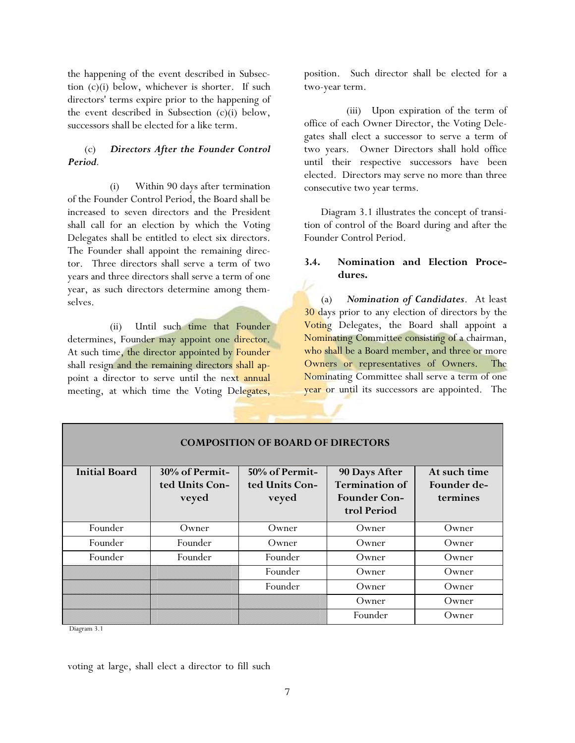the happening of the event described in Subsection (c)(i) below, whichever is shorter. If such directors' terms expire prior to the happening of the event described in Subsection (c)(i) below, successors shall be elected for a like term.

(c) ***Directors After the Founder Control Period***.

(i) Within 90 days after termination of the Founder Control Period, the Board shall be increased to seven directors and the President shall call for an election by which the Voting Delegates shall be entitled to elect six directors. The Founder shall appoint the remaining director. Three directors shall serve a term of two years and three directors shall serve a term of one year, as such directors determine among themselves.

(ii) Until such time that Founder determines, Founder may appoint one director. At such time, the director appointed by Founder shall resign and the remaining directors shall appoint a director to serve until the next annual meeting, at which time the Voting Delegates, voting at large, shall elect a director to fill such position. Such director shall be elected for a two-year term.

(iii) Upon expiration of the term of office of each Owner Director, the Voting Delegates shall elect a successor to serve a term of two years. Owner Directors shall hold office until their respective successors have been elected. Directors may serve no more than three consecutive two year terms.

Diagram 3.1 illustrates the concept of transition of control of the Board during and after the Founder Control Period.

### 3.4. Nomination and Election Procedures.

(a) ***Nomination of Candidates***. At least 30 days prior to any election of directors by the Voting Delegates, the Board shall appoint a Nominating Committee consisting of a chairman, who shall be a Board member, and three or more Owners or representatives of Owners. The Nominating Committee shall serve a term of one year or until its successors are appointed. The

**COMPOSITION OF BOARD OF DIRECTORS**

| Initial Board | 30% of Permitted Units Conveyed | 50% of Permitted Units Conveyed | 90 Days After Termination of Founder Control Period | At such time Founder determines |
|---|---|---|---|---|
| Founder | Owner | Owner | Owner | Owner |
| Founder | Founder | Owner | Owner | Owner |
| Founder | Founder | Founder | Owner | Owner |
| | | Founder | Owner | Owner |
| | | Founder | Owner | Owner |
| | | | Owner | Owner |
| | | | Founder | Owner |

Diagram 3.1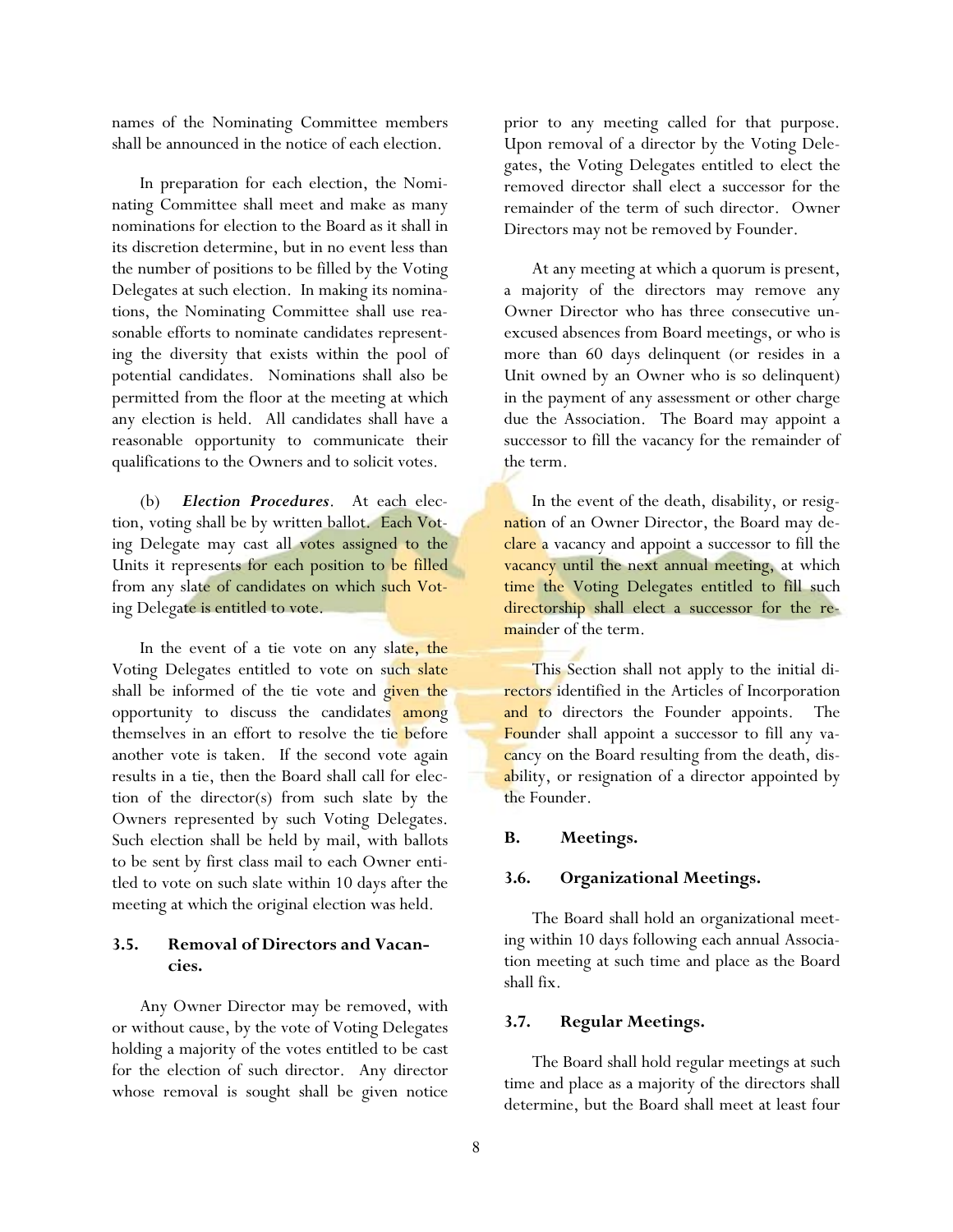names of the Nominating Committee members shall be announced in the notice of each election.

In preparation for each election, the Nominating Committee shall meet and make as many nominations for election to the Board as it shall in its discretion determine, but in no event less than the number of positions to be filled by the Voting Delegates at such election. In making its nominations, the Nominating Committee shall use reasonable efforts to nominate candidates representing the diversity that exists within the pool of potential candidates. Nominations shall also be permitted from the floor at the meeting at which any election is held. All candidates shall have a reasonable opportunity to communicate their qualifications to the Owners and to solicit votes.

(b) ***Election Procedures***. At each election, voting shall be by written ballot. Each Voting Delegate may cast all votes assigned to the Units it represents for each position to be filled from any slate of candidates on which such Voting Delegate is entitled to vote.

In the event of a tie vote on any slate, the Voting Delegates entitled to vote on such slate shall be informed of the tie vote and given the opportunity to discuss the candidates among themselves in an effort to resolve the tie before another vote is taken. If the second vote again results in a tie, then the Board shall call for election of the director(s) from such slate by the Owners represented by such Voting Delegates. Such election shall be held by mail, with ballots to be sent by first class mail to each Owner entitled to vote on such slate within 10 days after the meeting at which the original election was held.

### 3.5. Removal of Directors and Vacancies.

Any Owner Director may be removed, with or without cause, by the vote of Voting Delegates holding a majority of the votes entitled to be cast for the election of such director. Any director whose removal is sought shall be given notice prior to any meeting called for that purpose. Upon removal of a director by the Voting Delegates, the Voting Delegates entitled to elect the removed director shall elect a successor for the remainder of the term of such director. Owner Directors may not be removed by Founder.

At any meeting at which a quorum is present, a majority of the directors may remove any Owner Director who has three consecutive unexcused absences from Board meetings, or who is more than 60 days delinquent (or resides in a Unit owned by an Owner who is so delinquent) in the payment of any assessment or other charge due the Association. The Board may appoint a successor to fill the vacancy for the remainder of the term.

In the event of the death, disability, or resignation of an Owner Director, the Board may declare a vacancy and appoint a successor to fill the vacancy until the next annual meeting, at which time the Voting Delegates entitled to fill such directorship shall elect a successor for the remainder of the term.

This Section shall not apply to the initial directors identified in the Articles of Incorporation and to directors the Founder appoints. The Founder shall appoint a successor to fill any vacancy on the Board resulting from the death, disability, or resignation of a director appointed by the Founder.

## B. Meetings.

### 3.6. Organizational Meetings.

The Board shall hold an organizational meeting within 10 days following each annual Association meeting at such time and place as the Board shall fix.

### 3.7. Regular Meetings.

The Board shall hold regular meetings at such time and place as a majority of the directors shall determine, but the Board shall meet at least four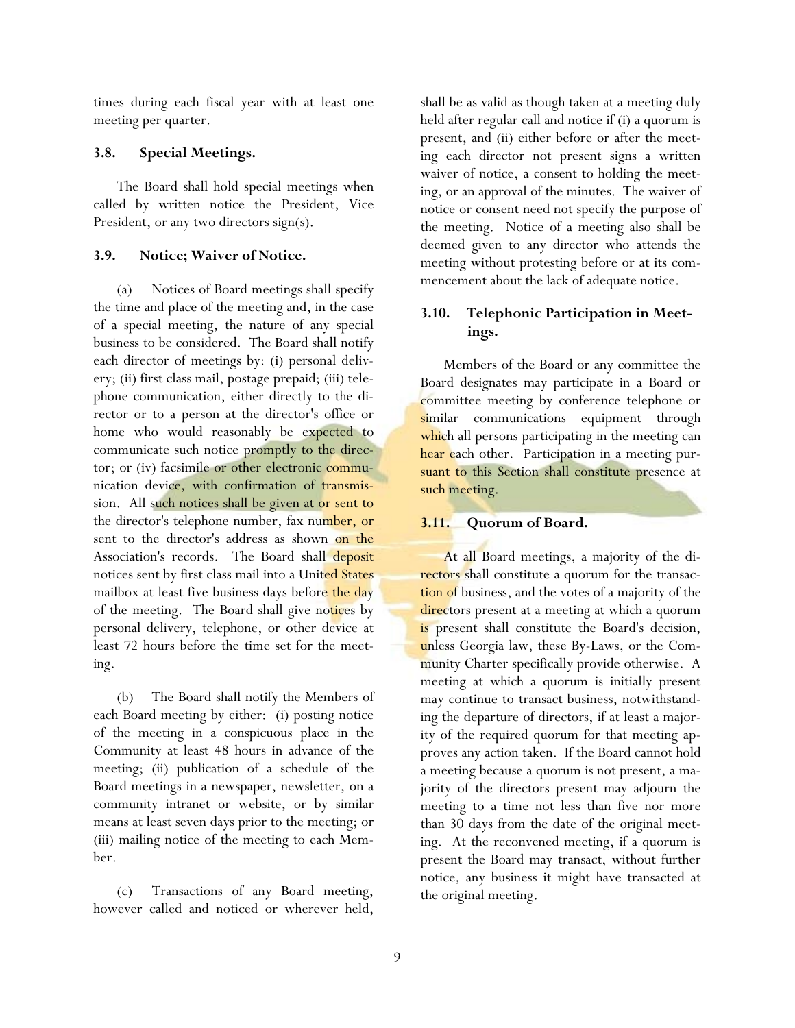times during each fiscal year with at least one meeting per quarter.

### 3.8. Special Meetings.

The Board shall hold special meetings when called by written notice the President, Vice President, or any two directors sign(s).

### 3.9. Notice; Waiver of Notice.

(a) Notices of Board meetings shall specify the time and place of the meeting and, in the case of a special meeting, the nature of any special business to be considered. The Board shall notify each director of meetings by: (i) personal delivery; (ii) first class mail, postage prepaid; (iii) telephone communication, either directly to the director or to a person at the director's office or home who would reasonably be expected to communicate such notice promptly to the director; or (iv) facsimile or other electronic communication device, with confirmation of transmission. All such notices shall be given at or sent to the director's telephone number, fax number, or sent to the director's address as shown on the Association's records. The Board shall deposit notices sent by first class mail into a United States mailbox at least five business days before the day of the meeting. The Board shall give notices by personal delivery, telephone, or other device at least 72 hours before the time set for the meeting.

(b) The Board shall notify the Members of each Board meeting by either: (i) posting notice of the meeting in a conspicuous place in the Community at least 48 hours in advance of the meeting; (ii) publication of a schedule of the Board meetings in a newspaper, newsletter, on a community intranet or website, or by similar means at least seven days prior to the meeting; or (iii) mailing notice of the meeting to each Member.

(c) Transactions of any Board meeting, however called and noticed or wherever held, shall be as valid as though taken at a meeting duly held after regular call and notice if (i) a quorum is present, and (ii) either before or after the meeting each director not present signs a written waiver of notice, a consent to holding the meeting, or an approval of the minutes. The waiver of notice or consent need not specify the purpose of the meeting. Notice of a meeting also shall be deemed given to any director who attends the meeting without protesting before or at its commencement about the lack of adequate notice.

### 3.10. Telephonic Participation in Meetings.

Members of the Board or any committee the Board designates may participate in a Board or committee meeting by conference telephone or similar communications equipment through which all persons participating in the meeting can hear each other. Participation in a meeting pursuant to this Section shall constitute presence at such meeting.

### 3.11. Quorum of Board.

At all Board meetings, a majority of the directors shall constitute a quorum for the transaction of business, and the votes of a majority of the directors present at a meeting at which a quorum is present shall constitute the Board's decision, unless Georgia law, these By-Laws, or the Community Charter specifically provide otherwise. A meeting at which a quorum is initially present may continue to transact business, notwithstanding the departure of directors, if at least a majority of the required quorum for that meeting approves any action taken. If the Board cannot hold a meeting because a quorum is not present, a majority of the directors present may adjourn the meeting to a time not less than five nor more than 30 days from the date of the original meeting. At the reconvened meeting, if a quorum is present the Board may transact, without further notice, any business it might have transacted at the original meeting.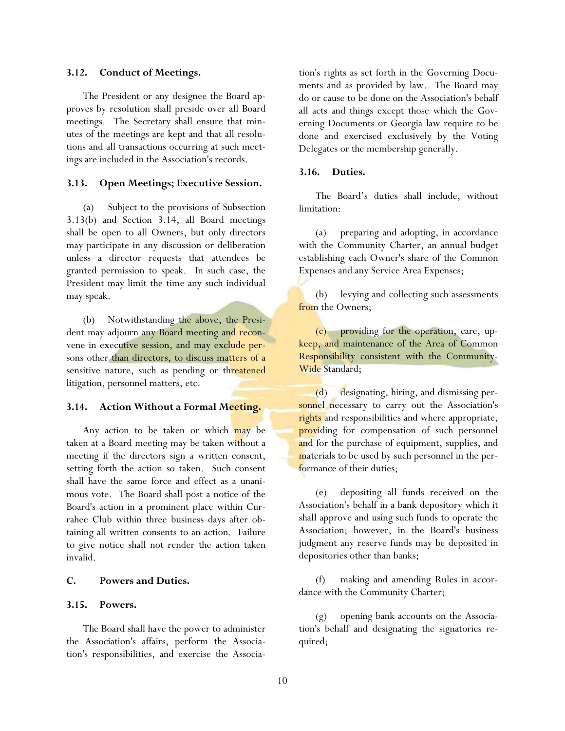### 3.12. Conduct of Meetings.

The President or any designee the Board approves by resolution shall preside over all Board meetings. The Secretary shall ensure that minutes of the meetings are kept and that all resolutions and all transactions occurring at such meetings are included in the Association's records.

### 3.13. Open Meetings; Executive Session.

(a) Subject to the provisions of Subsection 3.13(b) and Section 3.14, all Board meetings shall be open to all Owners, but only directors may participate in any discussion or deliberation unless a director requests that attendees be granted permission to speak. In such case, the President may limit the time any such individual may speak.

(b) Notwithstanding the above, the President may adjourn any Board meeting and reconvene in executive session, and may exclude persons other than directors, to discuss matters of a sensitive nature, such as pending or threatened litigation, personnel matters, etc.

### 3.14. Action Without a Formal Meeting.

Any action to be taken or which may be taken at a Board meeting may be taken without a meeting if the directors sign a written consent, setting forth the action so taken. Such consent shall have the same force and effect as a unanimous vote. The Board shall post a notice of the Board's action in a prominent place within Currahee Club within three business days after obtaining all written consents to an action. Failure to give notice shall not render the action taken invalid.

## C. Powers and Duties.

### 3.15. Powers.

The Board shall have the power to administer the Association's affairs, perform the Association's responsibilities, and exercise the Association's rights as set forth in the Governing Documents and as provided by law. The Board may do or cause to be done on the Association's behalf all acts and things except those which the Governing Documents or Georgia law require to be done and exercised exclusively by the Voting Delegates or the membership generally.

### 3.16. Duties.

The Board's duties shall include, without limitation:

(a) preparing and adopting, in accordance with the Community Charter, an annual budget establishing each Owner's share of the Common Expenses and any Service Area Expenses;

(b) levying and collecting such assessments from the Owners;

(c) providing for the operation, care, upkeep, and maintenance of the Area of Common Responsibility consistent with the Community-Wide Standard;

(d) designating, hiring, and dismissing personnel necessary to carry out the Association's rights and responsibilities and where appropriate, providing for compensation of such personnel and for the purchase of equipment, supplies, and materials to be used by such personnel in the performance of their duties;

(e) depositing all funds received on the Association's behalf in a bank depository which it shall approve and using such funds to operate the Association; however, in the Board's business judgment any reserve funds may be deposited in depositories other than banks;

(f) making and amending Rules in accordance with the Community Charter;

(g) opening bank accounts on the Association's behalf and designating the signatories required;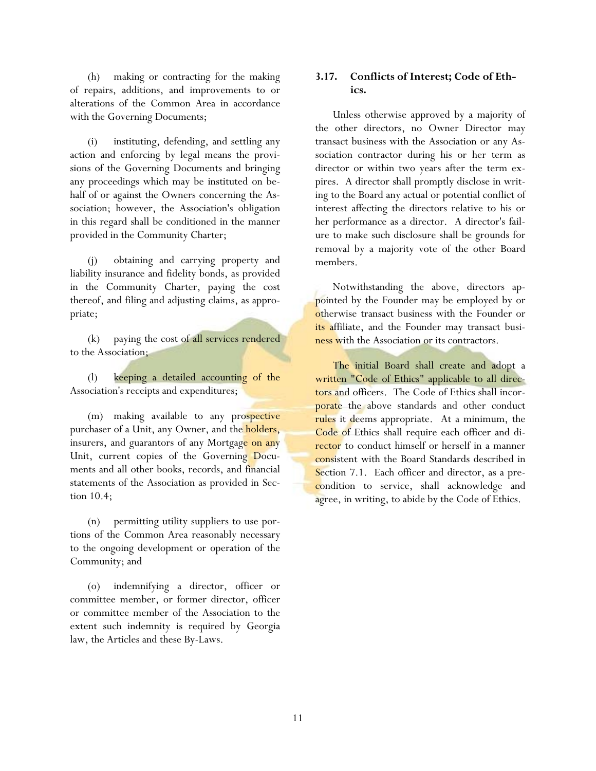(h) making or contracting for the making of repairs, additions, and improvements to or alterations of the Common Area in accordance with the Governing Documents;

(i) instituting, defending, and settling any action and enforcing by legal means the provisions of the Governing Documents and bringing any proceedings which may be instituted on behalf of or against the Owners concerning the Association; however, the Association's obligation in this regard shall be conditioned in the manner provided in the Community Charter;

(j) obtaining and carrying property and liability insurance and fidelity bonds, as provided in the Community Charter, paying the cost thereof, and filing and adjusting claims, as appropriate;

(k) paying the cost of all services rendered to the Association;

(l) keeping a detailed accounting of the Association's receipts and expenditures;

(m) making available to any prospective purchaser of a Unit, any Owner, and the holders, insurers, and guarantors of any Mortgage on any Unit, current copies of the Governing Documents and all other books, records, and financial statements of the Association as provided in Section 10.4;

(n) permitting utility suppliers to use portions of the Common Area reasonably necessary to the ongoing development or operation of the Community; and

(o) indemnifying a director, officer or committee member, or former director, officer or committee member of the Association to the extent such indemnity is required by Georgia law, the Articles and these By-Laws.

### 3.17. Conflicts of Interest; Code of Ethics.

Unless otherwise approved by a majority of the other directors, no Owner Director may transact business with the Association or any Association contractor during his or her term as director or within two years after the term expires. A director shall promptly disclose in writing to the Board any actual or potential conflict of interest affecting the directors relative to his or her performance as a director. A director's failure to make such disclosure shall be grounds for removal by a majority vote of the other Board members.

Notwithstanding the above, directors appointed by the Founder may be employed by or otherwise transact business with the Founder or its affiliate, and the Founder may transact business with the Association or its contractors.

The initial Board shall create and adopt a written "Code of Ethics" applicable to all directors and officers. The Code of Ethics shall incorporate the above standards and other conduct rules it deems appropriate. At a minimum, the Code of Ethics shall require each officer and director to conduct himself or herself in a manner consistent with the Board Standards described in Section 7.1. Each officer and director, as a precondition to service, shall acknowledge and agree, in writing, to abide by the Code of Ethics.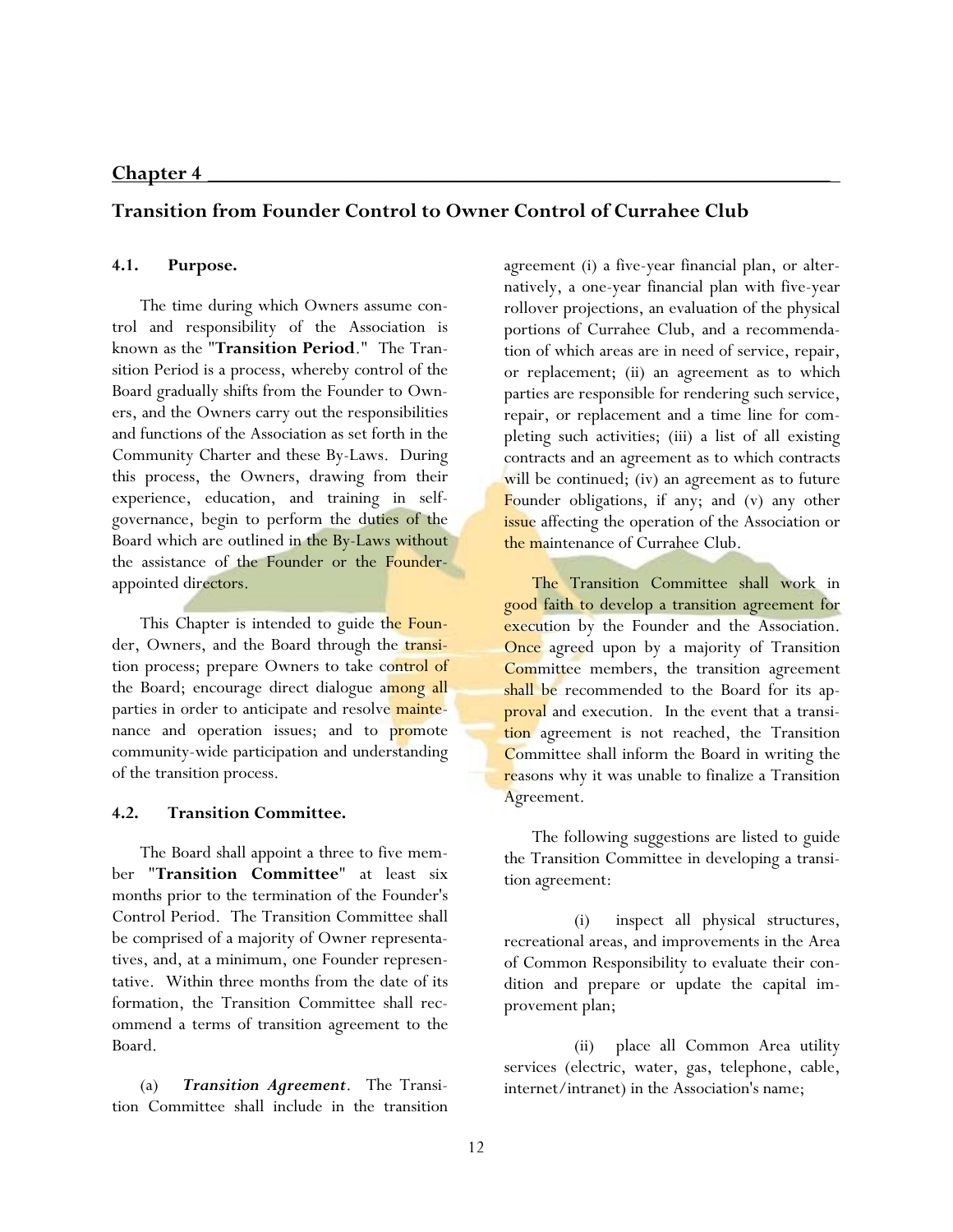## Chapter 4

## Transition from Founder Control to Owner Control of Currahee Club

### 4.1. Purpose.

The time during which Owners assume control and responsibility of the Association is known as the "**Transition Period**." The Transition Period is a process, whereby control of the Board gradually shifts from the Founder to Owners, and the Owners carry out the responsibilities and functions of the Association as set forth in the Community Charter and these By-Laws. During this process, the Owners, drawing from their experience, education, and training in self-governance, begin to perform the duties of the Board which are outlined in the By-Laws without the assistance of the Founder or the Founder-appointed directors.

This Chapter is intended to guide the Founder, Owners, and the Board through the transition process; prepare Owners to take control of the Board; encourage direct dialogue among all parties in order to anticipate and resolve maintenance and operation issues; and to promote community-wide participation and understanding of the transition process.

### 4.2. Transition Committee.

The Board shall appoint a three to five member "**Transition Committee**" at least six months prior to the termination of the Founder's Control Period. The Transition Committee shall be comprised of a majority of Owner representatives, and, at a minimum, one Founder representative. Within three months from the date of its formation, the Transition Committee shall recommend a terms of transition agreement to the Board.

(a) ***Transition Agreement***. The Transition Committee shall include in the transition agreement (i) a five-year financial plan, or alternatively, a one-year financial plan with five-year rollover projections, an evaluation of the physical portions of Currahee Club, and a recommendation of which areas are in need of service, repair, or replacement; (ii) an agreement as to which parties are responsible for rendering such service, repair, or replacement and a time line for completing such activities; (iii) a list of all existing contracts and an agreement as to which contracts will be continued; (iv) an agreement as to future Founder obligations, if any; and (v) any other issue affecting the operation of the Association or the maintenance of Currahee Club.

The Transition Committee shall work in good faith to develop a transition agreement for execution by the Founder and the Association. Once agreed upon by a majority of Transition Committee members, the transition agreement shall be recommended to the Board for its approval and execution. In the event that a transition agreement is not reached, the Transition Committee shall inform the Board in writing the reasons why it was unable to finalize a Transition Agreement.

The following suggestions are listed to guide the Transition Committee in developing a transition agreement:

(i) inspect all physical structures, recreational areas, and improvements in the Area of Common Responsibility to evaluate their condition and prepare or update the capital improvement plan;

(ii) place all Common Area utility services (electric, water, gas, telephone, cable, internet/intranet) in the Association's name;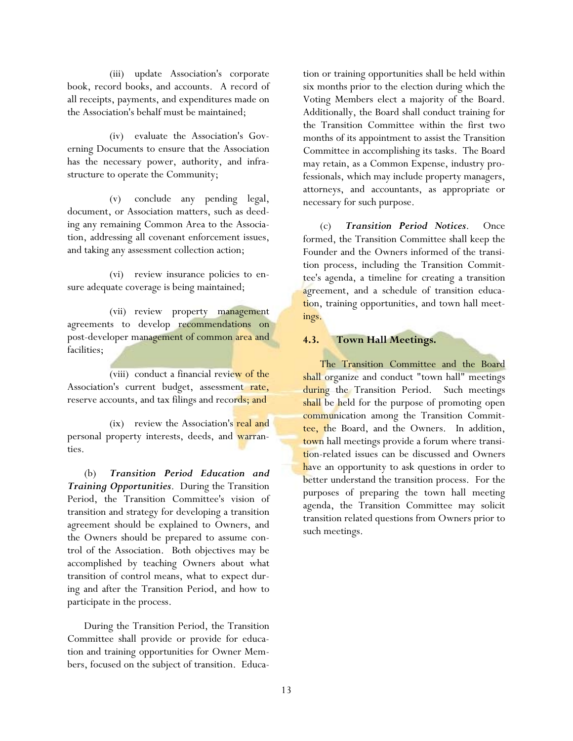(iii) update Association's corporate book, record books, and accounts. A record of all receipts, payments, and expenditures made on the Association's behalf must be maintained;

(iv) evaluate the Association's Governing Documents to ensure that the Association has the necessary power, authority, and infrastructure to operate the Community;

(v) conclude any pending legal, document, or Association matters, such as deeding any remaining Common Area to the Association, addressing all covenant enforcement issues, and taking any assessment collection action;

(vi) review insurance policies to ensure adequate coverage is being maintained;

(vii) review property management agreements to develop recommendations on post-developer management of common area and facilities;

(viii) conduct a financial review of the Association's current budget, assessment rate, reserve accounts, and tax filings and records; and

(ix) review the Association's real and personal property interests, deeds, and warranties.

(b) ***Transition Period Education and Training Opportunities***. During the Transition Period, the Transition Committee's vision of transition and strategy for developing a transition agreement should be explained to Owners, and the Owners should be prepared to assume control of the Association. Both objectives may be accomplished by teaching Owners about what transition of control means, what to expect during and after the Transition Period, and how to participate in the process.

During the Transition Period, the Transition Committee shall provide or provide for education and training opportunities for Owner Members, focused on the subject of transition. Education or training opportunities shall be held within six months prior to the election during which the Voting Members elect a majority of the Board. Additionally, the Board shall conduct training for the Transition Committee within the first two months of its appointment to assist the Transition Committee in accomplishing its tasks. The Board may retain, as a Common Expense, industry professionals, which may include property managers, attorneys, and accountants, as appropriate or necessary for such purpose.

(c) ***Transition Period Notices***. Once formed, the Transition Committee shall keep the Founder and the Owners informed of the transition process, including the Transition Committee's agenda, a timeline for creating a transition agreement, and a schedule of transition education, training opportunities, and town hall meetings.

### 4.3. Town Hall Meetings.

The Transition Committee and the Board shall organize and conduct "town hall" meetings during the Transition Period. Such meetings shall be held for the purpose of promoting open communication among the Transition Committee, the Board, and the Owners. In addition, town hall meetings provide a forum where transition-related issues can be discussed and Owners have an opportunity to ask questions in order to better understand the transition process. For the purposes of preparing the town hall meeting agenda, the Transition Committee may solicit transition related questions from Owners prior to such meetings.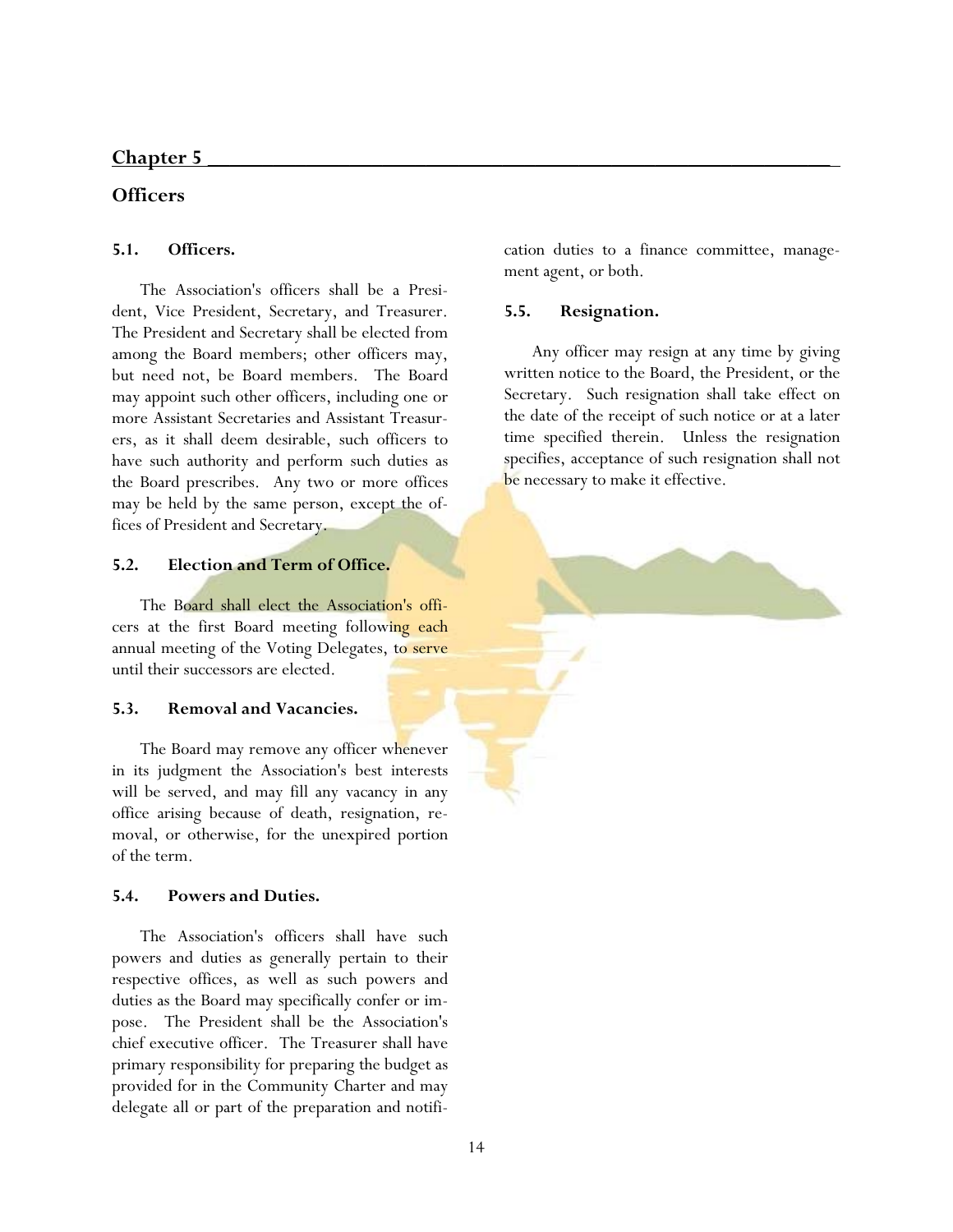## Chapter 5

## Officers

### 5.1. Officers.

The Association's officers shall be a President, Vice President, Secretary, and Treasurer. The President and Secretary shall be elected from among the Board members; other officers may, but need not, be Board members. The Board may appoint such other officers, including one or more Assistant Secretaries and Assistant Treasurers, as it shall deem desirable, such officers to have such authority and perform such duties as the Board prescribes. Any two or more offices may be held by the same person, except the offices of President and Secretary.

### 5.2. Election and Term of Office.

The Board shall elect the Association's officers at the first Board meeting following each annual meeting of the Voting Delegates, to serve until their successors are elected.

### 5.3. Removal and Vacancies.

The Board may remove any officer whenever in its judgment the Association's best interests will be served, and may fill any vacancy in any office arising because of death, resignation, removal, or otherwise, for the unexpired portion of the term.

### 5.4. Powers and Duties.

The Association's officers shall have such powers and duties as generally pertain to their respective offices, as well as such powers and duties as the Board may specifically confer or impose. The President shall be the Association's chief executive officer. The Treasurer shall have primary responsibility for preparing the budget as provided for in the Community Charter and may delegate all or part of the preparation and notification duties to a finance committee, management agent, or both.

### 5.5. Resignation.

Any officer may resign at any time by giving written notice to the Board, the President, or the Secretary. Such resignation shall take effect on the date of the receipt of such notice or at a later time specified therein. Unless the resignation specifies, acceptance of such resignation shall not be necessary to make it effective.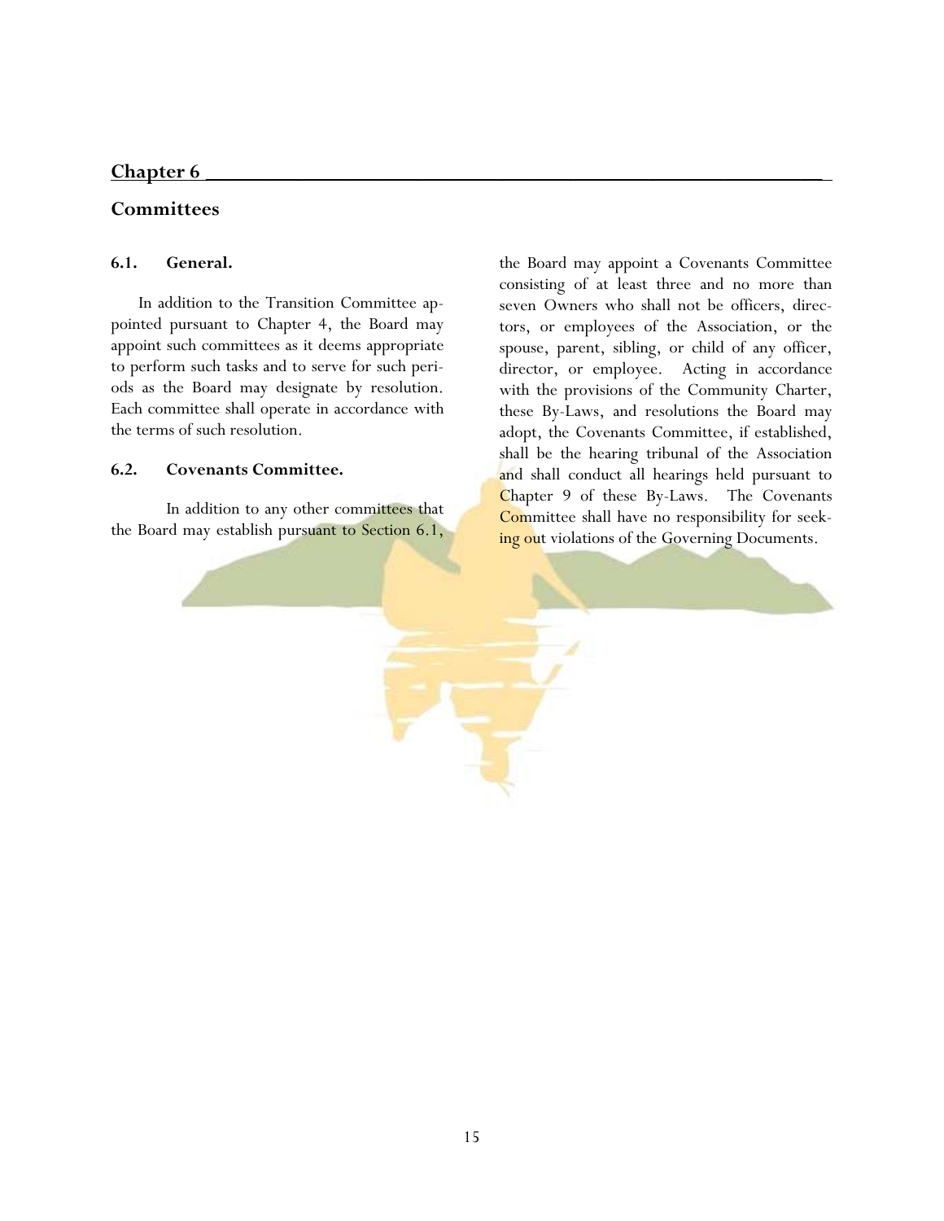## Chapter 6

## Committees

### 6.1. General.

In addition to the Transition Committee appointed pursuant to Chapter 4, the Board may appoint such committees as it deems appropriate to perform such tasks and to serve for such periods as the Board may designate by resolution. Each committee shall operate in accordance with the terms of such resolution.

### 6.2. Covenants Committee.

In addition to any other committees that the Board may establish pursuant to Section 6.1, the Board may appoint a Covenants Committee consisting of at least three and no more than seven Owners who shall not be officers, directors, or employees of the Association, or the spouse, parent, sibling, or child of any officer, director, or employee. Acting in accordance with the provisions of the Community Charter, these By-Laws, and resolutions the Board may adopt, the Covenants Committee, if established, shall be the hearing tribunal of the Association and shall conduct all hearings held pursuant to Chapter 9 of these By-Laws. The Covenants Committee shall have no responsibility for seeking out violations of the Governing Documents.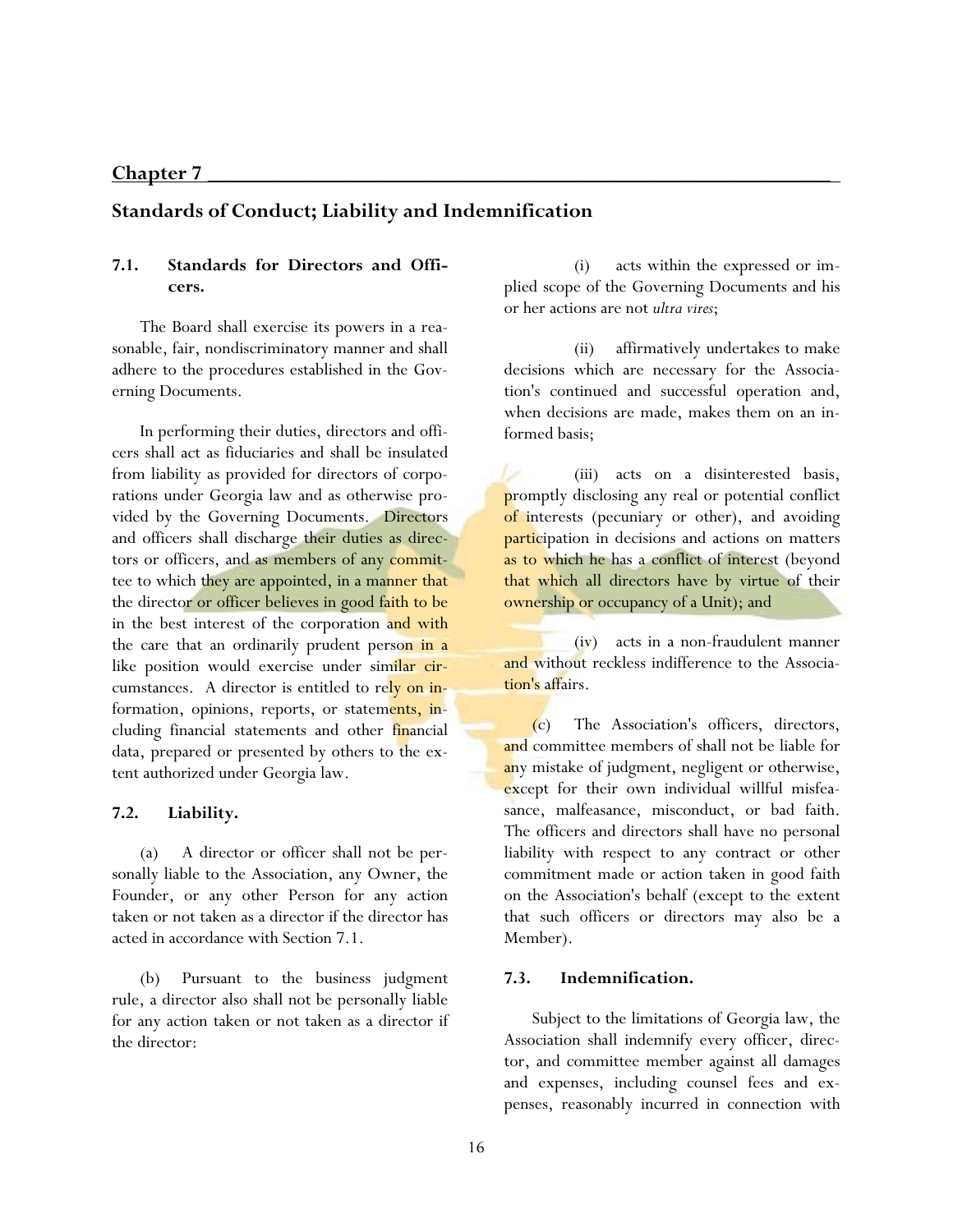## Chapter 7

# Standards of Conduct; Liability and Indemnification

### 7.1. Standards for Directors and Officers.

The Board shall exercise its powers in a reasonable, fair, nondiscriminatory manner and shall adhere to the procedures established in the Governing Documents.

In performing their duties, directors and officers shall act as fiduciaries and shall be insulated from liability as provided for directors of corporations under Georgia law and as otherwise provided by the Governing Documents. Directors and officers shall discharge their duties as directors or officers, and as members of any committee to which they are appointed, in a manner that the director or officer believes in good faith to be in the best interest of the corporation and with the care that an ordinarily prudent person in a like position would exercise under similar circumstances. A director is entitled to rely on information, opinions, reports, or statements, including financial statements and other financial data, prepared or presented by others to the extent authorized under Georgia law.

### 7.2. Liability.

(a) A director or officer shall not be personally liable to the Association, any Owner, the Founder, or any other Person for any action taken or not taken as a director if the director has acted in accordance with Section 7.1.

(b) Pursuant to the business judgment rule, a director also shall not be personally liable for any action taken or not taken as a director if the director:

(i) acts within the expressed or implied scope of the Governing Documents and his or her actions are not *ultra vires*;

(ii) affirmatively undertakes to make decisions which are necessary for the Association's continued and successful operation and, when decisions are made, makes them on an informed basis;

(iii) acts on a disinterested basis, promptly disclosing any real or potential conflict of interests (pecuniary or other), and avoiding participation in decisions and actions on matters as to which he has a conflict of interest (beyond that which all directors have by virtue of their ownership or occupancy of a Unit); and

(iv) acts in a non-fraudulent manner and without reckless indifference to the Association's affairs.

(c) The Association's officers, directors, and committee members of shall not be liable for any mistake of judgment, negligent or otherwise, except for their own individual willful misfeasance, malfeasance, misconduct, or bad faith. The officers and directors shall have no personal liability with respect to any contract or other commitment made or action taken in good faith on the Association's behalf (except to the extent that such officers or directors may also be a Member).

### 7.3. Indemnification.

Subject to the limitations of Georgia law, the Association shall indemnify every officer, director, and committee member against all damages and expenses, including counsel fees and expenses, reasonably incurred in connection with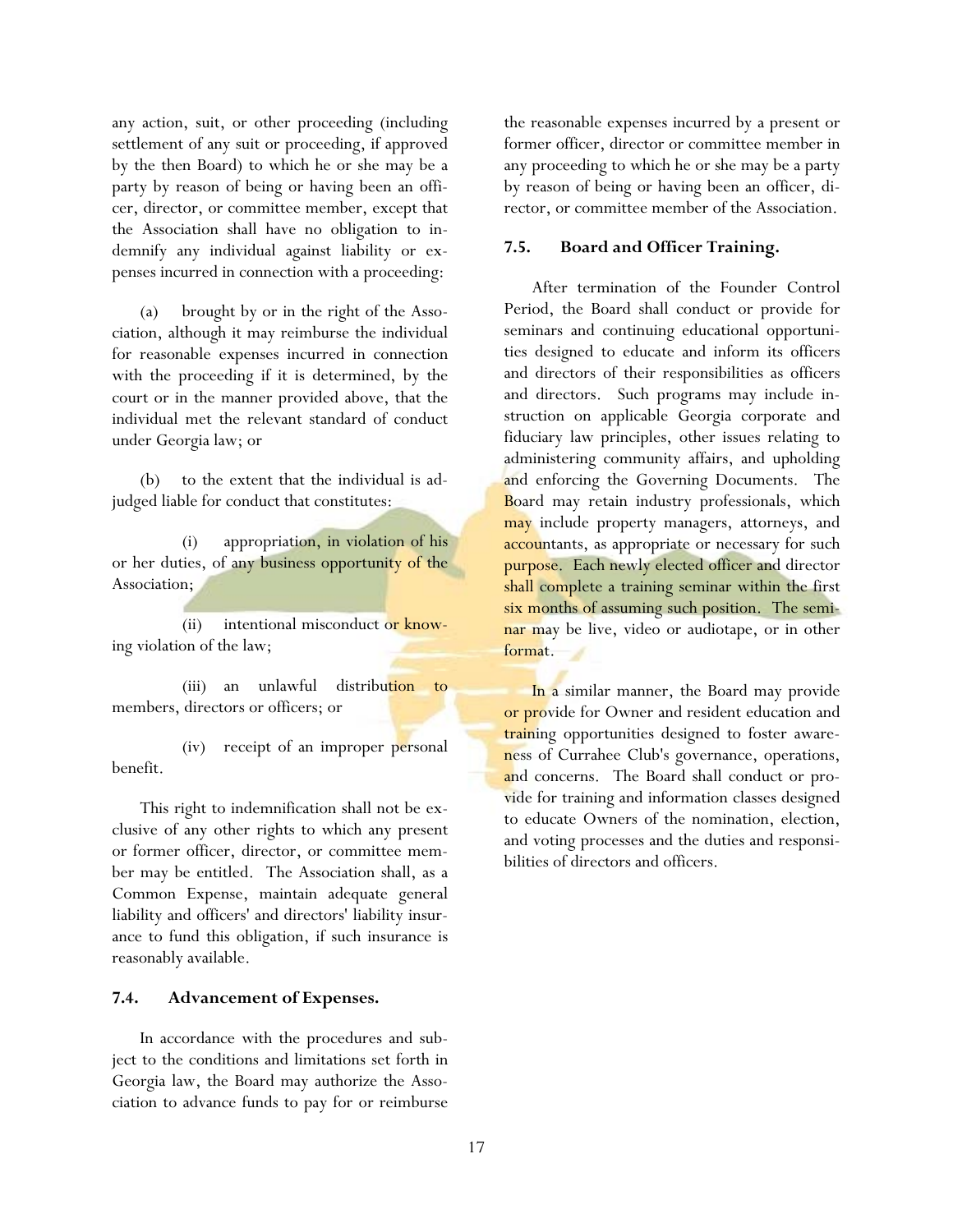any action, suit, or other proceeding (including settlement of any suit or proceeding, if approved by the then Board) to which he or she may be a party by reason of being or having been an officer, director, or committee member, except that the Association shall have no obligation to indemnify any individual against liability or expenses incurred in connection with a proceeding:

(a) brought by or in the right of the Association, although it may reimburse the individual for reasonable expenses incurred in connection with the proceeding if it is determined, by the court or in the manner provided above, that the individual met the relevant standard of conduct under Georgia law; or

(b) to the extent that the individual is adjudged liable for conduct that constitutes:

(i) appropriation, in violation of his or her duties, of any business opportunity of the Association;

(ii) intentional misconduct or knowing violation of the law;

(iii) an unlawful distribution to members, directors or officers; or

(iv) receipt of an improper personal benefit.

This right to indemnification shall not be exclusive of any other rights to which any present or former officer, director, or committee member may be entitled. The Association shall, as a Common Expense, maintain adequate general liability and officers' and directors' liability insurance to fund this obligation, if such insurance is reasonably available.

### 7.4. Advancement of Expenses.

In accordance with the procedures and subject to the conditions and limitations set forth in Georgia law, the Board may authorize the Association to advance funds to pay for or reimburse the reasonable expenses incurred by a present or former officer, director or committee member in any proceeding to which he or she may be a party by reason of being or having been an officer, director, or committee member of the Association.

### 7.5. Board and Officer Training.

After termination of the Founder Control Period, the Board shall conduct or provide for seminars and continuing educational opportunities designed to educate and inform its officers and directors of their responsibilities as officers and directors. Such programs may include instruction on applicable Georgia corporate and fiduciary law principles, other issues relating to administering community affairs, and upholding and enforcing the Governing Documents. The Board may retain industry professionals, which may include property managers, attorneys, and accountants, as appropriate or necessary for such purpose. Each newly elected officer and director shall complete a training seminar within the first six months of assuming such position. The seminar may be live, video or audiotape, or in other format.

In a similar manner, the Board may provide or provide for Owner and resident education and training opportunities designed to foster awareness of Currahee Club's governance, operations, and concerns. The Board shall conduct or provide for training and information classes designed to educate Owners of the nomination, election, and voting processes and the duties and responsibilities of directors and officers.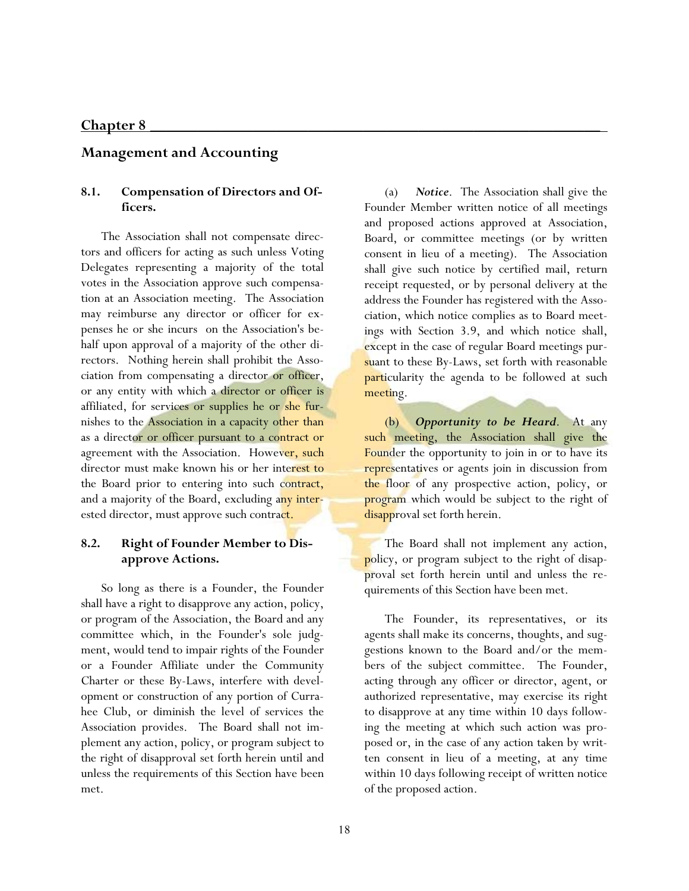## Chapter 8

## Management and Accounting

### 8.1. Compensation of Directors and Officers.

The Association shall not compensate directors and officers for acting as such unless Voting Delegates representing a majority of the total votes in the Association approve such compensation at an Association meeting. The Association may reimburse any director or officer for expenses he or she incurs on the Association's behalf upon approval of a majority of the other directors. Nothing herein shall prohibit the Association from compensating a director or officer, or any entity with which a director or officer is affiliated, for services or supplies he or she furnishes to the Association in a capacity other than as a director or officer pursuant to a contract or agreement with the Association. However, such director must make known his or her interest to the Board prior to entering into such contract, and a majority of the Board, excluding any interested director, must approve such contract.

### 8.2. Right of Founder Member to Disapprove Actions.

So long as there is a Founder, the Founder shall have a right to disapprove any action, policy, or program of the Association, the Board and any committee which, in the Founder's sole judgment, would tend to impair rights of the Founder or a Founder Affiliate under the Community Charter or these By-Laws, interfere with development or construction of any portion of Currahee Club, or diminish the level of services the Association provides. The Board shall not implement any action, policy, or program subject to the right of disapproval set forth herein until and unless the requirements of this Section have been met.

(a) ***Notice***. The Association shall give the Founder Member written notice of all meetings and proposed actions approved at Association, Board, or committee meetings (or by written consent in lieu of a meeting). The Association shall give such notice by certified mail, return receipt requested, or by personal delivery at the address the Founder has registered with the Association, which notice complies as to Board meetings with Section 3.9, and which notice shall, except in the case of regular Board meetings pursuant to these By-Laws, set forth with reasonable particularity the agenda to be followed at such meeting.

(b) ***Opportunity to be Heard***. At any such meeting, the Association shall give the Founder the opportunity to join in or to have its representatives or agents join in discussion from the floor of any prospective action, policy, or program which would be subject to the right of disapproval set forth herein.

The Board shall not implement any action, policy, or program subject to the right of disapproval set forth herein until and unless the requirements of this Section have been met.

The Founder, its representatives, or its agents shall make its concerns, thoughts, and suggestions known to the Board and/or the members of the subject committee. The Founder, acting through any officer or director, agent, or authorized representative, may exercise its right to disapprove at any time within 10 days following the meeting at which such action was proposed or, in the case of any action taken by written consent in lieu of a meeting, at any time within 10 days following receipt of written notice of the proposed action.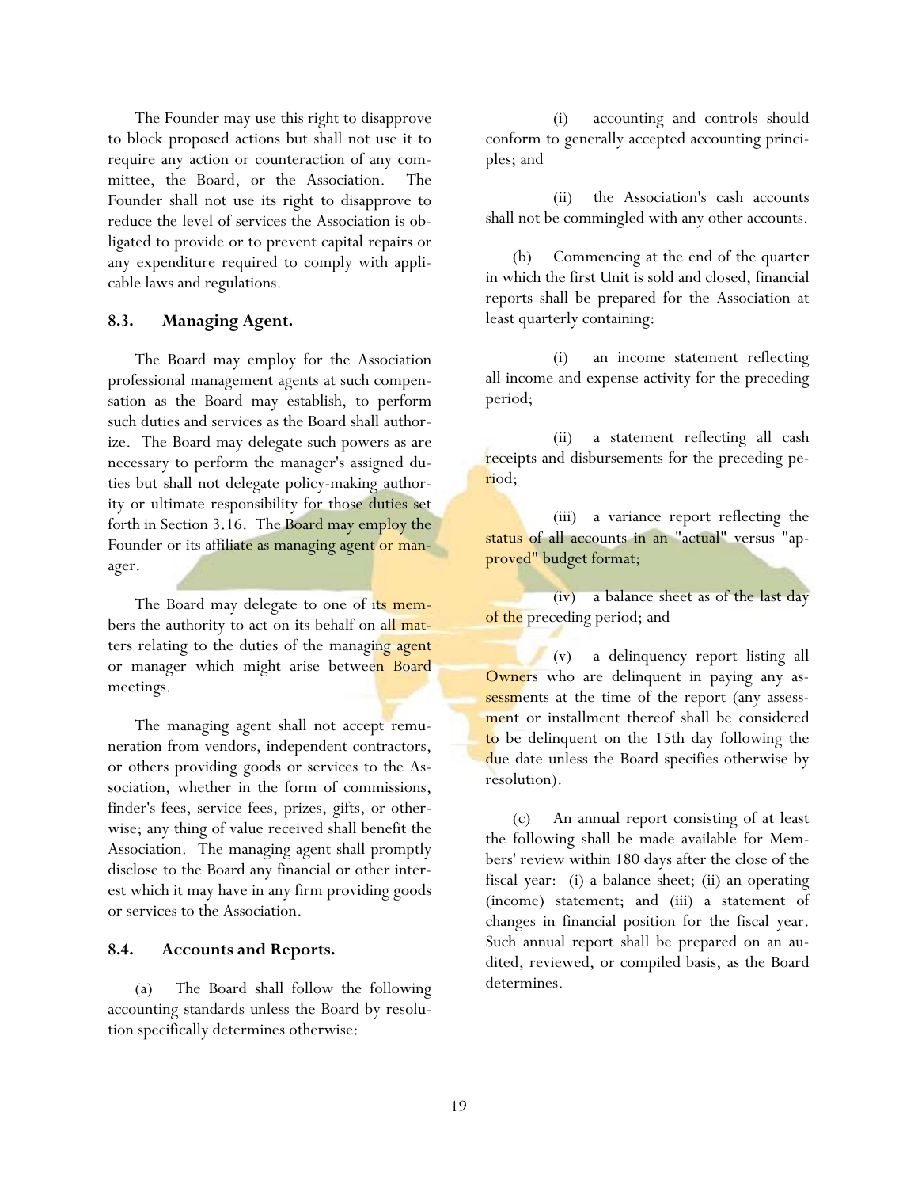The Founder may use this right to disapprove to block proposed actions but shall not use it to require any action or counteraction of any committee, the Board, or the Association. The Founder shall not use its right to disapprove to reduce the level of services the Association is obligated to provide or to prevent capital repairs or any expenditure required to comply with applicable laws and regulations.

### 8.3. Managing Agent.

The Board may employ for the Association professional management agents at such compensation as the Board may establish, to perform such duties and services as the Board shall authorize. The Board may delegate such powers as are necessary to perform the manager's assigned duties but shall not delegate policy-making authority or ultimate responsibility for those duties set forth in Section 3.16. The Board may employ the Founder or its affiliate as managing agent or manager.

The Board may delegate to one of its members the authority to act on its behalf on all matters relating to the duties of the managing agent or manager which might arise between Board meetings.

The managing agent shall not accept remuneration from vendors, independent contractors, or others providing goods or services to the Association, whether in the form of commissions, finder's fees, service fees, prizes, gifts, or otherwise; any thing of value received shall benefit the Association. The managing agent shall promptly disclose to the Board any financial or other interest which it may have in any firm providing goods or services to the Association.

### 8.4. Accounts and Reports.

(a) The Board shall follow the following accounting standards unless the Board by resolution specifically determines otherwise:

(i) accounting and controls should conform to generally accepted accounting principles; and

(ii) the Association's cash accounts shall not be commingled with any other accounts.

(b) Commencing at the end of the quarter in which the first Unit is sold and closed, financial reports shall be prepared for the Association at least quarterly containing:

(i) an income statement reflecting all income and expense activity for the preceding period;

(ii) a statement reflecting all cash receipts and disbursements for the preceding period;

(iii) a variance report reflecting the status of all accounts in an "actual" versus "approved" budget format;

(iv) a balance sheet as of the last day of the preceding period; and

(v) a delinquency report listing all Owners who are delinquent in paying any assessments at the time of the report (any assessment or installment thereof shall be considered to be delinquent on the 15th day following the due date unless the Board specifies otherwise by resolution).

(c) An annual report consisting of at least the following shall be made available for Members' review within 180 days after the close of the fiscal year: (i) a balance sheet; (ii) an operating (income) statement; and (iii) a statement of changes in financial position for the fiscal year. Such annual report shall be prepared on an audited, reviewed, or compiled basis, as the Board determines.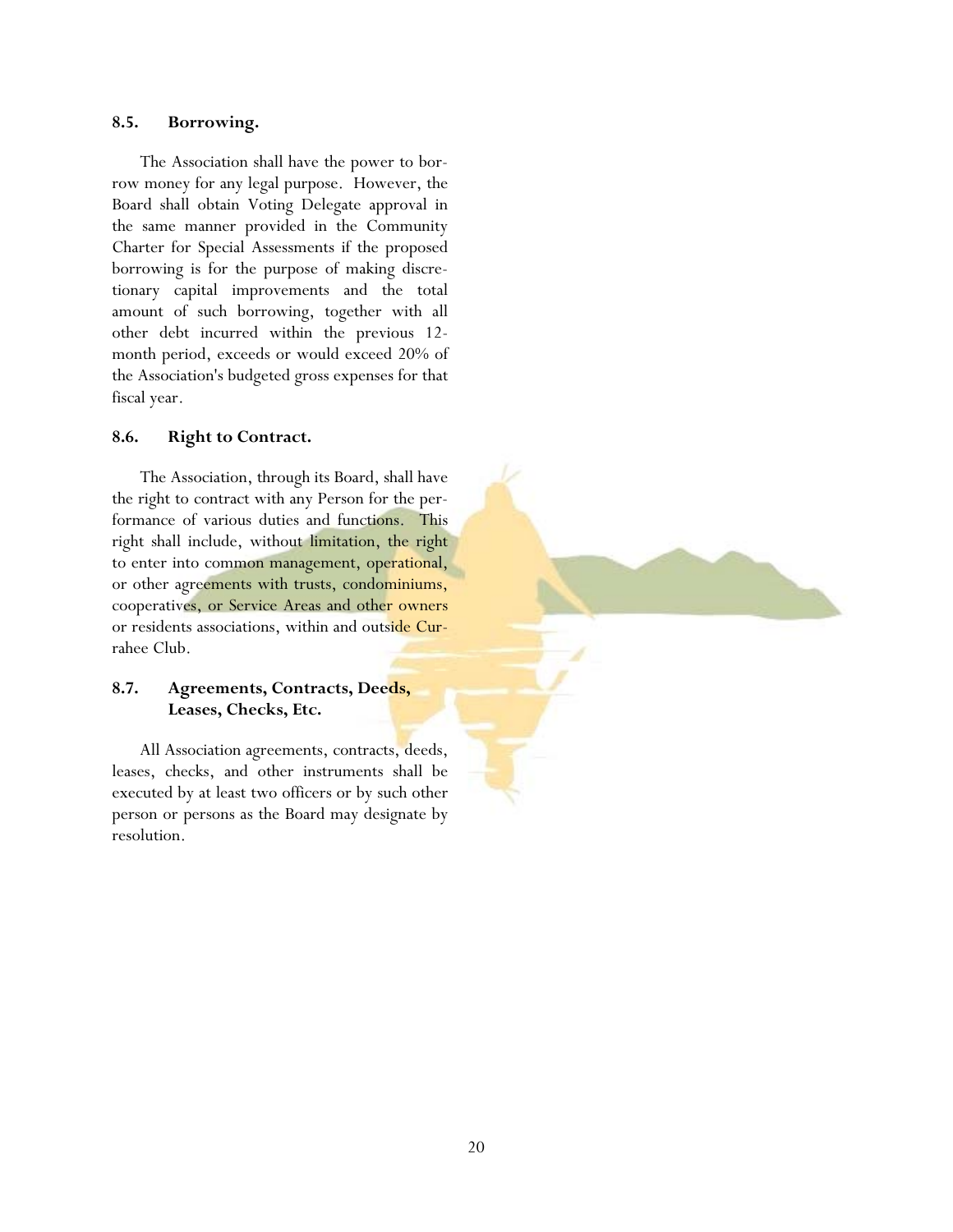### 8.5. Borrowing.

The Association shall have the power to borrow money for any legal purpose. However, the Board shall obtain Voting Delegate approval in the same manner provided in the Community Charter for Special Assessments if the proposed borrowing is for the purpose of making discretionary capital improvements and the total amount of such borrowing, together with all other debt incurred within the previous 12-month period, exceeds or would exceed 20% of the Association's budgeted gross expenses for that fiscal year.

### 8.6. Right to Contract.

The Association, through its Board, shall have the right to contract with any Person for the performance of various duties and functions. This right shall include, without limitation, the right to enter into common management, operational, or other agreements with trusts, condominiums, cooperatives, or Service Areas and other owners or residents associations, within and outside Currahee Club.

### 8.7. Agreements, Contracts, Deeds, Leases, Checks, Etc.

All Association agreements, contracts, deeds, leases, checks, and other instruments shall be executed by at least two officers or by such other person or persons as the Board may designate by resolution.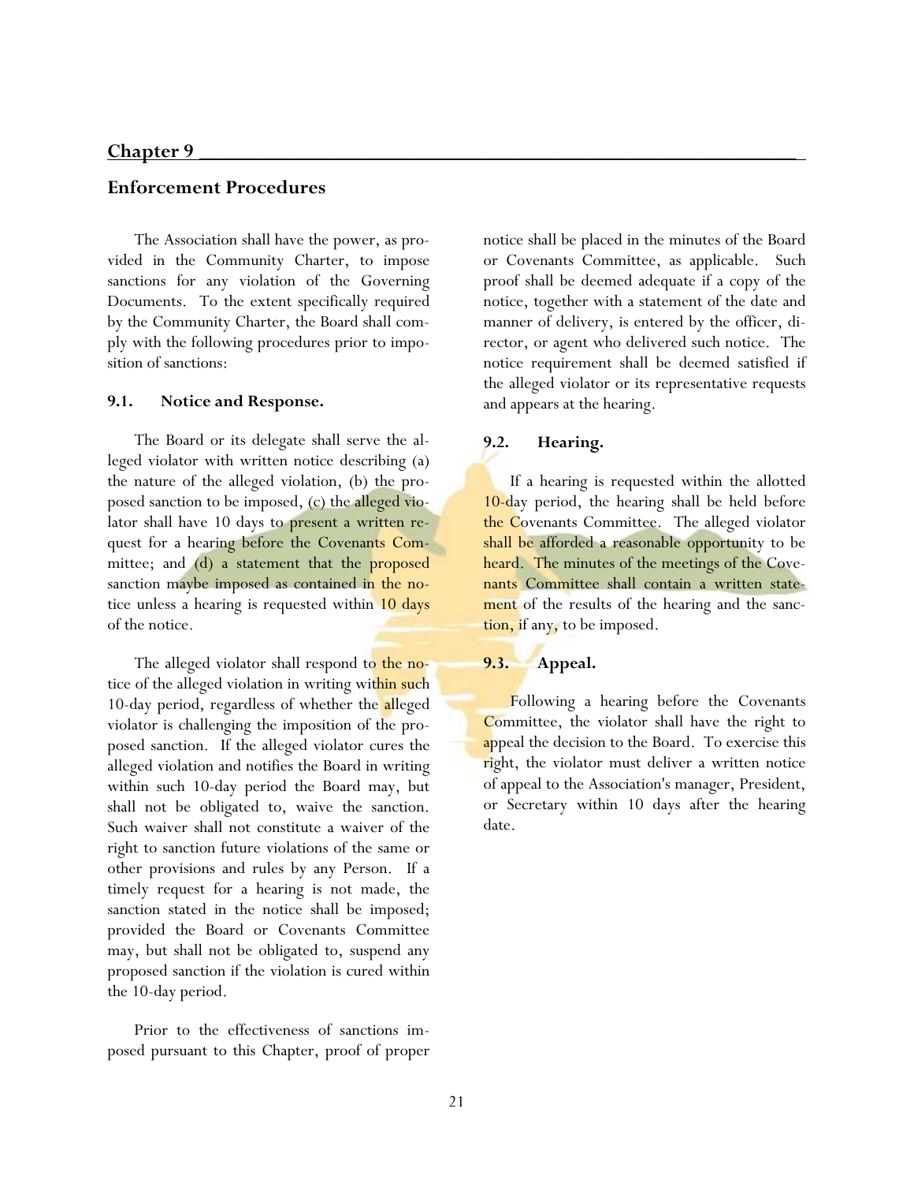## Chapter 9

## Enforcement Procedures

The Association shall have the power, as provided in the Community Charter, to impose sanctions for any violation of the Governing Documents. To the extent specifically required by the Community Charter, the Board shall comply with the following procedures prior to imposition of sanctions:

### 9.1. Notice and Response.

The Board or its delegate shall serve the alleged violator with written notice describing (a) the nature of the alleged violation, (b) the proposed sanction to be imposed, (c) the alleged violator shall have 10 days to present a written request for a hearing before the Covenants Committee; and (d) a statement that the proposed sanction maybe imposed as contained in the notice unless a hearing is requested within 10 days of the notice.

The alleged violator shall respond to the notice of the alleged violation in writing within such 10-day period, regardless of whether the alleged violator is challenging the imposition of the proposed sanction. If the alleged violator cures the alleged violation and notifies the Board in writing within such 10-day period the Board may, but shall not be obligated to, waive the sanction. Such waiver shall not constitute a waiver of the right to sanction future violations of the same or other provisions and rules by any Person. If a timely request for a hearing is not made, the sanction stated in the notice shall be imposed; provided the Board or Covenants Committee may, but shall not be obligated to, suspend any proposed sanction if the violation is cured within the 10-day period.

Prior to the effectiveness of sanctions imposed pursuant to this Chapter, proof of proper notice shall be placed in the minutes of the Board or Covenants Committee, as applicable. Such proof shall be deemed adequate if a copy of the notice, together with a statement of the date and manner of delivery, is entered by the officer, director, or agent who delivered such notice. The notice requirement shall be deemed satisfied if the alleged violator or its representative requests and appears at the hearing.

### 9.2. Hearing.

If a hearing is requested within the allotted 10-day period, the hearing shall be held before the Covenants Committee. The alleged violator shall be afforded a reasonable opportunity to be heard. The minutes of the meetings of the Covenants Committee shall contain a written statement of the results of the hearing and the sanction, if any, to be imposed.

### 9.3. Appeal.

Following a hearing before the Covenants Committee, the violator shall have the right to appeal the decision to the Board. To exercise this right, the violator must deliver a written notice of appeal to the Association's manager, President, or Secretary within 10 days after the hearing date.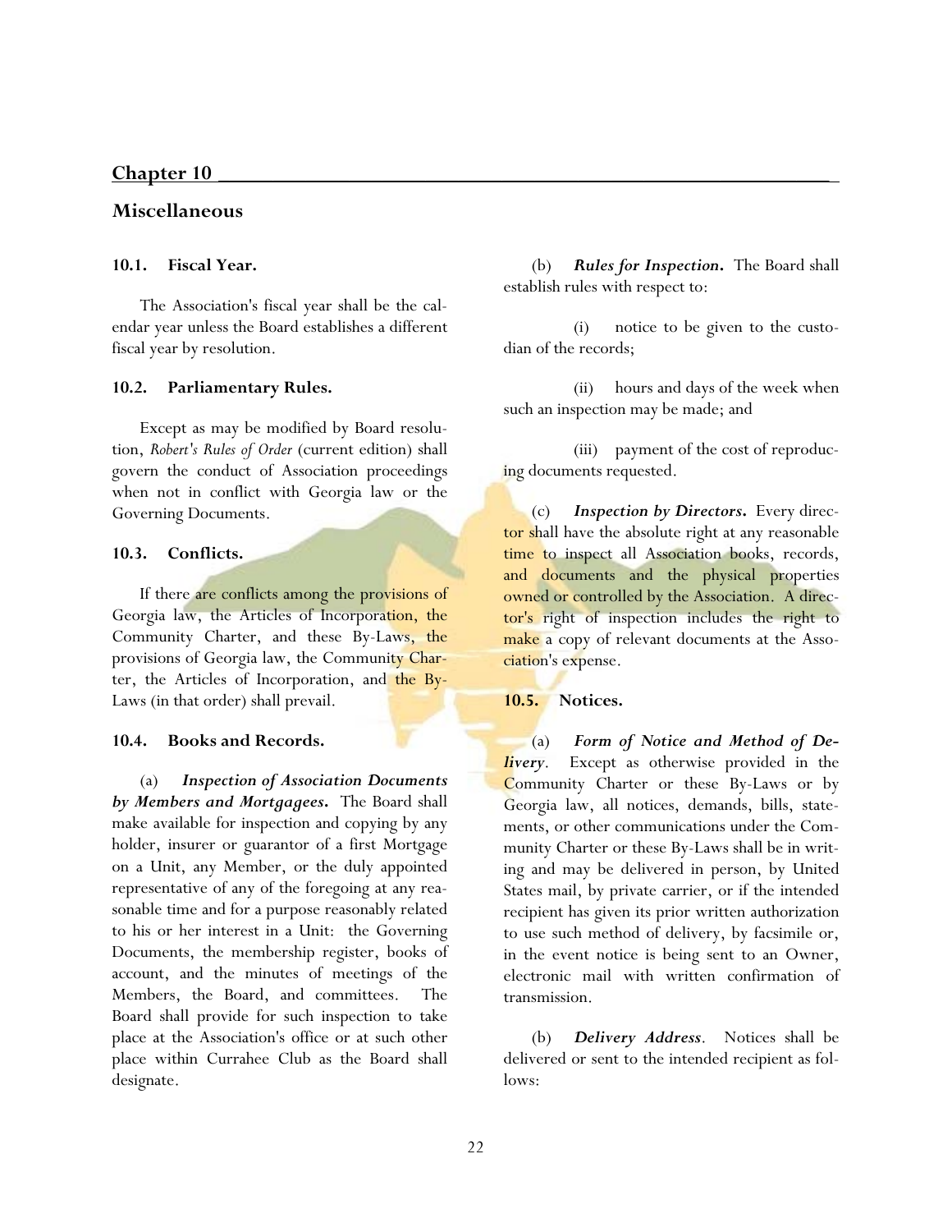## Chapter 10

## Miscellaneous

### 10.1. Fiscal Year.

The Association's fiscal year shall be the calendar year unless the Board establishes a different fiscal year by resolution.

### 10.2. Parliamentary Rules.

Except as may be modified by Board resolution, *Robert's Rules of Order* (current edition) shall govern the conduct of Association proceedings when not in conflict with Georgia law or the Governing Documents.

### 10.3. Conflicts.

If there are conflicts among the provisions of Georgia law, the Articles of Incorporation, the Community Charter, and these By-Laws, the provisions of Georgia law, the Community Charter, the Articles of Incorporation, and the By-Laws (in that order) shall prevail.

### 10.4. Books and Records.

(a) ***Inspection of Association Documents by Members and Mortgagees.*** The Board shall make available for inspection and copying by any holder, insurer or guarantor of a first Mortgage on a Unit, any Member, or the duly appointed representative of any of the foregoing at any reasonable time and for a purpose reasonably related to his or her interest in a Unit: the Governing Documents, the membership register, books of account, and the minutes of meetings of the Members, the Board, and committees. The Board shall provide for such inspection to take place at the Association's office or at such other place within Currahee Club as the Board shall designate.

(b) ***Rules for Inspection.*** The Board shall establish rules with respect to:

(i) notice to be given to the custodian of the records;

(ii) hours and days of the week when such an inspection may be made; and

(iii) payment of the cost of reproducing documents requested.

(c) ***Inspection by Directors.*** Every director shall have the absolute right at any reasonable time to inspect all Association books, records, and documents and the physical properties owned or controlled by the Association. A director's right of inspection includes the right to make a copy of relevant documents at the Association's expense.

### 10.5. Notices.

(a) ***Form of Notice and Method of Delivery***. Except as otherwise provided in the Community Charter or these By-Laws or by Georgia law, all notices, demands, bills, statements, or other communications under the Community Charter or these By-Laws shall be in writing and may be delivered in person, by United States mail, by private carrier, or if the intended recipient has given its prior written authorization to use such method of delivery, by facsimile or, in the event notice is being sent to an Owner, electronic mail with written confirmation of transmission.

(b) ***Delivery Address***. Notices shall be delivered or sent to the intended recipient as follows: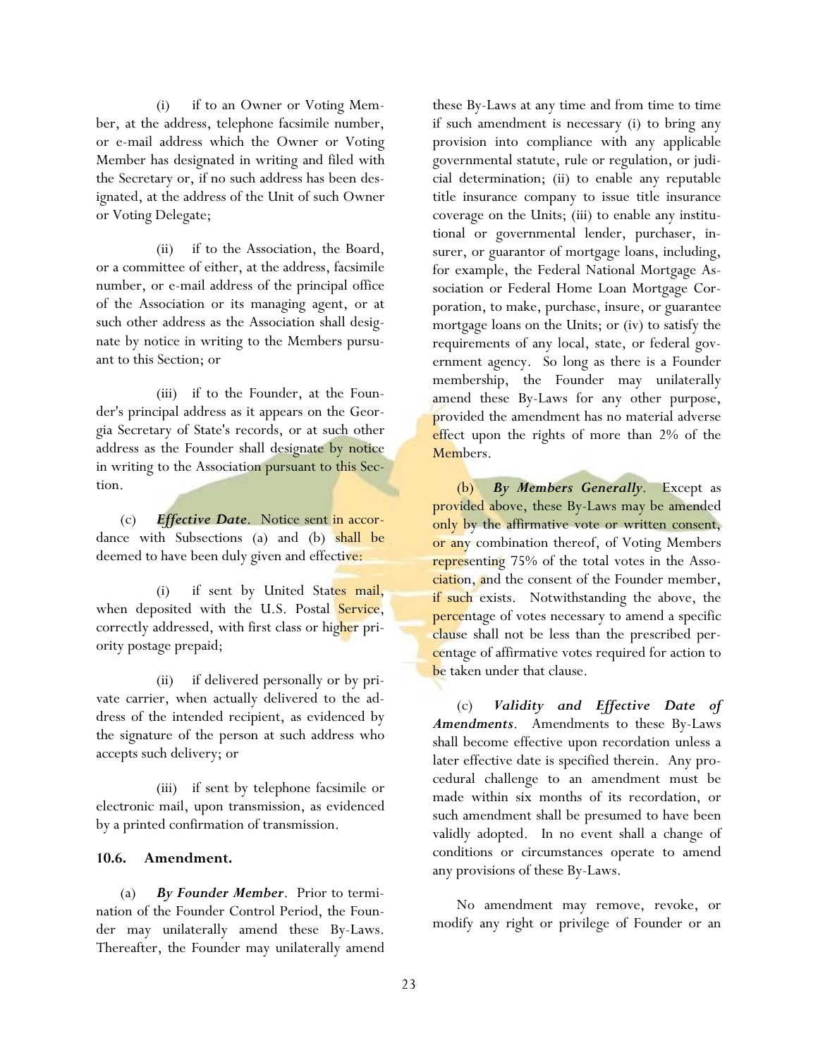(i) if to an Owner or Voting Member, at the address, telephone facsimile number, or e-mail address which the Owner or Voting Member has designated in writing and filed with the Secretary or, if no such address has been designated, at the address of the Unit of such Owner or Voting Delegate;

(ii) if to the Association, the Board, or a committee of either, at the address, facsimile number, or e-mail address of the principal office of the Association or its managing agent, or at such other address as the Association shall designate by notice in writing to the Members pursuant to this Section; or

(iii) if to the Founder, at the Founder's principal address as it appears on the Georgia Secretary of State's records, or at such other address as the Founder shall designate by notice in writing to the Association pursuant to this Section.

(c) ***Effective Date***. Notice sent in accordance with Subsections (a) and (b) shall be deemed to have been duly given and effective:

(i) if sent by United States mail, when deposited with the U.S. Postal Service, correctly addressed, with first class or higher priority postage prepaid;

(ii) if delivered personally or by private carrier, when actually delivered to the address of the intended recipient, as evidenced by the signature of the person at such address who accepts such delivery; or

(iii) if sent by telephone facsimile or electronic mail, upon transmission, as evidenced by a printed confirmation of transmission.

**10.6. Amendment.**

(a) ***By Founder Member***. Prior to termination of the Founder Control Period, the Founder may unilaterally amend these By-Laws. Thereafter, the Founder may unilaterally amend these By-Laws at any time and from time to time if such amendment is necessary (i) to bring any provision into compliance with any applicable governmental statute, rule or regulation, or judicial determination; (ii) to enable any reputable title insurance company to issue title insurance coverage on the Units; (iii) to enable any institutional or governmental lender, purchaser, insurer, or guarantor of mortgage loans, including, for example, the Federal National Mortgage Association or Federal Home Loan Mortgage Corporation, to make, purchase, insure, or guarantee mortgage loans on the Units; or (iv) to satisfy the requirements of any local, state, or federal government agency. So long as there is a Founder membership, the Founder may unilaterally amend these By-Laws for any other purpose, provided the amendment has no material adverse effect upon the rights of more than 2% of the Members.

(b) ***By Members Generally***. Except as provided above, these By-Laws may be amended only by the affirmative vote or written consent, or any combination thereof, of Voting Members representing 75% of the total votes in the Association, and the consent of the Founder member, if such exists. Notwithstanding the above, the percentage of votes necessary to amend a specific clause shall not be less than the prescribed percentage of affirmative votes required for action to be taken under that clause.

(c) ***Validity and Effective Date of Amendments***. Amendments to these By-Laws shall become effective upon recordation unless a later effective date is specified therein. Any procedural challenge to an amendment must be made within six months of its recordation, or such amendment shall be presumed to have been validly adopted. In no event shall a change of conditions or circumstances operate to amend any provisions of these By-Laws.

No amendment may remove, revoke, or modify any right or privilege of Founder or an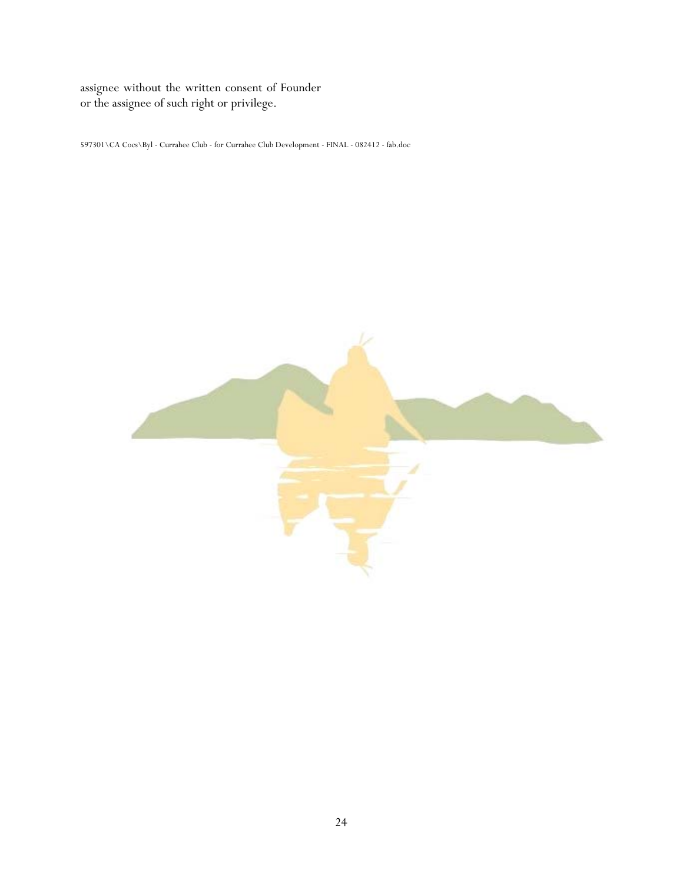assignee without the written consent of Founder or the assignee of such right or privilege.

597301\CA Cocs\Byl - Currahee Club - for Currahee Club Development - FINAL - 082412 - fab.doc